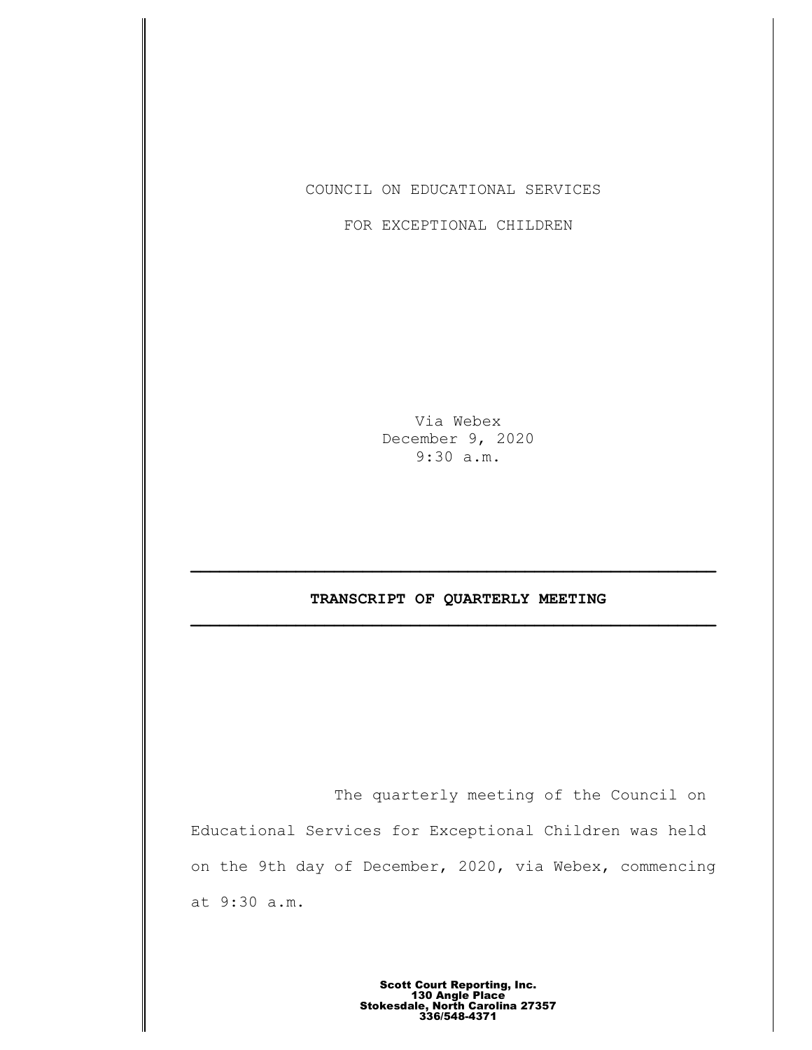COUNCIL ON EDUCATIONAL SERVICES

FOR EXCEPTIONAL CHILDREN

Via Webex
December 9, 2020
9:30 a.m.

---

**TRANSCRIPT OF QUARTERLY MEETING**

---

The quarterly meeting of the Council on Educational Services for Exceptional Children was held on the 9th day of December, 2020, via Webex, commencing at 9:30 a.m.

**Scott Court Reporting, Inc.**
**130 Angle Place**
**Stokesdale, North Carolina 27357**
**336/548-4371**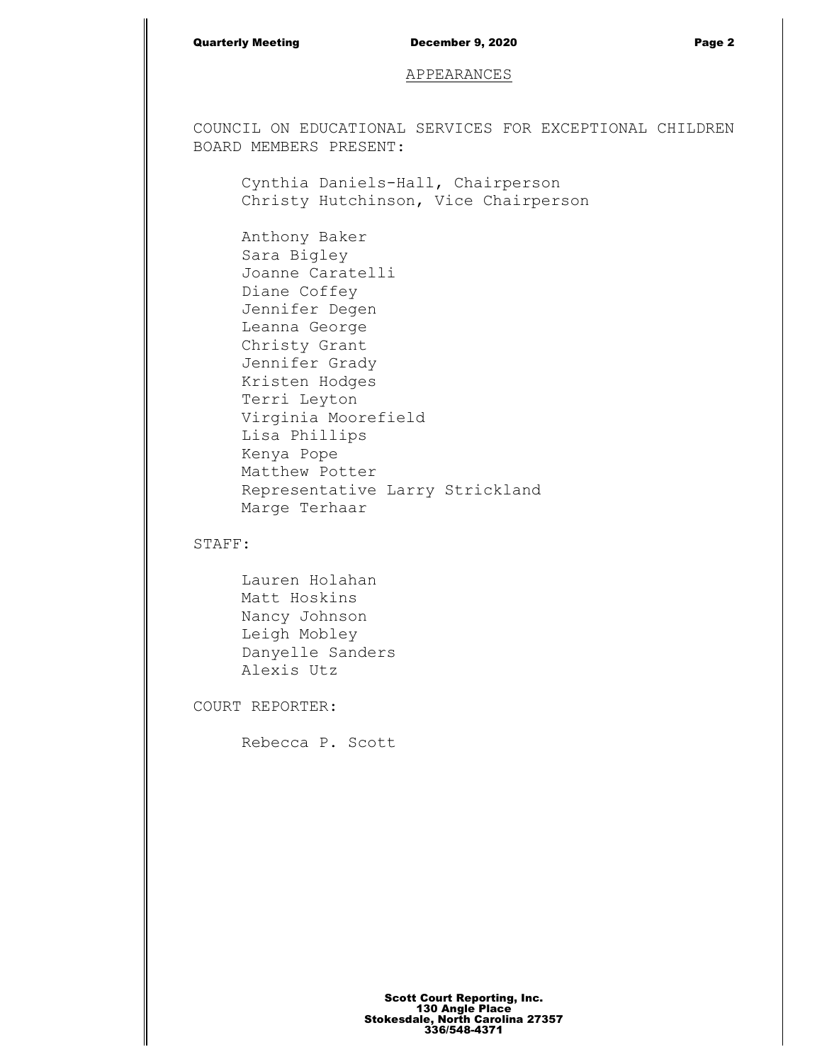APPEARANCES

COUNCIL ON EDUCATIONAL SERVICES FOR EXCEPTIONAL CHILDREN BOARD MEMBERS PRESENT:

Cynthia Daniels-Hall, Chairperson
Christy Hutchinson, Vice Chairperson

Anthony Baker
Sara Bigley
Joanne Caratelli
Diane Coffey
Jennifer Degen
Leanna George
Christy Grant
Jennifer Grady
Kristen Hodges
Terri Leyton
Virginia Moorefield
Lisa Phillips
Kenya Pope
Matthew Potter
Representative Larry Strickland
Marge Terhaar

STAFF:

Lauren Holahan
Matt Hoskins
Nancy Johnson
Leigh Mobley
Danyelle Sanders
Alexis Utz

COURT REPORTER:

Rebecca P. Scott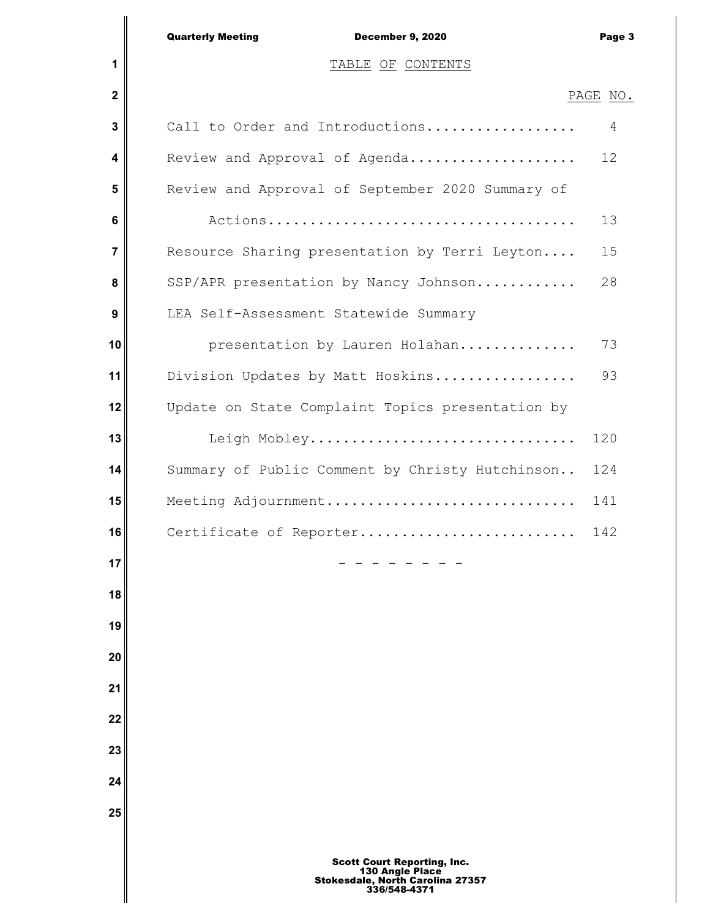# TABLE OF CONTENTS

| | PAGE NO. |
|---|---|
| Call to Order and Introductions.................. | 4 |
| Review and Approval of Agenda.................... | 12 |
| Review and Approval of September 2020 Summary of Actions..................................... | 13 |
| Resource Sharing presentation by Terri Leyton.... | 15 |
| SSP/APR presentation by Nancy Johnson............ | 28 |
| LEA Self-Assessment Statewide Summary presentation by Lauren Holahan.............. | 73 |
| Division Updates by Matt Hoskins................. | 93 |
| Update on State Complaint Topics presentation by Leigh Mobley............................... | 120 |
| Summary of Public Comment by Christy Hutchinson.. | 124 |
| Meeting Adjournment.............................. | 141 |
| Certificate of Reporter.......................... | 142 |

\- - - - - - - -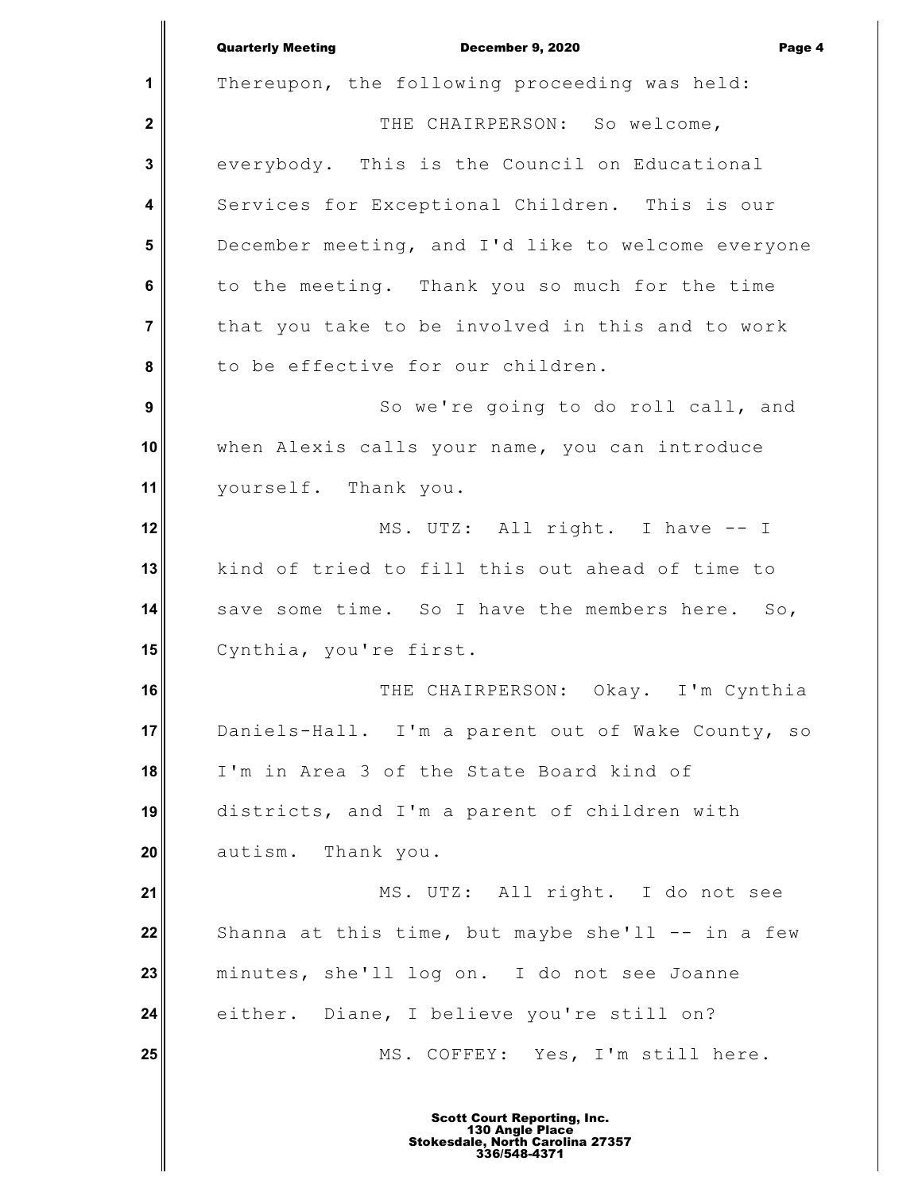Thereupon, the following proceeding was held:

THE CHAIRPERSON: So welcome, everybody. This is the Council on Educational Services for Exceptional Children. This is our December meeting, and I'd like to welcome everyone to the meeting. Thank you so much for the time that you take to be involved in this and to work to be effective for our children.

So we're going to do roll call, and when Alexis calls your name, you can introduce yourself. Thank you.

MS. UTZ: All right. I have -- I kind of tried to fill this out ahead of time to save some time. So I have the members here. So, Cynthia, you're first.

THE CHAIRPERSON: Okay. I'm Cynthia Daniels-Hall. I'm a parent out of Wake County, so I'm in Area 3 of the State Board kind of districts, and I'm a parent of children with autism. Thank you.

MS. UTZ: All right. I do not see Shanna at this time, but maybe she'll -- in a few minutes, she'll log on. I do not see Joanne either. Diane, I believe you're still on?

MS. COFFEY: Yes, I'm still here.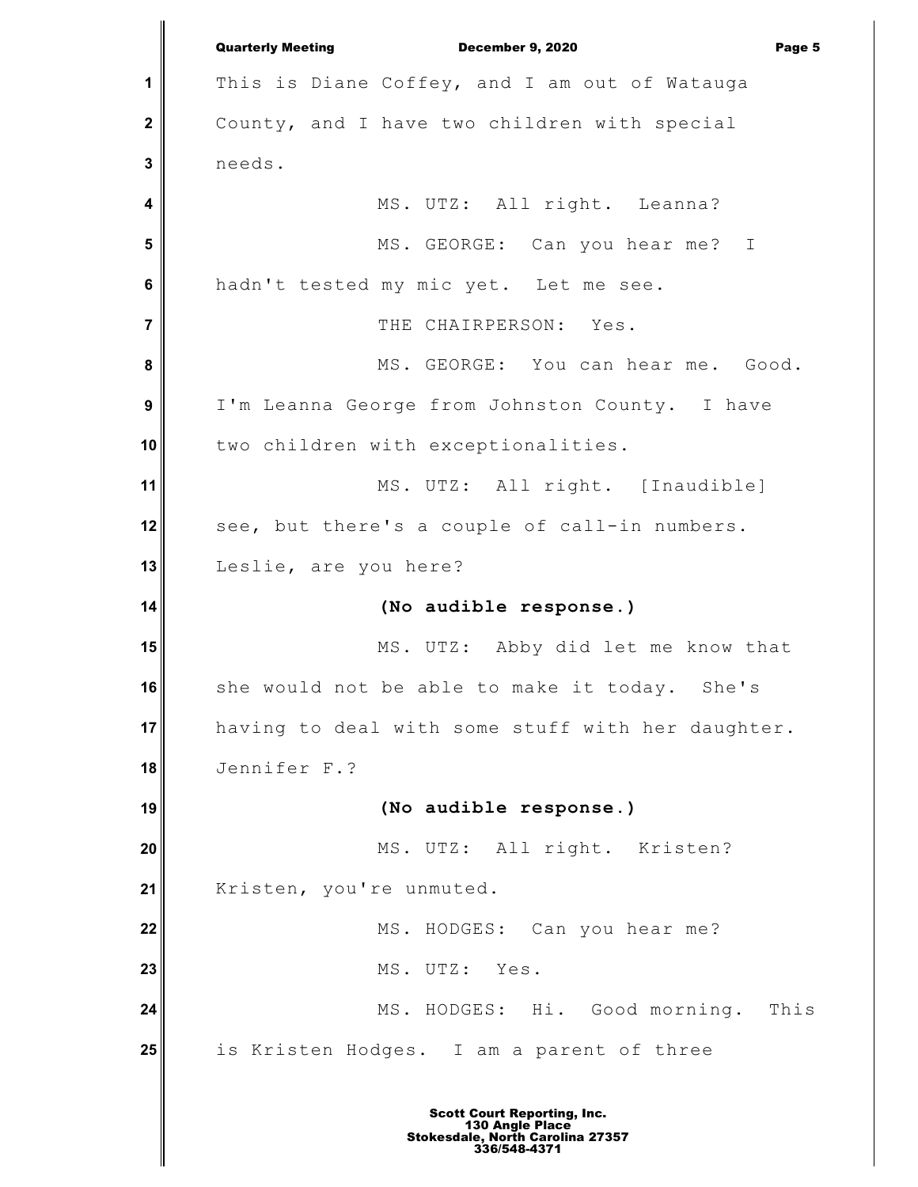This is Diane Coffey, and I am out of Watauga County, and I have two children with special needs.

MS. UTZ: All right. Leanna?

MS. GEORGE: Can you hear me? I hadn't tested my mic yet. Let me see.

THE CHAIRPERSON: Yes.

MS. GEORGE: You can hear me. Good. I'm Leanna George from Johnston County. I have two children with exceptionalities.

MS. UTZ: All right. [Inaudible] see, but there's a couple of call-in numbers. Leslie, are you here?

**(No audible response.)**

MS. UTZ: Abby did let me know that she would not be able to make it today. She's having to deal with some stuff with her daughter. Jennifer F.?

**(No audible response.)**

MS. UTZ: All right. Kristen? Kristen, you're unmuted.

MS. HODGES: Can you hear me?

MS. UTZ: Yes.

MS. HODGES: Hi. Good morning. This is Kristen Hodges. I am a parent of three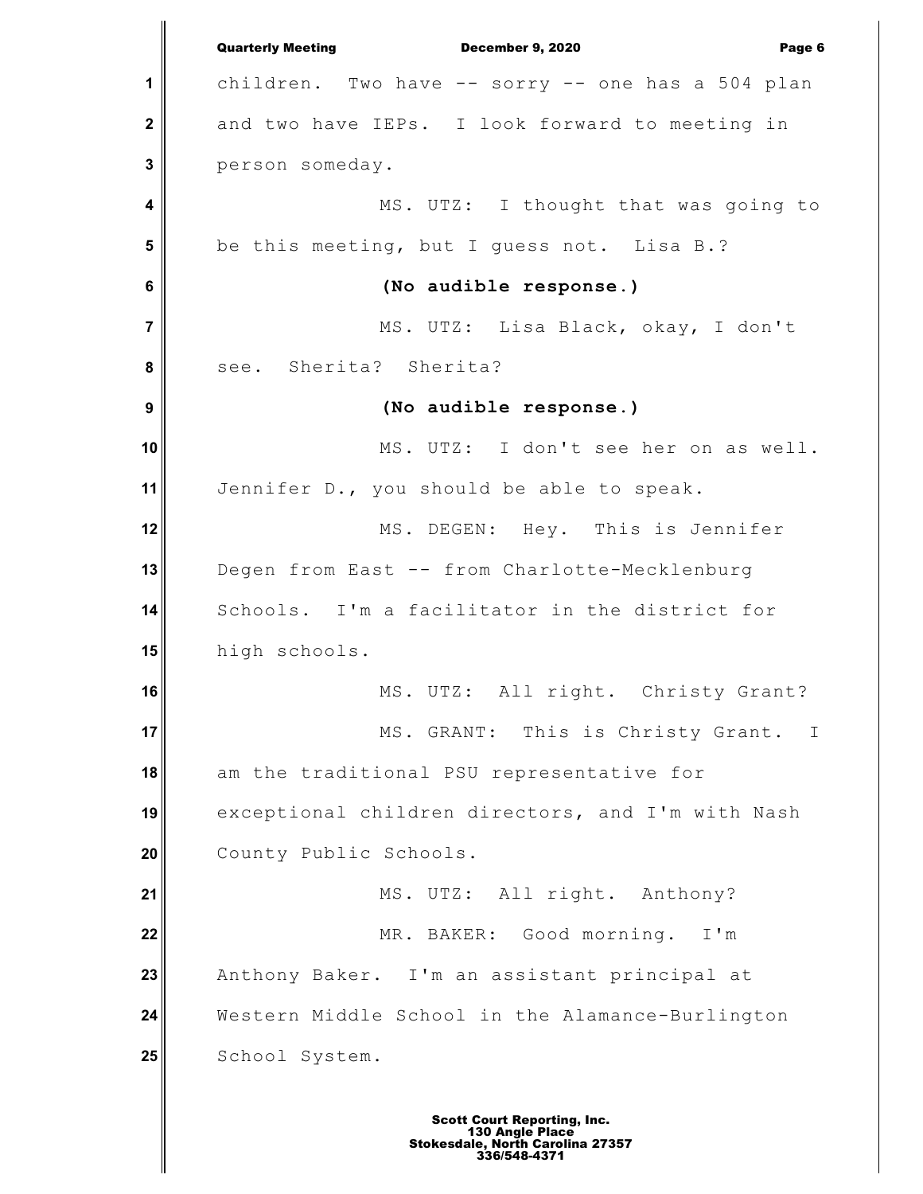children. Two have -- sorry -- one has a 504 plan and two have IEPs. I look forward to meeting in person someday.

MS. UTZ: I thought that was going to be this meeting, but I guess not. Lisa B.?

**(No audible response.)**

MS. UTZ: Lisa Black, okay, I don't see. Sherita? Sherita?

**(No audible response.)**

MS. UTZ: I don't see her on as well. Jennifer D., you should be able to speak.

MS. DEGEN: Hey. This is Jennifer Degen from East -- from Charlotte-Mecklenburg Schools. I'm a facilitator in the district for high schools.

MS. UTZ: All right. Christy Grant?

MS. GRANT: This is Christy Grant. I am the traditional PSU representative for exceptional children directors, and I'm with Nash County Public Schools.

MS. UTZ: All right. Anthony?

MR. BAKER: Good morning. I'm Anthony Baker. I'm an assistant principal at Western Middle School in the Alamance-Burlington School System.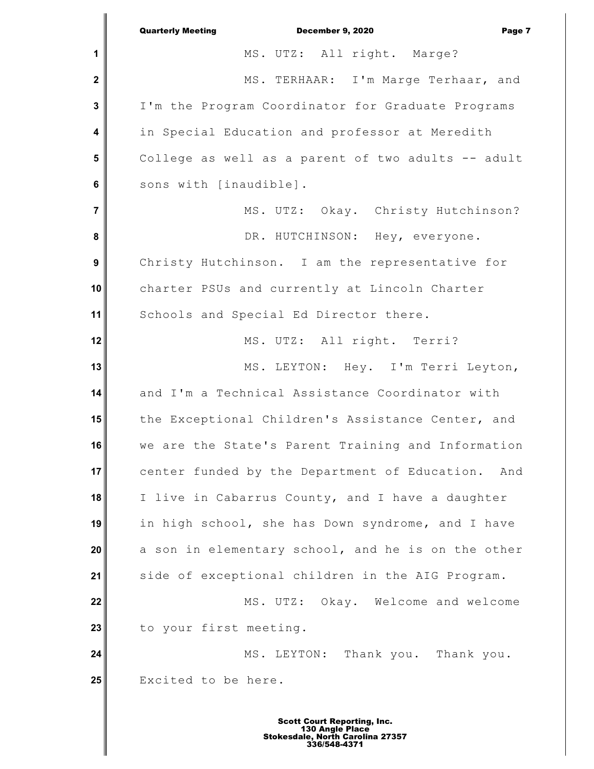MS. UTZ: All right. Marge?

MS. TERHAAR: I'm Marge Terhaar, and I'm the Program Coordinator for Graduate Programs in Special Education and professor at Meredith College as well as a parent of two adults -- adult sons with [inaudible].

MS. UTZ: Okay. Christy Hutchinson?

DR. HUTCHINSON: Hey, everyone. Christy Hutchinson. I am the representative for charter PSUs and currently at Lincoln Charter Schools and Special Ed Director there.

MS. UTZ: All right. Terri?

MS. LEYTON: Hey. I'm Terri Leyton, and I'm a Technical Assistance Coordinator with the Exceptional Children's Assistance Center, and we are the State's Parent Training and Information center funded by the Department of Education. And I live in Cabarrus County, and I have a daughter in high school, she has Down syndrome, and I have a son in elementary school, and he is on the other side of exceptional children in the AIG Program.

MS. UTZ: Okay. Welcome and welcome to your first meeting.

MS. LEYTON: Thank you. Thank you. Excited to be here.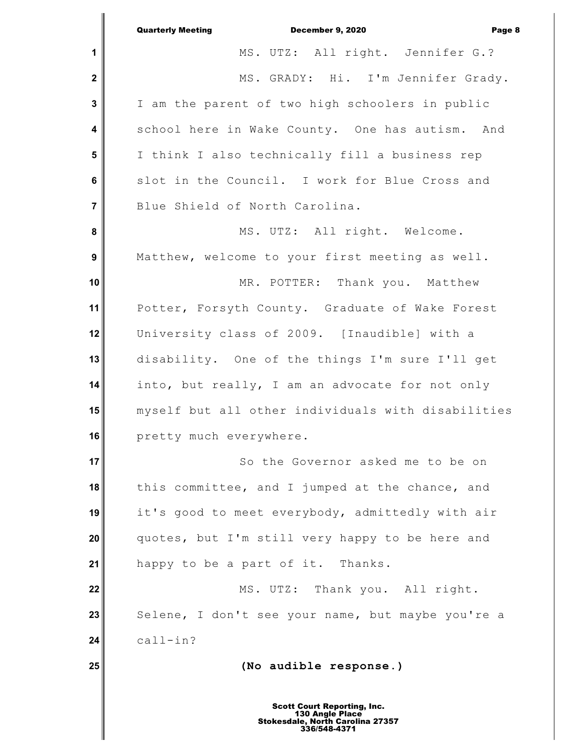MS. UTZ: All right. Jennifer G.?

MS. GRADY: Hi. I'm Jennifer Grady. I am the parent of two high schoolers in public school here in Wake County. One has autism. And I think I also technically fill a business rep slot in the Council. I work for Blue Cross and Blue Shield of North Carolina.

MS. UTZ: All right. Welcome. Matthew, welcome to your first meeting as well.

MR. POTTER: Thank you. Matthew Potter, Forsyth County. Graduate of Wake Forest University class of 2009. [Inaudible] with a disability. One of the things I'm sure I'll get into, but really, I am an advocate for not only myself but all other individuals with disabilities pretty much everywhere.

So the Governor asked me to be on this committee, and I jumped at the chance, and it's good to meet everybody, admittedly with air quotes, but I'm still very happy to be here and happy to be a part of it. Thanks.

MS. UTZ: Thank you. All right. Selene, I don't see your name, but maybe you're a call-in?

**(No audible response.)**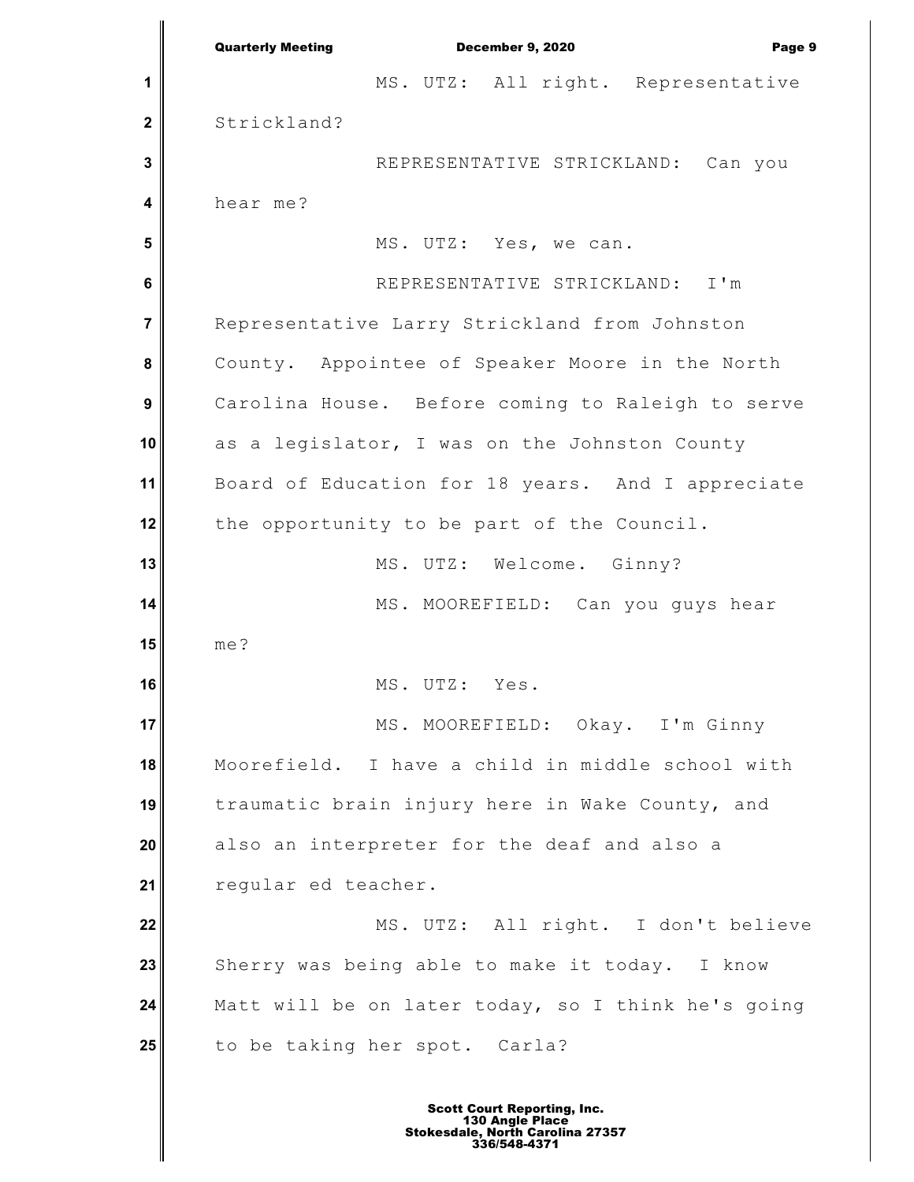MS. UTZ: All right. Representative Strickland?

REPRESENTATIVE STRICKLAND: Can you hear me?

MS. UTZ: Yes, we can.

REPRESENTATIVE STRICKLAND: I'm Representative Larry Strickland from Johnston County. Appointee of Speaker Moore in the North Carolina House. Before coming to Raleigh to serve as a legislator, I was on the Johnston County Board of Education for 18 years. And I appreciate the opportunity to be part of the Council.

MS. UTZ: Welcome. Ginny?

MS. MOOREFIELD: Can you guys hear me?

MS. UTZ: Yes.

MS. MOOREFIELD: Okay. I'm Ginny Moorefield. I have a child in middle school with traumatic brain injury here in Wake County, and also an interpreter for the deaf and also a regular ed teacher.

MS. UTZ: All right. I don't believe Sherry was being able to make it today. I know Matt will be on later today, so I think he's going to be taking her spot. Carla?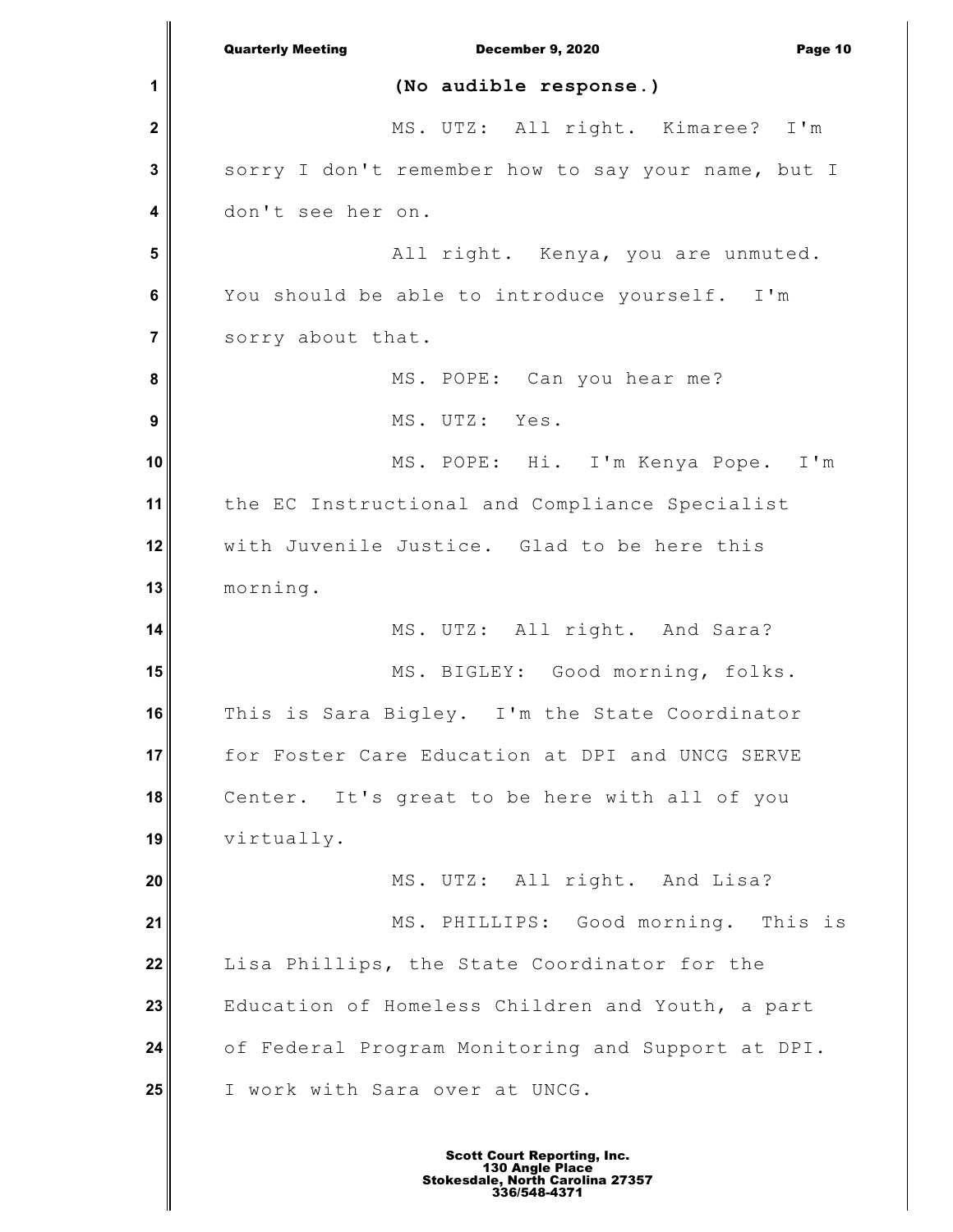**(No audible response.)**

MS. UTZ: All right. Kimaree? I'm sorry I don't remember how to say your name, but I don't see her on.

All right. Kenya, you are unmuted. You should be able to introduce yourself. I'm sorry about that.

MS. POPE: Can you hear me?

MS. UTZ: Yes.

MS. POPE: Hi. I'm Kenya Pope. I'm the EC Instructional and Compliance Specialist with Juvenile Justice. Glad to be here this morning.

MS. UTZ: All right. And Sara?

MS. BIGLEY: Good morning, folks. This is Sara Bigley. I'm the State Coordinator for Foster Care Education at DPI and UNCG SERVE Center. It's great to be here with all of you virtually.

MS. UTZ: All right. And Lisa?

MS. PHILLIPS: Good morning. This is Lisa Phillips, the State Coordinator for the Education of Homeless Children and Youth, a part of Federal Program Monitoring and Support at DPI. I work with Sara over at UNCG.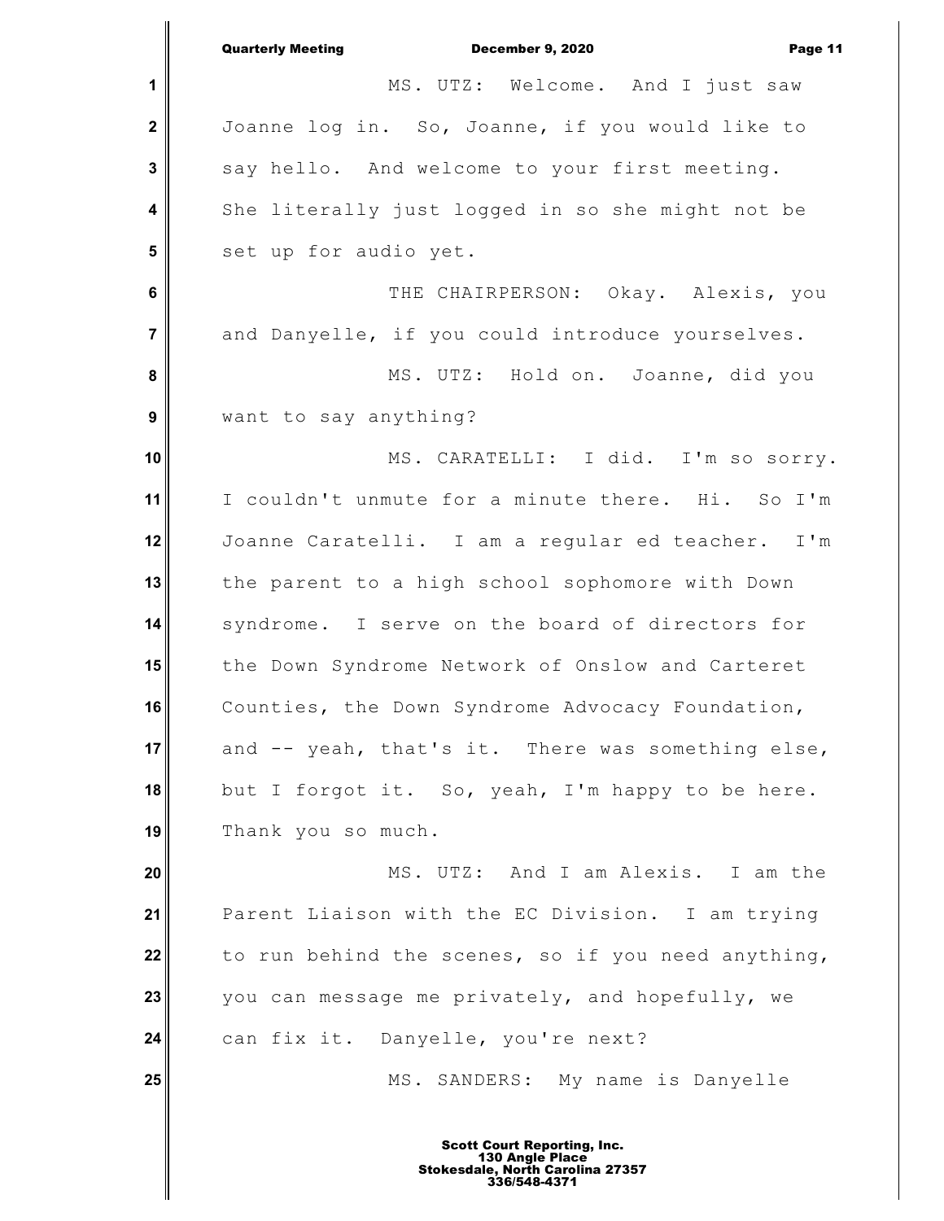MS. UTZ: Welcome. And I just saw Joanne log in. So, Joanne, if you would like to say hello. And welcome to your first meeting. She literally just logged in so she might not be set up for audio yet.

THE CHAIRPERSON: Okay. Alexis, you and Danyelle, if you could introduce yourselves.

MS. UTZ: Hold on. Joanne, did you want to say anything?

MS. CARATELLI: I did. I'm so sorry. I couldn't unmute for a minute there. Hi. So I'm Joanne Caratelli. I am a regular ed teacher. I'm the parent to a high school sophomore with Down syndrome. I serve on the board of directors for the Down Syndrome Network of Onslow and Carteret Counties, the Down Syndrome Advocacy Foundation, and -- yeah, that's it. There was something else, but I forgot it. So, yeah, I'm happy to be here. Thank you so much.

MS. UTZ: And I am Alexis. I am the Parent Liaison with the EC Division. I am trying to run behind the scenes, so if you need anything, you can message me privately, and hopefully, we can fix it. Danyelle, you're next?

MS. SANDERS: My name is Danyelle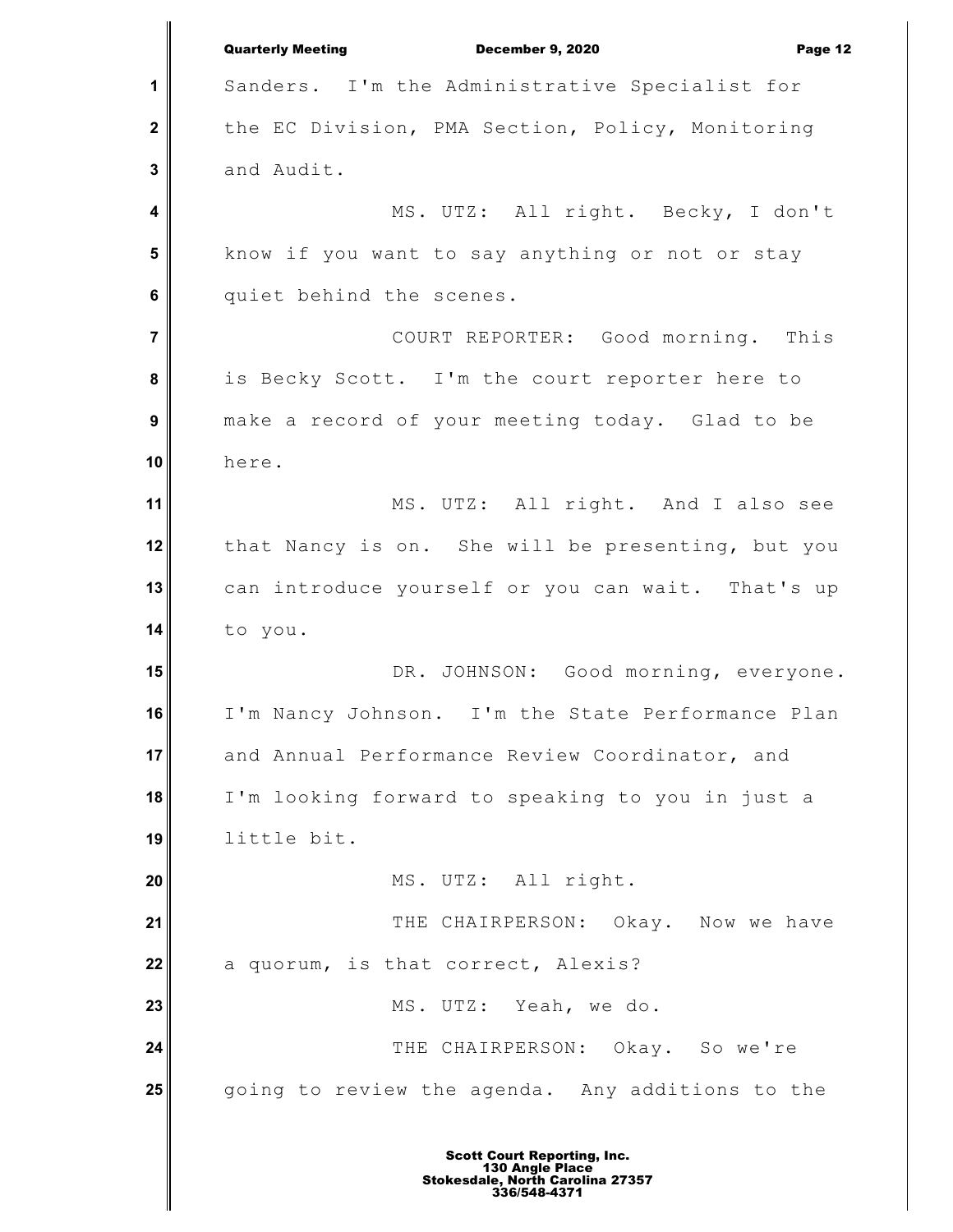Sanders. I'm the Administrative Specialist for the EC Division, PMA Section, Policy, Monitoring and Audit.

MS. UTZ: All right. Becky, I don't know if you want to say anything or not or stay quiet behind the scenes.

COURT REPORTER: Good morning. This is Becky Scott. I'm the court reporter here to make a record of your meeting today. Glad to be here.

MS. UTZ: All right. And I also see that Nancy is on. She will be presenting, but you can introduce yourself or you can wait. That's up to you.

DR. JOHNSON: Good morning, everyone. I'm Nancy Johnson. I'm the State Performance Plan and Annual Performance Review Coordinator, and I'm looking forward to speaking to you in just a little bit.

MS. UTZ: All right.

THE CHAIRPERSON: Okay. Now we have a quorum, is that correct, Alexis?

MS. UTZ: Yeah, we do.

THE CHAIRPERSON: Okay. So we're going to review the agenda. Any additions to the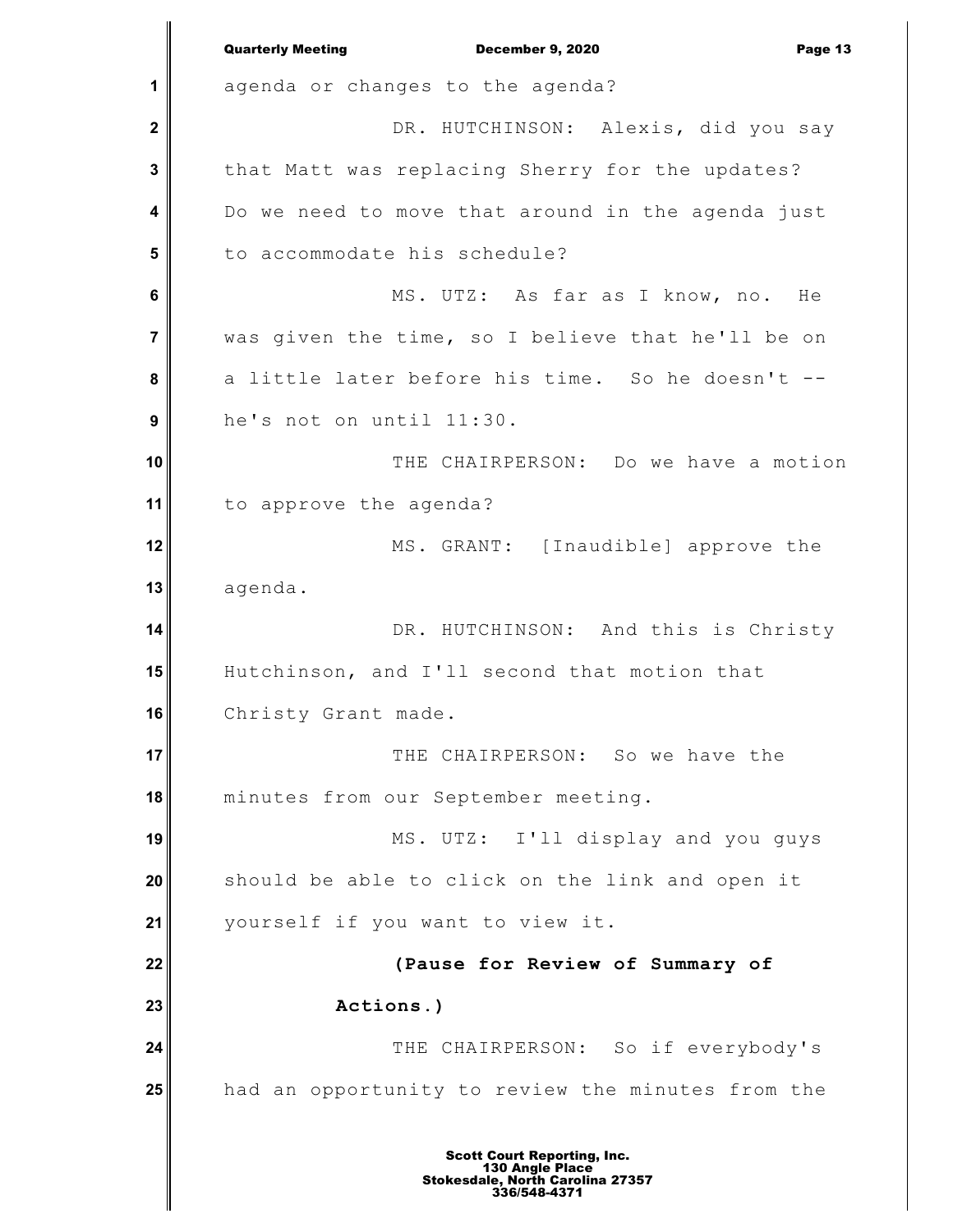agenda or changes to the agenda?

DR. HUTCHINSON: Alexis, did you say that Matt was replacing Sherry for the updates? Do we need to move that around in the agenda just to accommodate his schedule?

MS. UTZ: As far as I know, no. He was given the time, so I believe that he'll be on a little later before his time. So he doesn't -- he's not on until 11:30.

THE CHAIRPERSON: Do we have a motion to approve the agenda?

MS. GRANT: [Inaudible] approve the agenda.

DR. HUTCHINSON: And this is Christy Hutchinson, and I'll second that motion that Christy Grant made.

THE CHAIRPERSON: So we have the minutes from our September meeting.

MS. UTZ: I'll display and you guys should be able to click on the link and open it yourself if you want to view it.

**(Pause for Review of Summary of Actions.)**

THE CHAIRPERSON: So if everybody's had an opportunity to review the minutes from the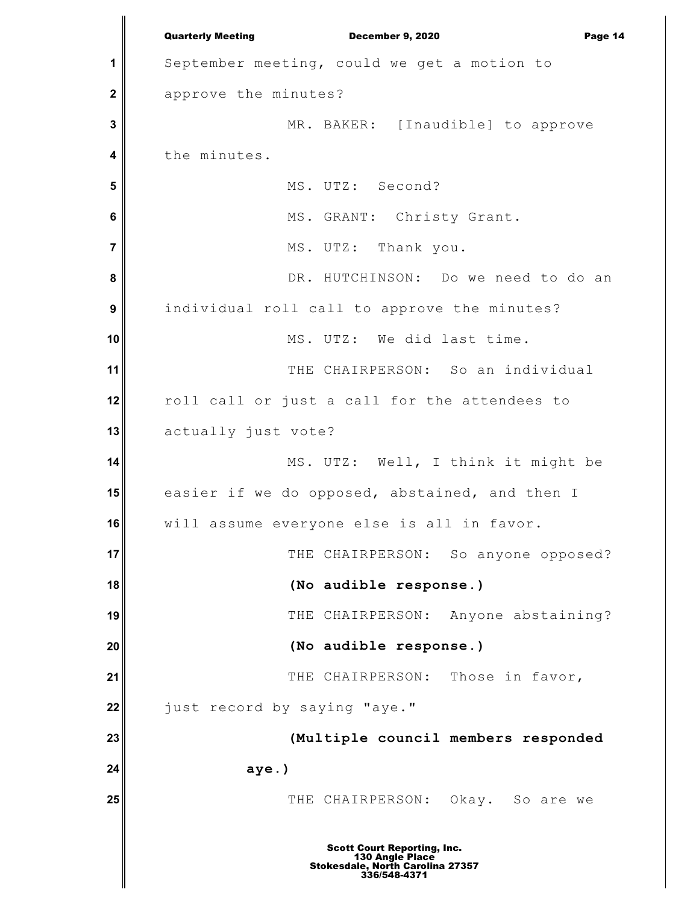September meeting, could we get a motion to approve the minutes?

MR. BAKER: [Inaudible] to approve the minutes.

MS. UTZ: Second?

MS. GRANT: Christy Grant.

MS. UTZ: Thank you.

DR. HUTCHINSON: Do we need to do an individual roll call to approve the minutes?

MS. UTZ: We did last time.

THE CHAIRPERSON: So an individual roll call or just a call for the attendees to actually just vote?

MS. UTZ: Well, I think it might be easier if we do opposed, abstained, and then I will assume everyone else is all in favor.

THE CHAIRPERSON: So anyone opposed?

**(No audible response.)**

THE CHAIRPERSON: Anyone abstaining?

**(No audible response.)**

THE CHAIRPERSON: Those in favor, just record by saying "aye."

**(Multiple council members responded aye.)**

THE CHAIRPERSON: Okay. So are we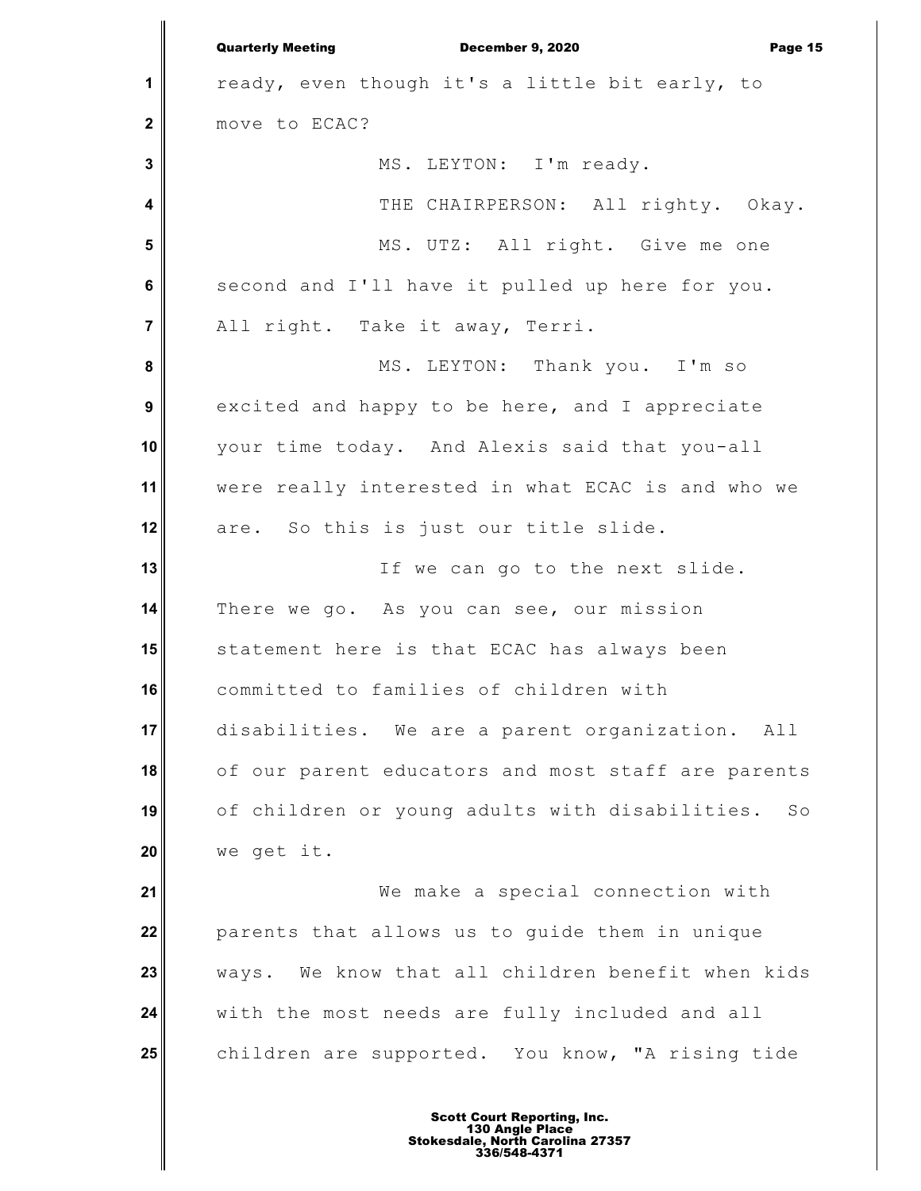ready, even though it's a little bit early, to move to ECAC?

MS. LEYTON: I'm ready.

THE CHAIRPERSON: All righty. Okay.

MS. UTZ: All right. Give me one second and I'll have it pulled up here for you. All right. Take it away, Terri.

MS. LEYTON: Thank you. I'm so excited and happy to be here, and I appreciate your time today. And Alexis said that you-all were really interested in what ECAC is and who we are. So this is just our title slide.

If we can go to the next slide. There we go. As you can see, our mission statement here is that ECAC has always been committed to families of children with disabilities. We are a parent organization. All of our parent educators and most staff are parents of children or young adults with disabilities. So we get it.

We make a special connection with parents that allows us to guide them in unique ways. We know that all children benefit when kids with the most needs are fully included and all children are supported. You know, "A rising tide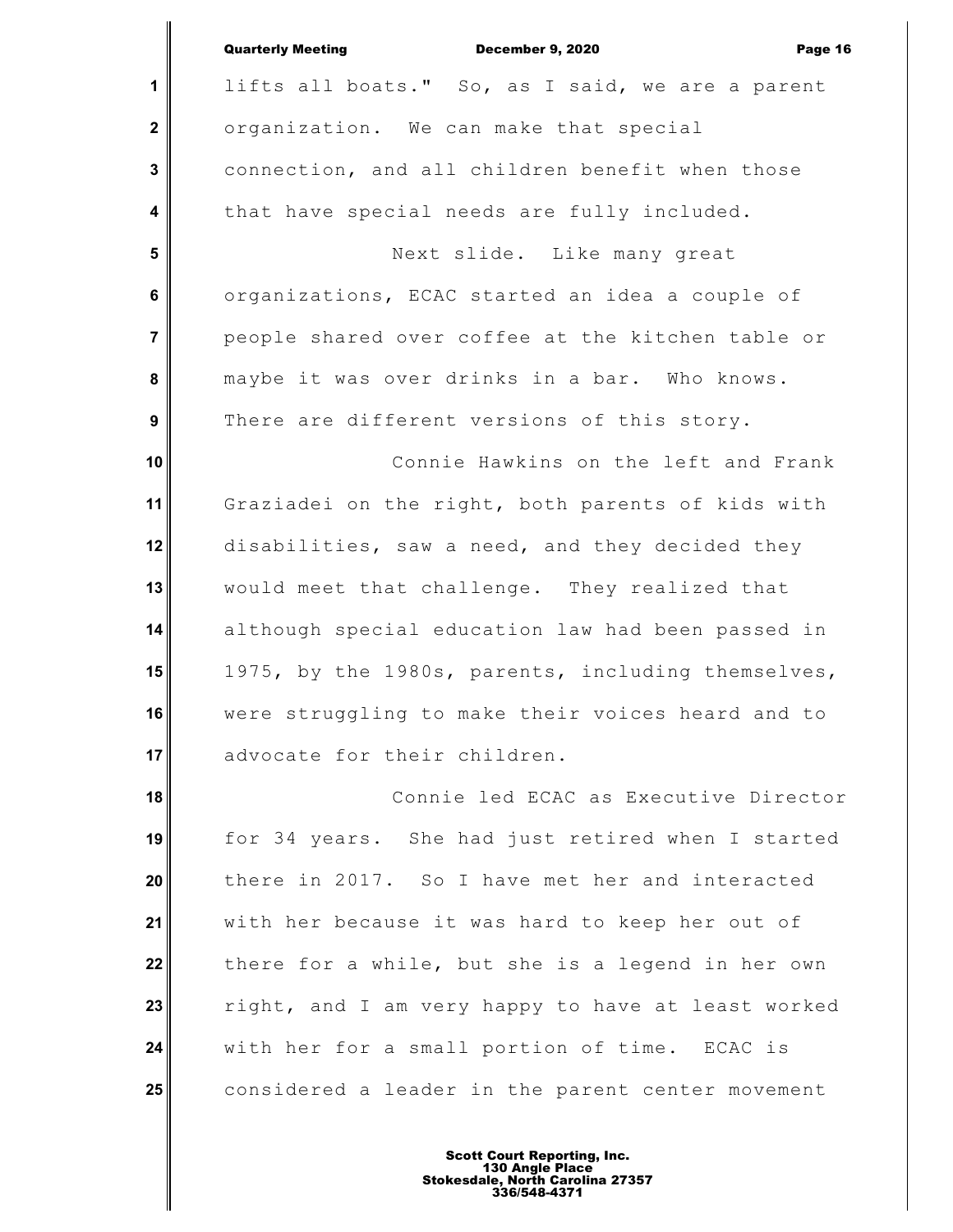lifts all boats." So, as I said, we are a parent organization. We can make that special connection, and all children benefit when those that have special needs are fully included.

Next slide. Like many great organizations, ECAC started an idea a couple of people shared over coffee at the kitchen table or maybe it was over drinks in a bar. Who knows. There are different versions of this story.

Connie Hawkins on the left and Frank Graziadei on the right, both parents of kids with disabilities, saw a need, and they decided they would meet that challenge. They realized that although special education law had been passed in 1975, by the 1980s, parents, including themselves, were struggling to make their voices heard and to advocate for their children.

Connie led ECAC as Executive Director for 34 years. She had just retired when I started there in 2017. So I have met her and interacted with her because it was hard to keep her out of there for a while, but she is a legend in her own right, and I am very happy to have at least worked with her for a small portion of time. ECAC is considered a leader in the parent center movement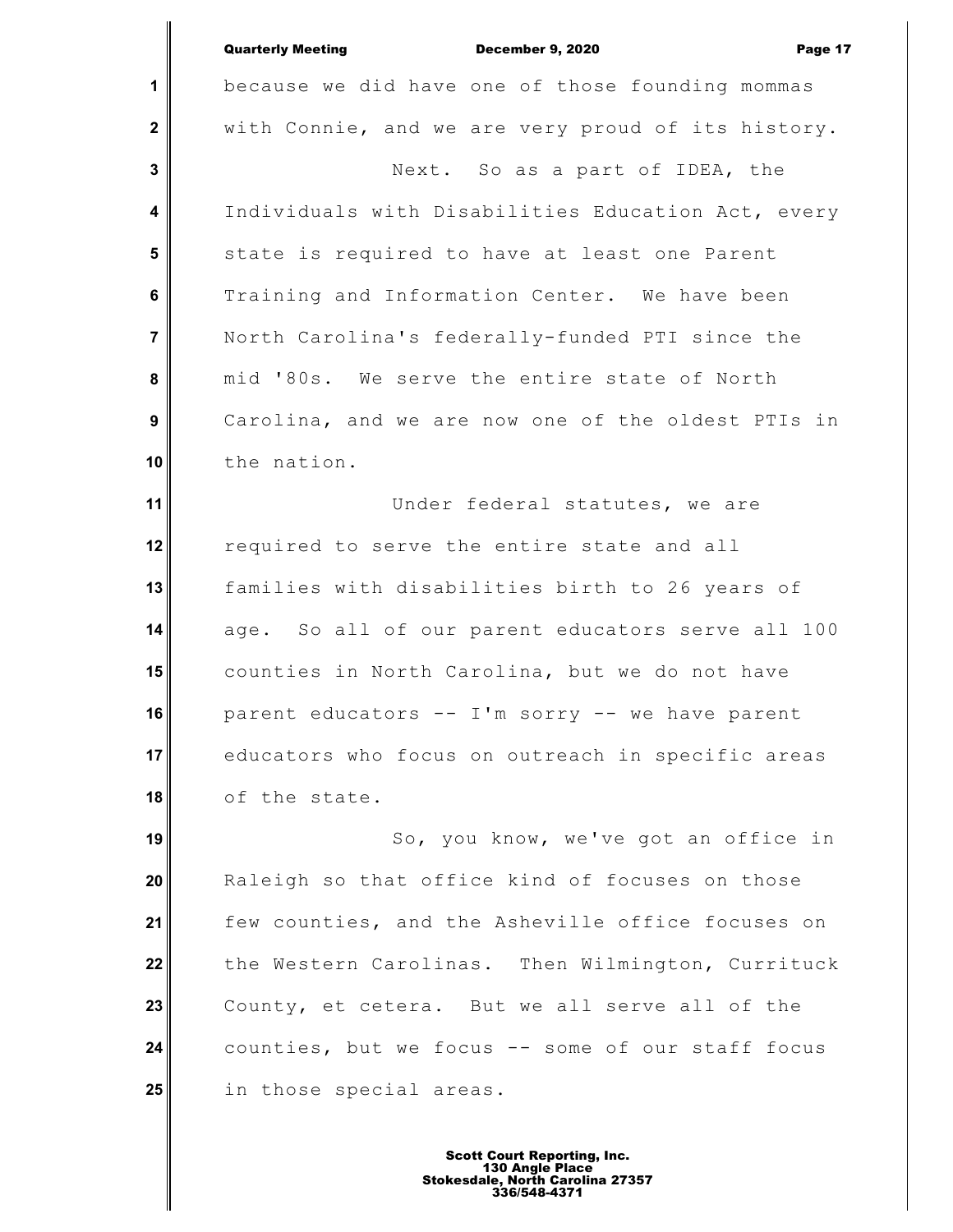because we did have one of those founding mommas with Connie, and we are very proud of its history.

Next. So as a part of IDEA, the Individuals with Disabilities Education Act, every state is required to have at least one Parent Training and Information Center. We have been North Carolina's federally-funded PTI since the mid '80s. We serve the entire state of North Carolina, and we are now one of the oldest PTIs in the nation.

Under federal statutes, we are required to serve the entire state and all families with disabilities birth to 26 years of age. So all of our parent educators serve all 100 counties in North Carolina, but we do not have parent educators -- I'm sorry -- we have parent educators who focus on outreach in specific areas of the state.

So, you know, we've got an office in Raleigh so that office kind of focuses on those few counties, and the Asheville office focuses on the Western Carolinas. Then Wilmington, Currituck County, et cetera. But we all serve all of the counties, but we focus -- some of our staff focus in those special areas.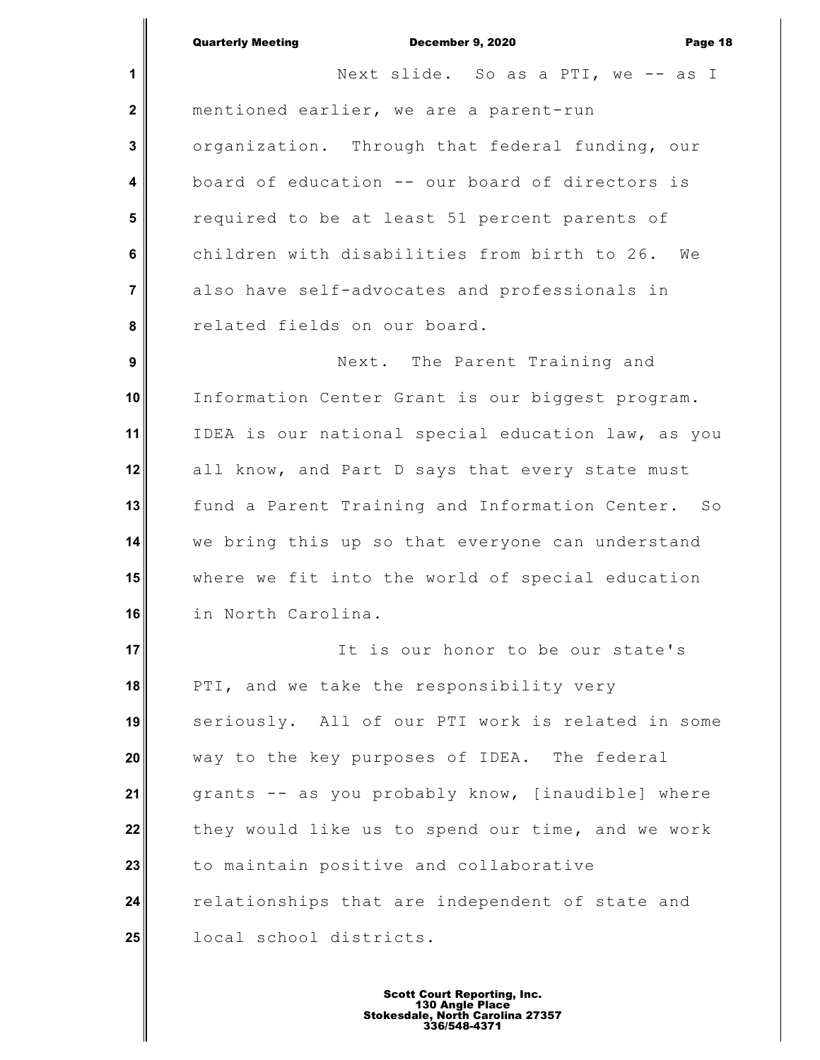Next slide. So as a PTI, we -- as I mentioned earlier, we are a parent-run organization. Through that federal funding, our board of education -- our board of directors is required to be at least 51 percent parents of children with disabilities from birth to 26. We also have self-advocates and professionals in related fields on our board.

Next. The Parent Training and Information Center Grant is our biggest program. IDEA is our national special education law, as you all know, and Part D says that every state must fund a Parent Training and Information Center. So we bring this up so that everyone can understand where we fit into the world of special education in North Carolina.

It is our honor to be our state's PTI, and we take the responsibility very seriously. All of our PTI work is related in some way to the key purposes of IDEA. The federal grants -- as you probably know, [inaudible] where they would like us to spend our time, and we work to maintain positive and collaborative relationships that are independent of state and local school districts.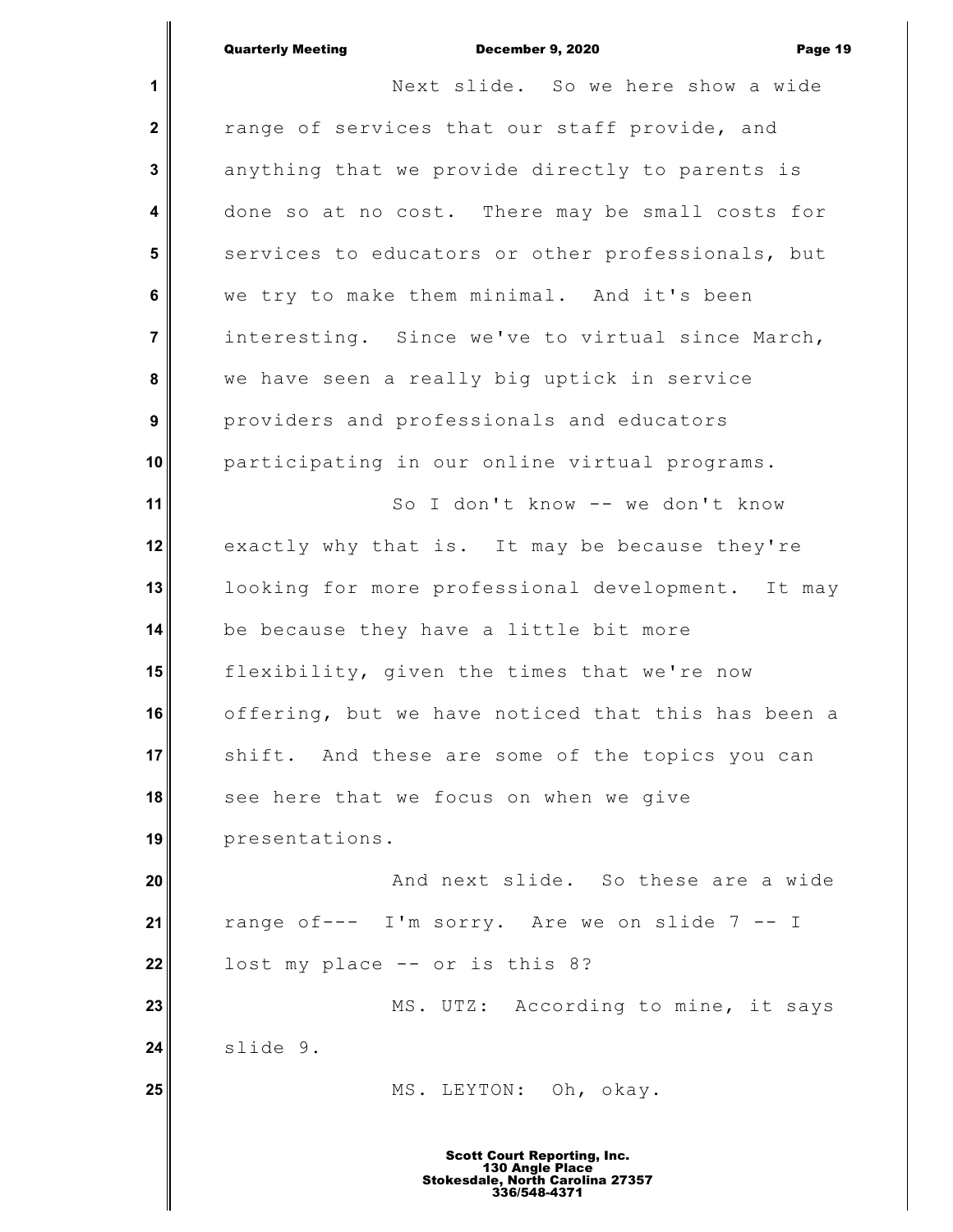Next slide. So we here show a wide range of services that our staff provide, and anything that we provide directly to parents is done so at no cost. There may be small costs for services to educators or other professionals, but we try to make them minimal. And it's been interesting. Since we've to virtual since March, we have seen a really big uptick in service providers and professionals and educators participating in our online virtual programs.

So I don't know -- we don't know exactly why that is. It may be because they're looking for more professional development. It may be because they have a little bit more flexibility, given the times that we're now offering, but we have noticed that this has been a shift. And these are some of the topics you can see here that we focus on when we give presentations.

And next slide. So these are a wide range of--- I'm sorry. Are we on slide 7 -- I lost my place -- or is this 8?

MS. UTZ: According to mine, it says slide 9.

MS. LEYTON: Oh, okay.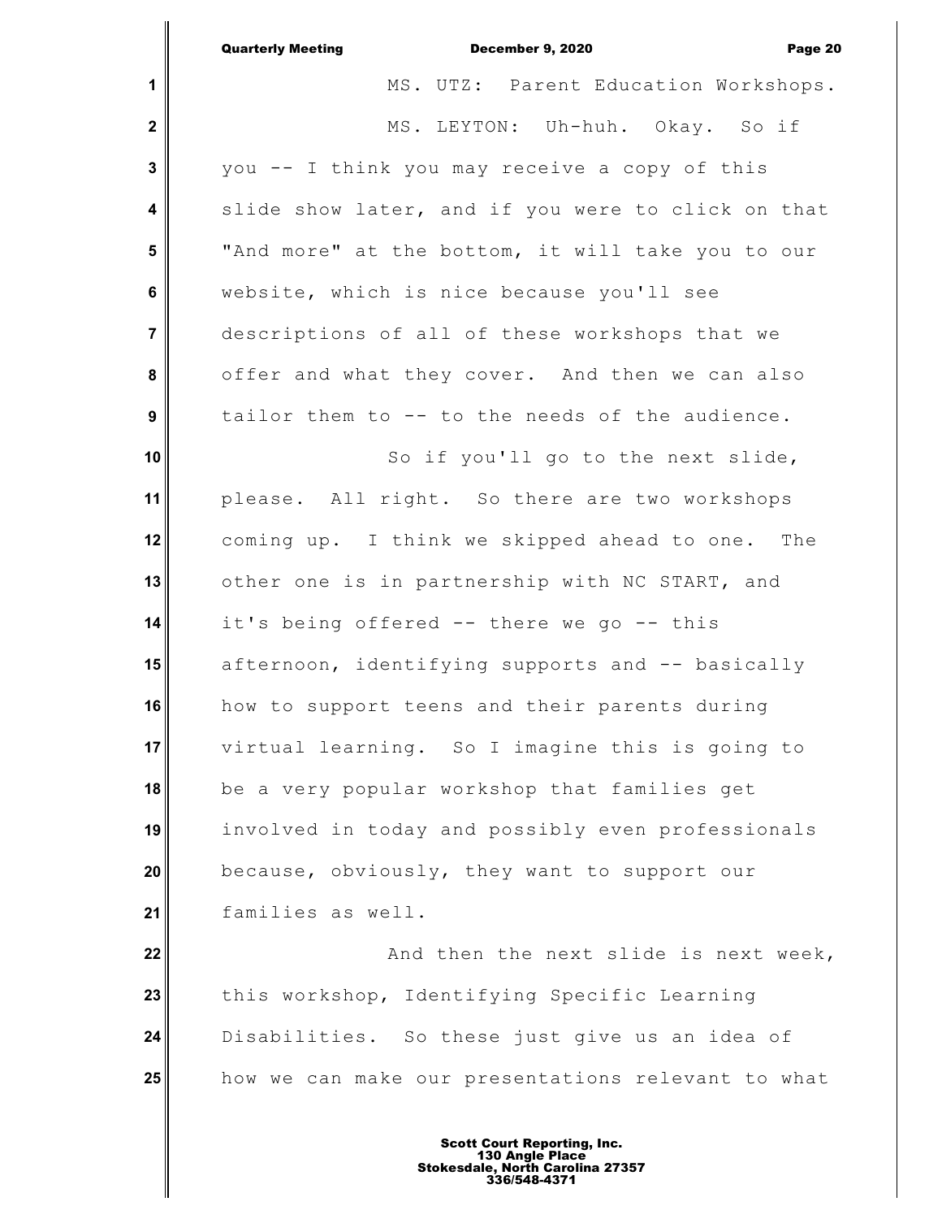MS. UTZ: Parent Education Workshops.

MS. LEYTON: Uh-huh. Okay. So if you -- I think you may receive a copy of this slide show later, and if you were to click on that "And more" at the bottom, it will take you to our website, which is nice because you'll see descriptions of all of these workshops that we offer and what they cover. And then we can also tailor them to -- to the needs of the audience.

So if you'll go to the next slide, please. All right. So there are two workshops coming up. I think we skipped ahead to one. The other one is in partnership with NC START, and it's being offered -- there we go -- this afternoon, identifying supports and -- basically how to support teens and their parents during virtual learning. So I imagine this is going to be a very popular workshop that families get involved in today and possibly even professionals because, obviously, they want to support our families as well.

And then the next slide is next week, this workshop, Identifying Specific Learning Disabilities. So these just give us an idea of how we can make our presentations relevant to what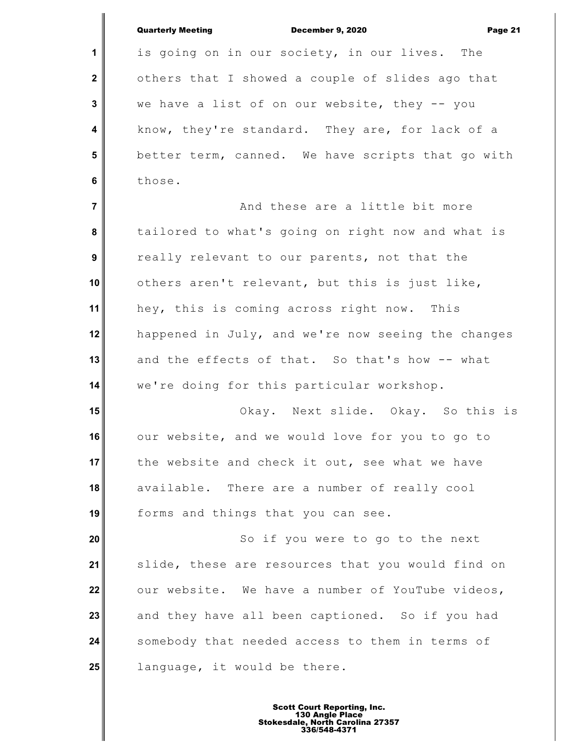is going on in our society, in our lives. The others that I showed a couple of slides ago that we have a list of on our website, they -- you know, they're standard. They are, for lack of a better term, canned. We have scripts that go with those.

And these are a little bit more tailored to what's going on right now and what is really relevant to our parents, not that the others aren't relevant, but this is just like, hey, this is coming across right now. This happened in July, and we're now seeing the changes and the effects of that. So that's how -- what we're doing for this particular workshop.

Okay. Next slide. Okay. So this is our website, and we would love for you to go to the website and check it out, see what we have available. There are a number of really cool forms and things that you can see.

So if you were to go to the next slide, these are resources that you would find on our website. We have a number of YouTube videos, and they have all been captioned. So if you had somebody that needed access to them in terms of language, it would be there.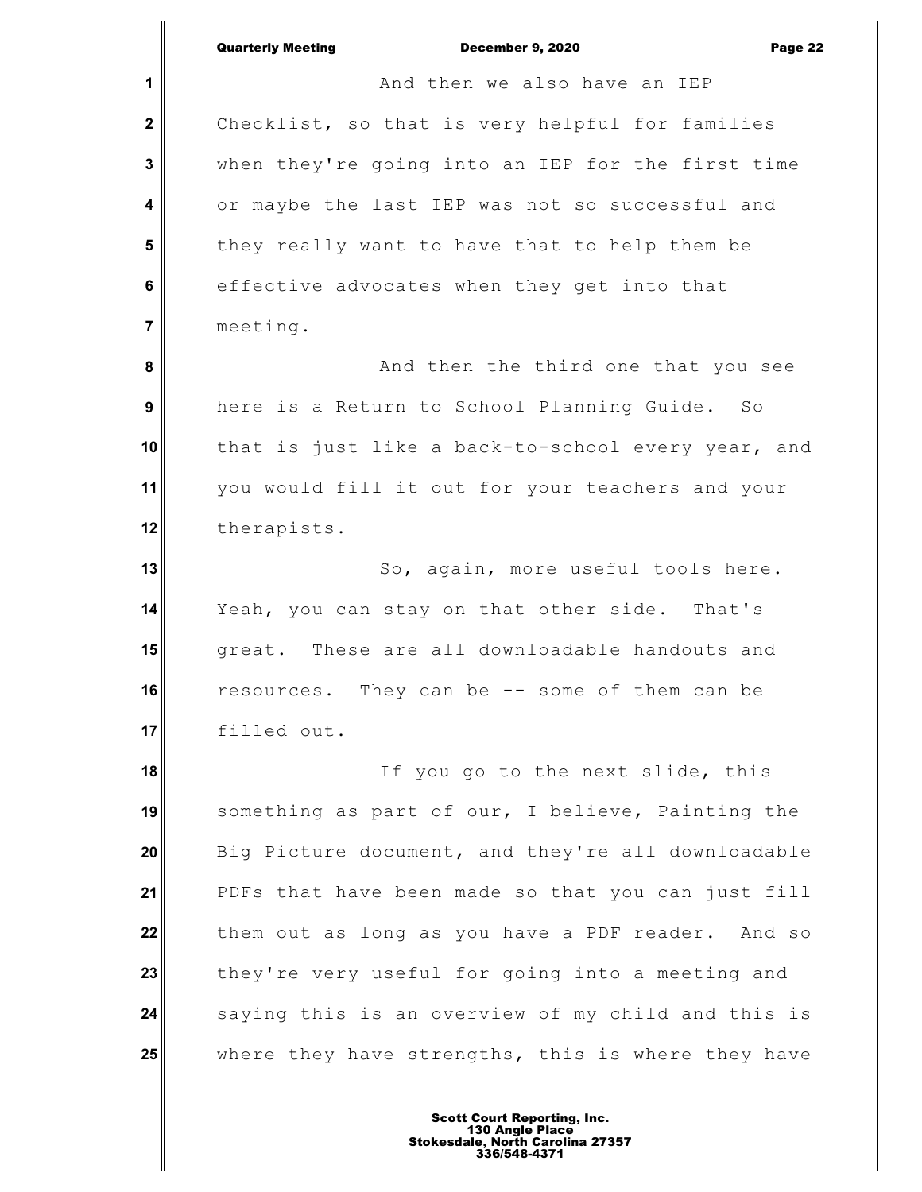And then we also have an IEP Checklist, so that is very helpful for families when they're going into an IEP for the first time or maybe the last IEP was not so successful and they really want to have that to help them be effective advocates when they get into that meeting.

And then the third one that you see here is a Return to School Planning Guide. So that is just like a back-to-school every year, and you would fill it out for your teachers and your therapists.

So, again, more useful tools here. Yeah, you can stay on that other side. That's great. These are all downloadable handouts and resources. They can be -- some of them can be filled out.

If you go to the next slide, this something as part of our, I believe, Painting the Big Picture document, and they're all downloadable PDFs that have been made so that you can just fill them out as long as you have a PDF reader. And so they're very useful for going into a meeting and saying this is an overview of my child and this is where they have strengths, this is where they have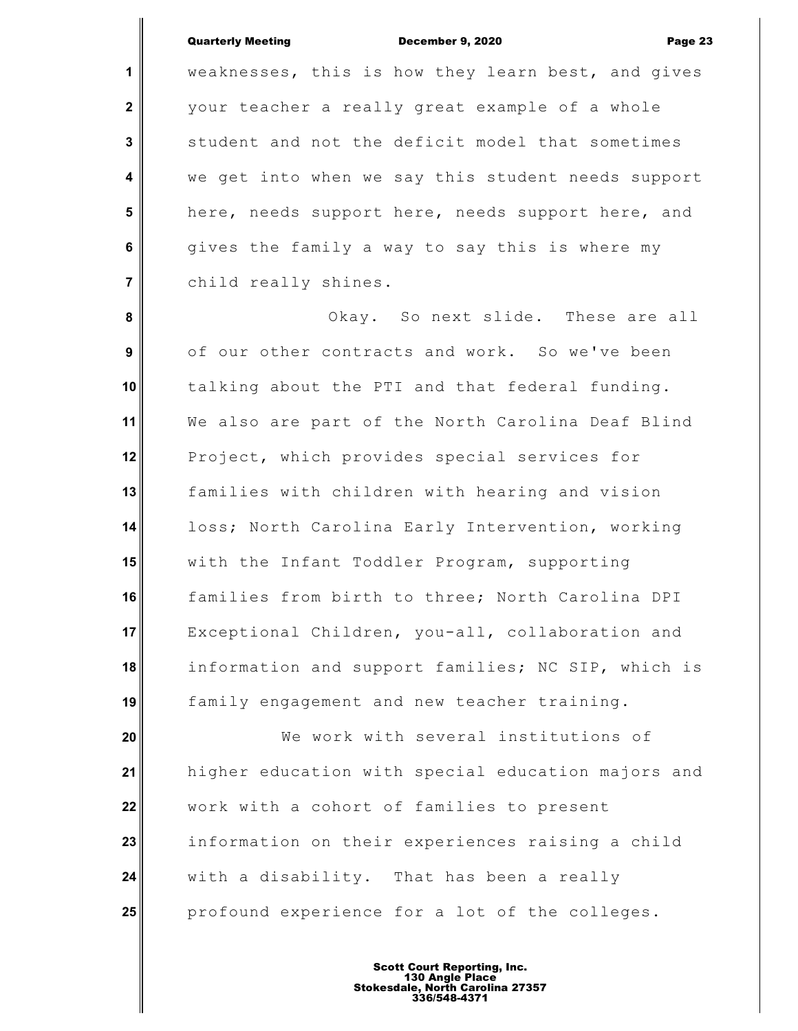weaknesses, this is how they learn best, and gives your teacher a really great example of a whole student and not the deficit model that sometimes we get into when we say this student needs support here, needs support here, needs support here, and gives the family a way to say this is where my child really shines.

Okay. So next slide. These are all of our other contracts and work. So we've been talking about the PTI and that federal funding. We also are part of the North Carolina Deaf Blind Project, which provides special services for families with children with hearing and vision loss; North Carolina Early Intervention, working with the Infant Toddler Program, supporting families from birth to three; North Carolina DPI Exceptional Children, you-all, collaboration and information and support families; NC SIP, which is family engagement and new teacher training.

We work with several institutions of higher education with special education majors and work with a cohort of families to present information on their experiences raising a child with a disability. That has been a really profound experience for a lot of the colleges.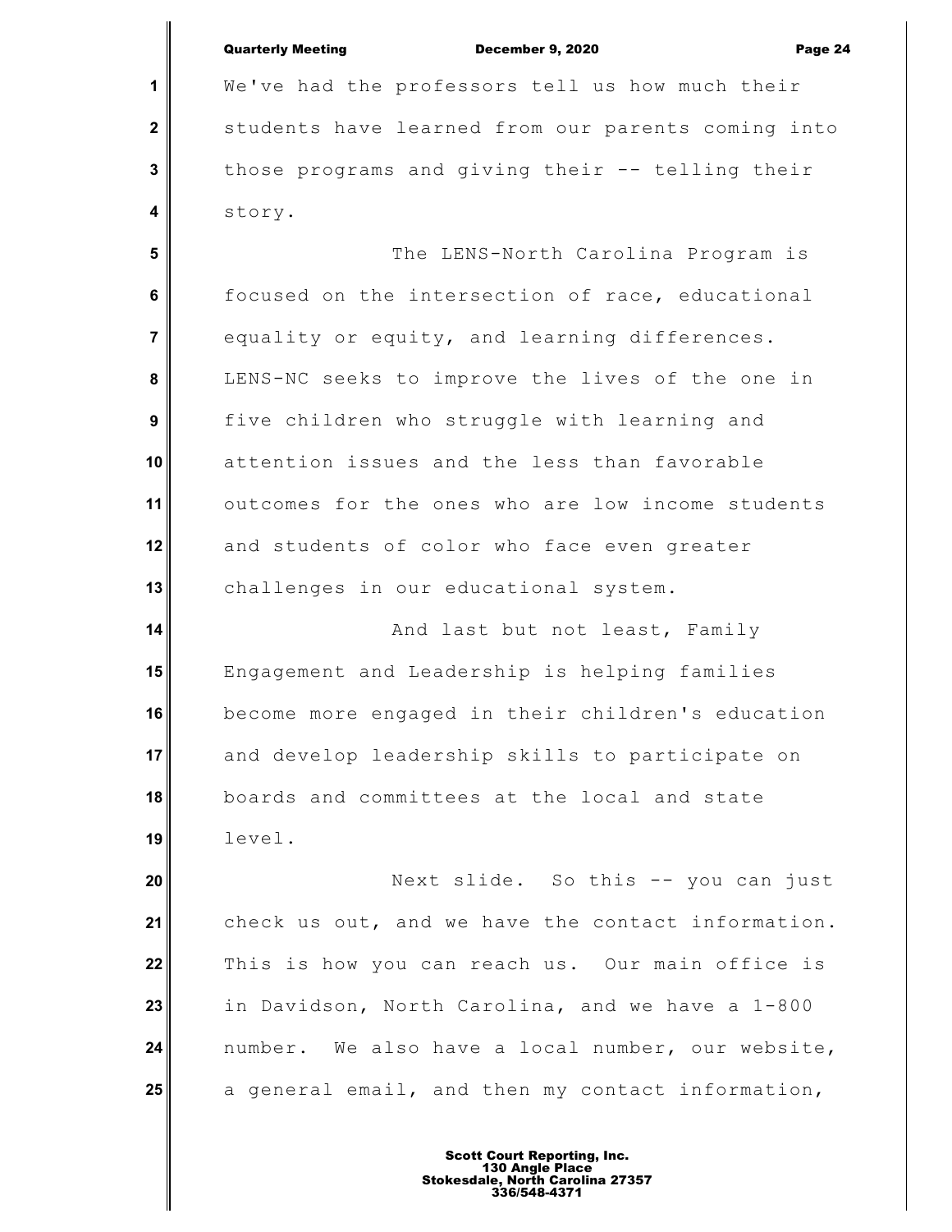We've had the professors tell us how much their students have learned from our parents coming into those programs and giving their -- telling their story.

The LENS-North Carolina Program is focused on the intersection of race, educational equality or equity, and learning differences. LENS-NC seeks to improve the lives of the one in five children who struggle with learning and attention issues and the less than favorable outcomes for the ones who are low income students and students of color who face even greater challenges in our educational system.

And last but not least, Family Engagement and Leadership is helping families become more engaged in their children's education and develop leadership skills to participate on boards and committees at the local and state level.

Next slide. So this -- you can just check us out, and we have the contact information. This is how you can reach us. Our main office is in Davidson, North Carolina, and we have a 1-800 number. We also have a local number, our website, a general email, and then my contact information,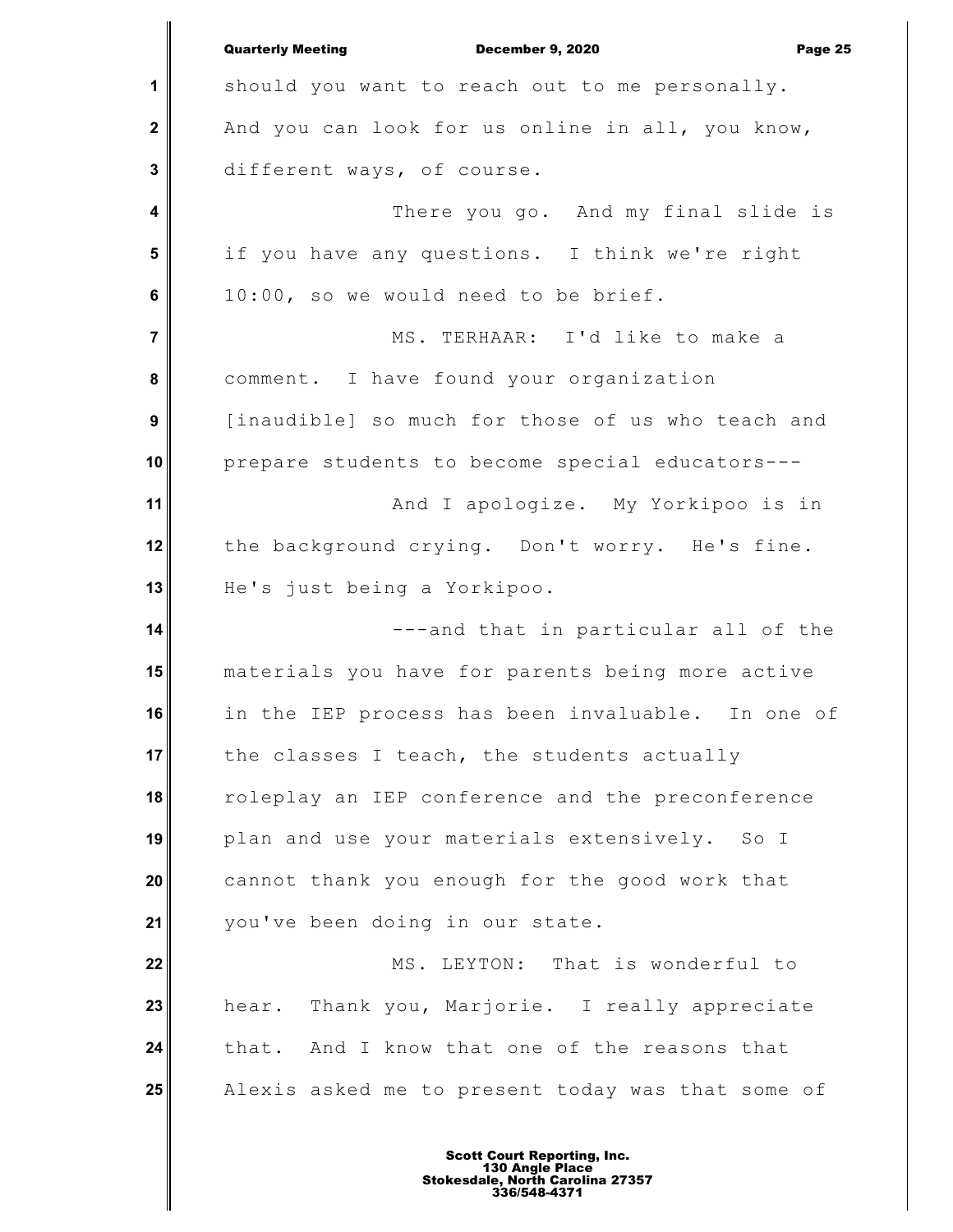should you want to reach out to me personally. And you can look for us online in all, you know, different ways, of course.

There you go. And my final slide is if you have any questions. I think we're right 10:00, so we would need to be brief.

MS. TERHAAR: I'd like to make a comment. I have found your organization [inaudible] so much for those of us who teach and prepare students to become special educators---

And I apologize. My Yorkipoo is in the background crying. Don't worry. He's fine. He's just being a Yorkipoo.

---and that in particular all of the materials you have for parents being more active in the IEP process has been invaluable. In one of the classes I teach, the students actually roleplay an IEP conference and the preconference plan and use your materials extensively. So I cannot thank you enough for the good work that you've been doing in our state.

MS. LEYTON: That is wonderful to hear. Thank you, Marjorie. I really appreciate that. And I know that one of the reasons that Alexis asked me to present today was that some of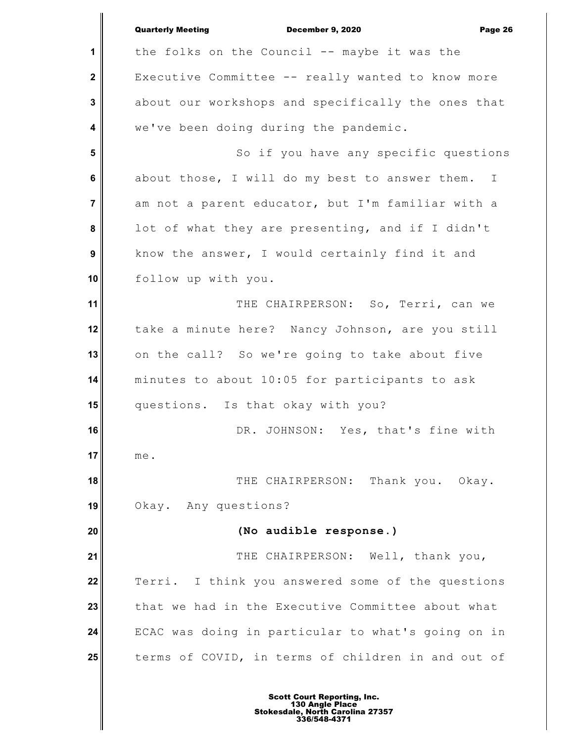the folks on the Council -- maybe it was the Executive Committee -- really wanted to know more about our workshops and specifically the ones that we've been doing during the pandemic.

So if you have any specific questions about those, I will do my best to answer them. I am not a parent educator, but I'm familiar with a lot of what they are presenting, and if I didn't know the answer, I would certainly find it and follow up with you.

THE CHAIRPERSON: So, Terri, can we take a minute here? Nancy Johnson, are you still on the call? So we're going to take about five minutes to about 10:05 for participants to ask questions. Is that okay with you?

DR. JOHNSON: Yes, that's fine with me.

THE CHAIRPERSON: Thank you. Okay. Okay. Any questions?

**(No audible response.)**

THE CHAIRPERSON: Well, thank you, Terri. I think you answered some of the questions that we had in the Executive Committee about what ECAC was doing in particular to what's going on in terms of COVID, in terms of children in and out of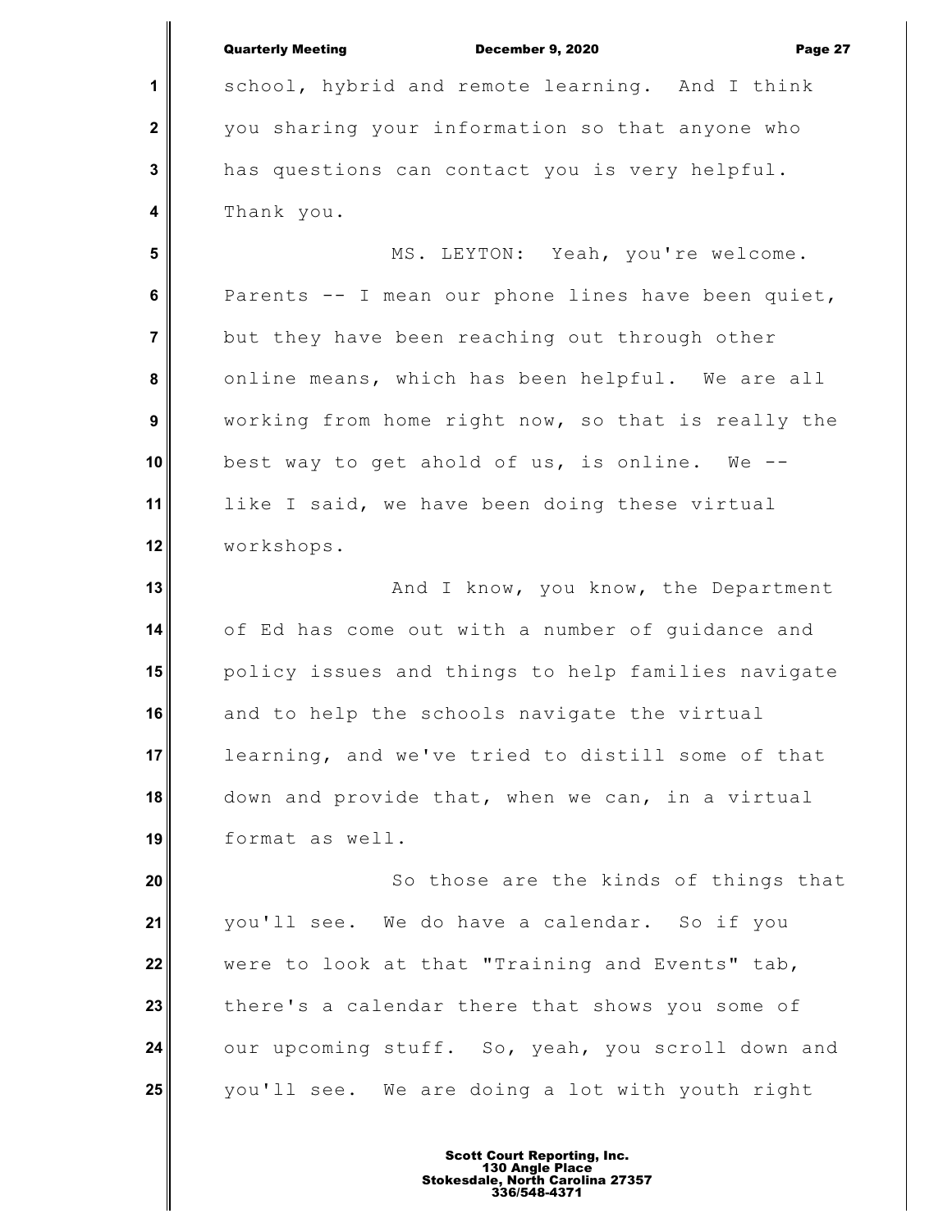school, hybrid and remote learning. And I think you sharing your information so that anyone who has questions can contact you is very helpful. Thank you.

MS. LEYTON: Yeah, you're welcome. Parents -- I mean our phone lines have been quiet, but they have been reaching out through other online means, which has been helpful. We are all working from home right now, so that is really the best way to get ahold of us, is online. We -- like I said, we have been doing these virtual workshops.

And I know, you know, the Department of Ed has come out with a number of guidance and policy issues and things to help families navigate and to help the schools navigate the virtual learning, and we've tried to distill some of that down and provide that, when we can, in a virtual format as well.

So those are the kinds of things that you'll see. We do have a calendar. So if you were to look at that "Training and Events" tab, there's a calendar there that shows you some of our upcoming stuff. So, yeah, you scroll down and you'll see. We are doing a lot with youth right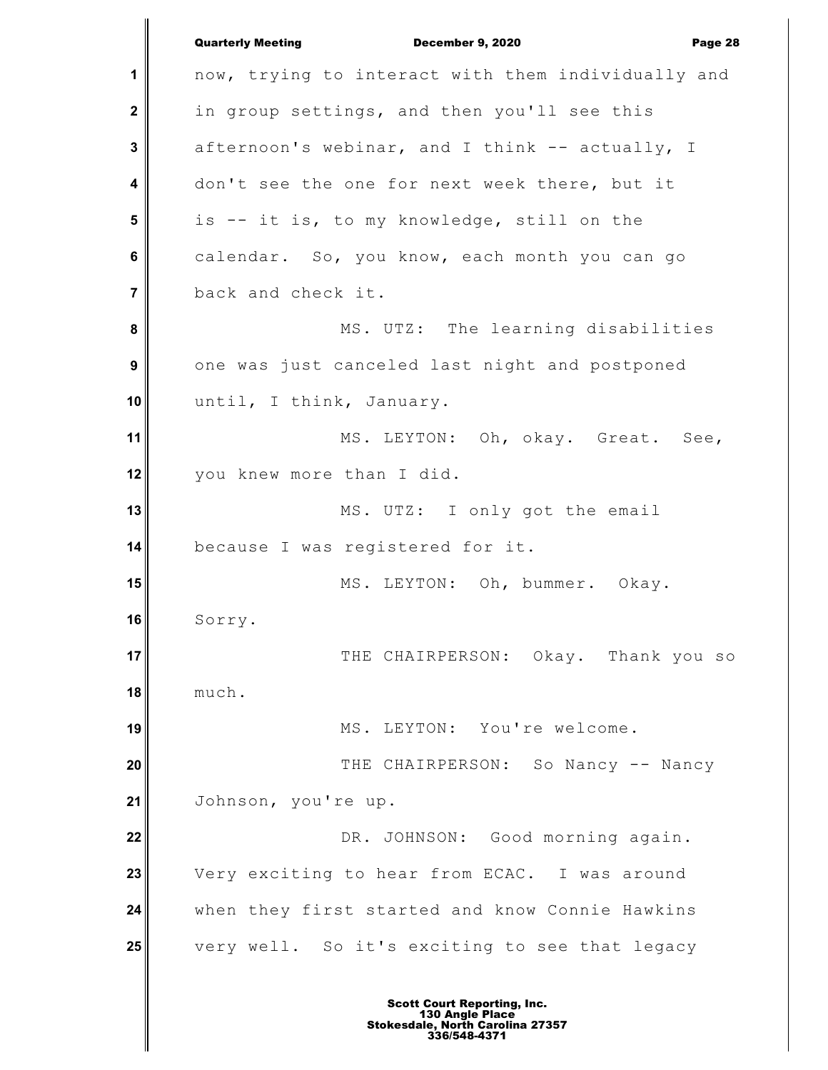now, trying to interact with them individually and in group settings, and then you'll see this afternoon's webinar, and I think -- actually, I don't see the one for next week there, but it is -- it is, to my knowledge, still on the calendar. So, you know, each month you can go back and check it.

MS. UTZ: The learning disabilities one was just canceled last night and postponed until, I think, January.

MS. LEYTON: Oh, okay. Great. See, you knew more than I did.

MS. UTZ: I only got the email because I was registered for it.

MS. LEYTON: Oh, bummer. Okay. Sorry.

THE CHAIRPERSON: Okay. Thank you so much.

MS. LEYTON: You're welcome.

THE CHAIRPERSON: So Nancy -- Nancy Johnson, you're up.

DR. JOHNSON: Good morning again. Very exciting to hear from ECAC. I was around when they first started and know Connie Hawkins very well. So it's exciting to see that legacy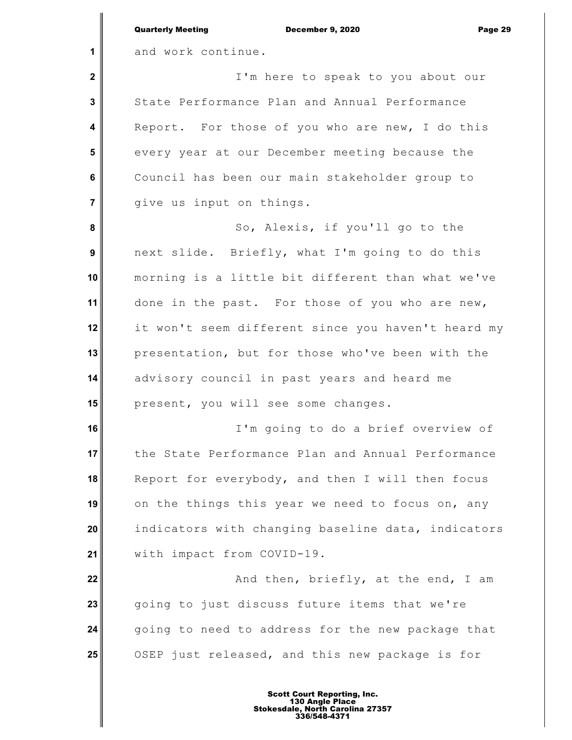and work continue.

I'm here to speak to you about our State Performance Plan and Annual Performance Report. For those of you who are new, I do this every year at our December meeting because the Council has been our main stakeholder group to give us input on things.

So, Alexis, if you'll go to the next slide. Briefly, what I'm going to do this morning is a little bit different than what we've done in the past. For those of you who are new, it won't seem different since you haven't heard my presentation, but for those who've been with the advisory council in past years and heard me present, you will see some changes.

I'm going to do a brief overview of the State Performance Plan and Annual Performance Report for everybody, and then I will then focus on the things this year we need to focus on, any indicators with changing baseline data, indicators with impact from COVID-19.

And then, briefly, at the end, I am going to just discuss future items that we're going to need to address for the new package that OSEP just released, and this new package is for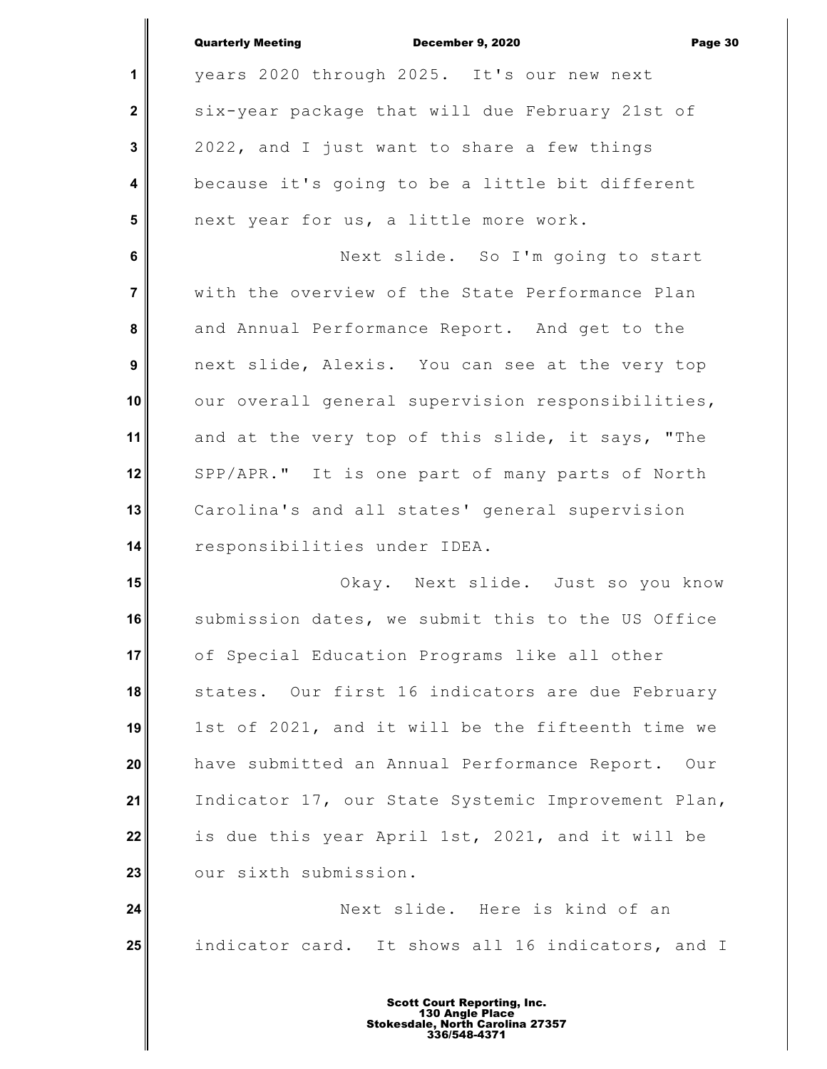years 2020 through 2025. It's our new next six-year package that will due February 21st of 2022, and I just want to share a few things because it's going to be a little bit different next year for us, a little more work.

Next slide. So I'm going to start with the overview of the State Performance Plan and Annual Performance Report. And get to the next slide, Alexis. You can see at the very top our overall general supervision responsibilities, and at the very top of this slide, it says, "The SPP/APR." It is one part of many parts of North Carolina's and all states' general supervision responsibilities under IDEA.

Okay. Next slide. Just so you know submission dates, we submit this to the US Office of Special Education Programs like all other states. Our first 16 indicators are due February 1st of 2021, and it will be the fifteenth time we have submitted an Annual Performance Report. Our Indicator 17, our State Systemic Improvement Plan, is due this year April 1st, 2021, and it will be our sixth submission.

Next slide. Here is kind of an indicator card. It shows all 16 indicators, and I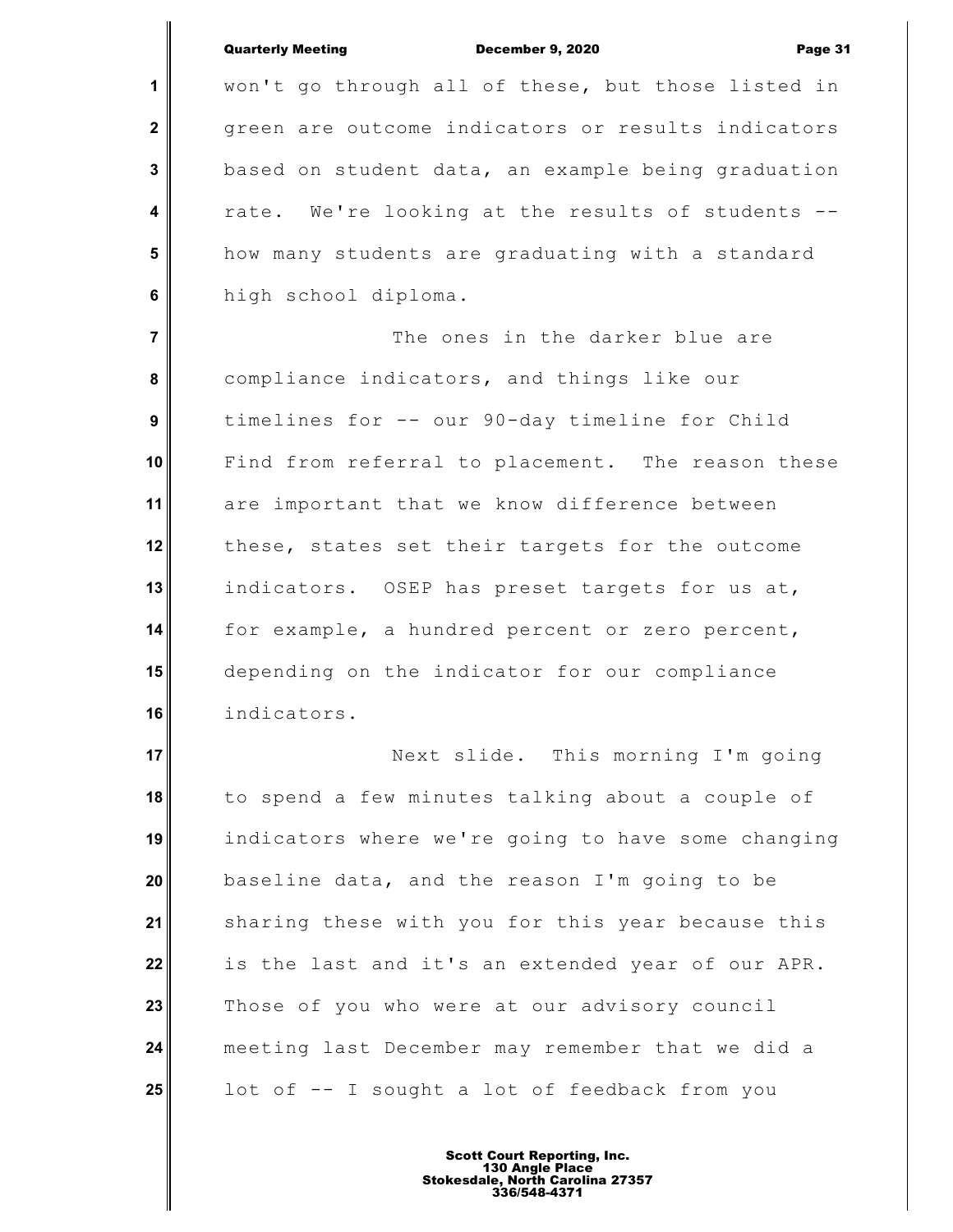won't go through all of these, but those listed in green are outcome indicators or results indicators based on student data, an example being graduation rate. We're looking at the results of students -- how many students are graduating with a standard high school diploma.

The ones in the darker blue are compliance indicators, and things like our timelines for -- our 90-day timeline for Child Find from referral to placement. The reason these are important that we know difference between these, states set their targets for the outcome indicators. OSEP has preset targets for us at, for example, a hundred percent or zero percent, depending on the indicator for our compliance indicators.

Next slide. This morning I'm going to spend a few minutes talking about a couple of indicators where we're going to have some changing baseline data, and the reason I'm going to be sharing these with you for this year because this is the last and it's an extended year of our APR. Those of you who were at our advisory council meeting last December may remember that we did a lot of -- I sought a lot of feedback from you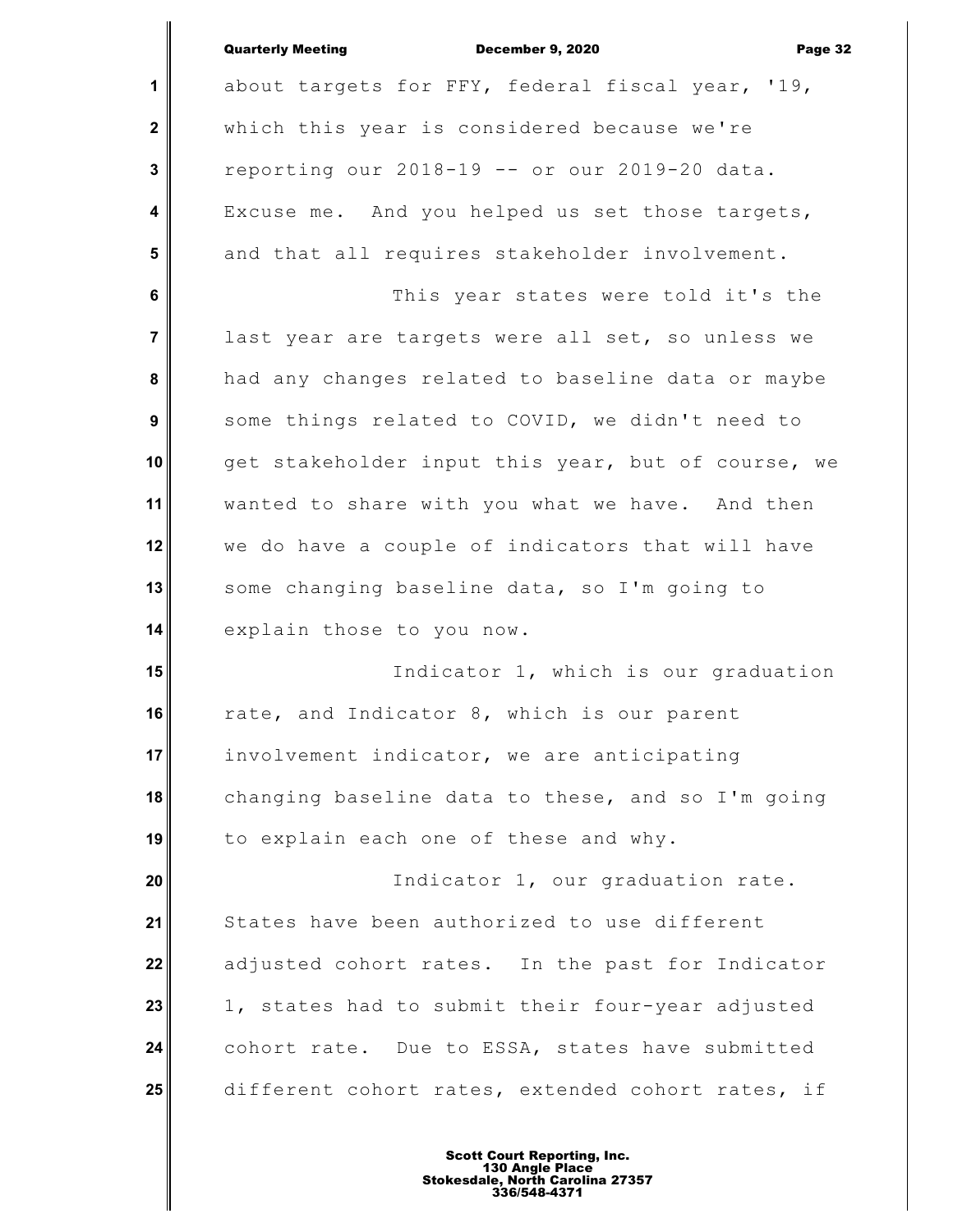about targets for FFY, federal fiscal year, '19, which this year is considered because we're reporting our 2018-19 -- or our 2019-20 data. Excuse me. And you helped us set those targets, and that all requires stakeholder involvement.

This year states were told it's the last year are targets were all set, so unless we had any changes related to baseline data or maybe some things related to COVID, we didn't need to get stakeholder input this year, but of course, we wanted to share with you what we have. And then we do have a couple of indicators that will have some changing baseline data, so I'm going to explain those to you now.

Indicator 1, which is our graduation rate, and Indicator 8, which is our parent involvement indicator, we are anticipating changing baseline data to these, and so I'm going to explain each one of these and why.

Indicator 1, our graduation rate. States have been authorized to use different adjusted cohort rates. In the past for Indicator 1, states had to submit their four-year adjusted cohort rate. Due to ESSA, states have submitted different cohort rates, extended cohort rates, if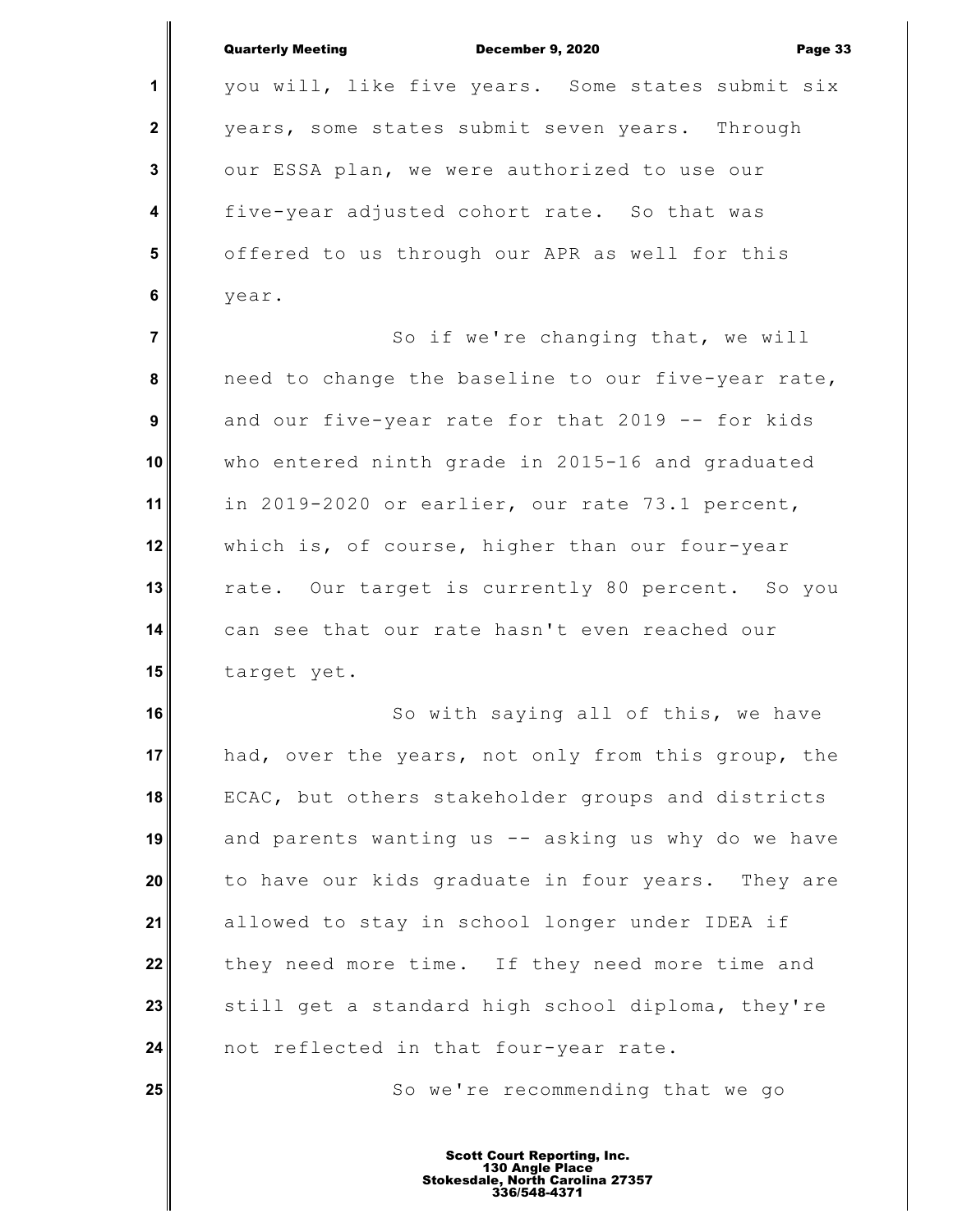you will, like five years. Some states submit six years, some states submit seven years. Through our ESSA plan, we were authorized to use our five-year adjusted cohort rate. So that was offered to us through our APR as well for this year.

So if we're changing that, we will need to change the baseline to our five-year rate, and our five-year rate for that 2019 -- for kids who entered ninth grade in 2015-16 and graduated in 2019-2020 or earlier, our rate 73.1 percent, which is, of course, higher than our four-year rate. Our target is currently 80 percent. So you can see that our rate hasn't even reached our target yet.

So with saying all of this, we have had, over the years, not only from this group, the ECAC, but others stakeholder groups and districts and parents wanting us -- asking us why do we have to have our kids graduate in four years. They are allowed to stay in school longer under IDEA if they need more time. If they need more time and still get a standard high school diploma, they're not reflected in that four-year rate.

So we're recommending that we go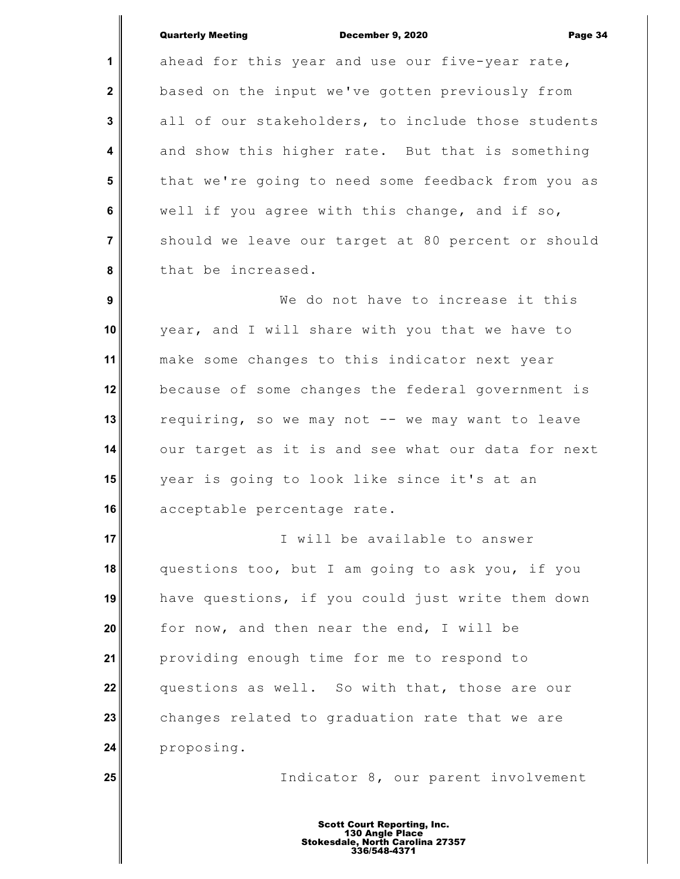ahead for this year and use our five-year rate, based on the input we've gotten previously from all of our stakeholders, to include those students and show this higher rate. But that is something that we're going to need some feedback from you as well if you agree with this change, and if so, should we leave our target at 80 percent or should that be increased.

We do not have to increase it this year, and I will share with you that we have to make some changes to this indicator next year because of some changes the federal government is requiring, so we may not -- we may want to leave our target as it is and see what our data for next year is going to look like since it's at an acceptable percentage rate.

I will be available to answer questions too, but I am going to ask you, if you have questions, if you could just write them down for now, and then near the end, I will be providing enough time for me to respond to questions as well. So with that, those are our changes related to graduation rate that we are proposing.

Indicator 8, our parent involvement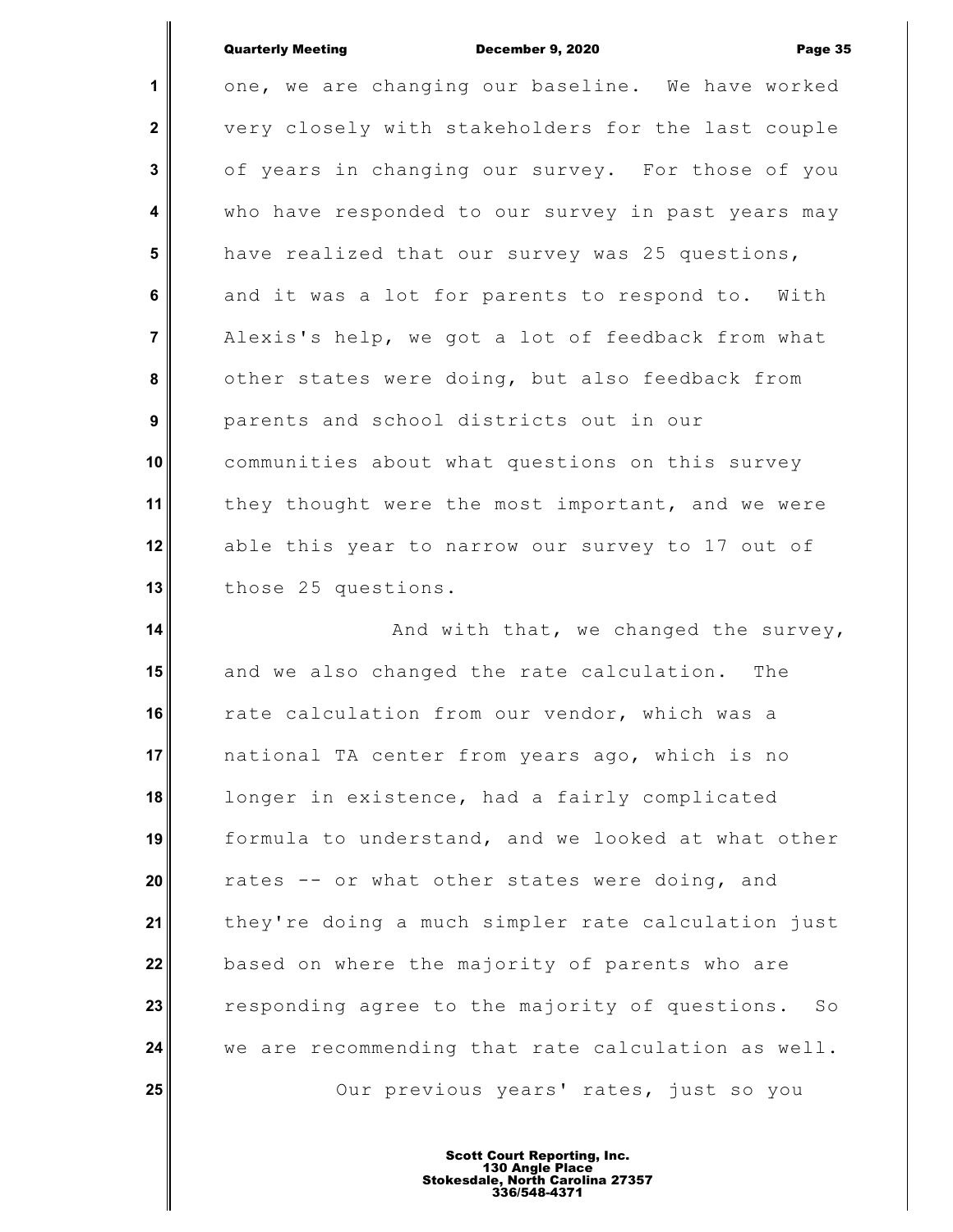one, we are changing our baseline. We have worked very closely with stakeholders for the last couple of years in changing our survey. For those of you who have responded to our survey in past years may have realized that our survey was 25 questions, and it was a lot for parents to respond to. With Alexis's help, we got a lot of feedback from what other states were doing, but also feedback from parents and school districts out in our communities about what questions on this survey they thought were the most important, and we were able this year to narrow our survey to 17 out of those 25 questions.

And with that, we changed the survey, and we also changed the rate calculation. The rate calculation from our vendor, which was a national TA center from years ago, which is no longer in existence, had a fairly complicated formula to understand, and we looked at what other rates -- or what other states were doing, and they're doing a much simpler rate calculation just based on where the majority of parents who are responding agree to the majority of questions. So we are recommending that rate calculation as well.

Our previous years' rates, just so you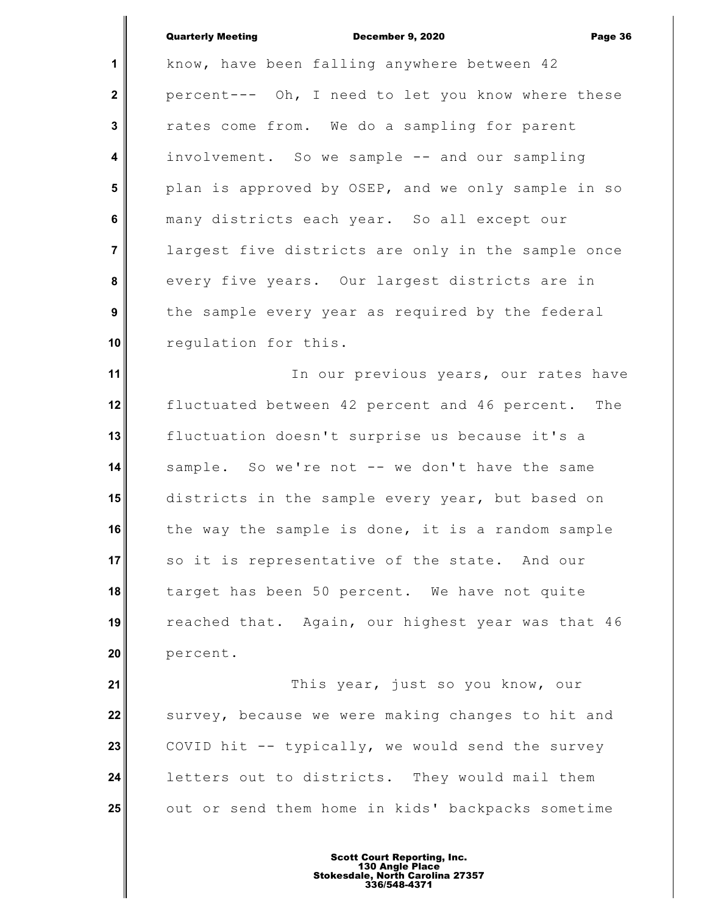know, have been falling anywhere between 42 percent--- Oh, I need to let you know where these rates come from. We do a sampling for parent involvement. So we sample -- and our sampling plan is approved by OSEP, and we only sample in so many districts each year. So all except our largest five districts are only in the sample once every five years. Our largest districts are in the sample every year as required by the federal regulation for this.

In our previous years, our rates have fluctuated between 42 percent and 46 percent. The fluctuation doesn't surprise us because it's a sample. So we're not -- we don't have the same districts in the sample every year, but based on the way the sample is done, it is a random sample so it is representative of the state. And our target has been 50 percent. We have not quite reached that. Again, our highest year was that 46 percent.

This year, just so you know, our survey, because we were making changes to hit and COVID hit -- typically, we would send the survey letters out to districts. They would mail them out or send them home in kids' backpacks sometime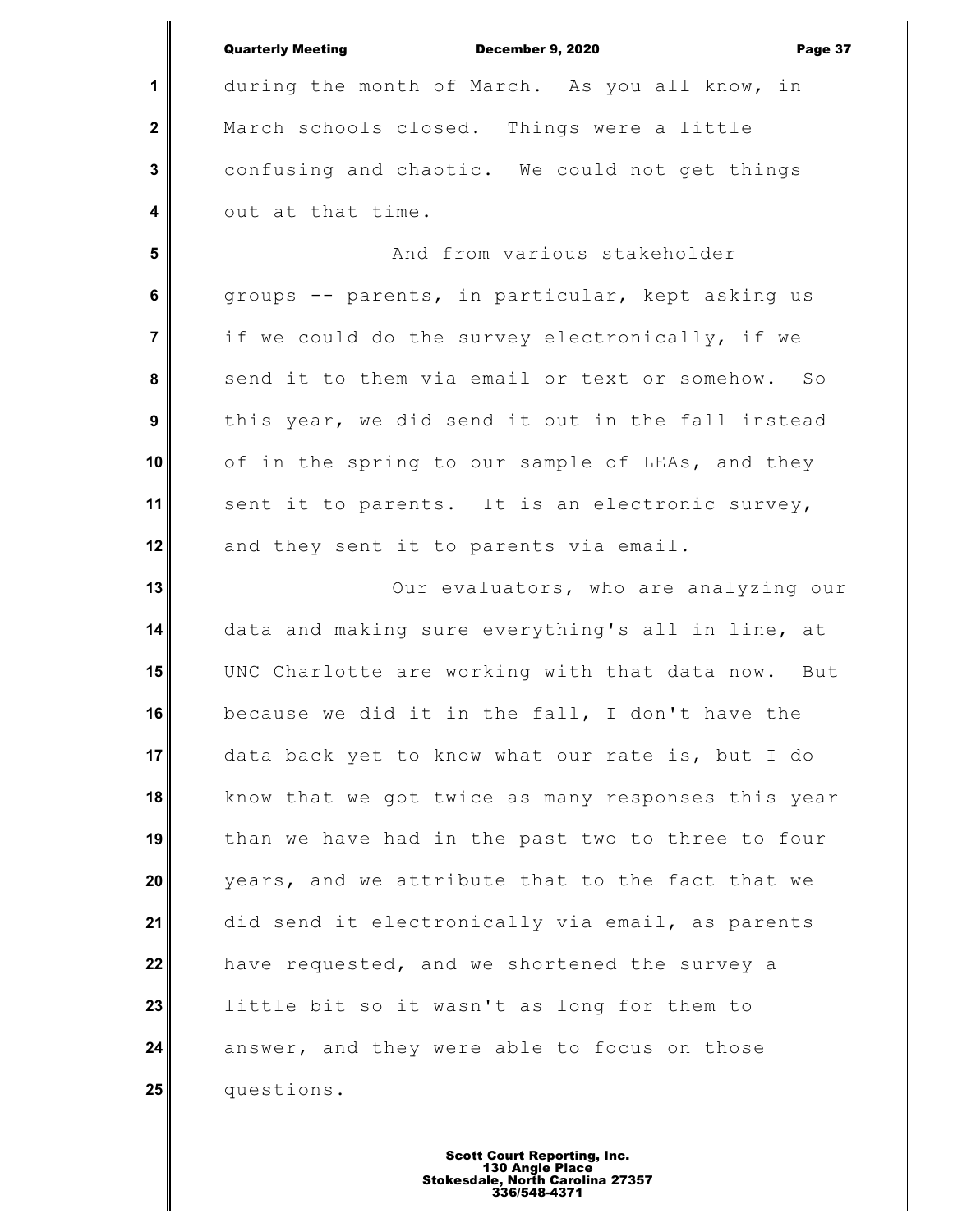during the month of March. As you all know, in March schools closed. Things were a little confusing and chaotic. We could not get things out at that time.

And from various stakeholder groups -- parents, in particular, kept asking us if we could do the survey electronically, if we send it to them via email or text or somehow. So this year, we did send it out in the fall instead of in the spring to our sample of LEAs, and they sent it to parents. It is an electronic survey, and they sent it to parents via email.

Our evaluators, who are analyzing our data and making sure everything's all in line, at UNC Charlotte are working with that data now. But because we did it in the fall, I don't have the data back yet to know what our rate is, but I do know that we got twice as many responses this year than we have had in the past two to three to four years, and we attribute that to the fact that we did send it electronically via email, as parents have requested, and we shortened the survey a little bit so it wasn't as long for them to answer, and they were able to focus on those questions.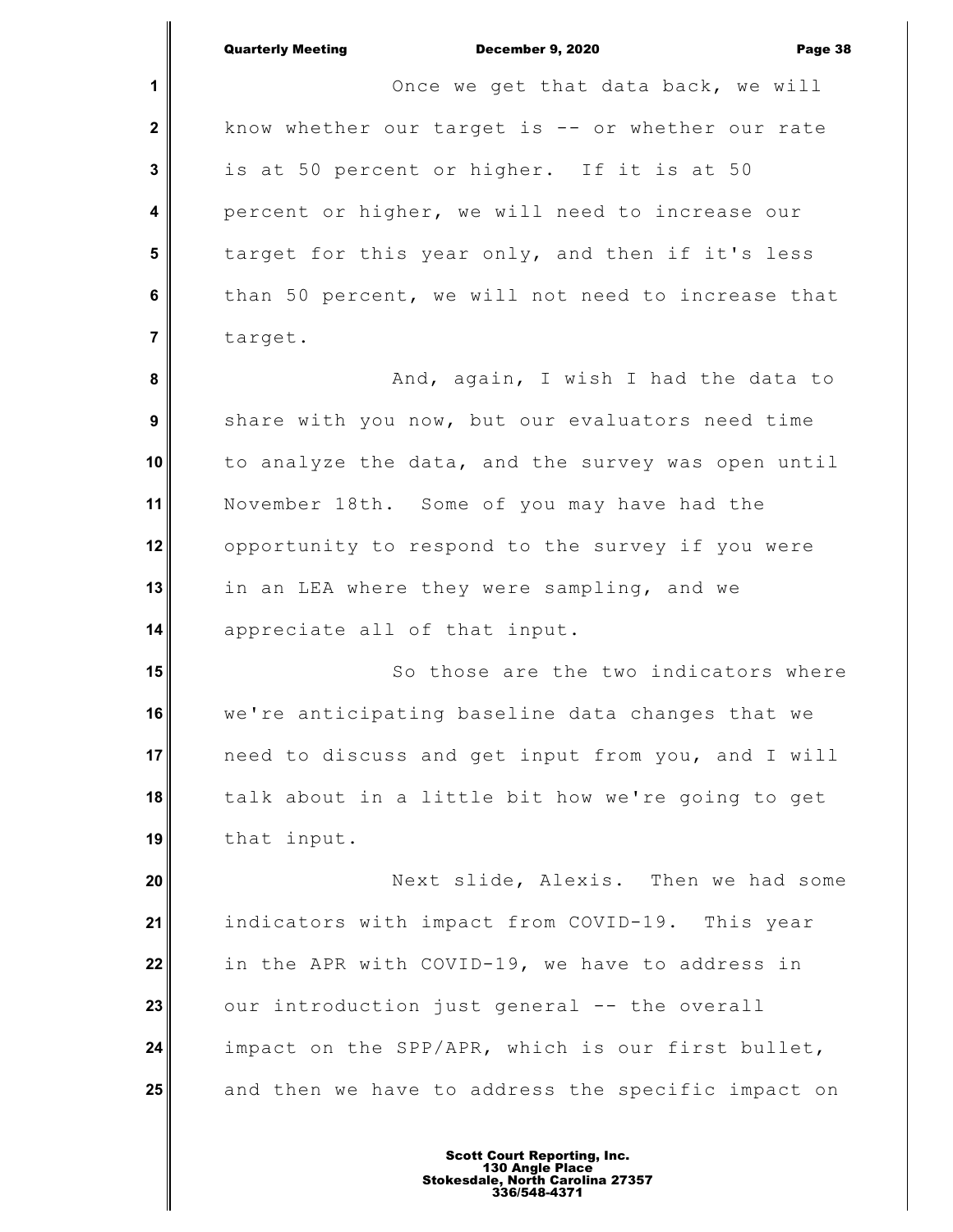Once we get that data back, we will know whether our target is -- or whether our rate is at 50 percent or higher. If it is at 50 percent or higher, we will need to increase our target for this year only, and then if it's less than 50 percent, we will not need to increase that target.

And, again, I wish I had the data to share with you now, but our evaluators need time to analyze the data, and the survey was open until November 18th. Some of you may have had the opportunity to respond to the survey if you were in an LEA where they were sampling, and we appreciate all of that input.

So those are the two indicators where we're anticipating baseline data changes that we need to discuss and get input from you, and I will talk about in a little bit how we're going to get that input.

Next slide, Alexis. Then we had some indicators with impact from COVID-19. This year in the APR with COVID-19, we have to address in our introduction just general -- the overall impact on the SPP/APR, which is our first bullet, and then we have to address the specific impact on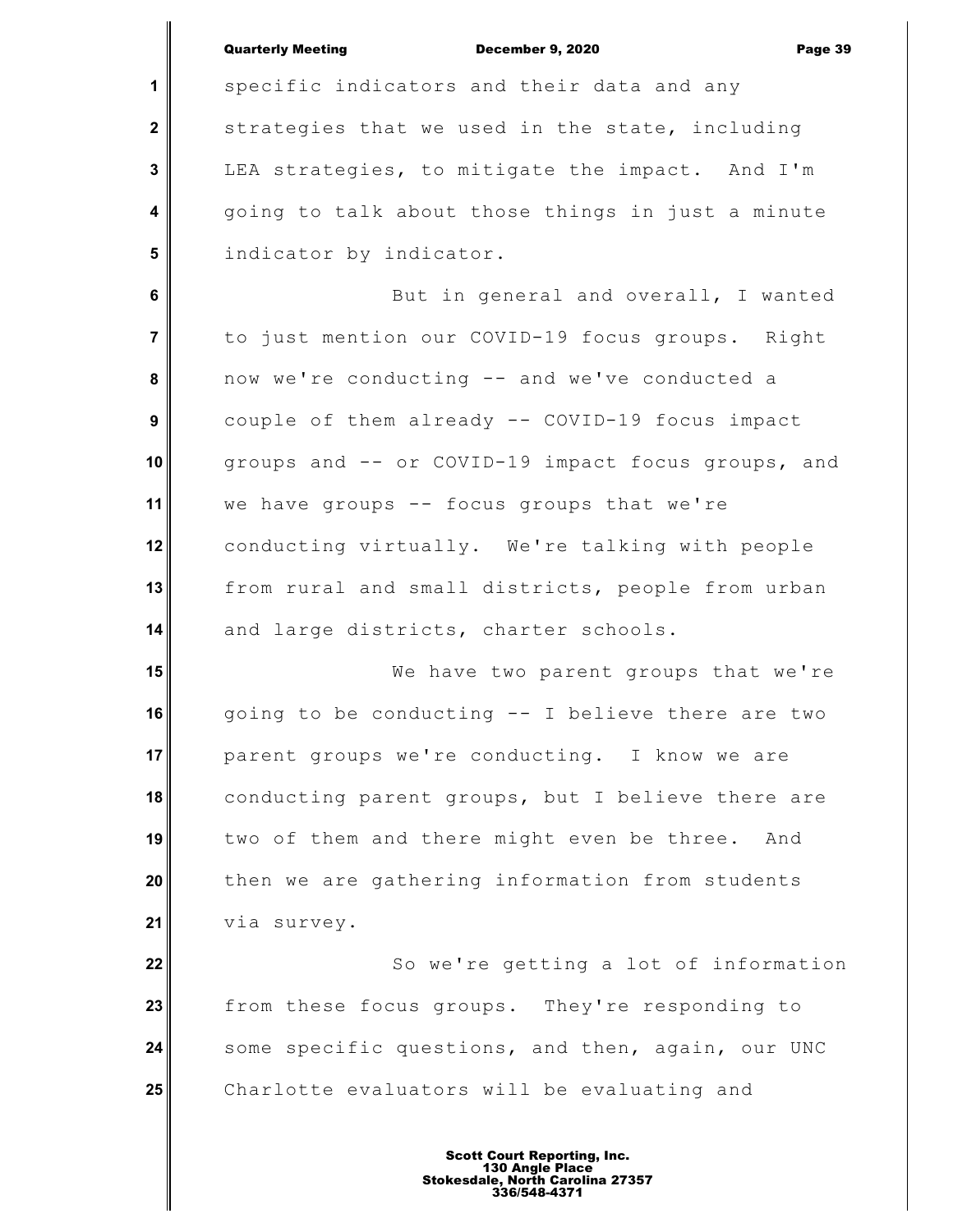specific indicators and their data and any strategies that we used in the state, including LEA strategies, to mitigate the impact. And I'm going to talk about those things in just a minute indicator by indicator.

But in general and overall, I wanted to just mention our COVID-19 focus groups. Right now we're conducting -- and we've conducted a couple of them already -- COVID-19 focus impact groups and -- or COVID-19 impact focus groups, and we have groups -- focus groups that we're conducting virtually. We're talking with people from rural and small districts, people from urban and large districts, charter schools.

We have two parent groups that we're going to be conducting -- I believe there are two parent groups we're conducting. I know we are conducting parent groups, but I believe there are two of them and there might even be three. And then we are gathering information from students via survey.

So we're getting a lot of information from these focus groups. They're responding to some specific questions, and then, again, our UNC Charlotte evaluators will be evaluating and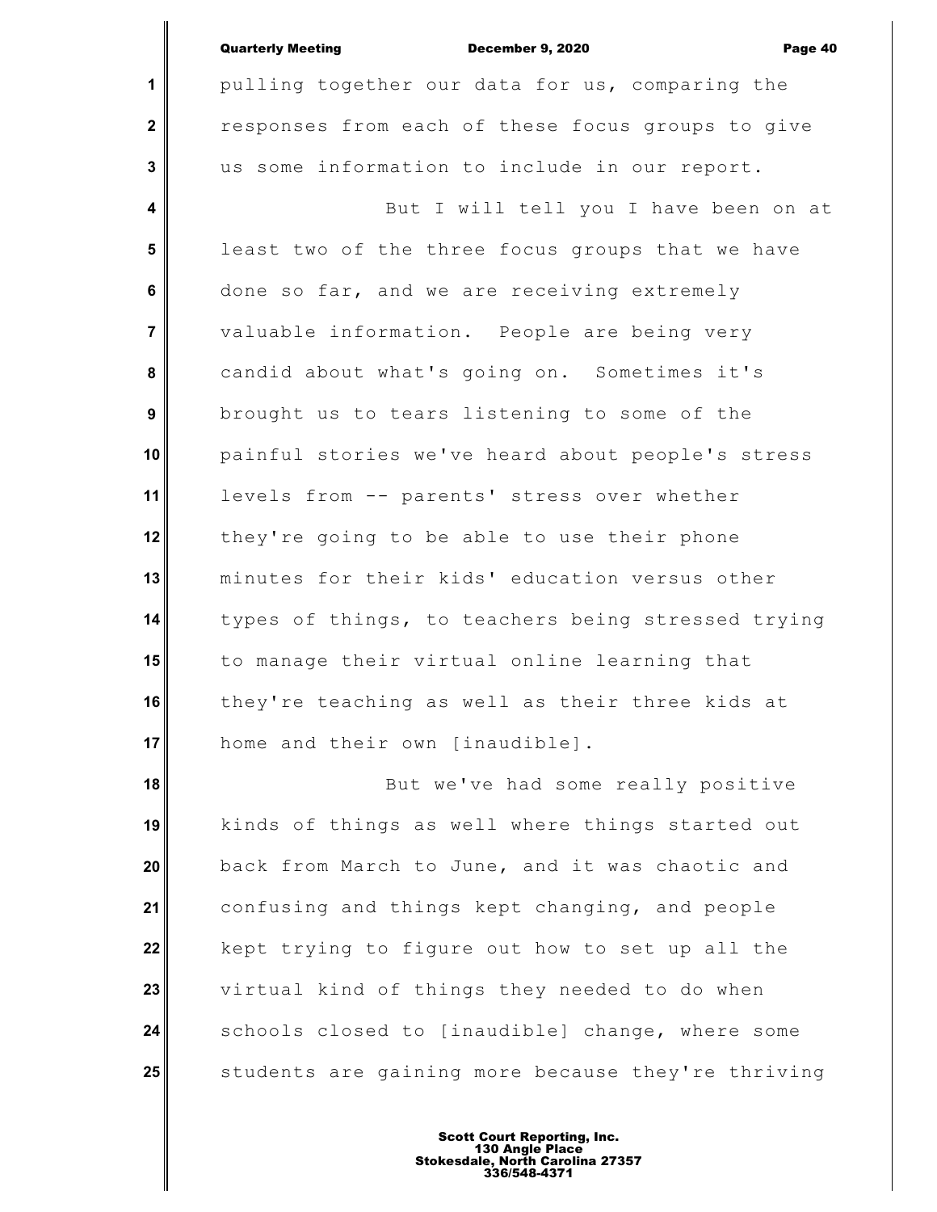pulling together our data for us, comparing the responses from each of these focus groups to give us some information to include in our report.

But I will tell you I have been on at least two of the three focus groups that we have done so far, and we are receiving extremely valuable information. People are being very candid about what's going on. Sometimes it's brought us to tears listening to some of the painful stories we've heard about people's stress levels from -- parents' stress over whether they're going to be able to use their phone minutes for their kids' education versus other types of things, to teachers being stressed trying to manage their virtual online learning that they're teaching as well as their three kids at home and their own [inaudible].

But we've had some really positive kinds of things as well where things started out back from March to June, and it was chaotic and confusing and things kept changing, and people kept trying to figure out how to set up all the virtual kind of things they needed to do when schools closed to [inaudible] change, where some students are gaining more because they're thriving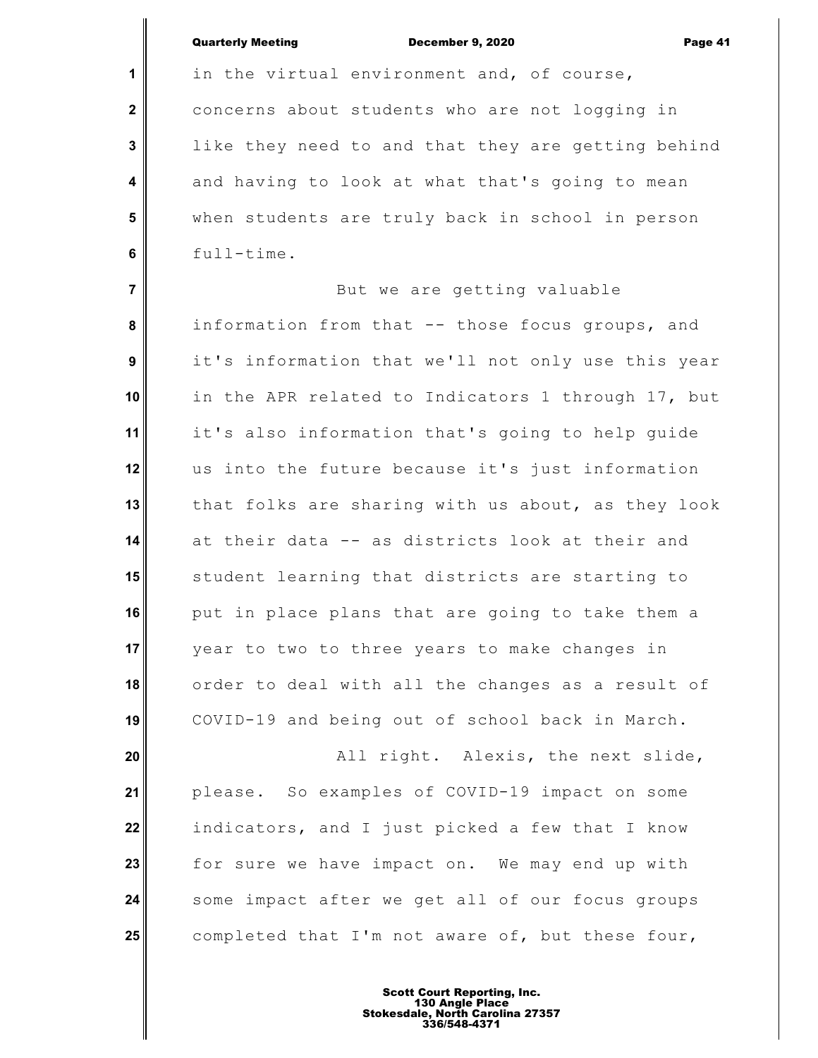in the virtual environment and, of course, concerns about students who are not logging in like they need to and that they are getting behind and having to look at what that's going to mean when students are truly back in school in person full-time.

But we are getting valuable information from that -- those focus groups, and it's information that we'll not only use this year in the APR related to Indicators 1 through 17, but it's also information that's going to help guide us into the future because it's just information that folks are sharing with us about, as they look at their data -- as districts look at their and student learning that districts are starting to put in place plans that are going to take them a year to two to three years to make changes in order to deal with all the changes as a result of COVID-19 and being out of school back in March.

All right. Alexis, the next slide, please. So examples of COVID-19 impact on some indicators, and I just picked a few that I know for sure we have impact on. We may end up with some impact after we get all of our focus groups completed that I'm not aware of, but these four,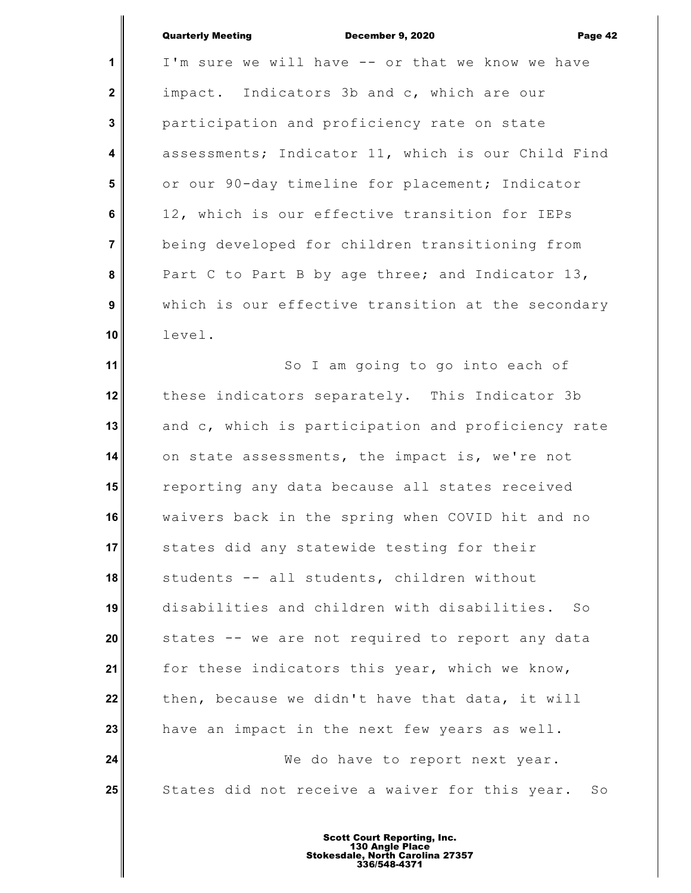I'm sure we will have -- or that we know we have impact. Indicators 3b and c, which are our participation and proficiency rate on state assessments; Indicator 11, which is our Child Find or our 90-day timeline for placement; Indicator 12, which is our effective transition for IEPs being developed for children transitioning from Part C to Part B by age three; and Indicator 13, which is our effective transition at the secondary level.

So I am going to go into each of these indicators separately. This Indicator 3b and c, which is participation and proficiency rate on state assessments, the impact is, we're not reporting any data because all states received waivers back in the spring when COVID hit and no states did any statewide testing for their students -- all students, children without disabilities and children with disabilities. So states -- we are not required to report any data for these indicators this year, which we know, then, because we didn't have that data, it will have an impact in the next few years as well.

We do have to report next year. States did not receive a waiver for this year. So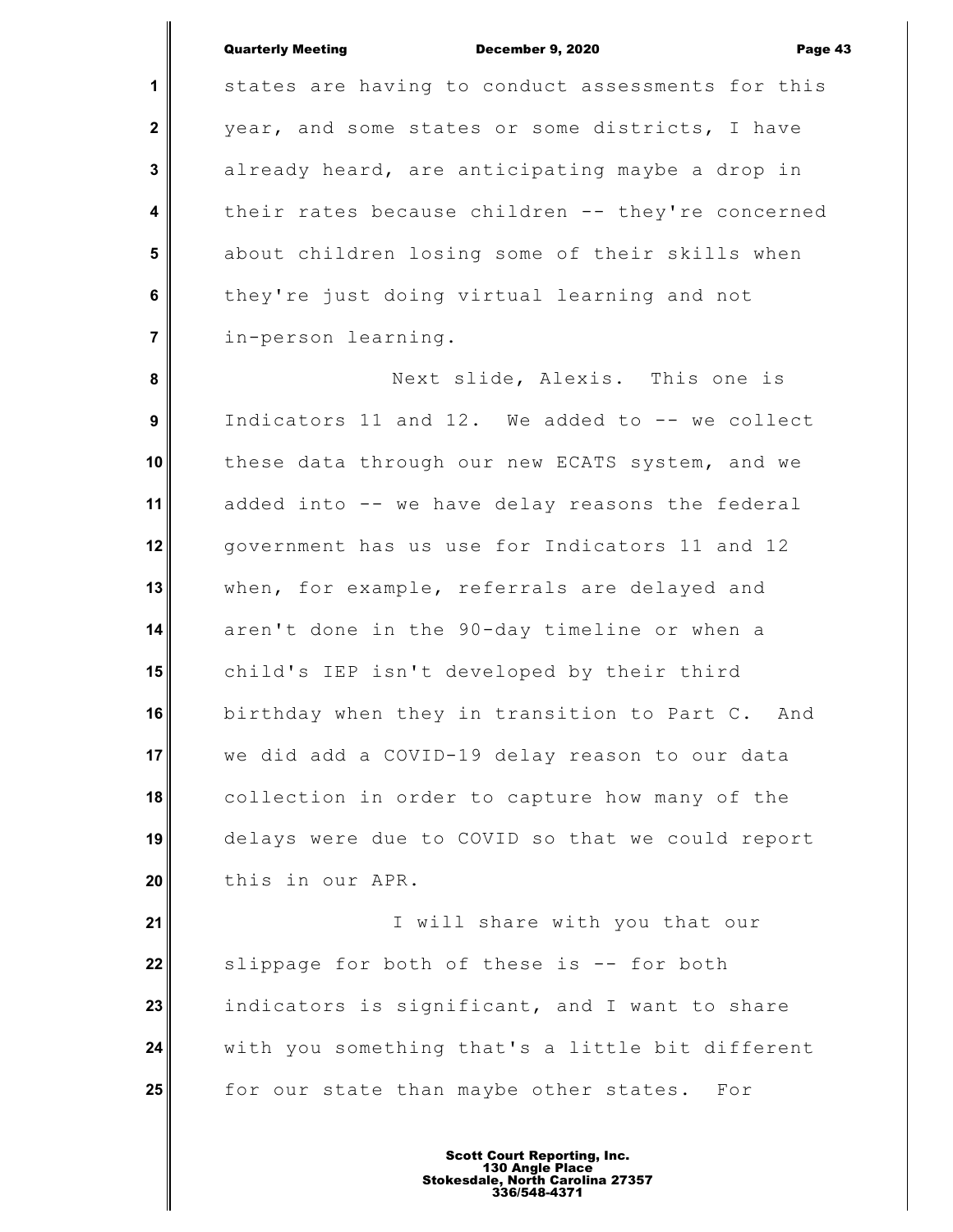states are having to conduct assessments for this year, and some states or some districts, I have already heard, are anticipating maybe a drop in their rates because children -- they're concerned about children losing some of their skills when they're just doing virtual learning and not in-person learning.

Next slide, Alexis. This one is Indicators 11 and 12. We added to -- we collect these data through our new ECATS system, and we added into -- we have delay reasons the federal government has us use for Indicators 11 and 12 when, for example, referrals are delayed and aren't done in the 90-day timeline or when a child's IEP isn't developed by their third birthday when they in transition to Part C. And we did add a COVID-19 delay reason to our data collection in order to capture how many of the delays were due to COVID so that we could report this in our APR.

I will share with you that our slippage for both of these is -- for both indicators is significant, and I want to share with you something that's a little bit different for our state than maybe other states. For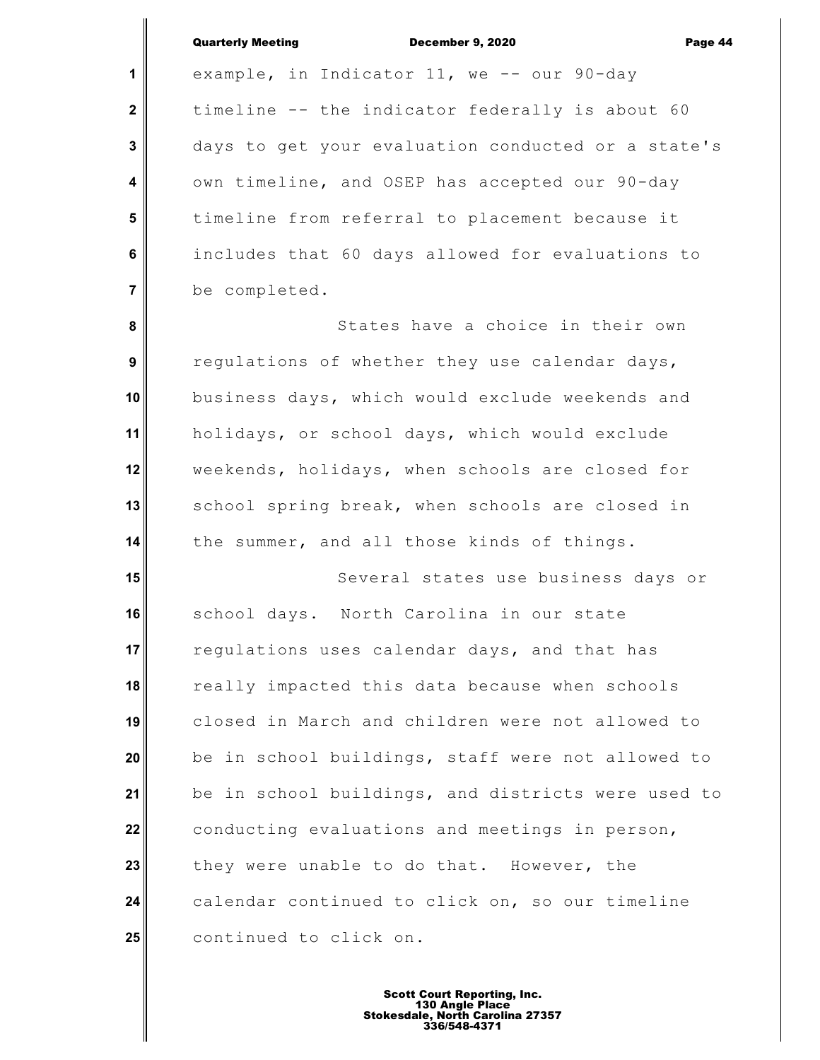example, in Indicator 11, we -- our 90-day timeline -- the indicator federally is about 60 days to get your evaluation conducted or a state's own timeline, and OSEP has accepted our 90-day timeline from referral to placement because it includes that 60 days allowed for evaluations to be completed.

States have a choice in their own regulations of whether they use calendar days, business days, which would exclude weekends and holidays, or school days, which would exclude weekends, holidays, when schools are closed for school spring break, when schools are closed in the summer, and all those kinds of things.

Several states use business days or school days. North Carolina in our state regulations uses calendar days, and that has really impacted this data because when schools closed in March and children were not allowed to be in school buildings, staff were not allowed to be in school buildings, and districts were used to conducting evaluations and meetings in person, they were unable to do that. However, the calendar continued to click on, so our timeline continued to click on.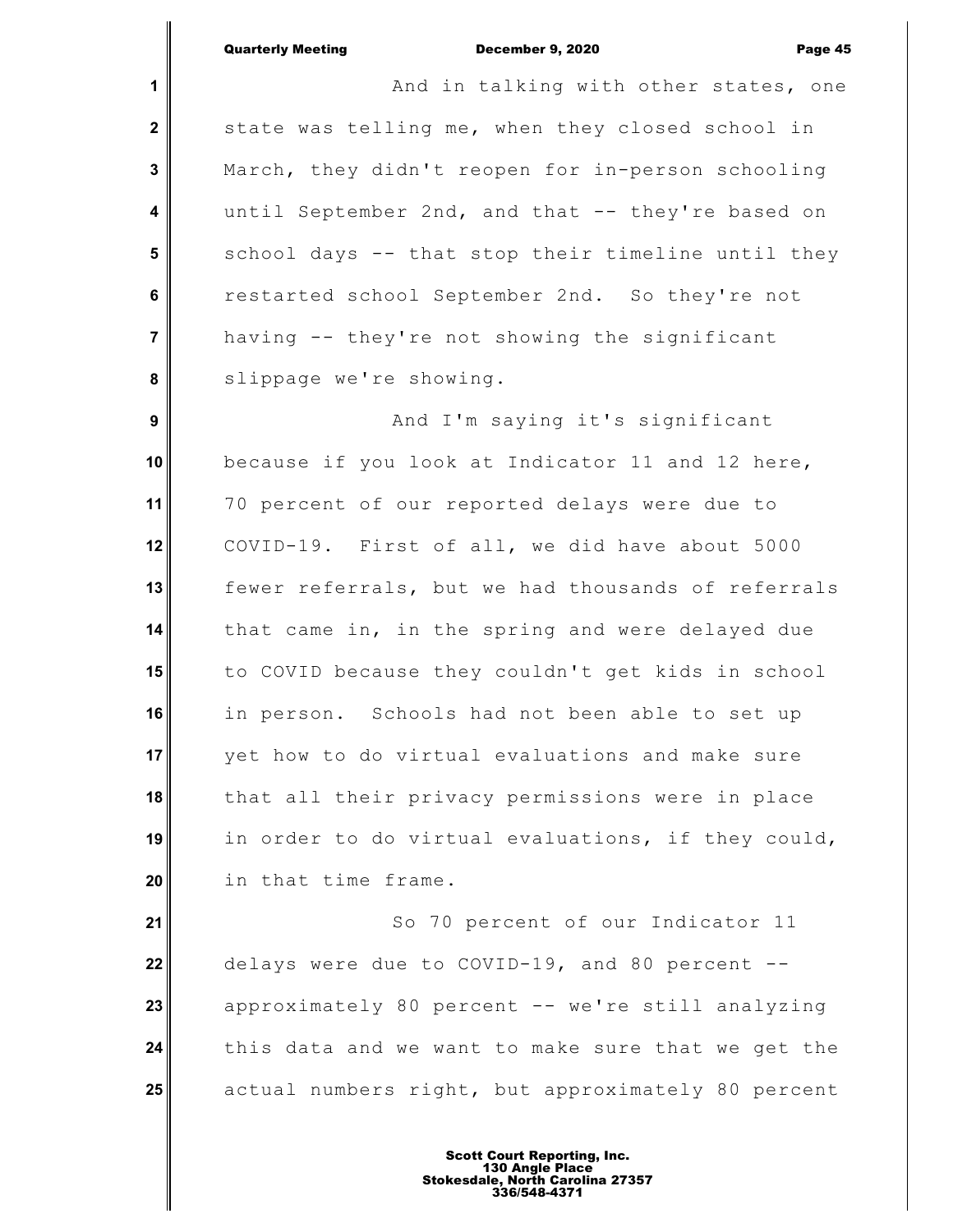And in talking with other states, one state was telling me, when they closed school in March, they didn't reopen for in-person schooling until September 2nd, and that -- they're based on school days -- that stop their timeline until they restarted school September 2nd. So they're not having -- they're not showing the significant slippage we're showing.

And I'm saying it's significant because if you look at Indicator 11 and 12 here, 70 percent of our reported delays were due to COVID-19. First of all, we did have about 5000 fewer referrals, but we had thousands of referrals that came in, in the spring and were delayed due to COVID because they couldn't get kids in school in person. Schools had not been able to set up yet how to do virtual evaluations and make sure that all their privacy permissions were in place in order to do virtual evaluations, if they could, in that time frame.

So 70 percent of our Indicator 11 delays were due to COVID-19, and 80 percent -- approximately 80 percent -- we're still analyzing this data and we want to make sure that we get the actual numbers right, but approximately 80 percent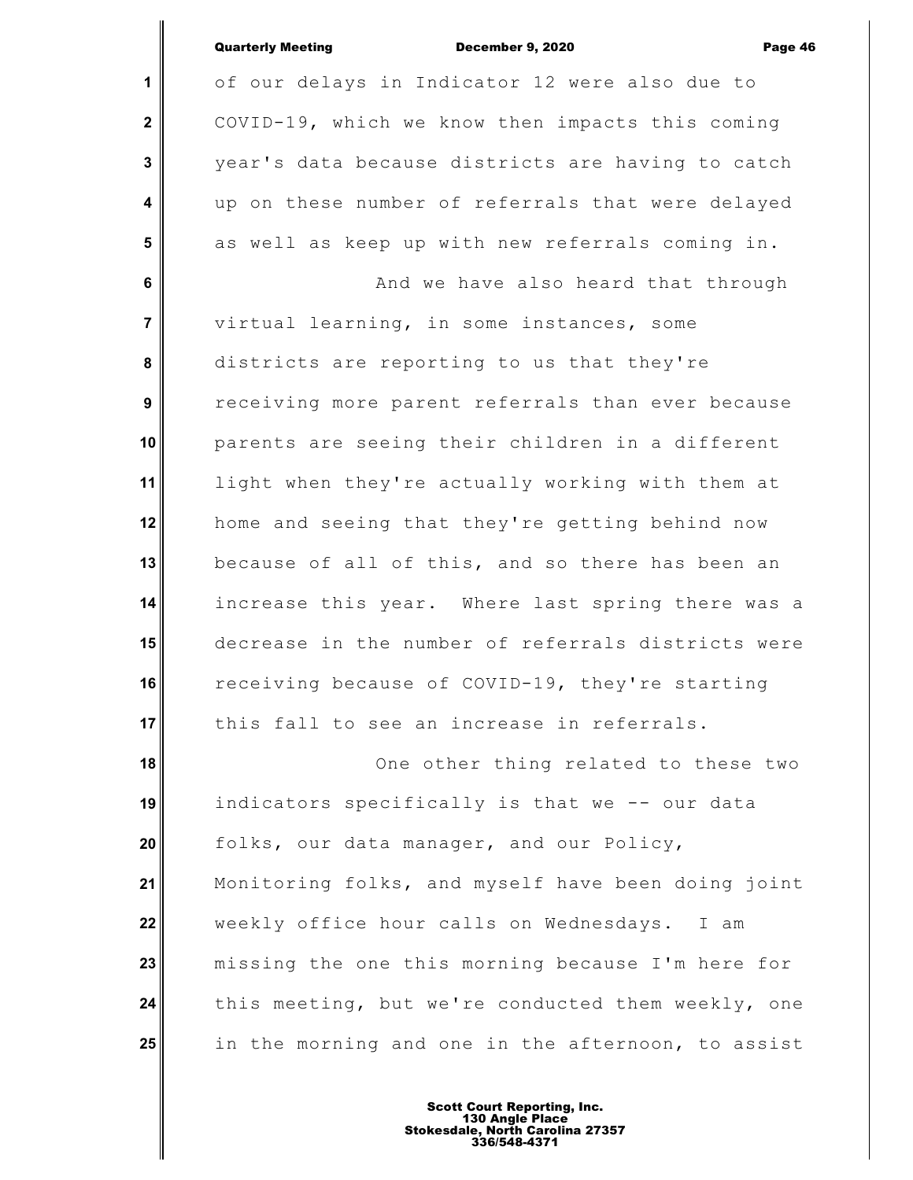of our delays in Indicator 12 were also due to COVID-19, which we know then impacts this coming year's data because districts are having to catch up on these number of referrals that were delayed as well as keep up with new referrals coming in.

And we have also heard that through virtual learning, in some instances, some districts are reporting to us that they're receiving more parent referrals than ever because parents are seeing their children in a different light when they're actually working with them at home and seeing that they're getting behind now because of all of this, and so there has been an increase this year. Where last spring there was a decrease in the number of referrals districts were receiving because of COVID-19, they're starting this fall to see an increase in referrals.

One other thing related to these two indicators specifically is that we -- our data folks, our data manager, and our Policy, Monitoring folks, and myself have been doing joint weekly office hour calls on Wednesdays. I am missing the one this morning because I'm here for this meeting, but we're conducted them weekly, one in the morning and one in the afternoon, to assist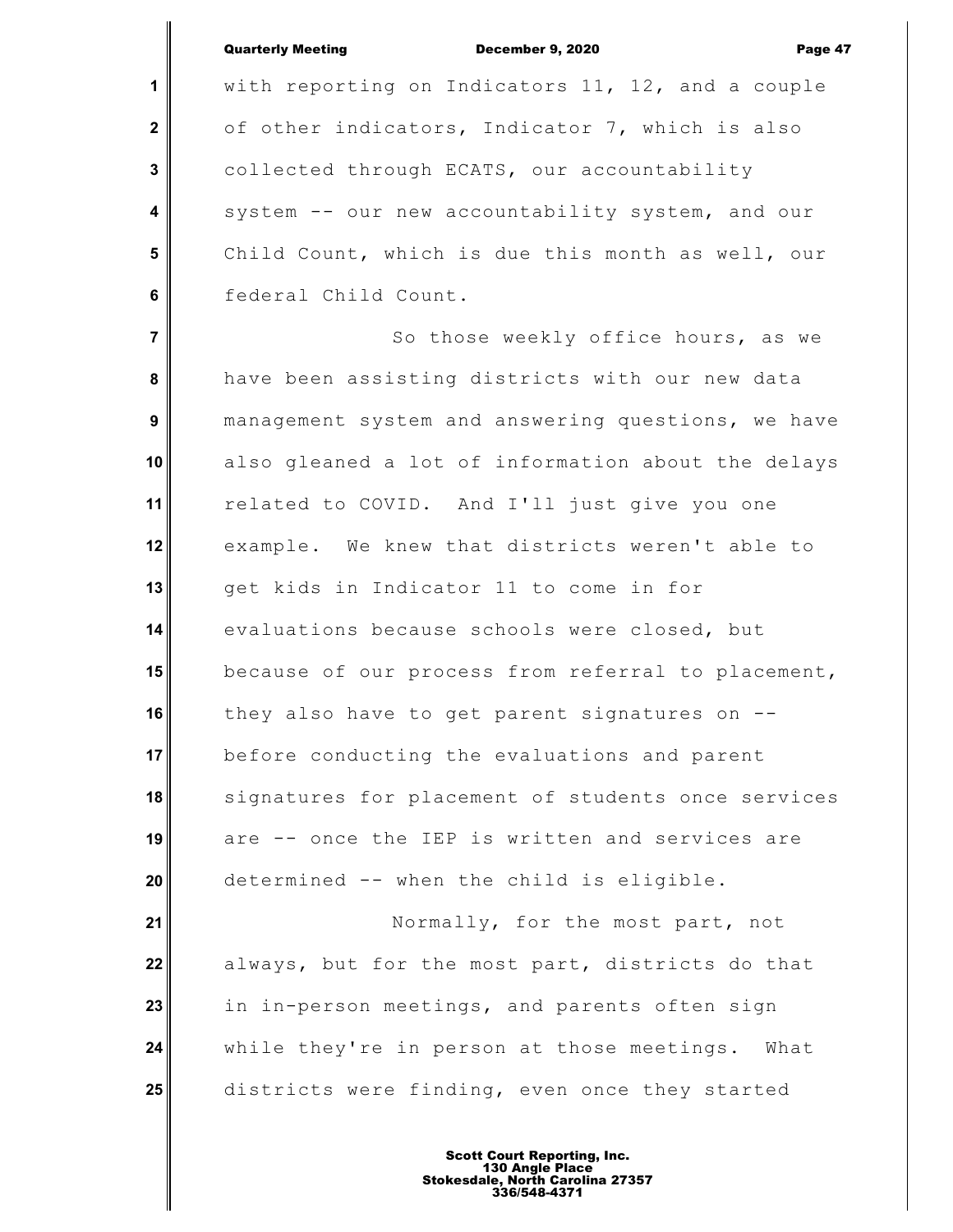with reporting on Indicators 11, 12, and a couple of other indicators, Indicator 7, which is also collected through ECATS, our accountability system -- our new accountability system, and our Child Count, which is due this month as well, our federal Child Count.

So those weekly office hours, as we have been assisting districts with our new data management system and answering questions, we have also gleaned a lot of information about the delays related to COVID. And I'll just give you one example. We knew that districts weren't able to get kids in Indicator 11 to come in for evaluations because schools were closed, but because of our process from referral to placement, they also have to get parent signatures on -- before conducting the evaluations and parent signatures for placement of students once services are -- once the IEP is written and services are determined -- when the child is eligible.

Normally, for the most part, not always, but for the most part, districts do that in in-person meetings, and parents often sign while they're in person at those meetings. What districts were finding, even once they started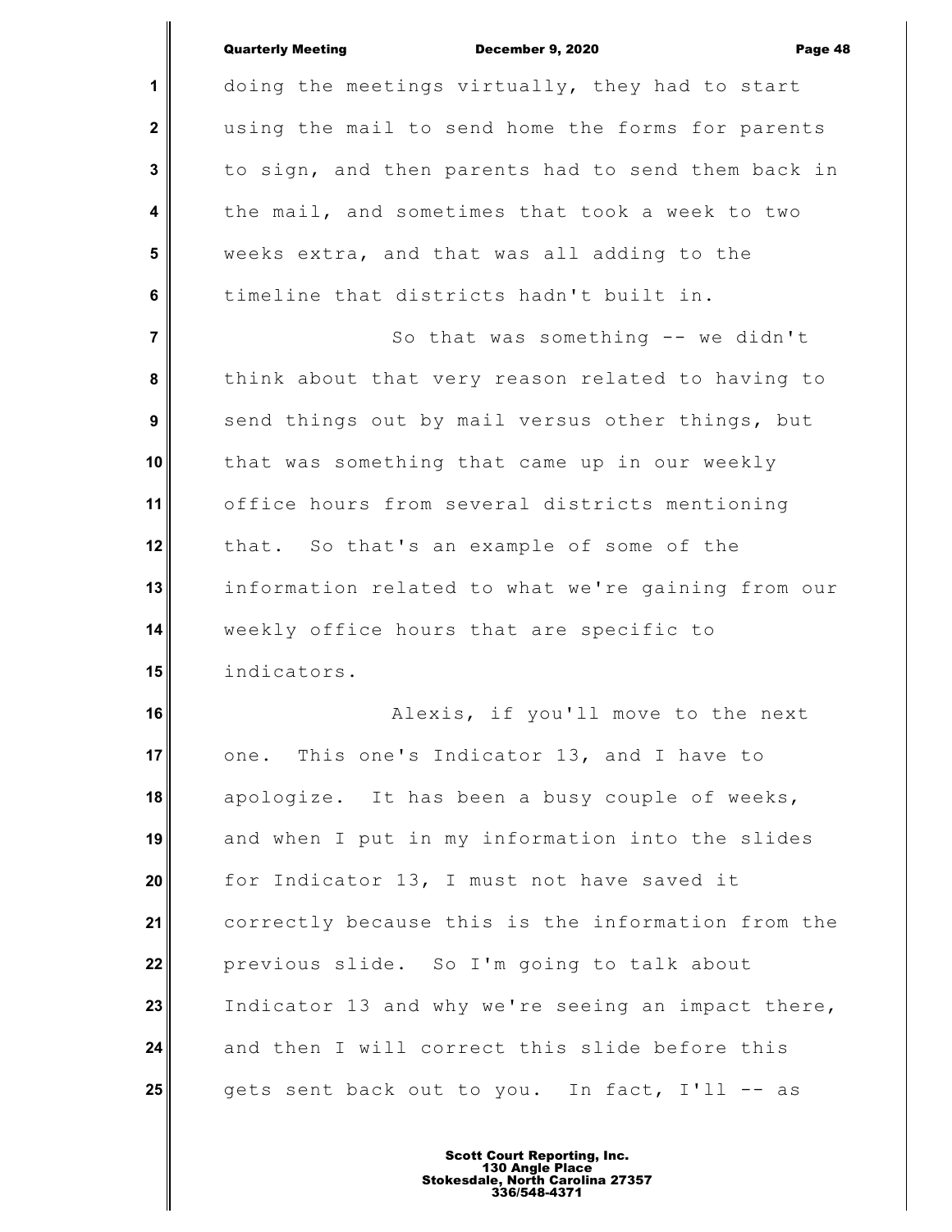doing the meetings virtually, they had to start using the mail to send home the forms for parents to sign, and then parents had to send them back in the mail, and sometimes that took a week to two weeks extra, and that was all adding to the timeline that districts hadn't built in.

So that was something -- we didn't think about that very reason related to having to send things out by mail versus other things, but that was something that came up in our weekly office hours from several districts mentioning that. So that's an example of some of the information related to what we're gaining from our weekly office hours that are specific to indicators.

Alexis, if you'll move to the next one. This one's Indicator 13, and I have to apologize. It has been a busy couple of weeks, and when I put in my information into the slides for Indicator 13, I must not have saved it correctly because this is the information from the previous slide. So I'm going to talk about Indicator 13 and why we're seeing an impact there, and then I will correct this slide before this gets sent back out to you. In fact, I'll -- as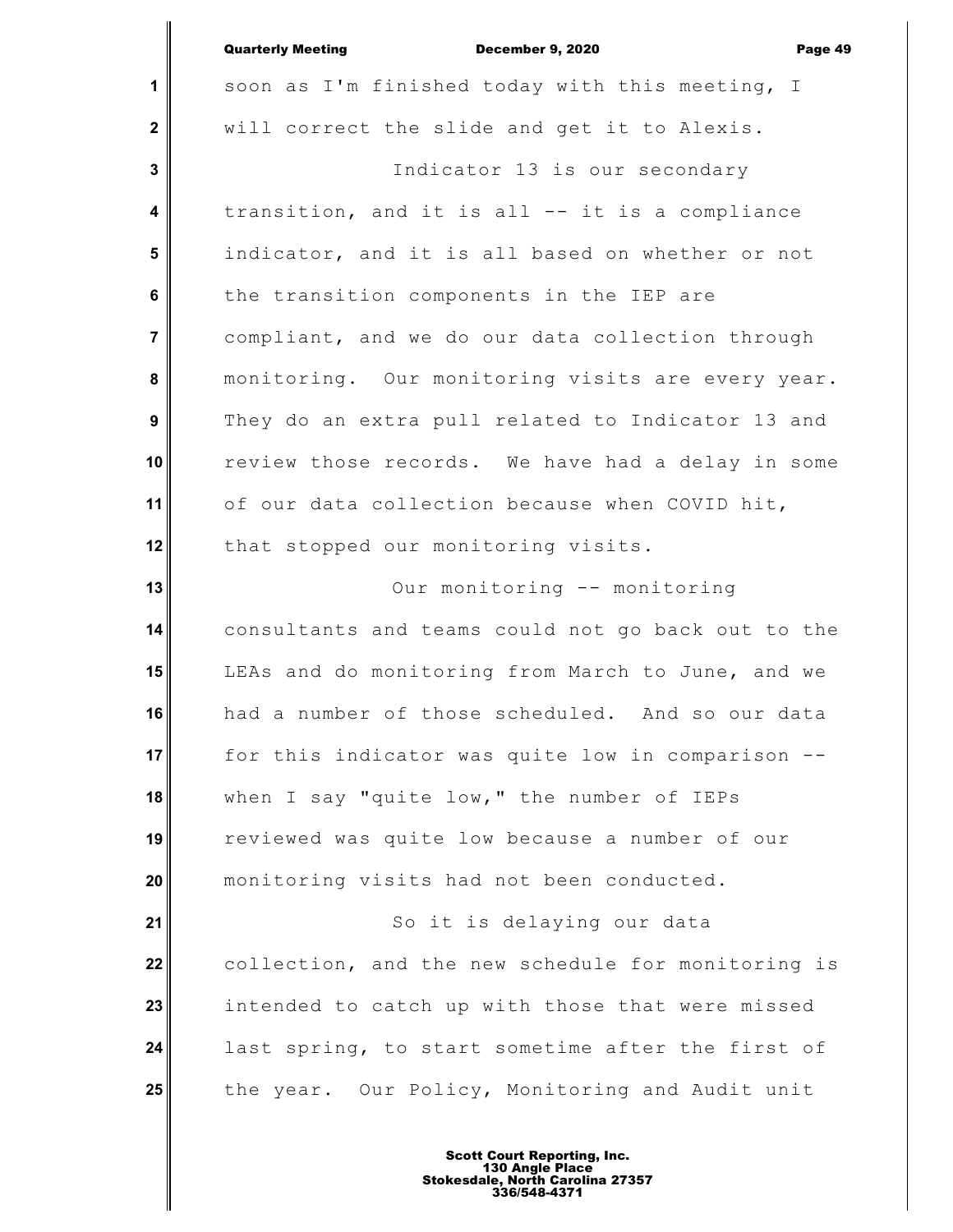soon as I'm finished today with this meeting, I will correct the slide and get it to Alexis.

Indicator 13 is our secondary transition, and it is all -- it is a compliance indicator, and it is all based on whether or not the transition components in the IEP are compliant, and we do our data collection through monitoring. Our monitoring visits are every year. They do an extra pull related to Indicator 13 and review those records. We have had a delay in some of our data collection because when COVID hit, that stopped our monitoring visits.

Our monitoring -- monitoring consultants and teams could not go back out to the LEAs and do monitoring from March to June, and we had a number of those scheduled. And so our data for this indicator was quite low in comparison -- when I say "quite low," the number of IEPs reviewed was quite low because a number of our monitoring visits had not been conducted.

So it is delaying our data collection, and the new schedule for monitoring is intended to catch up with those that were missed last spring, to start sometime after the first of the year. Our Policy, Monitoring and Audit unit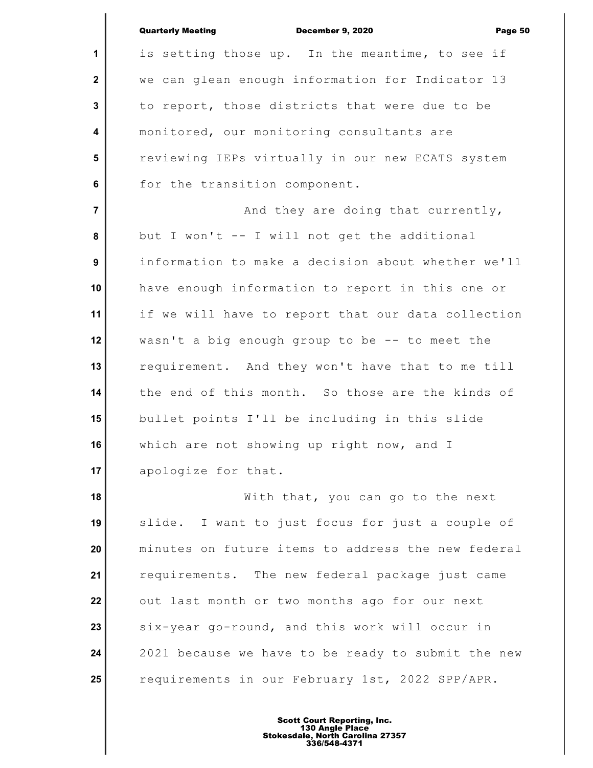is setting those up. In the meantime, to see if we can glean enough information for Indicator 13 to report, those districts that were due to be monitored, our monitoring consultants are reviewing IEPs virtually in our new ECATS system for the transition component.

And they are doing that currently, but I won't -- I will not get the additional information to make a decision about whether we'll have enough information to report in this one or if we will have to report that our data collection wasn't a big enough group to be -- to meet the requirement. And they won't have that to me till the end of this month. So those are the kinds of bullet points I'll be including in this slide which are not showing up right now, and I apologize for that.

With that, you can go to the next slide. I want to just focus for just a couple of minutes on future items to address the new federal requirements. The new federal package just came out last month or two months ago for our next six-year go-round, and this work will occur in 2021 because we have to be ready to submit the new requirements in our February 1st, 2022 SPP/APR.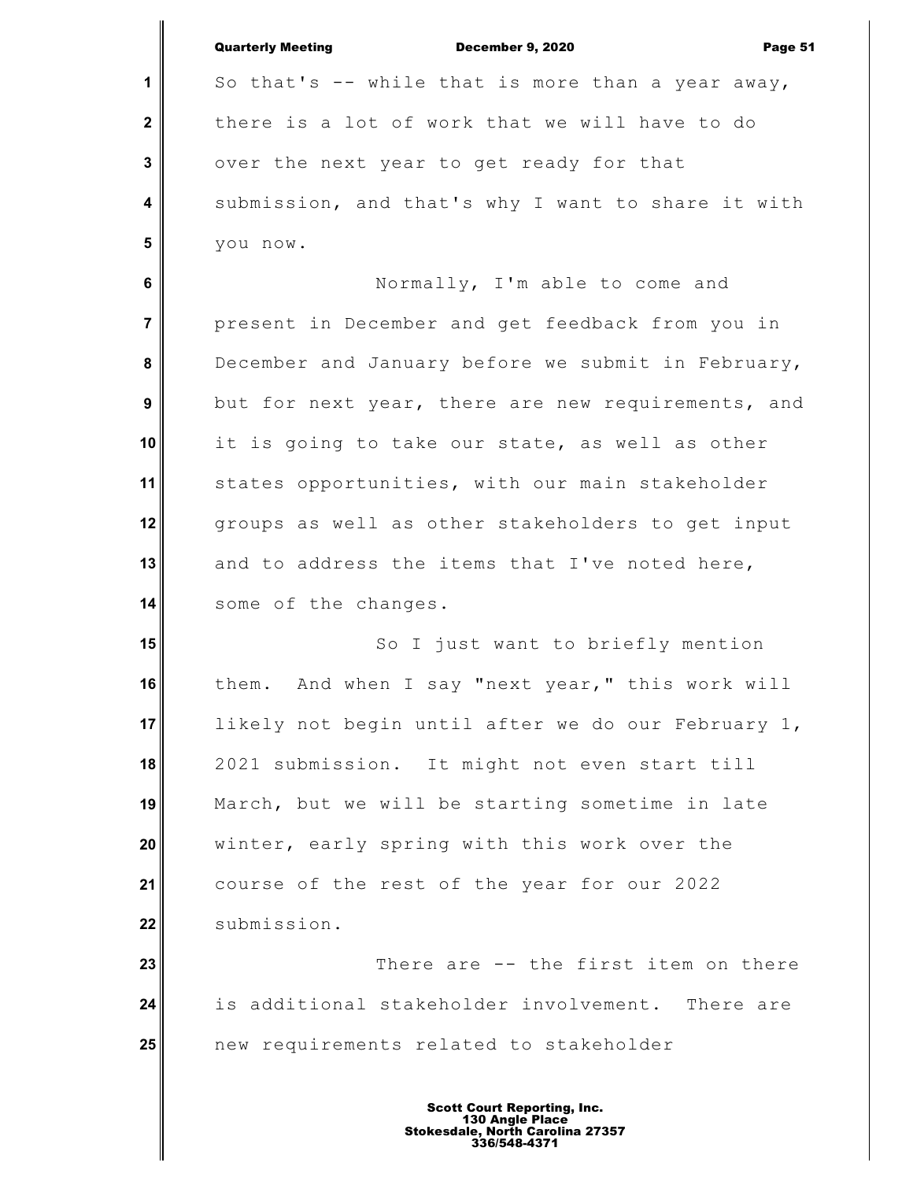So that's -- while that is more than a year away, there is a lot of work that we will have to do over the next year to get ready for that submission, and that's why I want to share it with you now.

Normally, I'm able to come and present in December and get feedback from you in December and January before we submit in February, but for next year, there are new requirements, and it is going to take our state, as well as other states opportunities, with our main stakeholder groups as well as other stakeholders to get input and to address the items that I've noted here, some of the changes.

So I just want to briefly mention them. And when I say "next year," this work will likely not begin until after we do our February 1, 2021 submission. It might not even start till March, but we will be starting sometime in late winter, early spring with this work over the course of the rest of the year for our 2022 submission.

There are -- the first item on there is additional stakeholder involvement. There are new requirements related to stakeholder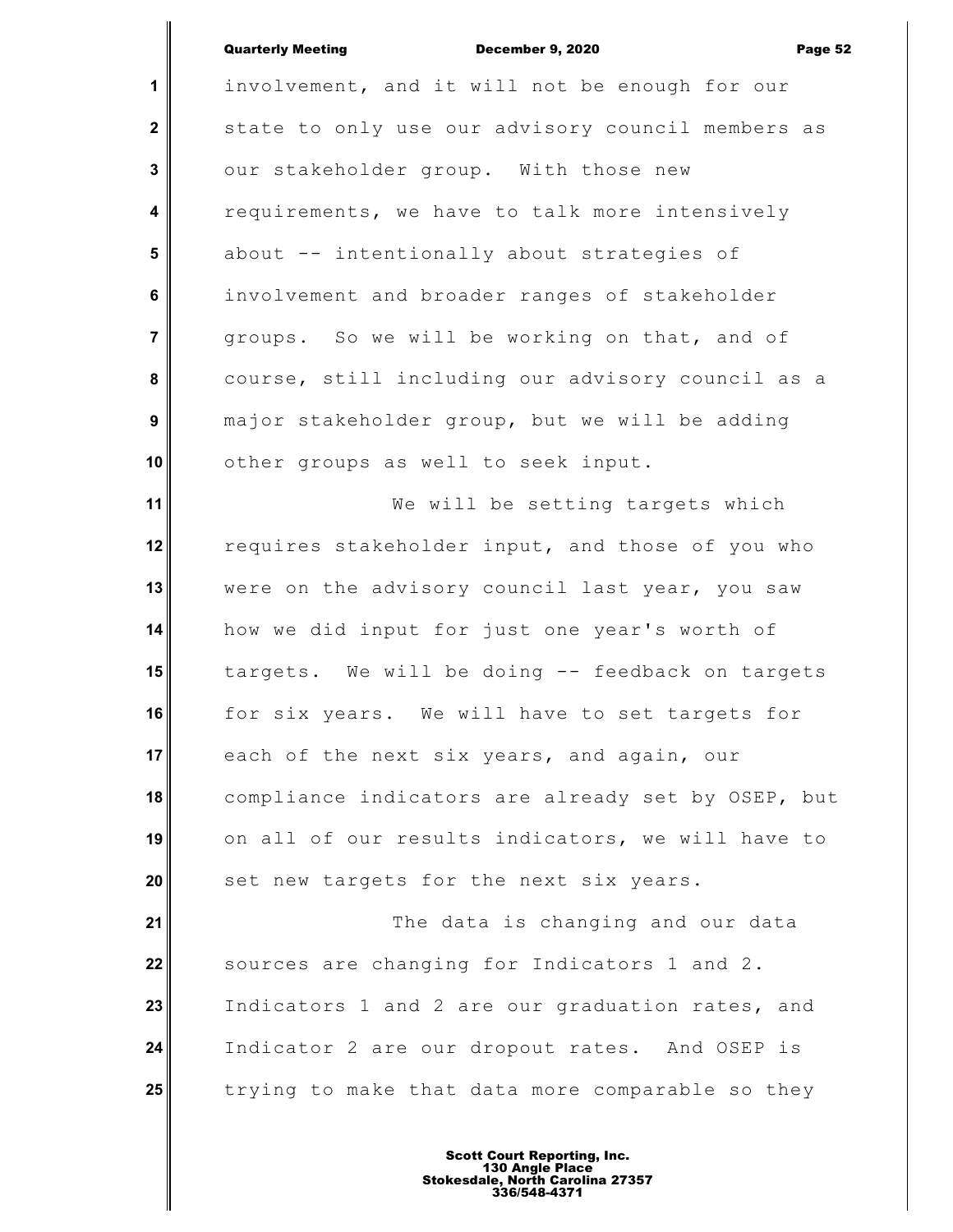involvement, and it will not be enough for our state to only use our advisory council members as our stakeholder group. With those new requirements, we have to talk more intensively about -- intentionally about strategies of involvement and broader ranges of stakeholder groups. So we will be working on that, and of course, still including our advisory council as a major stakeholder group, but we will be adding other groups as well to seek input.

We will be setting targets which requires stakeholder input, and those of you who were on the advisory council last year, you saw how we did input for just one year's worth of targets. We will be doing -- feedback on targets for six years. We will have to set targets for each of the next six years, and again, our compliance indicators are already set by OSEP, but on all of our results indicators, we will have to set new targets for the next six years.

The data is changing and our data sources are changing for Indicators 1 and 2. Indicators 1 and 2 are our graduation rates, and Indicator 2 are our dropout rates. And OSEP is trying to make that data more comparable so they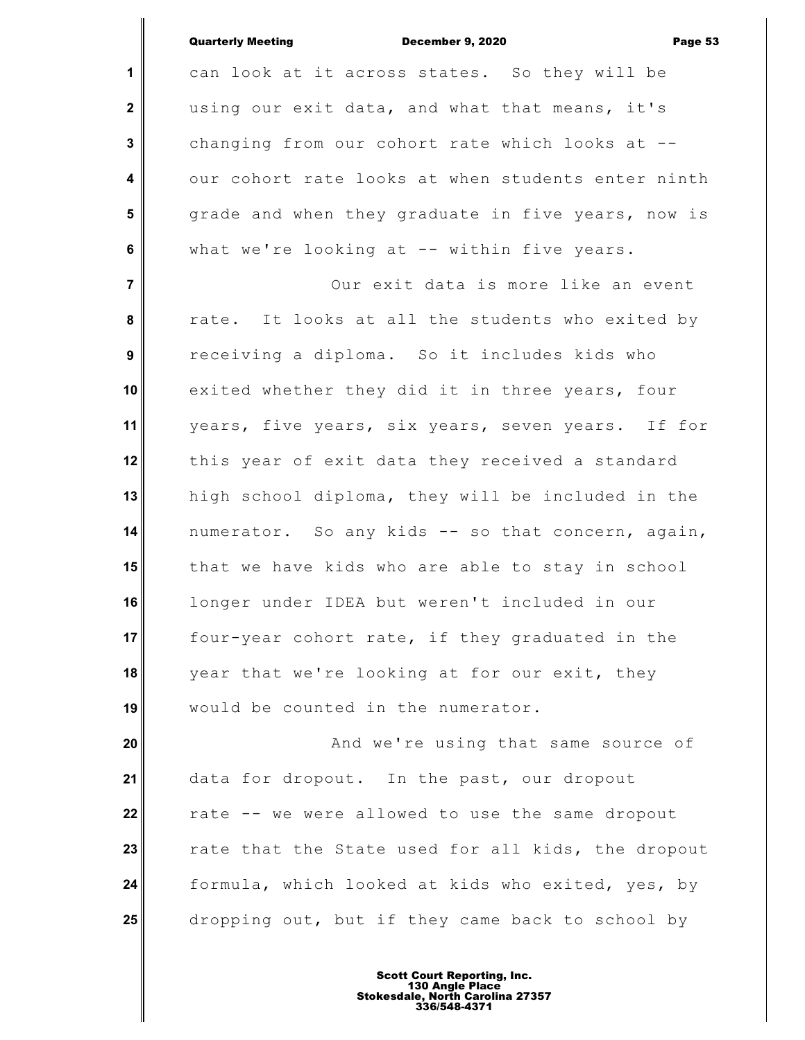can look at it across states. So they will be using our exit data, and what that means, it's changing from our cohort rate which looks at -- our cohort rate looks at when students enter ninth grade and when they graduate in five years, now is what we're looking at -- within five years.

Our exit data is more like an event rate. It looks at all the students who exited by receiving a diploma. So it includes kids who exited whether they did it in three years, four years, five years, six years, seven years. If for this year of exit data they received a standard high school diploma, they will be included in the numerator. So any kids -- so that concern, again, that we have kids who are able to stay in school longer under IDEA but weren't included in our four-year cohort rate, if they graduated in the year that we're looking at for our exit, they would be counted in the numerator.

And we're using that same source of data for dropout. In the past, our dropout rate -- we were allowed to use the same dropout rate that the State used for all kids, the dropout formula, which looked at kids who exited, yes, by dropping out, but if they came back to school by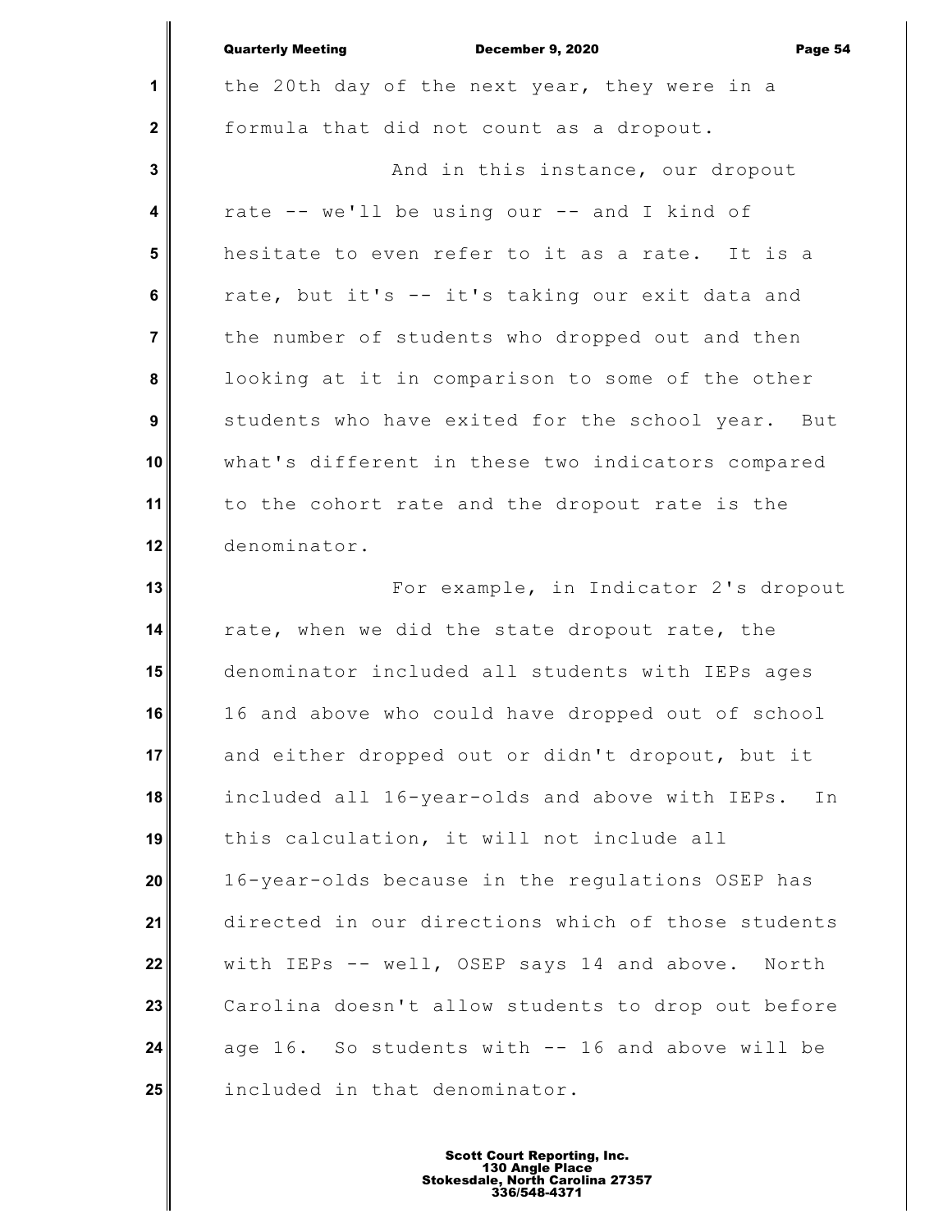the 20th day of the next year, they were in a formula that did not count as a dropout.

And in this instance, our dropout rate -- we'll be using our -- and I kind of hesitate to even refer to it as a rate. It is a rate, but it's -- it's taking our exit data and the number of students who dropped out and then looking at it in comparison to some of the other students who have exited for the school year. But what's different in these two indicators compared to the cohort rate and the dropout rate is the denominator.

For example, in Indicator 2's dropout rate, when we did the state dropout rate, the denominator included all students with IEPs ages 16 and above who could have dropped out of school and either dropped out or didn't dropout, but it included all 16-year-olds and above with IEPs. In this calculation, it will not include all 16-year-olds because in the regulations OSEP has directed in our directions which of those students with IEPs -- well, OSEP says 14 and above. North Carolina doesn't allow students to drop out before age 16. So students with -- 16 and above will be included in that denominator.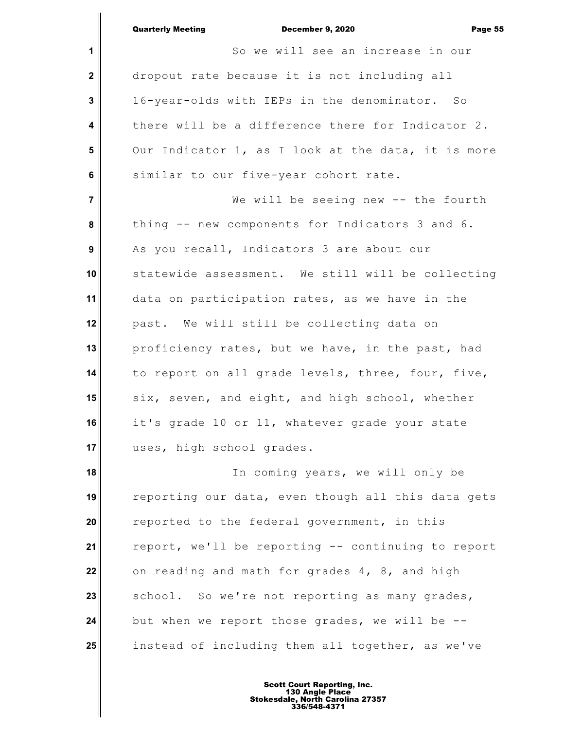So we will see an increase in our dropout rate because it is not including all 16-year-olds with IEPs in the denominator. So there will be a difference there for Indicator 2. Our Indicator 1, as I look at the data, it is more similar to our five-year cohort rate.

We will be seeing new -- the fourth thing -- new components for Indicators 3 and 6. As you recall, Indicators 3 are about our statewide assessment. We still will be collecting data on participation rates, as we have in the past. We will still be collecting data on proficiency rates, but we have, in the past, had to report on all grade levels, three, four, five, six, seven, and eight, and high school, whether it's grade 10 or 11, whatever grade your state uses, high school grades.

In coming years, we will only be reporting our data, even though all this data gets reported to the federal government, in this report, we'll be reporting -- continuing to report on reading and math for grades 4, 8, and high school. So we're not reporting as many grades, but when we report those grades, we will be -- instead of including them all together, as we've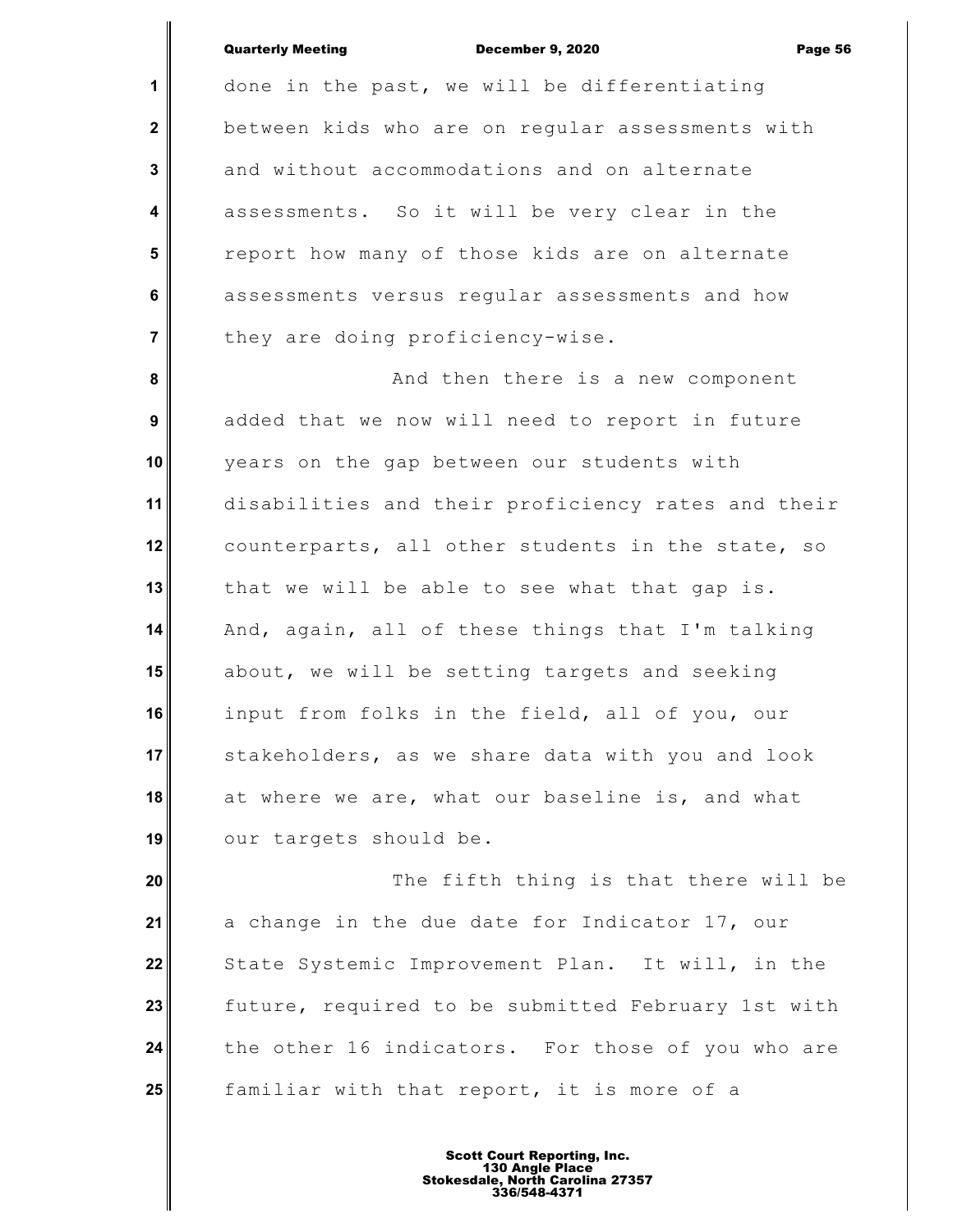done in the past, we will be differentiating between kids who are on regular assessments with and without accommodations and on alternate assessments. So it will be very clear in the report how many of those kids are on alternate assessments versus regular assessments and how they are doing proficiency-wise.

And then there is a new component added that we now will need to report in future years on the gap between our students with disabilities and their proficiency rates and their counterparts, all other students in the state, so that we will be able to see what that gap is. And, again, all of these things that I'm talking about, we will be setting targets and seeking input from folks in the field, all of you, our stakeholders, as we share data with you and look at where we are, what our baseline is, and what our targets should be.

The fifth thing is that there will be a change in the due date for Indicator 17, our State Systemic Improvement Plan. It will, in the future, required to be submitted February 1st with the other 16 indicators. For those of you who are familiar with that report, it is more of a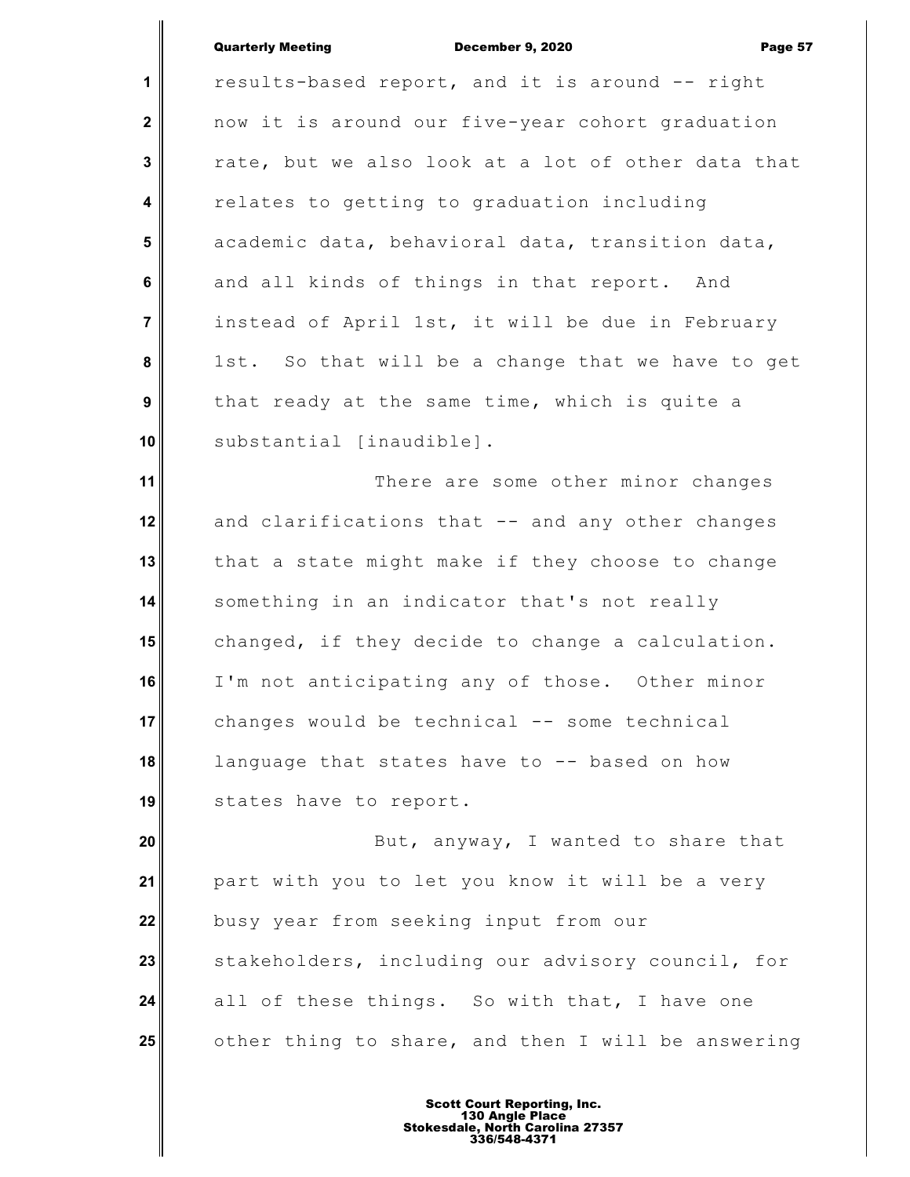results-based report, and it is around -- right now it is around our five-year cohort graduation rate, but we also look at a lot of other data that relates to getting to graduation including academic data, behavioral data, transition data, and all kinds of things in that report. And instead of April 1st, it will be due in February 1st. So that will be a change that we have to get that ready at the same time, which is quite a substantial [inaudible].

There are some other minor changes and clarifications that -- and any other changes that a state might make if they choose to change something in an indicator that's not really changed, if they decide to change a calculation. I'm not anticipating any of those. Other minor changes would be technical -- some technical language that states have to -- based on how states have to report.

But, anyway, I wanted to share that part with you to let you know it will be a very busy year from seeking input from our stakeholders, including our advisory council, for all of these things. So with that, I have one other thing to share, and then I will be answering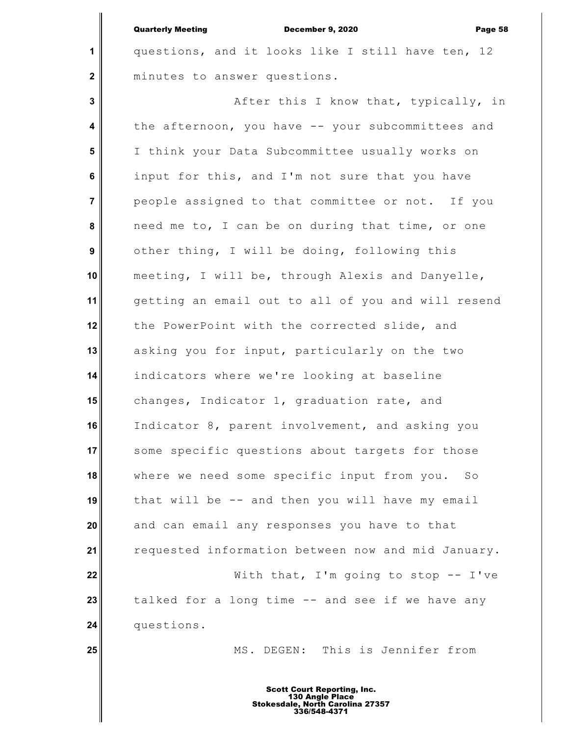questions, and it looks like I still have ten, 12 minutes to answer questions.

After this I know that, typically, in the afternoon, you have -- your subcommittees and I think your Data Subcommittee usually works on input for this, and I'm not sure that you have people assigned to that committee or not. If you need me to, I can be on during that time, or one other thing, I will be doing, following this meeting, I will be, through Alexis and Danyelle, getting an email out to all of you and will resend the PowerPoint with the corrected slide, and asking you for input, particularly on the two indicators where we're looking at baseline changes, Indicator 1, graduation rate, and Indicator 8, parent involvement, and asking you some specific questions about targets for those where we need some specific input from you. So that will be -- and then you will have my email and can email any responses you have to that requested information between now and mid January.

With that, I'm going to stop -- I've talked for a long time -- and see if we have any questions.

MS. DEGEN: This is Jennifer from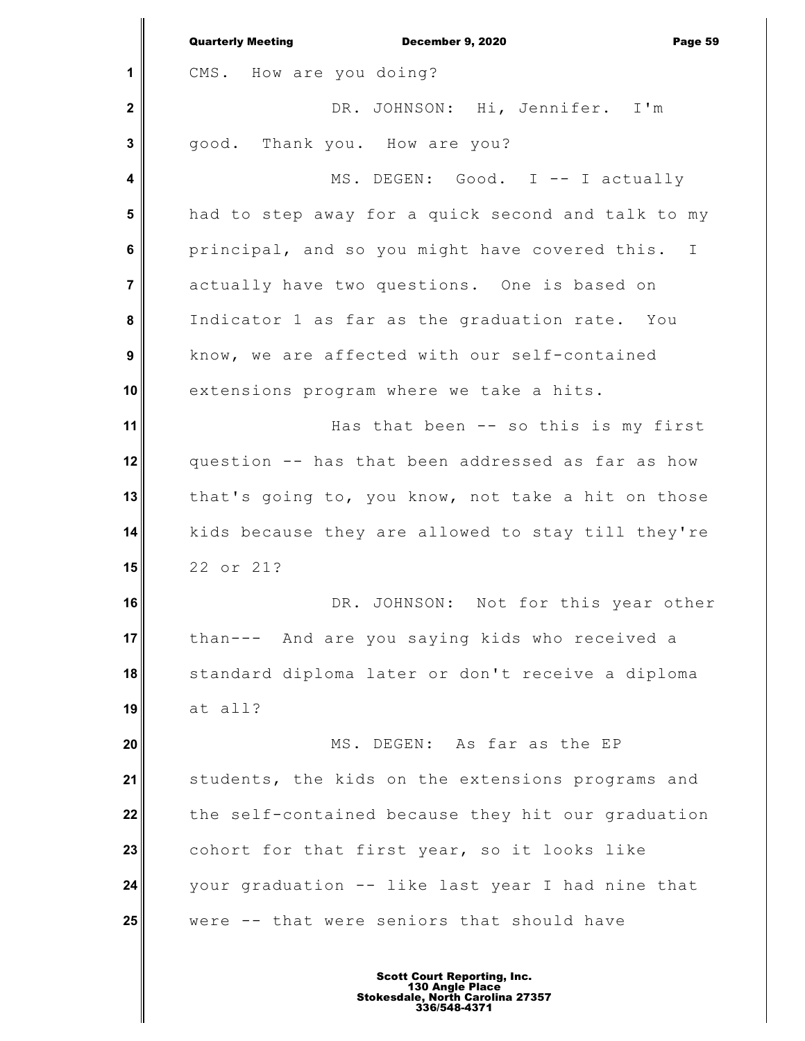CMS. How are you doing?

DR. JOHNSON: Hi, Jennifer. I'm good. Thank you. How are you?

MS. DEGEN: Good. I -- I actually had to step away for a quick second and talk to my principal, and so you might have covered this. I actually have two questions. One is based on Indicator 1 as far as the graduation rate. You know, we are affected with our self-contained extensions program where we take a hits.

Has that been -- so this is my first question -- has that been addressed as far as how that's going to, you know, not take a hit on those kids because they are allowed to stay till they're 22 or 21?

DR. JOHNSON: Not for this year other than--- And are you saying kids who received a standard diploma later or don't receive a diploma at all?

MS. DEGEN: As far as the EP students, the kids on the extensions programs and the self-contained because they hit our graduation cohort for that first year, so it looks like your graduation -- like last year I had nine that were -- that were seniors that should have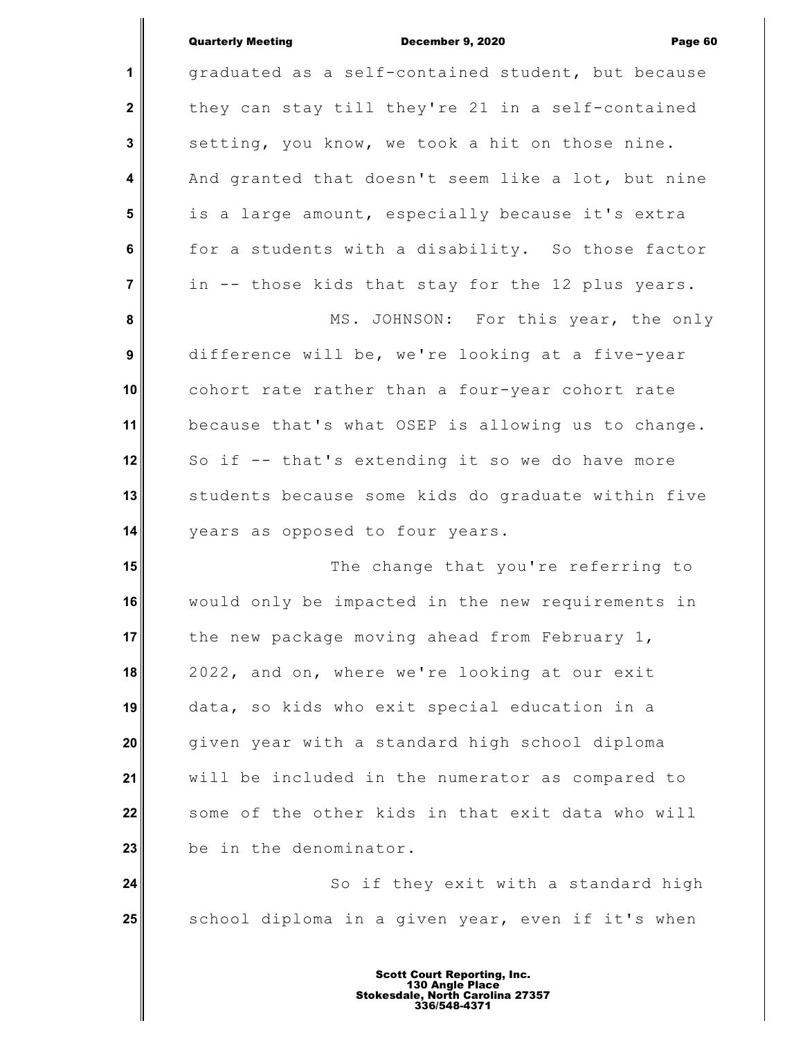graduated as a self-contained student, but because they can stay till they're 21 in a self-contained setting, you know, we took a hit on those nine. And granted that doesn't seem like a lot, but nine is a large amount, especially because it's extra for a students with a disability. So those factor in -- those kids that stay for the 12 plus years.

MS. JOHNSON: For this year, the only difference will be, we're looking at a five-year cohort rate rather than a four-year cohort rate because that's what OSEP is allowing us to change. So if -- that's extending it so we do have more students because some kids do graduate within five years as opposed to four years.

The change that you're referring to would only be impacted in the new requirements in the new package moving ahead from February 1, 2022, and on, where we're looking at our exit data, so kids who exit special education in a given year with a standard high school diploma will be included in the numerator as compared to some of the other kids in that exit data who will be in the denominator.

So if they exit with a standard high school diploma in a given year, even if it's when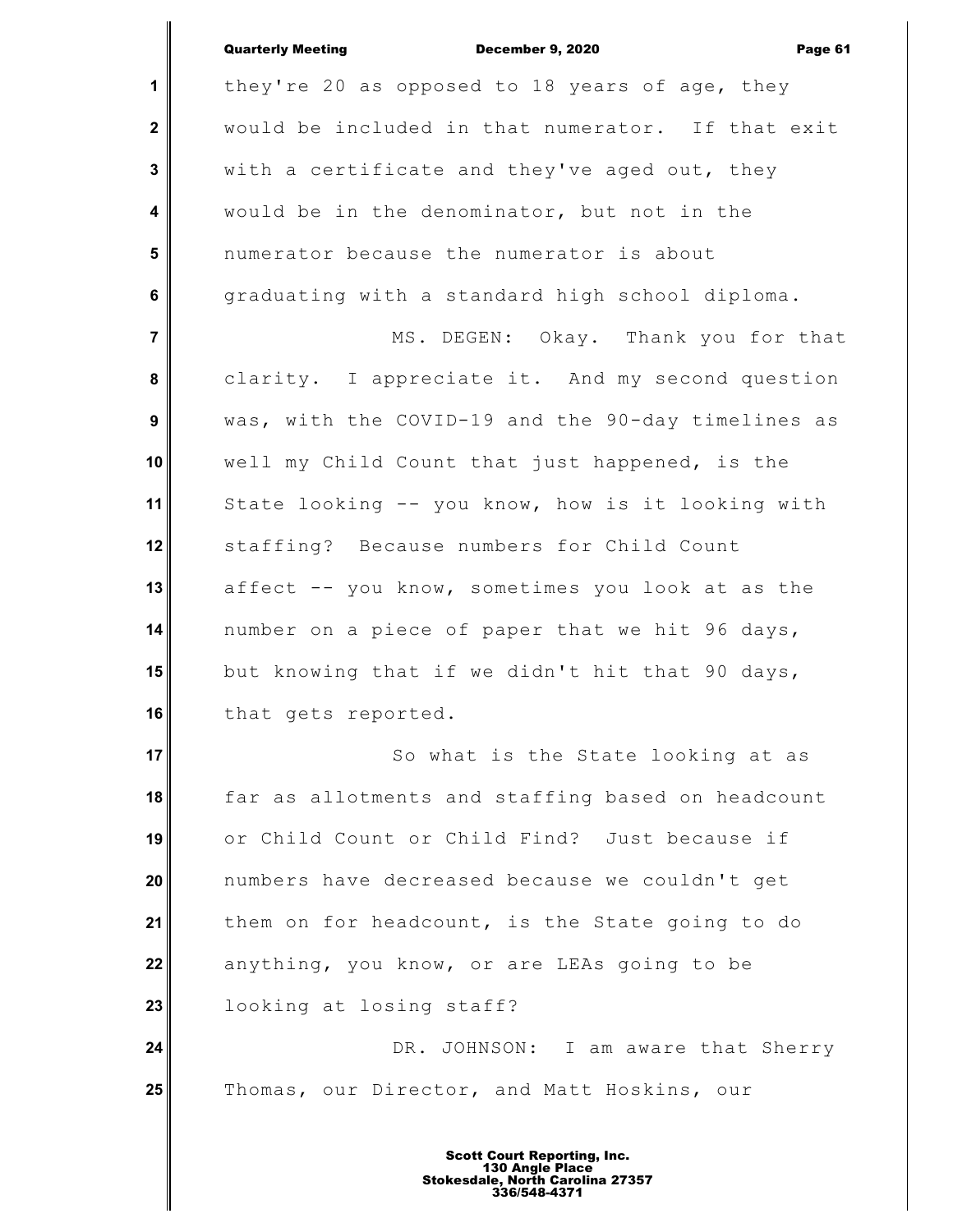they're 20 as opposed to 18 years of age, they would be included in that numerator. If that exit with a certificate and they've aged out, they would be in the denominator, but not in the numerator because the numerator is about graduating with a standard high school diploma.

MS. DEGEN: Okay. Thank you for that clarity. I appreciate it. And my second question was, with the COVID-19 and the 90-day timelines as well my Child Count that just happened, is the State looking -- you know, how is it looking with staffing? Because numbers for Child Count affect -- you know, sometimes you look at as the number on a piece of paper that we hit 96 days, but knowing that if we didn't hit that 90 days, that gets reported.

So what is the State looking at as far as allotments and staffing based on headcount or Child Count or Child Find? Just because if numbers have decreased because we couldn't get them on for headcount, is the State going to do anything, you know, or are LEAs going to be looking at losing staff?

DR. JOHNSON: I am aware that Sherry Thomas, our Director, and Matt Hoskins, our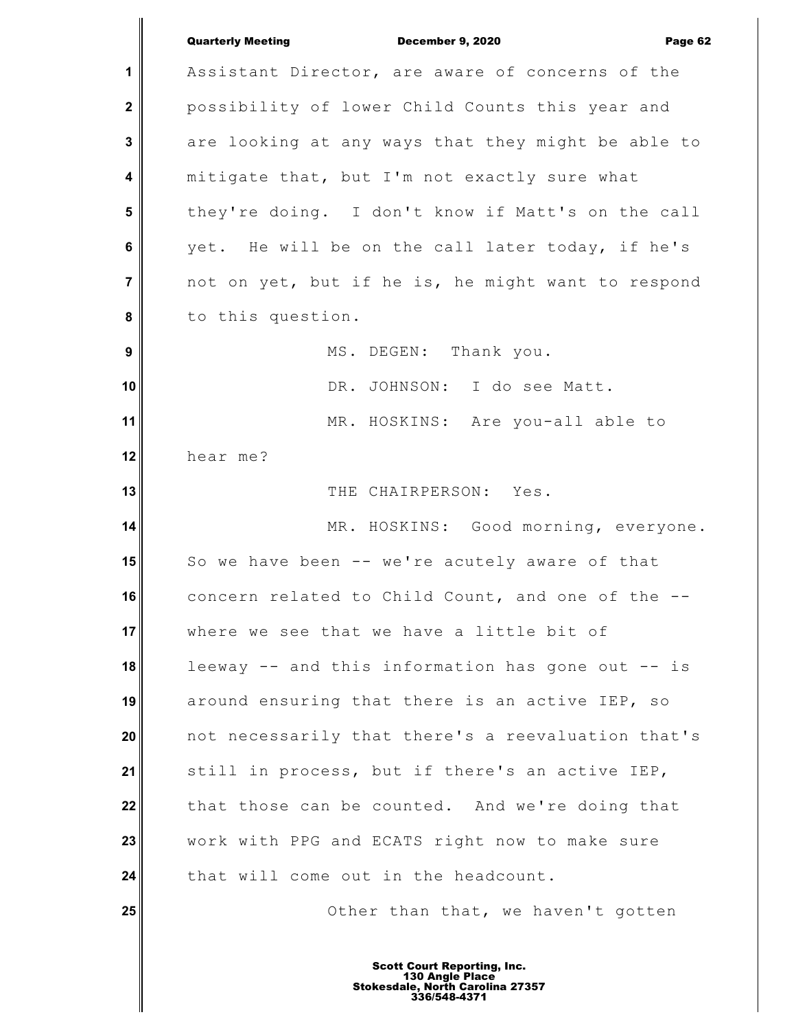Assistant Director, are aware of concerns of the possibility of lower Child Counts this year and are looking at any ways that they might be able to mitigate that, but I'm not exactly sure what they're doing. I don't know if Matt's on the call yet. He will be on the call later today, if he's not on yet, but if he is, he might want to respond to this question.

MS. DEGEN: Thank you.

DR. JOHNSON: I do see Matt.

MR. HOSKINS: Are you-all able to hear me?

THE CHAIRPERSON: Yes.

MR. HOSKINS: Good morning, everyone. So we have been -- we're acutely aware of that concern related to Child Count, and one of the -- where we see that we have a little bit of leeway -- and this information has gone out -- is around ensuring that there is an active IEP, so not necessarily that there's a reevaluation that's still in process, but if there's an active IEP, that those can be counted. And we're doing that work with PPG and ECATS right now to make sure that will come out in the headcount.

Other than that, we haven't gotten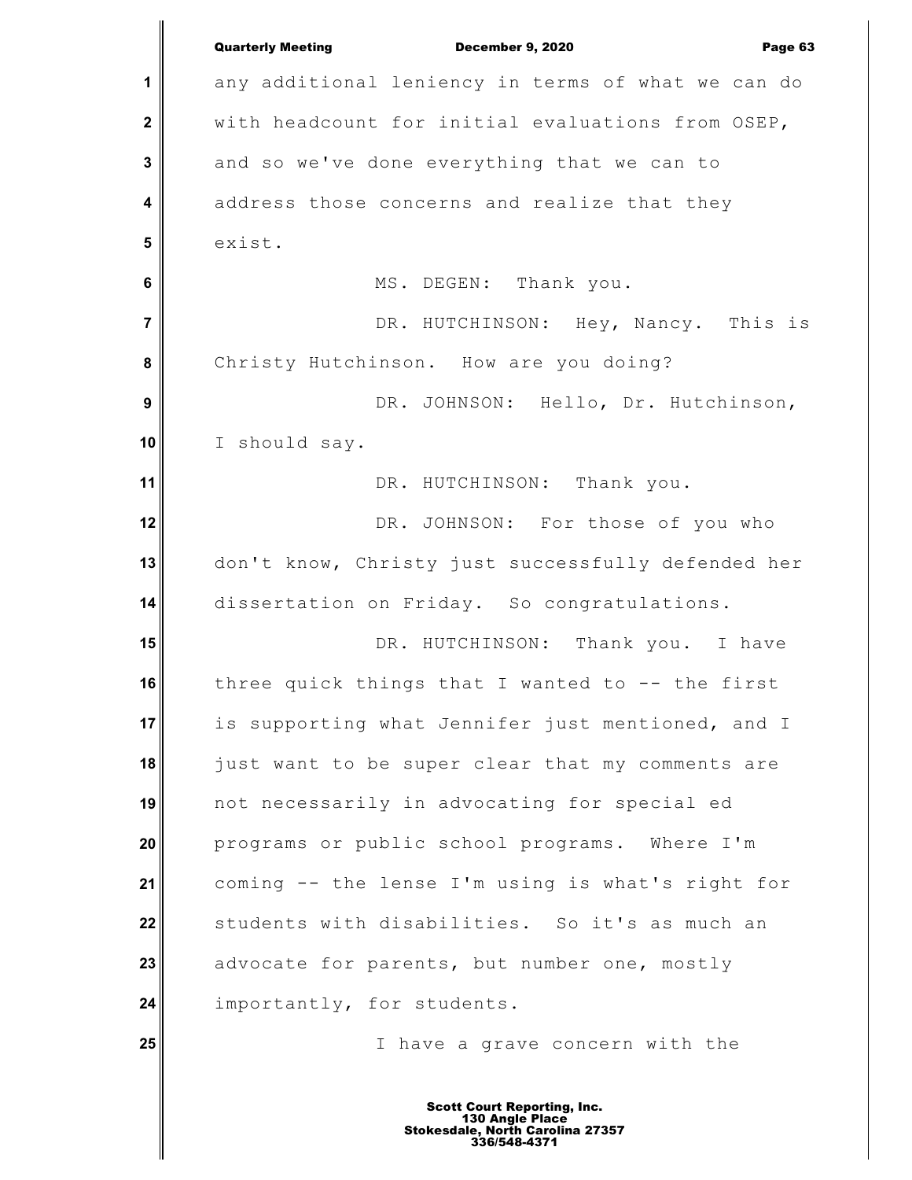any additional leniency in terms of what we can do with headcount for initial evaluations from OSEP, and so we've done everything that we can to address those concerns and realize that they exist.

MS. DEGEN: Thank you.

DR. HUTCHINSON: Hey, Nancy. This is Christy Hutchinson. How are you doing?

DR. JOHNSON: Hello, Dr. Hutchinson, I should say.

DR. HUTCHINSON: Thank you.

DR. JOHNSON: For those of you who don't know, Christy just successfully defended her dissertation on Friday. So congratulations.

DR. HUTCHINSON: Thank you. I have three quick things that I wanted to -- the first is supporting what Jennifer just mentioned, and I just want to be super clear that my comments are not necessarily in advocating for special ed programs or public school programs. Where I'm coming -- the lense I'm using is what's right for students with disabilities. So it's as much an advocate for parents, but number one, mostly importantly, for students.

I have a grave concern with the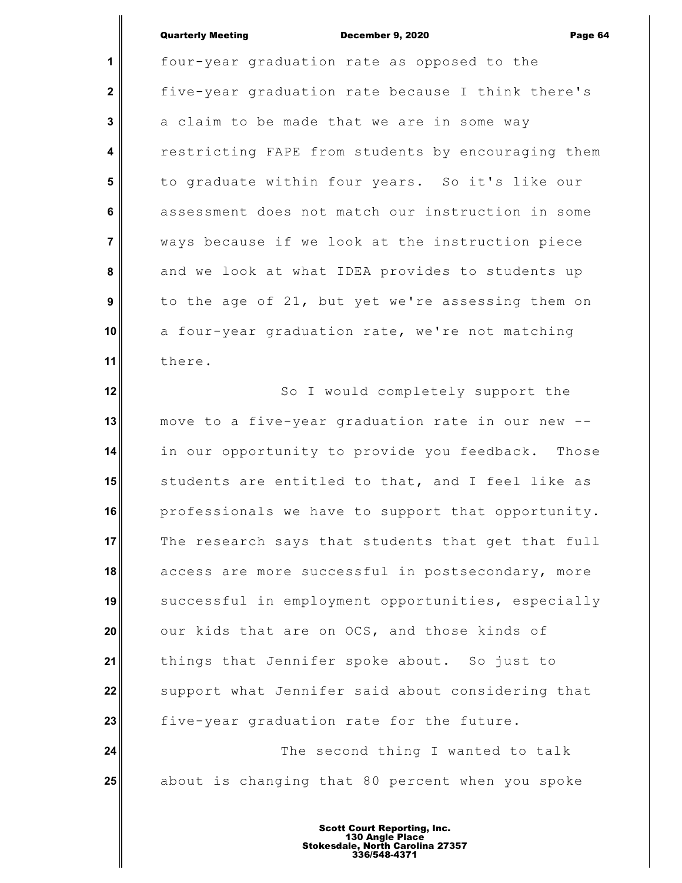four-year graduation rate as opposed to the five-year graduation rate because I think there's a claim to be made that we are in some way restricting FAPE from students by encouraging them to graduate within four years. So it's like our assessment does not match our instruction in some ways because if we look at the instruction piece and we look at what IDEA provides to students up to the age of 21, but yet we're assessing them on a four-year graduation rate, we're not matching there.

So I would completely support the move to a five-year graduation rate in our new -- in our opportunity to provide you feedback. Those students are entitled to that, and I feel like as professionals we have to support that opportunity. The research says that students that get that full access are more successful in postsecondary, more successful in employment opportunities, especially our kids that are on OCS, and those kinds of things that Jennifer spoke about. So just to support what Jennifer said about considering that five-year graduation rate for the future.

The second thing I wanted to talk about is changing that 80 percent when you spoke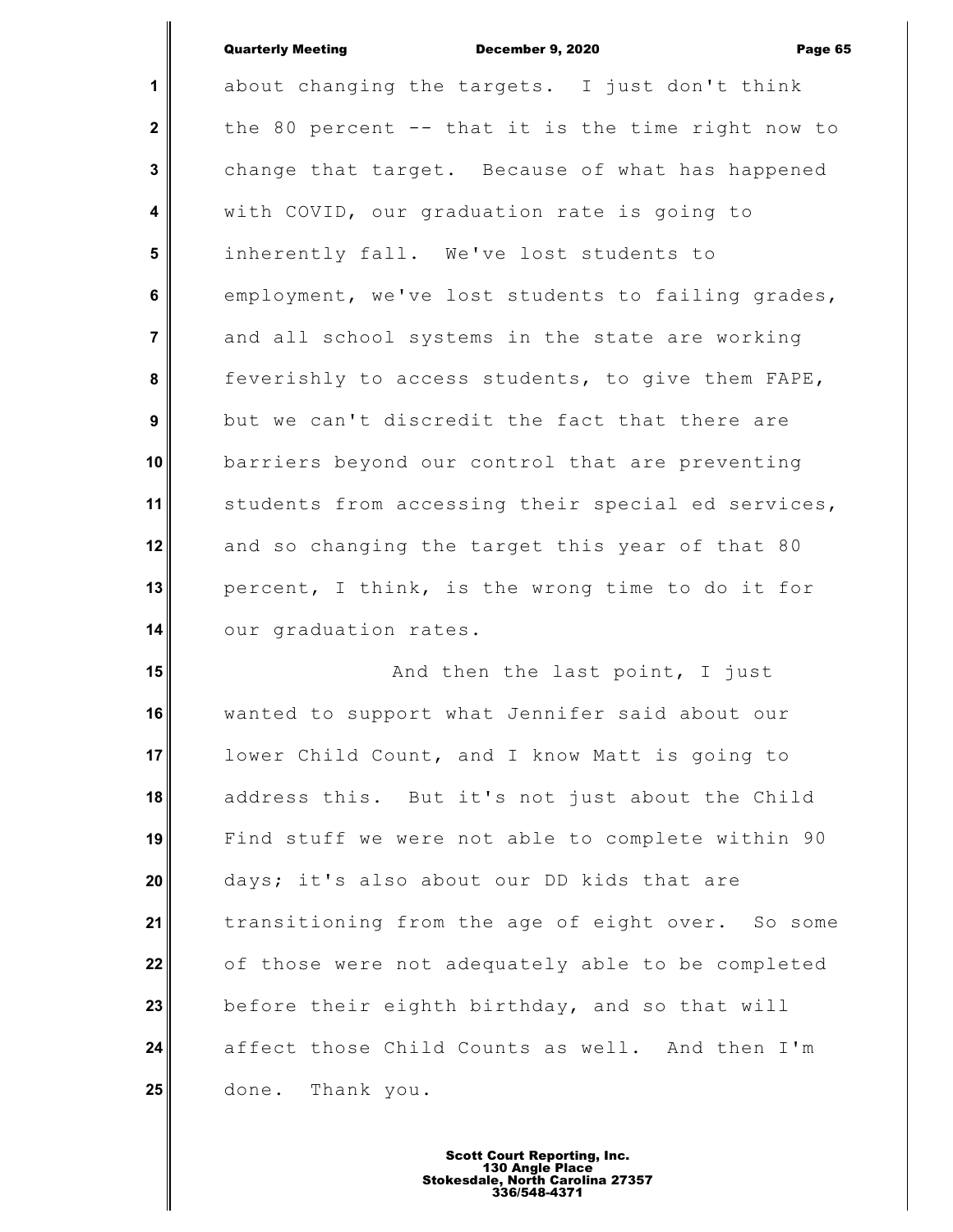about changing the targets. I just don't think the 80 percent -- that it is the time right now to change that target. Because of what has happened with COVID, our graduation rate is going to inherently fall. We've lost students to employment, we've lost students to failing grades, and all school systems in the state are working feverishly to access students, to give them FAPE, but we can't discredit the fact that there are barriers beyond our control that are preventing students from accessing their special ed services, and so changing the target this year of that 80 percent, I think, is the wrong time to do it for our graduation rates.

And then the last point, I just wanted to support what Jennifer said about our lower Child Count, and I know Matt is going to address this. But it's not just about the Child Find stuff we were not able to complete within 90 days; it's also about our DD kids that are transitioning from the age of eight over. So some of those were not adequately able to be completed before their eighth birthday, and so that will affect those Child Counts as well. And then I'm done. Thank you.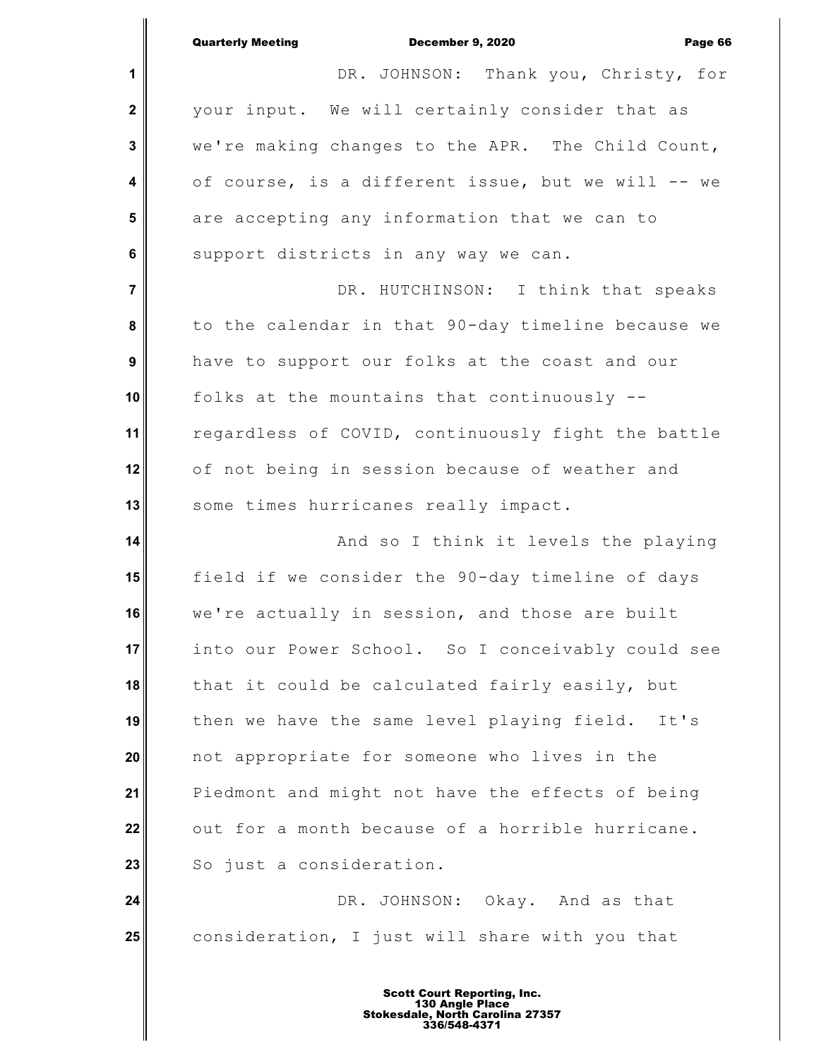DR. JOHNSON: Thank you, Christy, for your input. We will certainly consider that as we're making changes to the APR. The Child Count, of course, is a different issue, but we will -- we are accepting any information that we can to support districts in any way we can.

DR. HUTCHINSON: I think that speaks to the calendar in that 90-day timeline because we have to support our folks at the coast and our folks at the mountains that continuously -- regardless of COVID, continuously fight the battle of not being in session because of weather and some times hurricanes really impact.

And so I think it levels the playing field if we consider the 90-day timeline of days we're actually in session, and those are built into our Power School. So I conceivably could see that it could be calculated fairly easily, but then we have the same level playing field. It's not appropriate for someone who lives in the Piedmont and might not have the effects of being out for a month because of a horrible hurricane. So just a consideration.

DR. JOHNSON: Okay. And as that consideration, I just will share with you that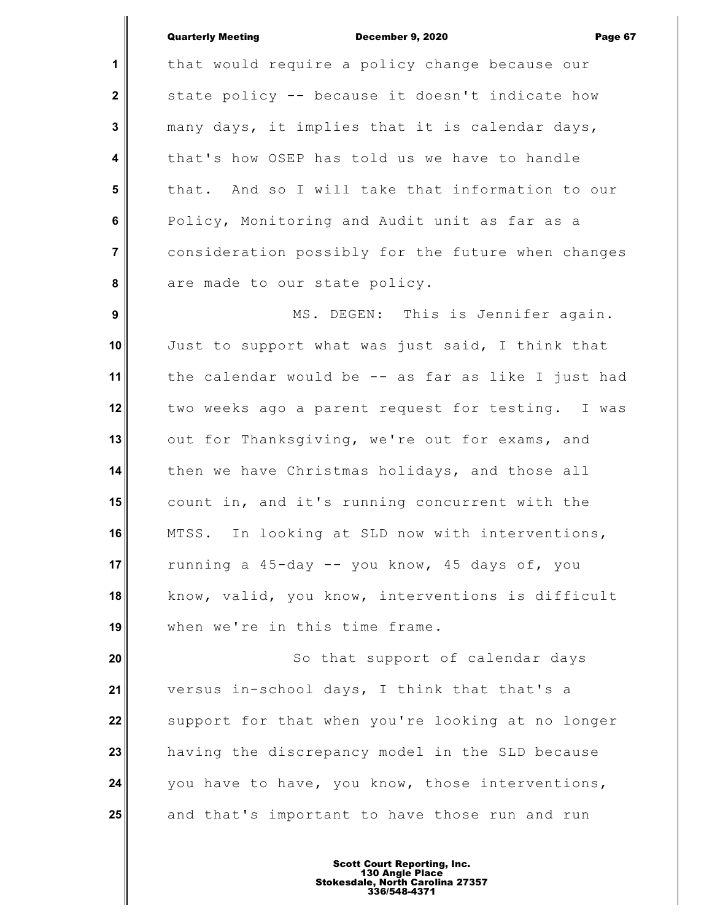that would require a policy change because our state policy -- because it doesn't indicate how many days, it implies that it is calendar days, that's how OSEP has told us we have to handle that. And so I will take that information to our Policy, Monitoring and Audit unit as far as a consideration possibly for the future when changes are made to our state policy.

MS. DEGEN: This is Jennifer again. Just to support what was just said, I think that the calendar would be -- as far as like I just had two weeks ago a parent request for testing. I was out for Thanksgiving, we're out for exams, and then we have Christmas holidays, and those all count in, and it's running concurrent with the MTSS. In looking at SLD now with interventions, running a 45-day -- you know, 45 days of, you know, valid, you know, interventions is difficult when we're in this time frame.

So that support of calendar days versus in-school days, I think that that's a support for that when you're looking at no longer having the discrepancy model in the SLD because you have to have, you know, those interventions, and that's important to have those run and run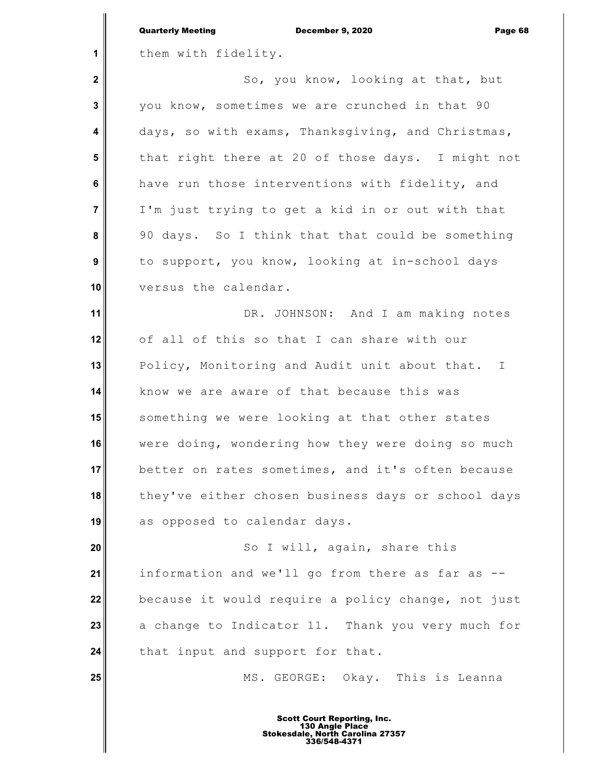them with fidelity.

So, you know, looking at that, but you know, sometimes we are crunched in that 90 days, so with exams, Thanksgiving, and Christmas, that right there at 20 of those days. I might not have run those interventions with fidelity, and I'm just trying to get a kid in or out with that 90 days. So I think that that could be something to support, you know, looking at in-school days versus the calendar.

DR. JOHNSON: And I am making notes of all of this so that I can share with our Policy, Monitoring and Audit unit about that. I know we are aware of that because this was something we were looking at that other states were doing, wondering how they were doing so much better on rates sometimes, and it's often because they've either chosen business days or school days as opposed to calendar days.

So I will, again, share this information and we'll go from there as far as -- because it would require a policy change, not just a change to Indicator 11. Thank you very much for that input and support for that.

MS. GEORGE: Okay. This is Leanna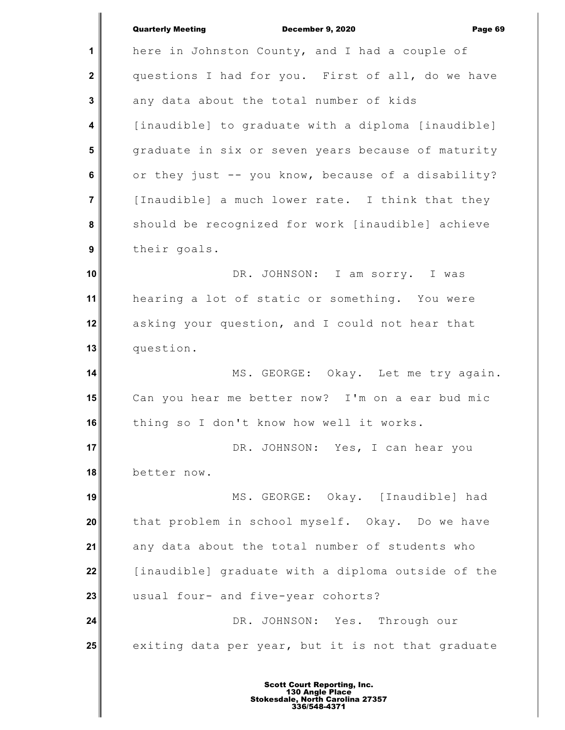here in Johnston County, and I had a couple of questions I had for you. First of all, do we have any data about the total number of kids [inaudible] to graduate with a diploma [inaudible] graduate in six or seven years because of maturity or they just -- you know, because of a disability? [Inaudible] a much lower rate. I think that they should be recognized for work [inaudible] achieve their goals.

DR. JOHNSON: I am sorry. I was hearing a lot of static or something. You were asking your question, and I could not hear that question.

MS. GEORGE: Okay. Let me try again. Can you hear me better now? I'm on a ear bud mic thing so I don't know how well it works.

DR. JOHNSON: Yes, I can hear you better now.

MS. GEORGE: Okay. [Inaudible] had that problem in school myself. Okay. Do we have any data about the total number of students who [inaudible] graduate with a diploma outside of the usual four- and five-year cohorts?

DR. JOHNSON: Yes. Through our exiting data per year, but it is not that graduate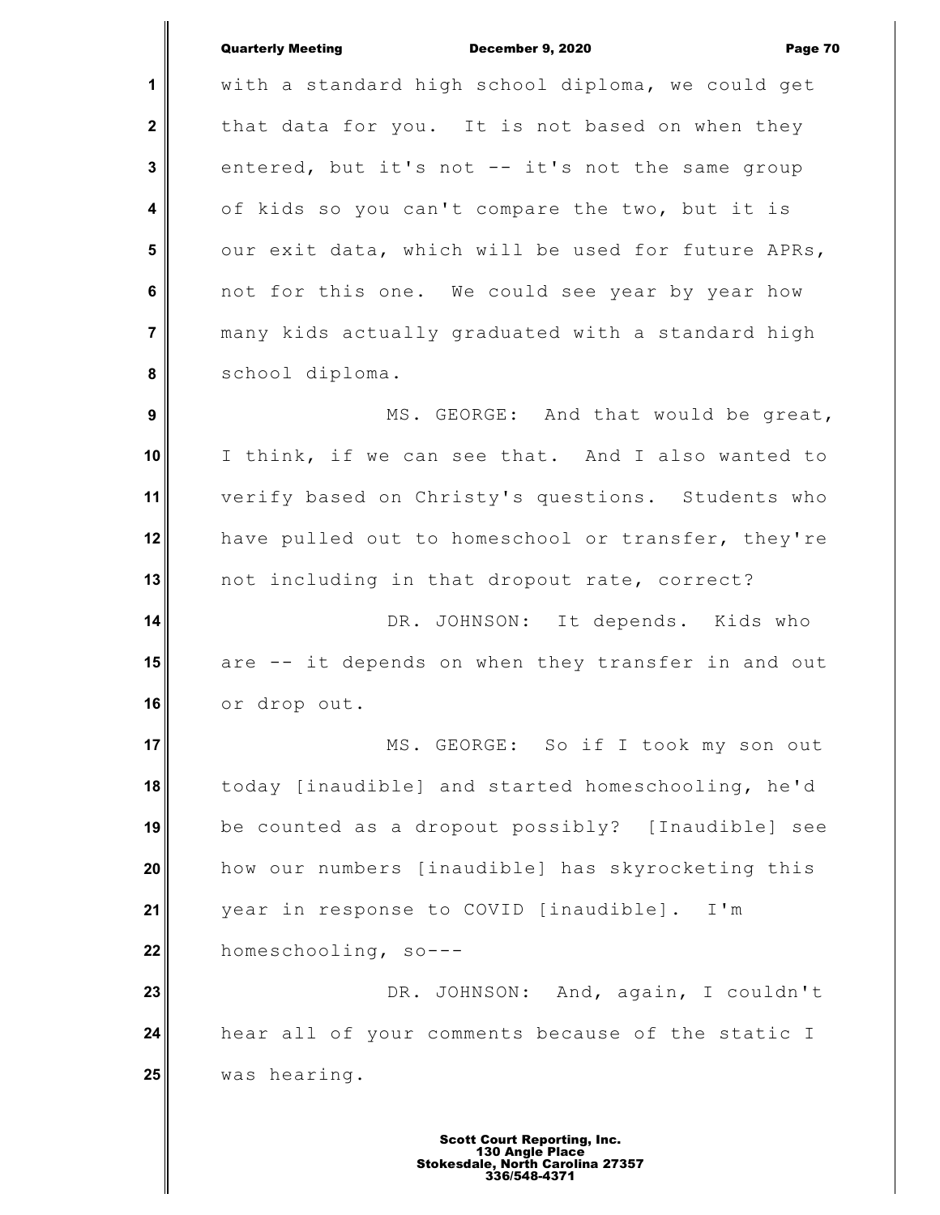with a standard high school diploma, we could get that data for you. It is not based on when they entered, but it's not -- it's not the same group of kids so you can't compare the two, but it is our exit data, which will be used for future APRs, not for this one. We could see year by year how many kids actually graduated with a standard high school diploma.

MS. GEORGE: And that would be great, I think, if we can see that. And I also wanted to verify based on Christy's questions. Students who have pulled out to homeschool or transfer, they're not including in that dropout rate, correct?

DR. JOHNSON: It depends. Kids who are -- it depends on when they transfer in and out or drop out.

MS. GEORGE: So if I took my son out today [inaudible] and started homeschooling, he'd be counted as a dropout possibly? [Inaudible] see how our numbers [inaudible] has skyrocketing this year in response to COVID [inaudible]. I'm homeschooling, so---

DR. JOHNSON: And, again, I couldn't hear all of your comments because of the static I was hearing.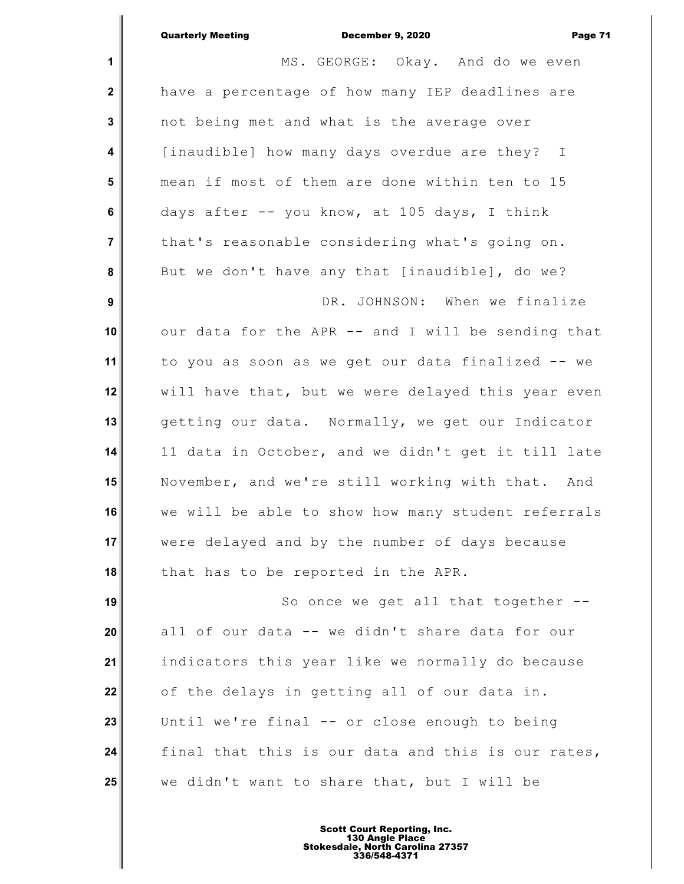MS. GEORGE: Okay. And do we even have a percentage of how many IEP deadlines are not being met and what is the average over [inaudible] how many days overdue are they? I mean if most of them are done within ten to 15 days after -- you know, at 105 days, I think that's reasonable considering what's going on. But we don't have any that [inaudible], do we?

DR. JOHNSON: When we finalize our data for the APR -- and I will be sending that to you as soon as we get our data finalized -- we will have that, but we were delayed this year even getting our data. Normally, we get our Indicator 11 data in October, and we didn't get it till late November, and we're still working with that. And we will be able to show how many student referrals were delayed and by the number of days because that has to be reported in the APR.

So once we get all that together -- all of our data -- we didn't share data for our indicators this year like we normally do because of the delays in getting all of our data in. Until we're final -- or close enough to being final that this is our data and this is our rates, we didn't want to share that, but I will be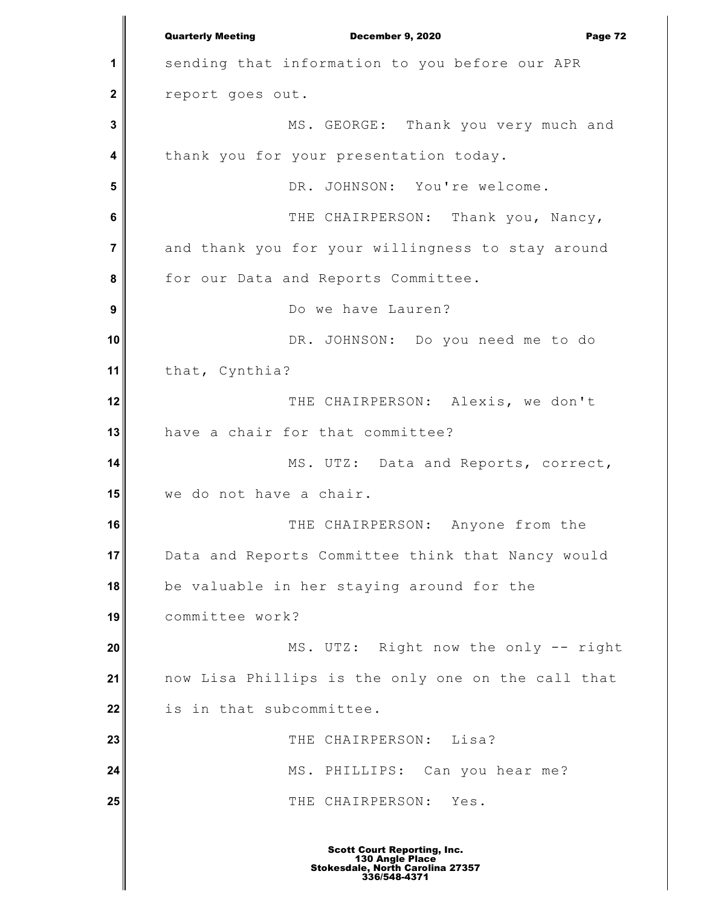sending that information to you before our APR report goes out.

MS. GEORGE: Thank you very much and thank you for your presentation today.

DR. JOHNSON: You're welcome.

THE CHAIRPERSON: Thank you, Nancy, and thank you for your willingness to stay around for our Data and Reports Committee.

Do we have Lauren?

DR. JOHNSON: Do you need me to do that, Cynthia?

THE CHAIRPERSON: Alexis, we don't have a chair for that committee?

MS. UTZ: Data and Reports, correct, we do not have a chair.

THE CHAIRPERSON: Anyone from the Data and Reports Committee think that Nancy would be valuable in her staying around for the committee work?

MS. UTZ: Right now the only -- right now Lisa Phillips is the only one on the call that is in that subcommittee.

THE CHAIRPERSON: Lisa?

MS. PHILLIPS: Can you hear me?

THE CHAIRPERSON: Yes.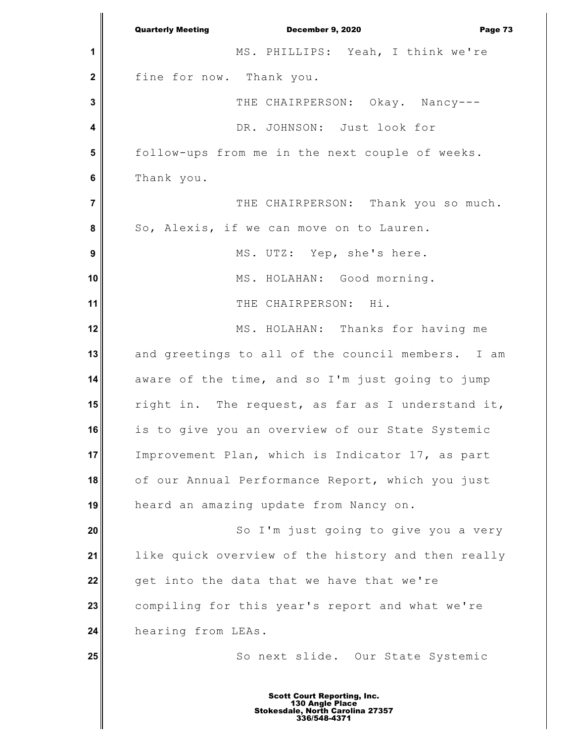MS. PHILLIPS: Yeah, I think we're fine for now. Thank you.

THE CHAIRPERSON: Okay. Nancy---

DR. JOHNSON: Just look for follow-ups from me in the next couple of weeks. Thank you.

THE CHAIRPERSON: Thank you so much. So, Alexis, if we can move on to Lauren.

MS. UTZ: Yep, she's here.

MS. HOLAHAN: Good morning.

THE CHAIRPERSON: Hi.

MS. HOLAHAN: Thanks for having me and greetings to all of the council members. I am aware of the time, and so I'm just going to jump right in. The request, as far as I understand it, is to give you an overview of our State Systemic Improvement Plan, which is Indicator 17, as part of our Annual Performance Report, which you just heard an amazing update from Nancy on.

So I'm just going to give you a very like quick overview of the history and then really get into the data that we have that we're compiling for this year's report and what we're hearing from LEAs.

So next slide. Our State Systemic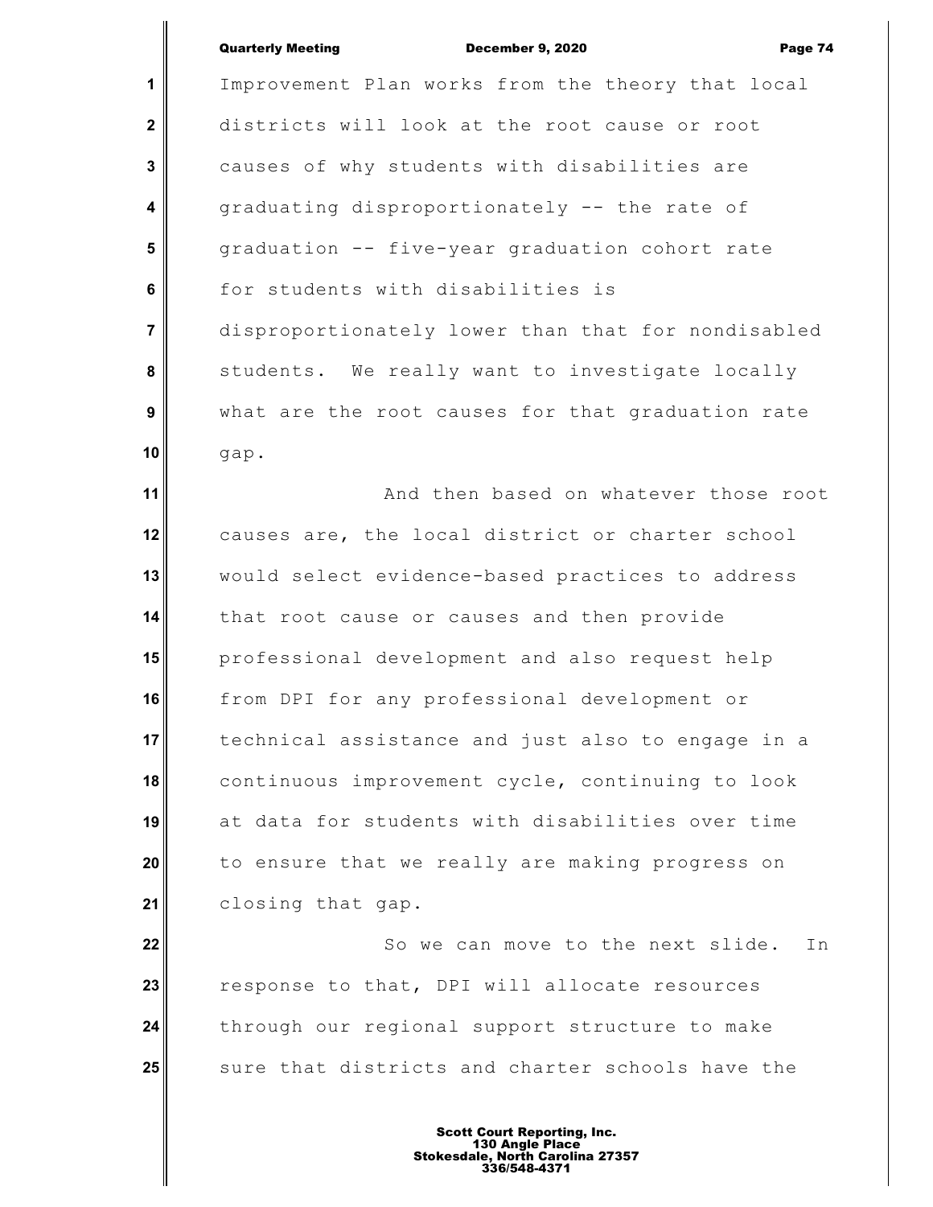Improvement Plan works from the theory that local districts will look at the root cause or root causes of why students with disabilities are graduating disproportionately -- the rate of graduation -- five-year graduation cohort rate for students with disabilities is disproportionately lower than that for nondisabled students. We really want to investigate locally what are the root causes for that graduation rate gap.

And then based on whatever those root causes are, the local district or charter school would select evidence-based practices to address that root cause or causes and then provide professional development and also request help from DPI for any professional development or technical assistance and just also to engage in a continuous improvement cycle, continuing to look at data for students with disabilities over time to ensure that we really are making progress on closing that gap.

So we can move to the next slide. In response to that, DPI will allocate resources through our regional support structure to make sure that districts and charter schools have the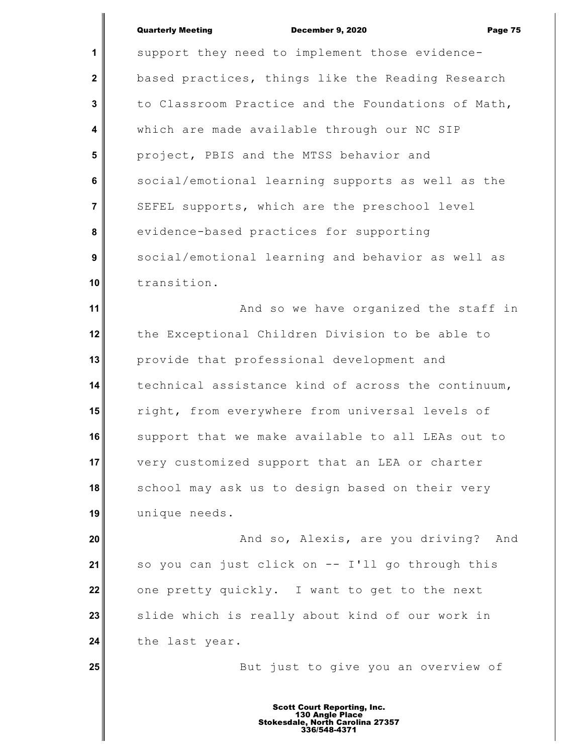support they need to implement those evidence-based practices, things like the Reading Research to Classroom Practice and the Foundations of Math, which are made available through our NC SIP project, PBIS and the MTSS behavior and social/emotional learning supports as well as the SEFEL supports, which are the preschool level evidence-based practices for supporting social/emotional learning and behavior as well as transition.

And so we have organized the staff in the Exceptional Children Division to be able to provide that professional development and technical assistance kind of across the continuum, right, from everywhere from universal levels of support that we make available to all LEAs out to very customized support that an LEA or charter school may ask us to design based on their very unique needs.

And so, Alexis, are you driving? And so you can just click on -- I'll go through this one pretty quickly. I want to get to the next slide which is really about kind of our work in the last year.

But just to give you an overview of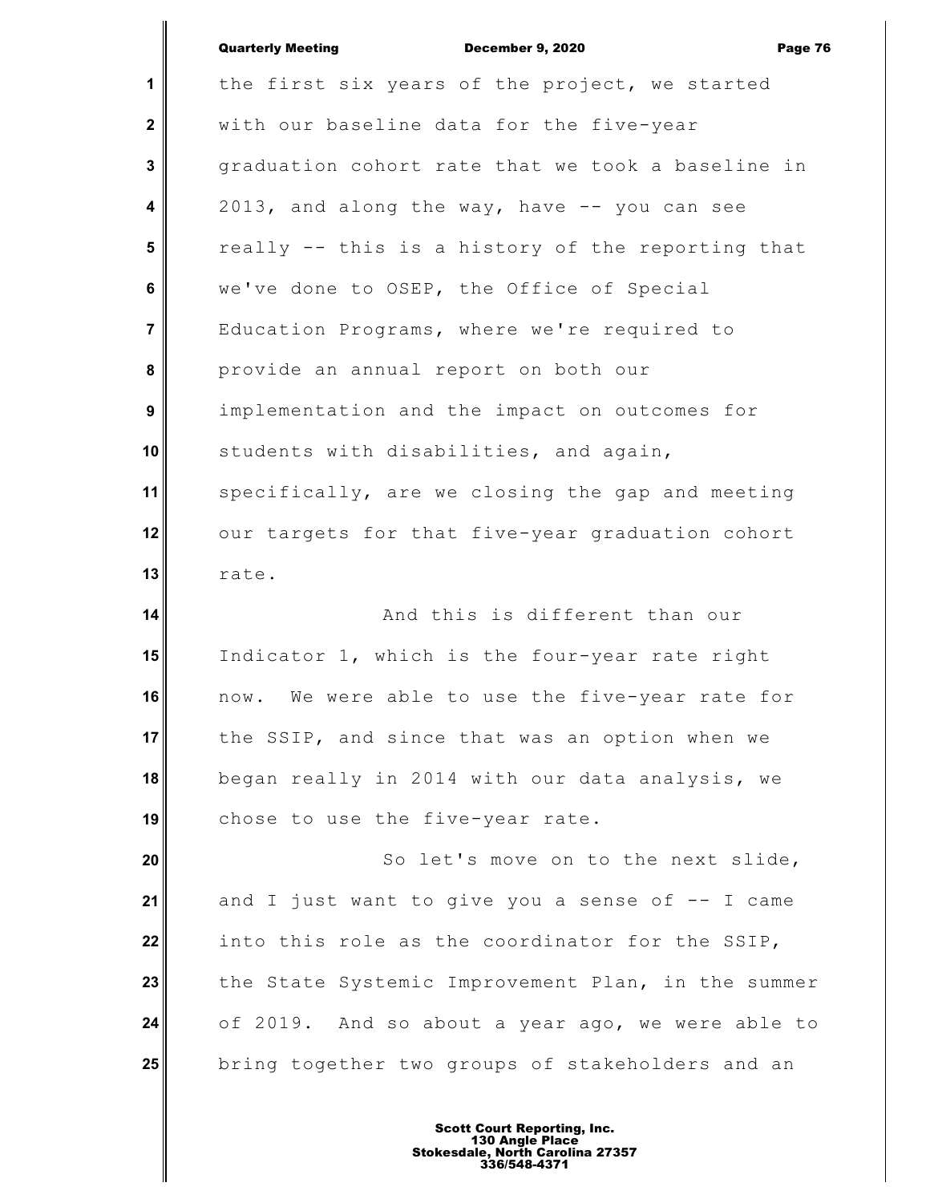the first six years of the project, we started with our baseline data for the five-year graduation cohort rate that we took a baseline in 2013, and along the way, have -- you can see really -- this is a history of the reporting that we've done to OSEP, the Office of Special Education Programs, where we're required to provide an annual report on both our implementation and the impact on outcomes for students with disabilities, and again, specifically, are we closing the gap and meeting our targets for that five-year graduation cohort rate.

And this is different than our Indicator 1, which is the four-year rate right now. We were able to use the five-year rate for the SSIP, and since that was an option when we began really in 2014 with our data analysis, we chose to use the five-year rate.

So let's move on to the next slide, and I just want to give you a sense of -- I came into this role as the coordinator for the SSIP, the State Systemic Improvement Plan, in the summer of 2019. And so about a year ago, we were able to bring together two groups of stakeholders and an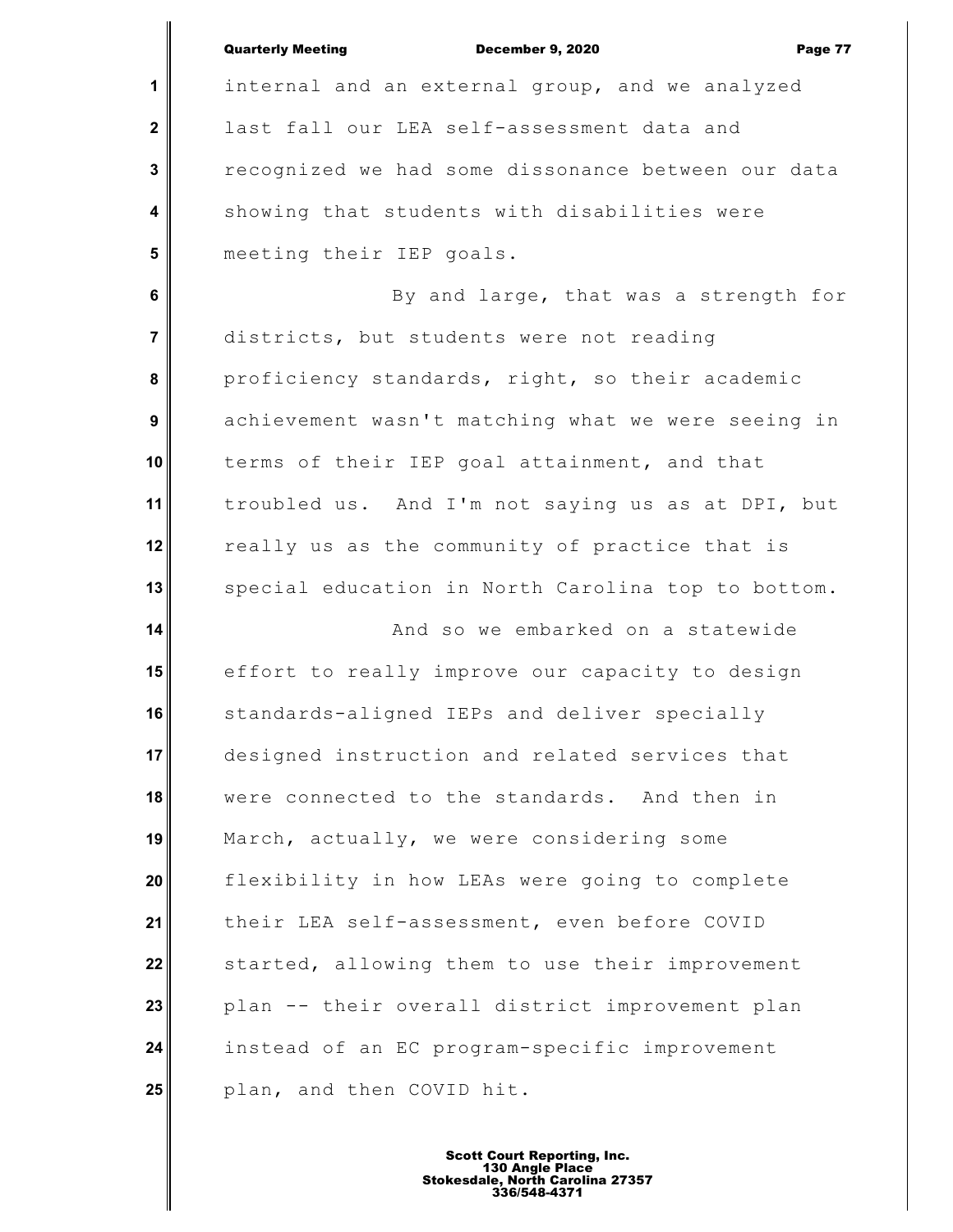internal and an external group, and we analyzed last fall our LEA self-assessment data and recognized we had some dissonance between our data showing that students with disabilities were meeting their IEP goals.

By and large, that was a strength for districts, but students were not reading proficiency standards, right, so their academic achievement wasn't matching what we were seeing in terms of their IEP goal attainment, and that troubled us. And I'm not saying us as at DPI, but really us as the community of practice that is special education in North Carolina top to bottom.

And so we embarked on a statewide effort to really improve our capacity to design standards-aligned IEPs and deliver specially designed instruction and related services that were connected to the standards. And then in March, actually, we were considering some flexibility in how LEAs were going to complete their LEA self-assessment, even before COVID started, allowing them to use their improvement plan -- their overall district improvement plan instead of an EC program-specific improvement plan, and then COVID hit.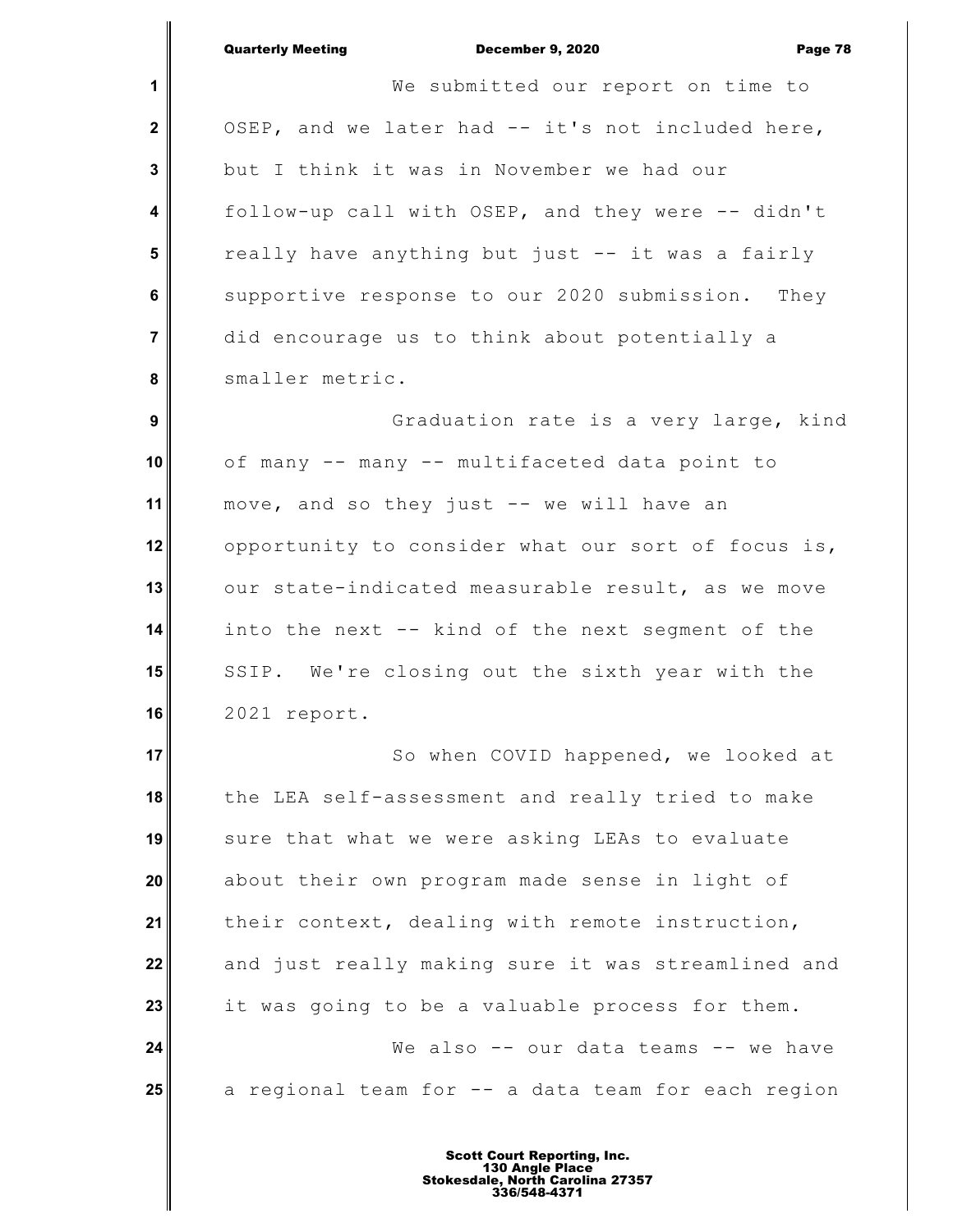We submitted our report on time to OSEP, and we later had -- it's not included here, but I think it was in November we had our follow-up call with OSEP, and they were -- didn't really have anything but just -- it was a fairly supportive response to our 2020 submission. They did encourage us to think about potentially a smaller metric.

Graduation rate is a very large, kind of many -- many -- multifaceted data point to move, and so they just -- we will have an opportunity to consider what our sort of focus is, our state-indicated measurable result, as we move into the next -- kind of the next segment of the SSIP. We're closing out the sixth year with the 2021 report.

So when COVID happened, we looked at the LEA self-assessment and really tried to make sure that what we were asking LEAs to evaluate about their own program made sense in light of their context, dealing with remote instruction, and just really making sure it was streamlined and it was going to be a valuable process for them.

We also -- our data teams -- we have a regional team for -- a data team for each region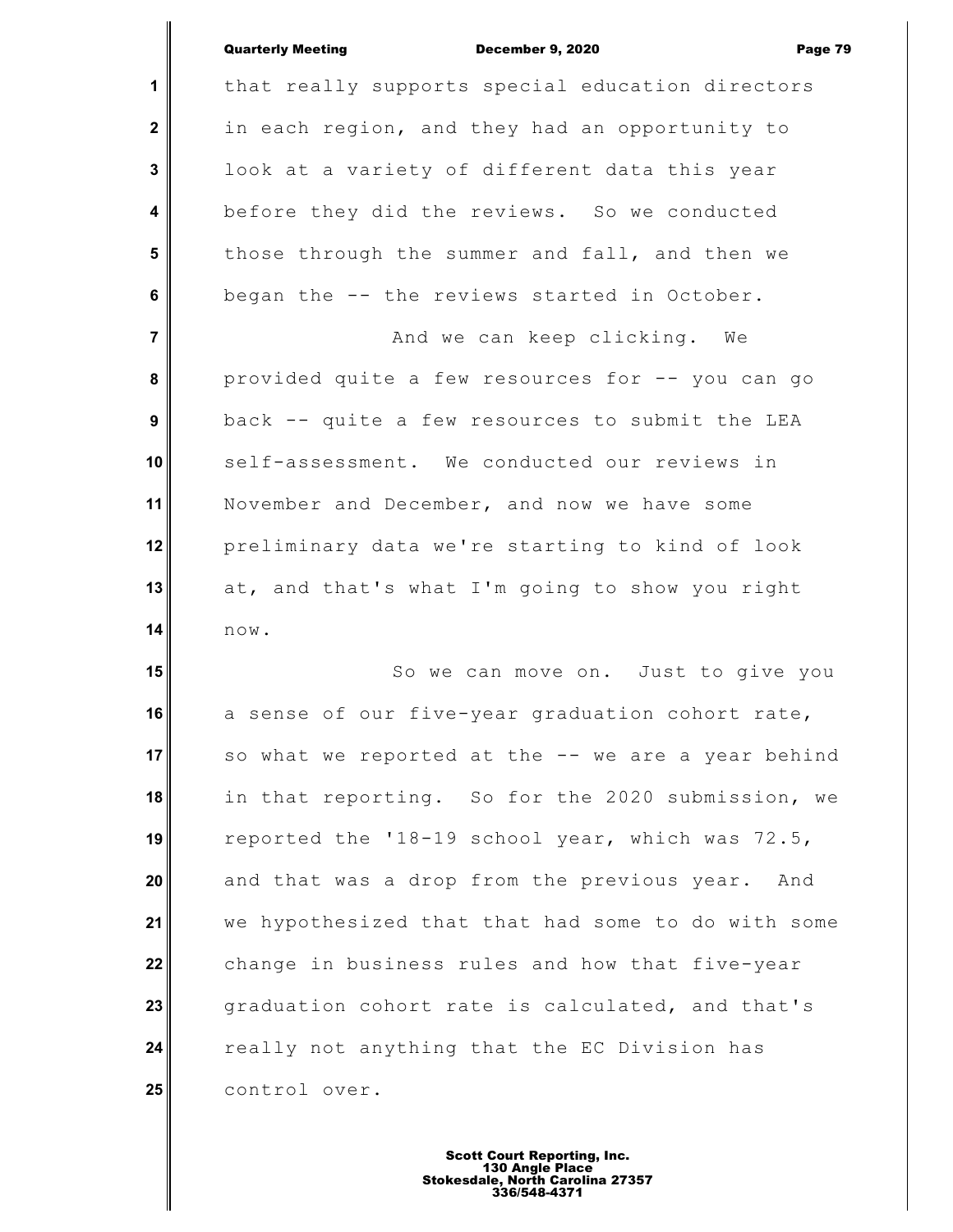that really supports special education directors in each region, and they had an opportunity to look at a variety of different data this year before they did the reviews. So we conducted those through the summer and fall, and then we began the -- the reviews started in October.

And we can keep clicking. We provided quite a few resources for -- you can go back -- quite a few resources to submit the LEA self-assessment. We conducted our reviews in November and December, and now we have some preliminary data we're starting to kind of look at, and that's what I'm going to show you right now.

So we can move on. Just to give you a sense of our five-year graduation cohort rate, so what we reported at the -- we are a year behind in that reporting. So for the 2020 submission, we reported the '18-19 school year, which was 72.5, and that was a drop from the previous year. And we hypothesized that that had some to do with some change in business rules and how that five-year graduation cohort rate is calculated, and that's really not anything that the EC Division has control over.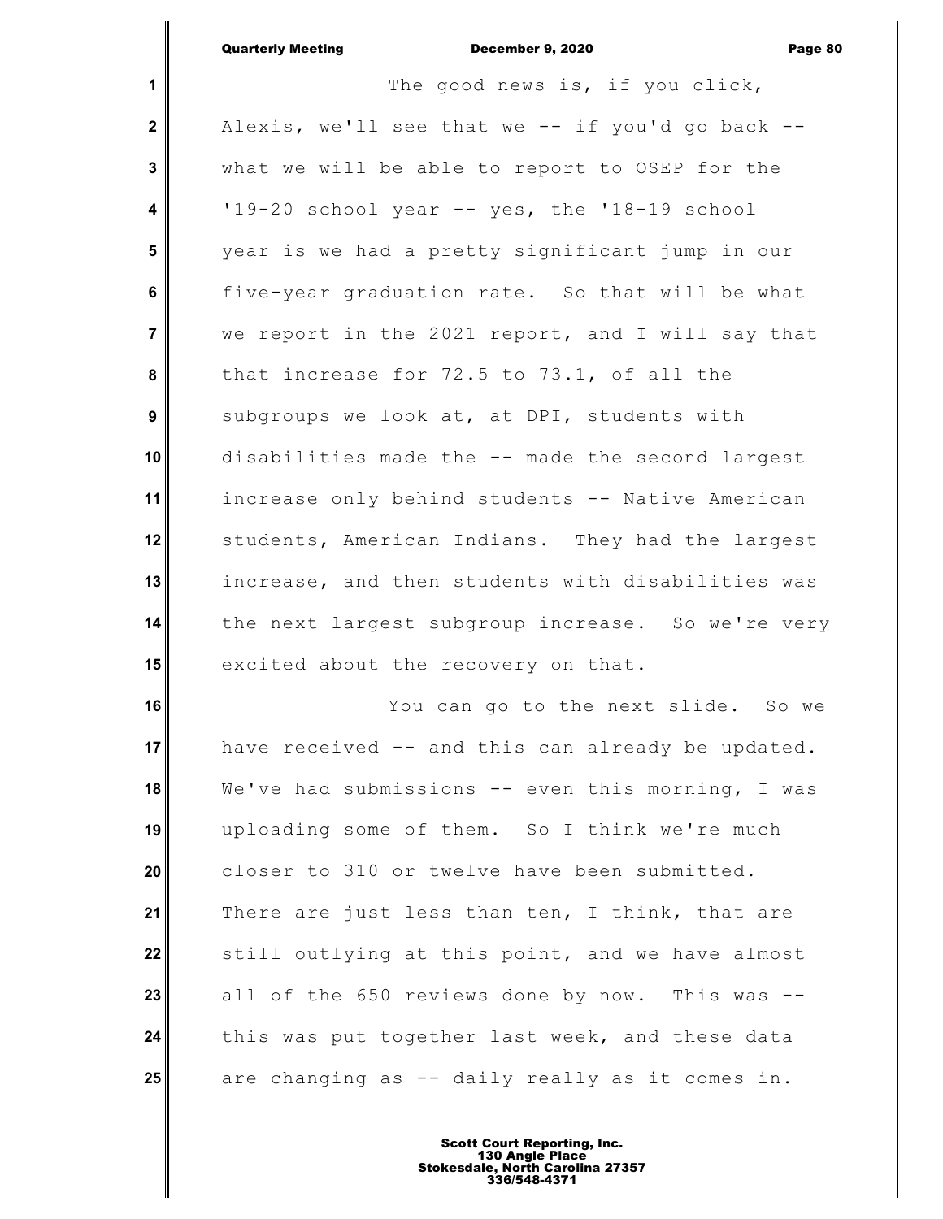The good news is, if you click, Alexis, we'll see that we -- if you'd go back -- what we will be able to report to OSEP for the '19-20 school year -- yes, the '18-19 school year is we had a pretty significant jump in our five-year graduation rate. So that will be what we report in the 2021 report, and I will say that that increase for 72.5 to 73.1, of all the subgroups we look at, at DPI, students with disabilities made the -- made the second largest increase only behind students -- Native American students, American Indians. They had the largest increase, and then students with disabilities was the next largest subgroup increase. So we're very excited about the recovery on that.

You can go to the next slide. So we have received -- and this can already be updated. We've had submissions -- even this morning, I was uploading some of them. So I think we're much closer to 310 or twelve have been submitted. There are just less than ten, I think, that are still outlying at this point, and we have almost all of the 650 reviews done by now. This was -- this was put together last week, and these data are changing as -- daily really as it comes in.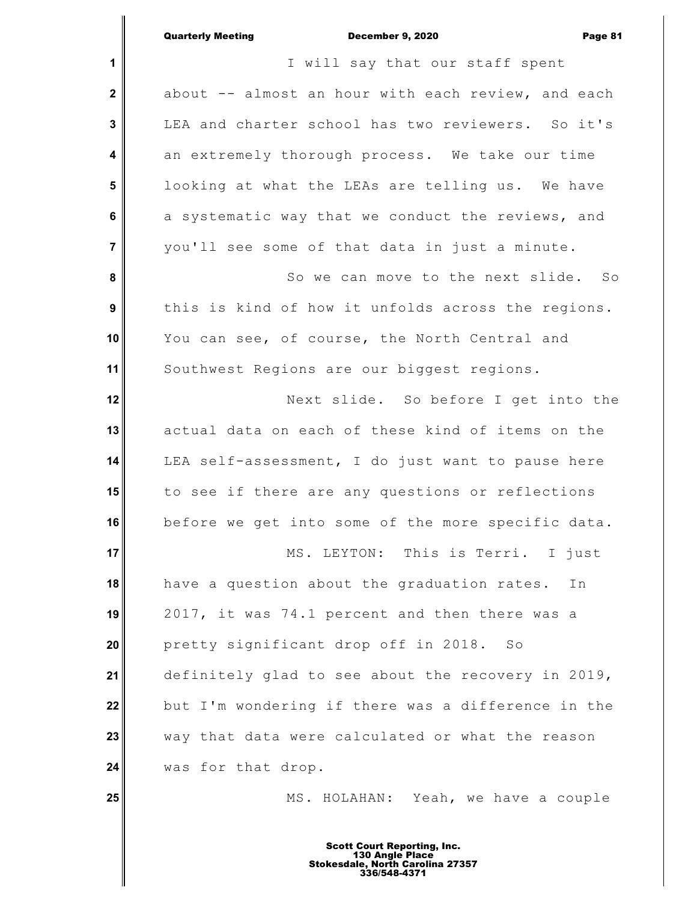I will say that our staff spent about -- almost an hour with each review, and each LEA and charter school has two reviewers. So it's an extremely thorough process. We take our time looking at what the LEAs are telling us. We have a systematic way that we conduct the reviews, and you'll see some of that data in just a minute.

So we can move to the next slide. So this is kind of how it unfolds across the regions. You can see, of course, the North Central and Southwest Regions are our biggest regions.

Next slide. So before I get into the actual data on each of these kind of items on the LEA self-assessment, I do just want to pause here to see if there are any questions or reflections before we get into some of the more specific data.

MS. LEYTON: This is Terri. I just have a question about the graduation rates. In 2017, it was 74.1 percent and then there was a pretty significant drop off in 2018. So definitely glad to see about the recovery in 2019, but I'm wondering if there was a difference in the way that data were calculated or what the reason was for that drop.

MS. HOLAHAN: Yeah, we have a couple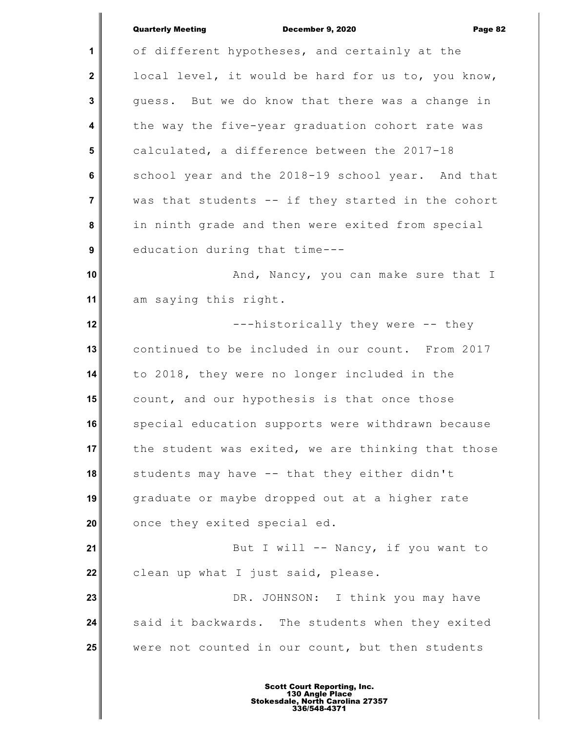of different hypotheses, and certainly at the local level, it would be hard for us to, you know, guess. But we do know that there was a change in the way the five-year graduation cohort rate was calculated, a difference between the 2017-18 school year and the 2018-19 school year. And that was that students -- if they started in the cohort in ninth grade and then were exited from special education during that time---

And, Nancy, you can make sure that I am saying this right.

---historically they were -- they continued to be included in our count. From 2017 to 2018, they were no longer included in the count, and our hypothesis is that once those special education supports were withdrawn because the student was exited, we are thinking that those students may have -- that they either didn't graduate or maybe dropped out at a higher rate once they exited special ed.

But I will -- Nancy, if you want to clean up what I just said, please.

DR. JOHNSON: I think you may have said it backwards. The students when they exited were not counted in our count, but then students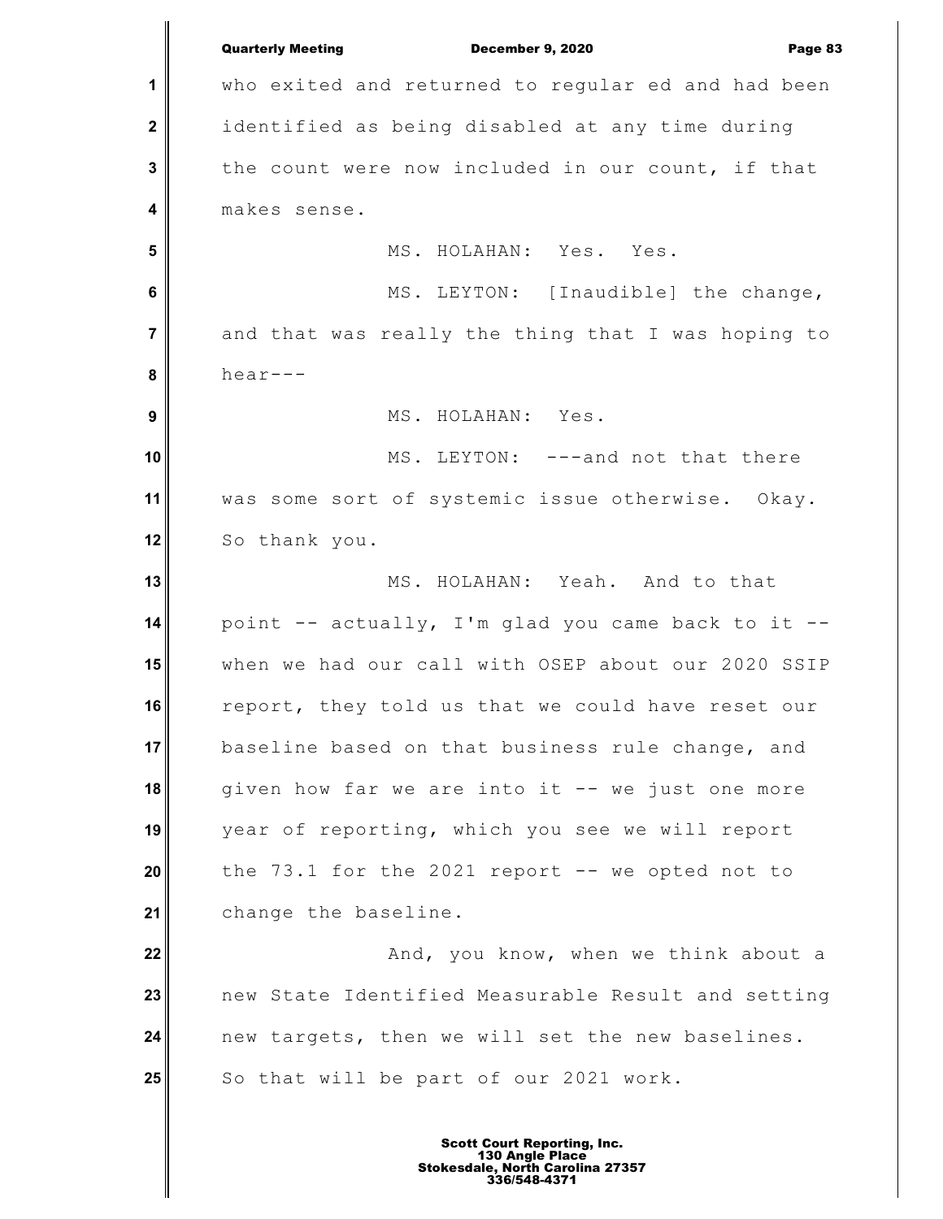who exited and returned to regular ed and had been identified as being disabled at any time during the count were now included in our count, if that makes sense.

MS. HOLAHAN: Yes. Yes.

MS. LEYTON: [Inaudible] the change, and that was really the thing that I was hoping to hear---

MS. HOLAHAN: Yes.

MS. LEYTON: ---and not that there was some sort of systemic issue otherwise. Okay. So thank you.

MS. HOLAHAN: Yeah. And to that point -- actually, I'm glad you came back to it -- when we had our call with OSEP about our 2020 SSIP report, they told us that we could have reset our baseline based on that business rule change, and given how far we are into it -- we just one more year of reporting, which you see we will report the 73.1 for the 2021 report -- we opted not to change the baseline.

And, you know, when we think about a new State Identified Measurable Result and setting new targets, then we will set the new baselines. So that will be part of our 2021 work.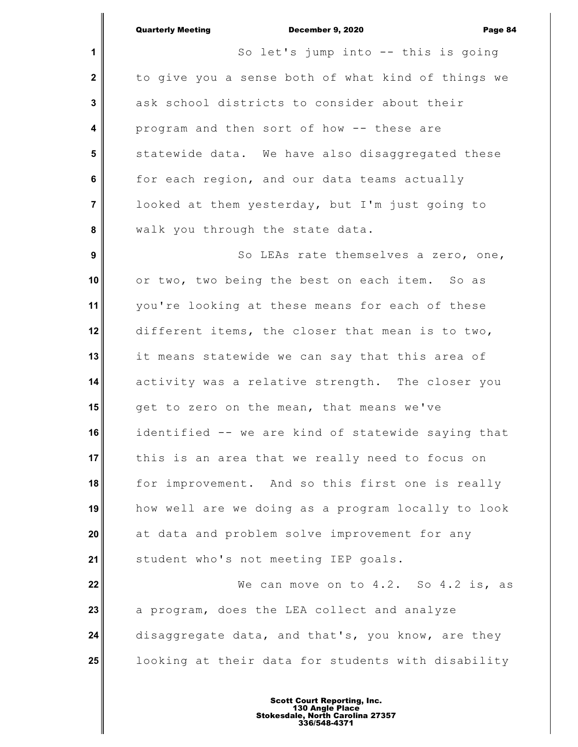So let's jump into -- this is going to give you a sense both of what kind of things we ask school districts to consider about their program and then sort of how -- these are statewide data. We have also disaggregated these for each region, and our data teams actually looked at them yesterday, but I'm just going to walk you through the state data.

So LEAs rate themselves a zero, one, or two, two being the best on each item. So as you're looking at these means for each of these different items, the closer that mean is to two, it means statewide we can say that this area of activity was a relative strength. The closer you get to zero on the mean, that means we've identified -- we are kind of statewide saying that this is an area that we really need to focus on for improvement. And so this first one is really how well are we doing as a program locally to look at data and problem solve improvement for any student who's not meeting IEP goals.

We can move on to 4.2. So 4.2 is, as a program, does the LEA collect and analyze disaggregate data, and that's, you know, are they looking at their data for students with disability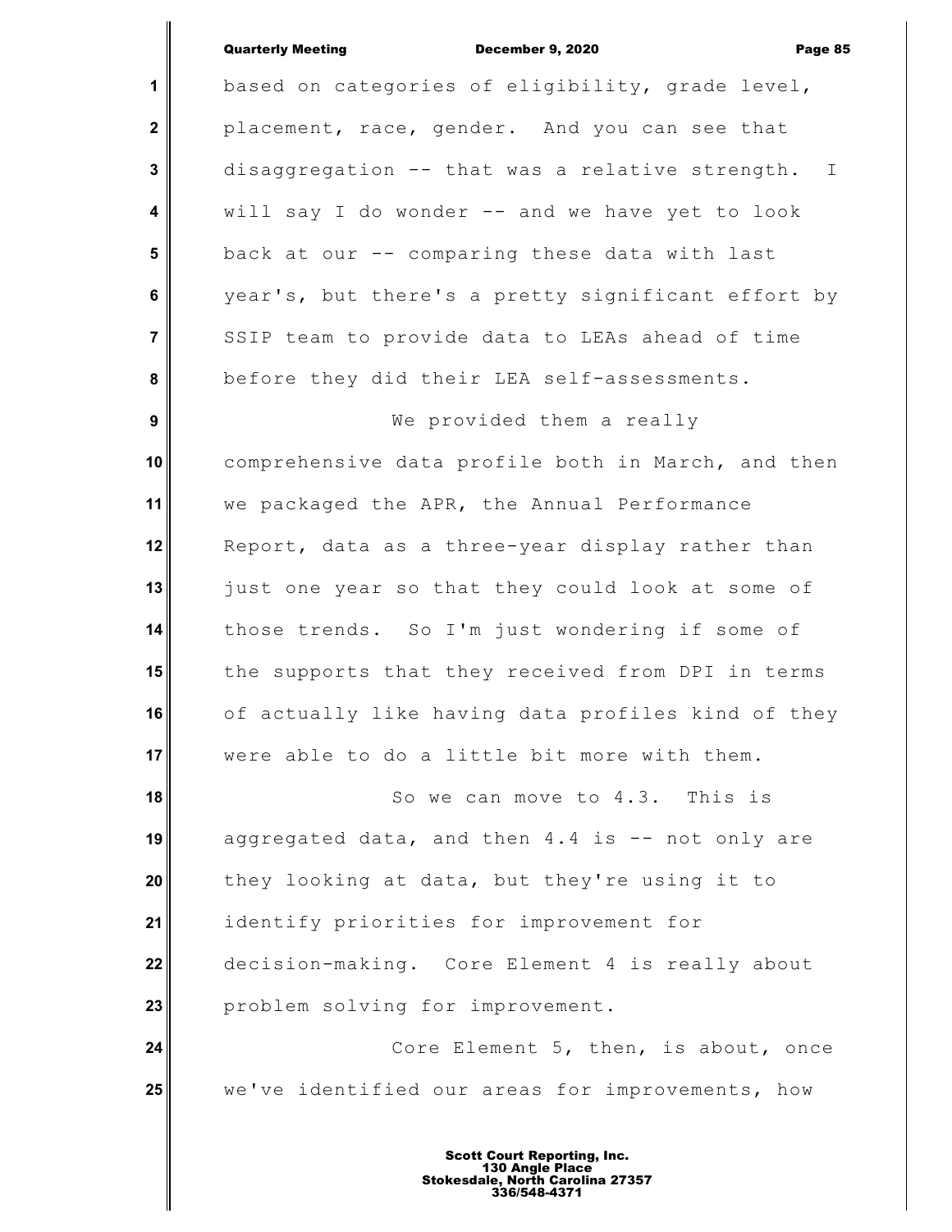based on categories of eligibility, grade level, placement, race, gender. And you can see that disaggregation -- that was a relative strength. I will say I do wonder -- and we have yet to look back at our -- comparing these data with last year's, but there's a pretty significant effort by SSIP team to provide data to LEAs ahead of time before they did their LEA self-assessments.

We provided them a really comprehensive data profile both in March, and then we packaged the APR, the Annual Performance Report, data as a three-year display rather than just one year so that they could look at some of those trends. So I'm just wondering if some of the supports that they received from DPI in terms of actually like having data profiles kind of they were able to do a little bit more with them.

So we can move to 4.3. This is aggregated data, and then 4.4 is -- not only are they looking at data, but they're using it to identify priorities for improvement for decision-making. Core Element 4 is really about problem solving for improvement.

Core Element 5, then, is about, once we've identified our areas for improvements, how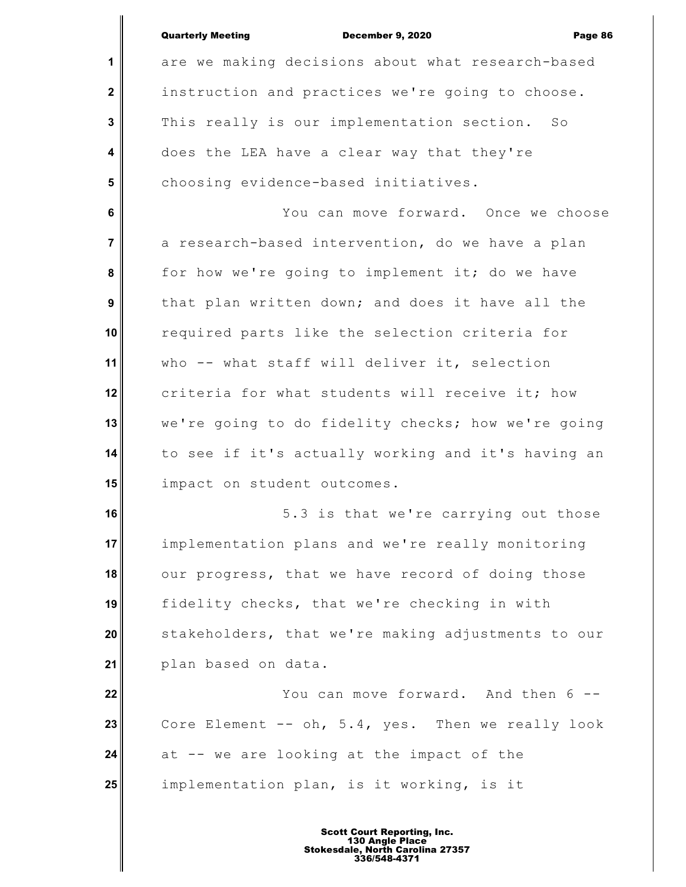are we making decisions about what research-based instruction and practices we're going to choose. This really is our implementation section. So does the LEA have a clear way that they're choosing evidence-based initiatives.

You can move forward. Once we choose a research-based intervention, do we have a plan for how we're going to implement it; do we have that plan written down; and does it have all the required parts like the selection criteria for who -- what staff will deliver it, selection criteria for what students will receive it; how we're going to do fidelity checks; how we're going to see if it's actually working and it's having an impact on student outcomes.

5.3 is that we're carrying out those implementation plans and we're really monitoring our progress, that we have record of doing those fidelity checks, that we're checking in with stakeholders, that we're making adjustments to our plan based on data.

You can move forward. And then 6 -- Core Element -- oh, 5.4, yes. Then we really look at -- we are looking at the impact of the implementation plan, is it working, is it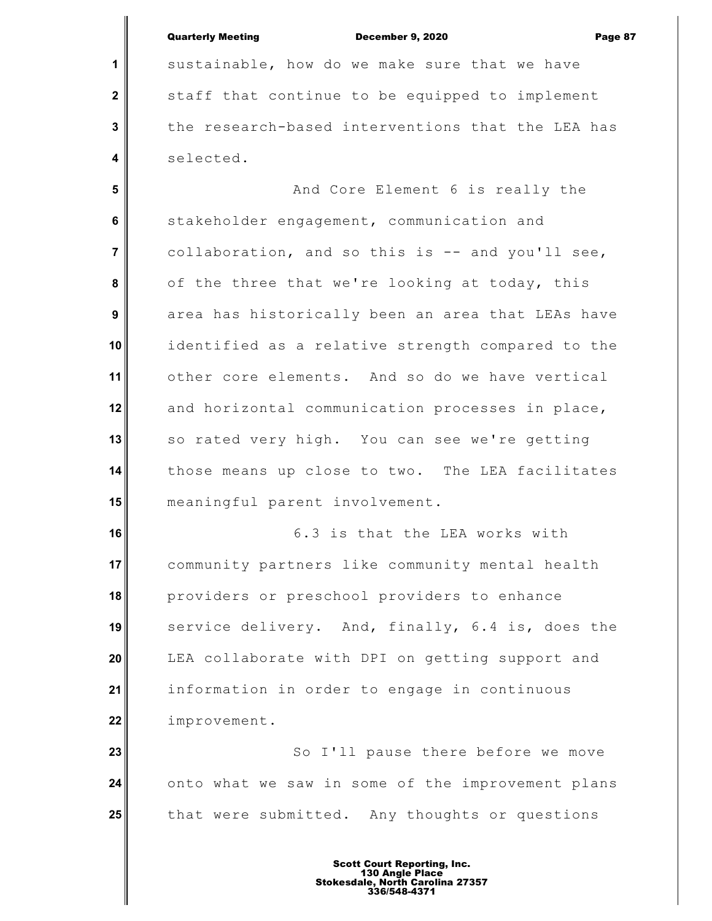sustainable, how do we make sure that we have staff that continue to be equipped to implement the research-based interventions that the LEA has selected.

And Core Element 6 is really the stakeholder engagement, communication and collaboration, and so this is -- and you'll see, of the three that we're looking at today, this area has historically been an area that LEAs have identified as a relative strength compared to the other core elements. And so do we have vertical and horizontal communication processes in place, so rated very high. You can see we're getting those means up close to two. The LEA facilitates meaningful parent involvement.

6.3 is that the LEA works with community partners like community mental health providers or preschool providers to enhance service delivery. And, finally, 6.4 is, does the LEA collaborate with DPI on getting support and information in order to engage in continuous improvement.

So I'll pause there before we move onto what we saw in some of the improvement plans that were submitted. Any thoughts or questions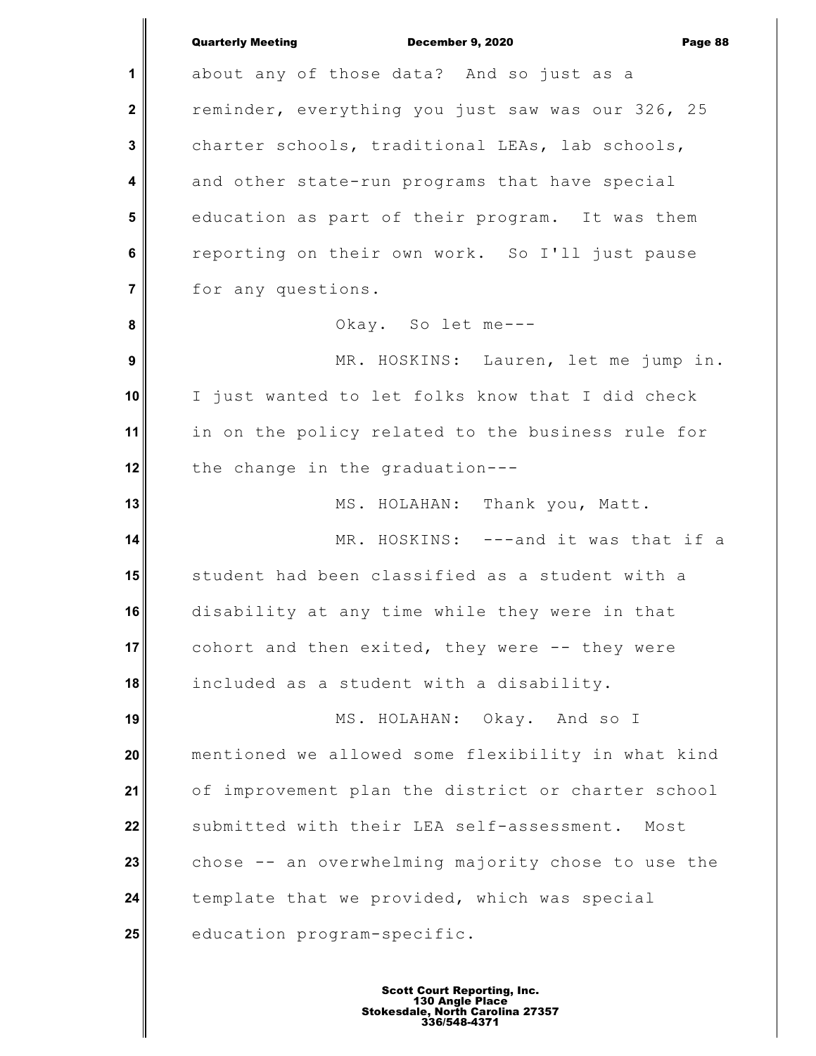about any of those data? And so just as a reminder, everything you just saw was our 326, 25 charter schools, traditional LEAs, lab schools, and other state-run programs that have special education as part of their program. It was them reporting on their own work. So I'll just pause for any questions.

Okay. So let me---

MR. HOSKINS: Lauren, let me jump in. I just wanted to let folks know that I did check in on the policy related to the business rule for the change in the graduation---

MS. HOLAHAN: Thank you, Matt.

MR. HOSKINS: ---and it was that if a student had been classified as a student with a disability at any time while they were in that cohort and then exited, they were -- they were included as a student with a disability.

MS. HOLAHAN: Okay. And so I mentioned we allowed some flexibility in what kind of improvement plan the district or charter school submitted with their LEA self-assessment. Most chose -- an overwhelming majority chose to use the template that we provided, which was special education program-specific.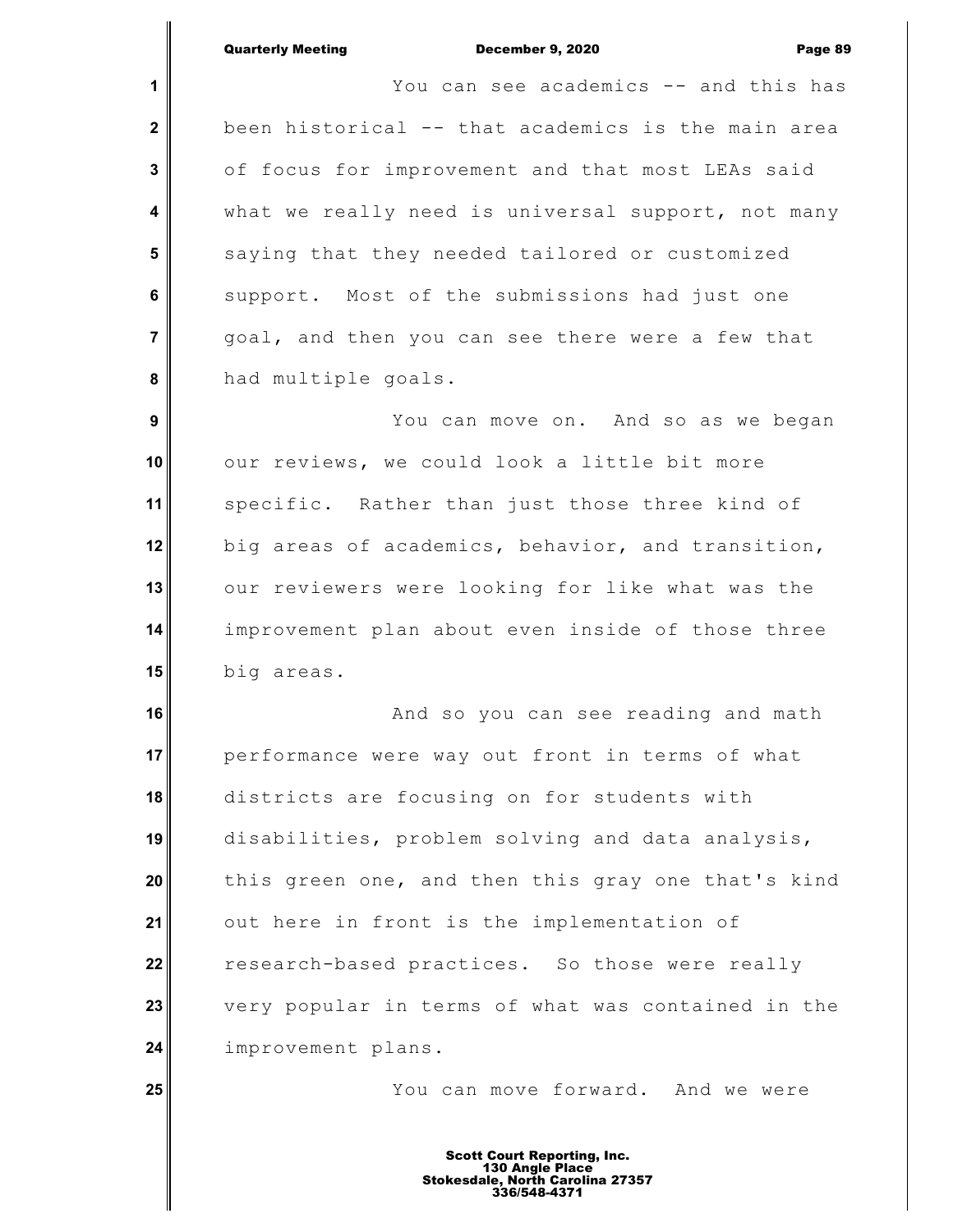You can see academics -- and this has been historical -- that academics is the main area of focus for improvement and that most LEAs said what we really need is universal support, not many saying that they needed tailored or customized support. Most of the submissions had just one goal, and then you can see there were a few that had multiple goals.

You can move on. And so as we began our reviews, we could look a little bit more specific. Rather than just those three kind of big areas of academics, behavior, and transition, our reviewers were looking for like what was the improvement plan about even inside of those three big areas.

And so you can see reading and math performance were way out front in terms of what districts are focusing on for students with disabilities, problem solving and data analysis, this green one, and then this gray one that's kind out here in front is the implementation of research-based practices. So those were really very popular in terms of what was contained in the improvement plans.

You can move forward. And we were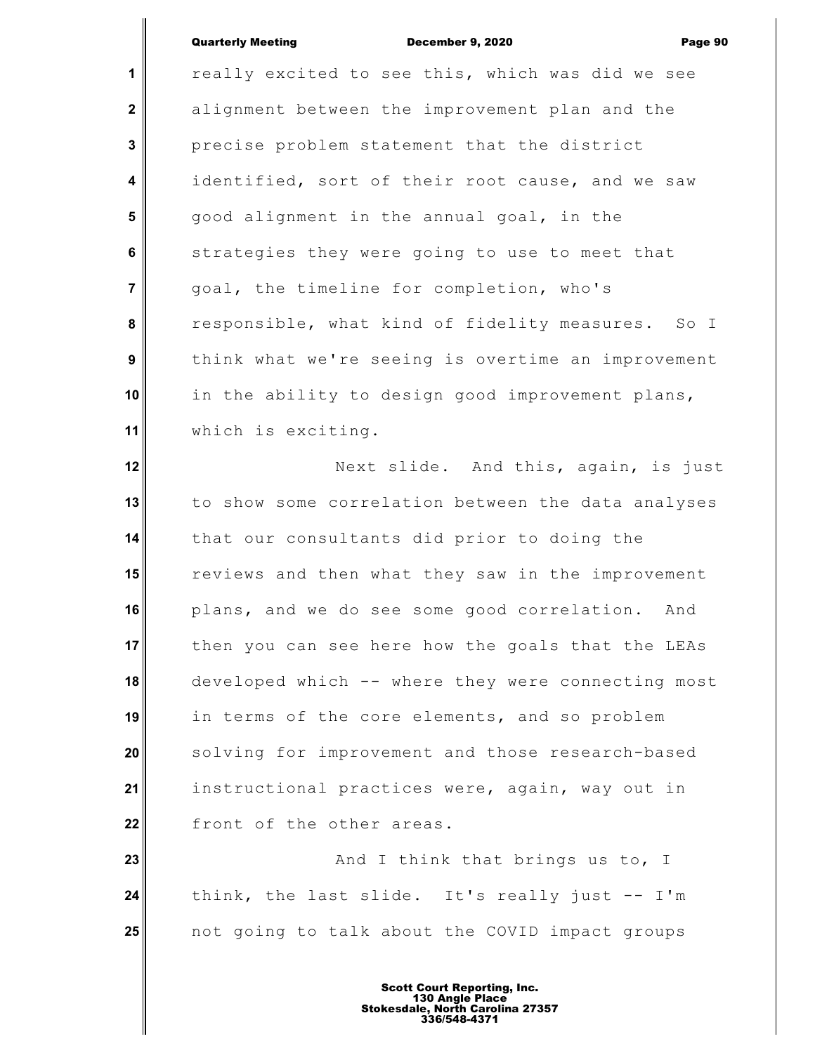really excited to see this, which was did we see alignment between the improvement plan and the precise problem statement that the district identified, sort of their root cause, and we saw good alignment in the annual goal, in the strategies they were going to use to meet that goal, the timeline for completion, who's responsible, what kind of fidelity measures. So I think what we're seeing is overtime an improvement in the ability to design good improvement plans, which is exciting.

Next slide. And this, again, is just to show some correlation between the data analyses that our consultants did prior to doing the reviews and then what they saw in the improvement plans, and we do see some good correlation. And then you can see here how the goals that the LEAs developed which -- where they were connecting most in terms of the core elements, and so problem solving for improvement and those research-based instructional practices were, again, way out in front of the other areas.

And I think that brings us to, I think, the last slide. It's really just -- I'm not going to talk about the COVID impact groups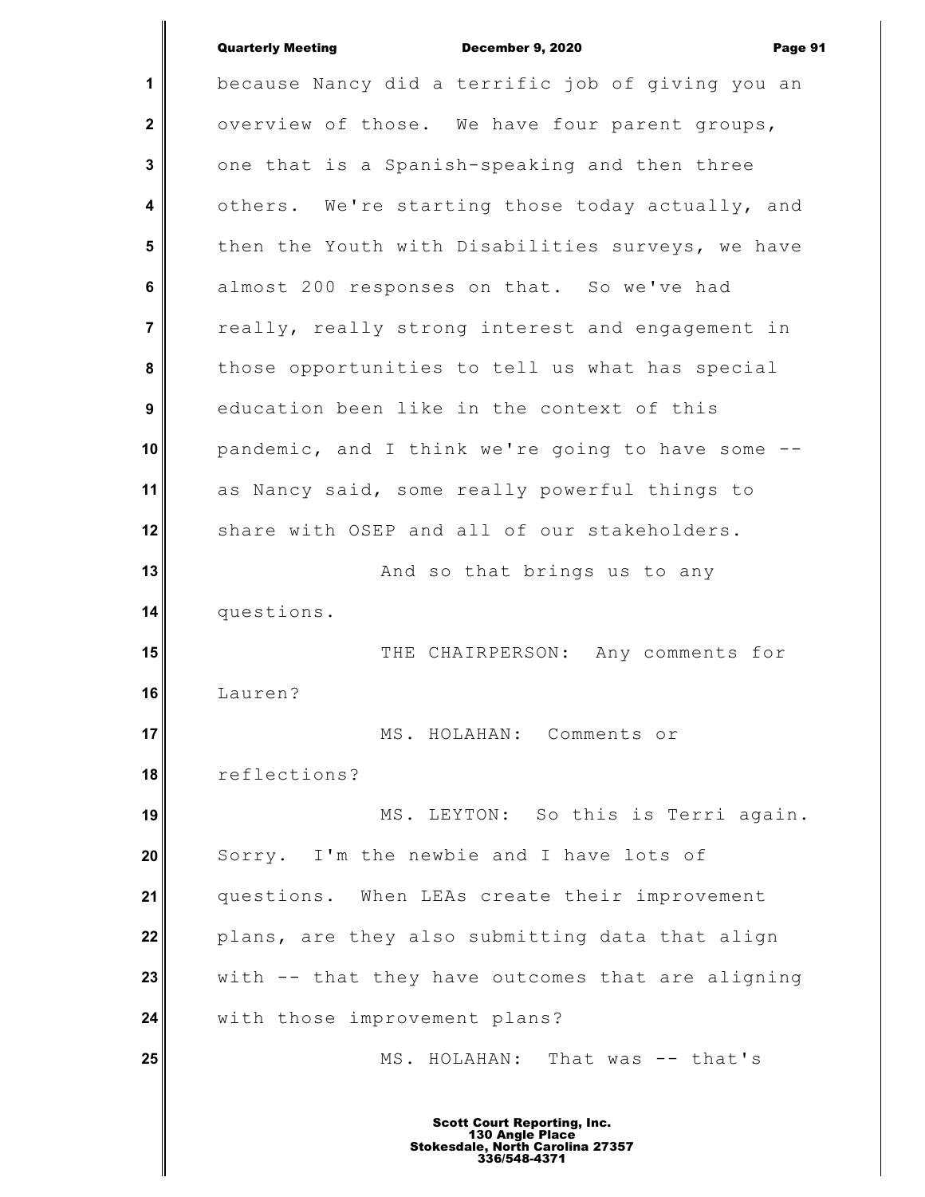because Nancy did a terrific job of giving you an overview of those. We have four parent groups, one that is a Spanish-speaking and then three others. We're starting those today actually, and then the Youth with Disabilities surveys, we have almost 200 responses on that. So we've had really, really strong interest and engagement in those opportunities to tell us what has special education been like in the context of this pandemic, and I think we're going to have some -- as Nancy said, some really powerful things to share with OSEP and all of our stakeholders.

And so that brings us to any questions.

THE CHAIRPERSON: Any comments for Lauren?

MS. HOLAHAN: Comments or reflections?

MS. LEYTON: So this is Terri again. Sorry. I'm the newbie and I have lots of questions. When LEAs create their improvement plans, are they also submitting data that align with -- that they have outcomes that are aligning with those improvement plans?

MS. HOLAHAN: That was -- that's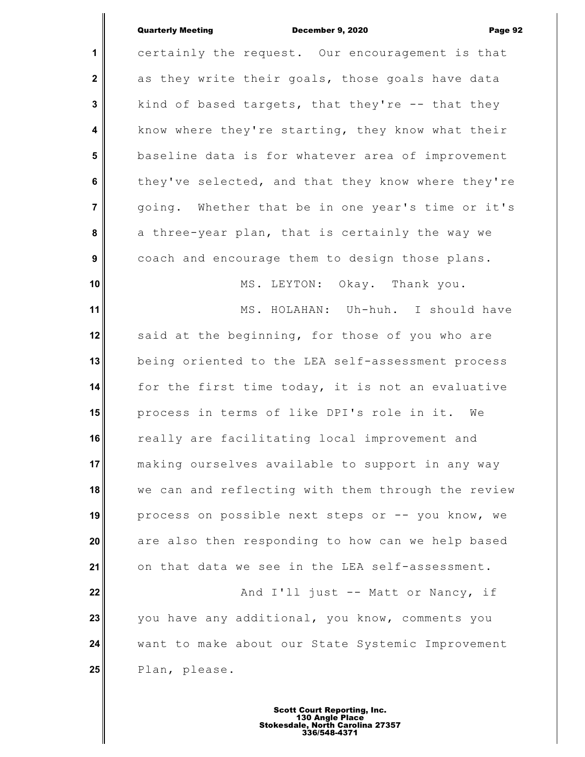certainly the request. Our encouragement is that as they write their goals, those goals have data kind of based targets, that they're -- that they know where they're starting, they know what their baseline data is for whatever area of improvement they've selected, and that they know where they're going. Whether that be in one year's time or it's a three-year plan, that is certainly the way we coach and encourage them to design those plans.

MS. LEYTON: Okay. Thank you.

MS. HOLAHAN: Uh-huh. I should have said at the beginning, for those of you who are being oriented to the LEA self-assessment process for the first time today, it is not an evaluative process in terms of like DPI's role in it. We really are facilitating local improvement and making ourselves available to support in any way we can and reflecting with them through the review process on possible next steps or -- you know, we are also then responding to how can we help based on that data we see in the LEA self-assessment.

And I'll just -- Matt or Nancy, if you have any additional, you know, comments you want to make about our State Systemic Improvement Plan, please.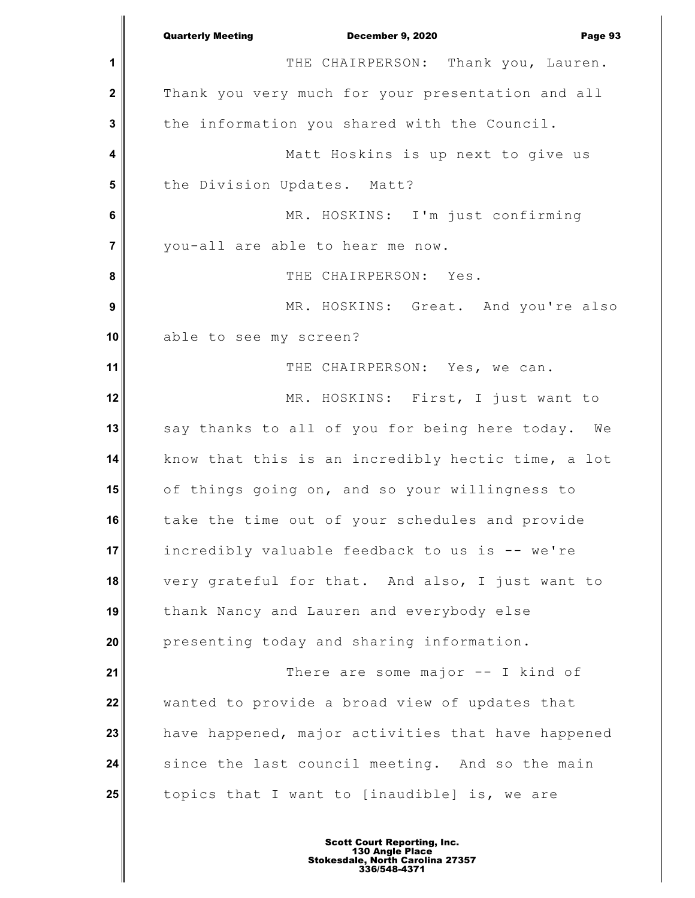THE CHAIRPERSON: Thank you, Lauren. Thank you very much for your presentation and all the information you shared with the Council.

Matt Hoskins is up next to give us the Division Updates. Matt?

MR. HOSKINS: I'm just confirming you-all are able to hear me now.

THE CHAIRPERSON: Yes.

MR. HOSKINS: Great. And you're also able to see my screen?

THE CHAIRPERSON: Yes, we can.

MR. HOSKINS: First, I just want to say thanks to all of you for being here today. We know that this is an incredibly hectic time, a lot of things going on, and so your willingness to take the time out of your schedules and provide incredibly valuable feedback to us is -- we're very grateful for that. And also, I just want to thank Nancy and Lauren and everybody else presenting today and sharing information.

There are some major -- I kind of wanted to provide a broad view of updates that have happened, major activities that have happened since the last council meeting. And so the main topics that I want to [inaudible] is, we are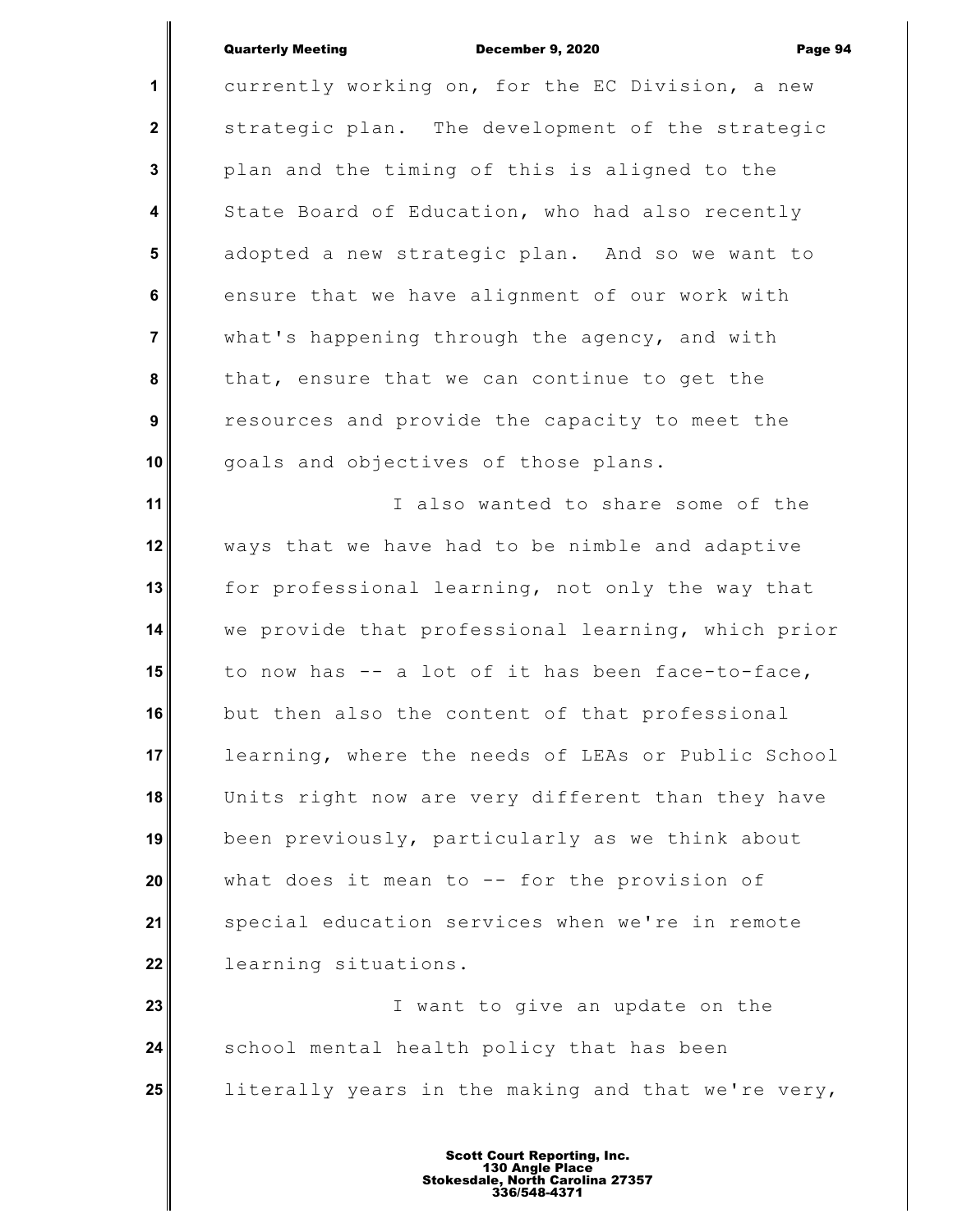currently working on, for the EC Division, a new strategic plan. The development of the strategic plan and the timing of this is aligned to the State Board of Education, who had also recently adopted a new strategic plan. And so we want to ensure that we have alignment of our work with what's happening through the agency, and with that, ensure that we can continue to get the resources and provide the capacity to meet the goals and objectives of those plans.

I also wanted to share some of the ways that we have had to be nimble and adaptive for professional learning, not only the way that we provide that professional learning, which prior to now has -- a lot of it has been face-to-face, but then also the content of that professional learning, where the needs of LEAs or Public School Units right now are very different than they have been previously, particularly as we think about what does it mean to -- for the provision of special education services when we're in remote learning situations.

I want to give an update on the school mental health policy that has been literally years in the making and that we're very,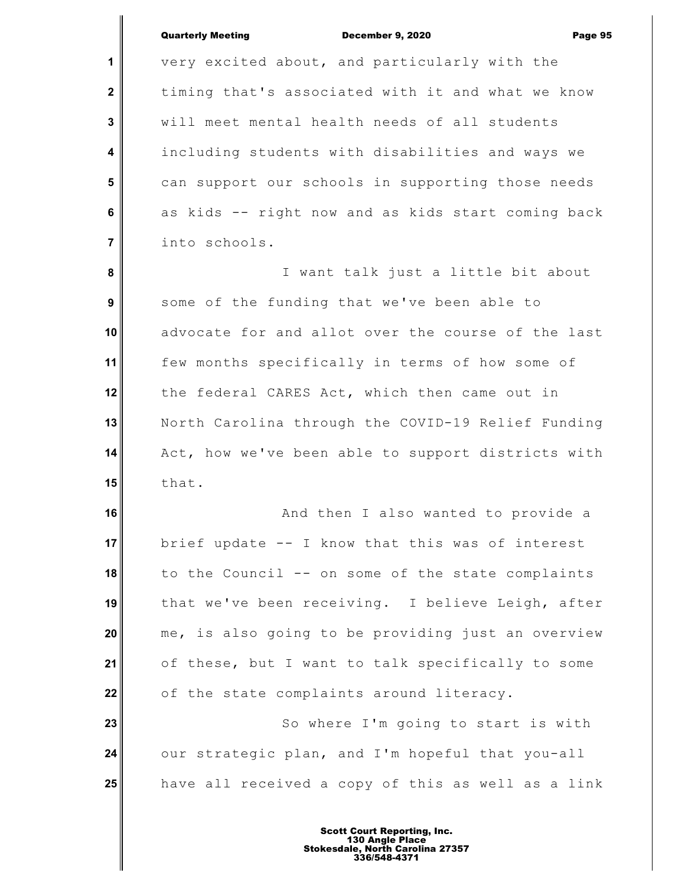very excited about, and particularly with the timing that's associated with it and what we know will meet mental health needs of all students including students with disabilities and ways we can support our schools in supporting those needs as kids -- right now and as kids start coming back into schools.

I want talk just a little bit about some of the funding that we've been able to advocate for and allot over the course of the last few months specifically in terms of how some of the federal CARES Act, which then came out in North Carolina through the COVID-19 Relief Funding Act, how we've been able to support districts with that.

And then I also wanted to provide a brief update -- I know that this was of interest to the Council -- on some of the state complaints that we've been receiving. I believe Leigh, after me, is also going to be providing just an overview of these, but I want to talk specifically to some of the state complaints around literacy.

So where I'm going to start is with our strategic plan, and I'm hopeful that you-all have all received a copy of this as well as a link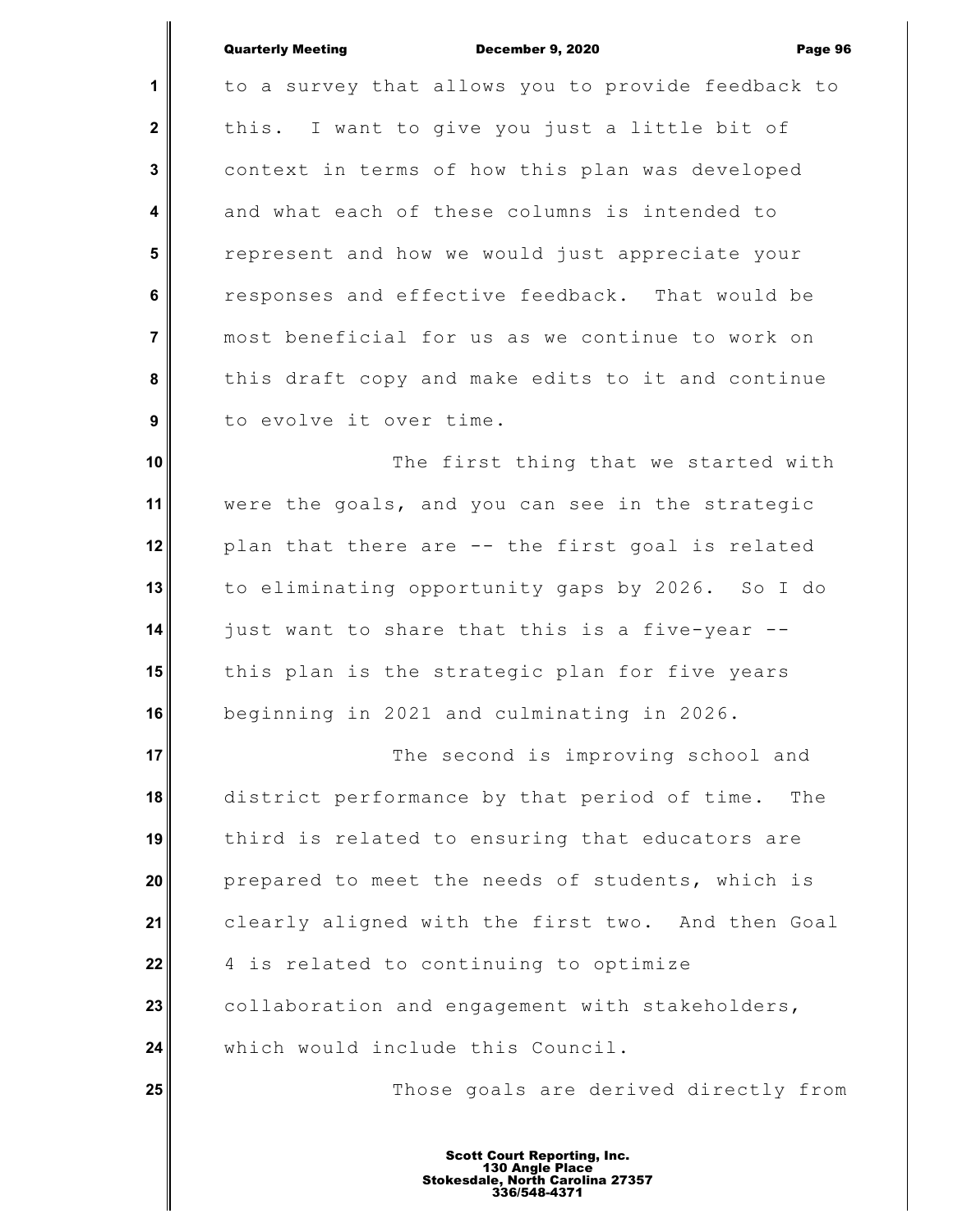to a survey that allows you to provide feedback to this. I want to give you just a little bit of context in terms of how this plan was developed and what each of these columns is intended to represent and how we would just appreciate your responses and effective feedback. That would be most beneficial for us as we continue to work on this draft copy and make edits to it and continue to evolve it over time.

The first thing that we started with were the goals, and you can see in the strategic plan that there are -- the first goal is related to eliminating opportunity gaps by 2026. So I do just want to share that this is a five-year -- this plan is the strategic plan for five years beginning in 2021 and culminating in 2026.

The second is improving school and district performance by that period of time. The third is related to ensuring that educators are prepared to meet the needs of students, which is clearly aligned with the first two. And then Goal 4 is related to continuing to optimize collaboration and engagement with stakeholders, which would include this Council.

Those goals are derived directly from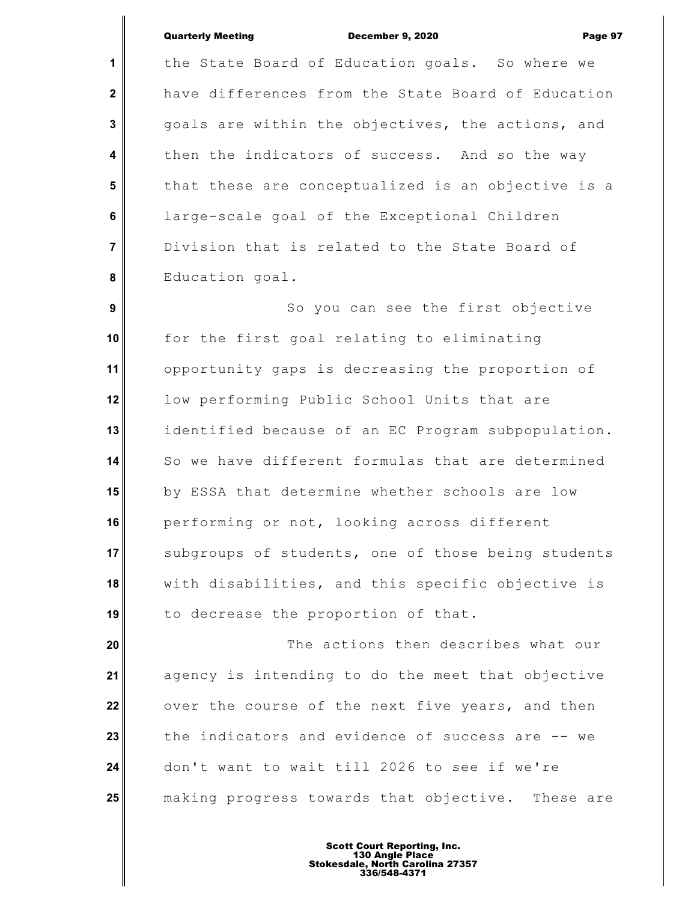the State Board of Education goals. So where we have differences from the State Board of Education goals are within the objectives, the actions, and then the indicators of success. And so the way that these are conceptualized is an objective is a large-scale goal of the Exceptional Children Division that is related to the State Board of Education goal.

So you can see the first objective for the first goal relating to eliminating opportunity gaps is decreasing the proportion of low performing Public School Units that are identified because of an EC Program subpopulation. So we have different formulas that are determined by ESSA that determine whether schools are low performing or not, looking across different subgroups of students, one of those being students with disabilities, and this specific objective is to decrease the proportion of that.

The actions then describes what our agency is intending to do the meet that objective over the course of the next five years, and then the indicators and evidence of success are -- we don't want to wait till 2026 to see if we're making progress towards that objective. These are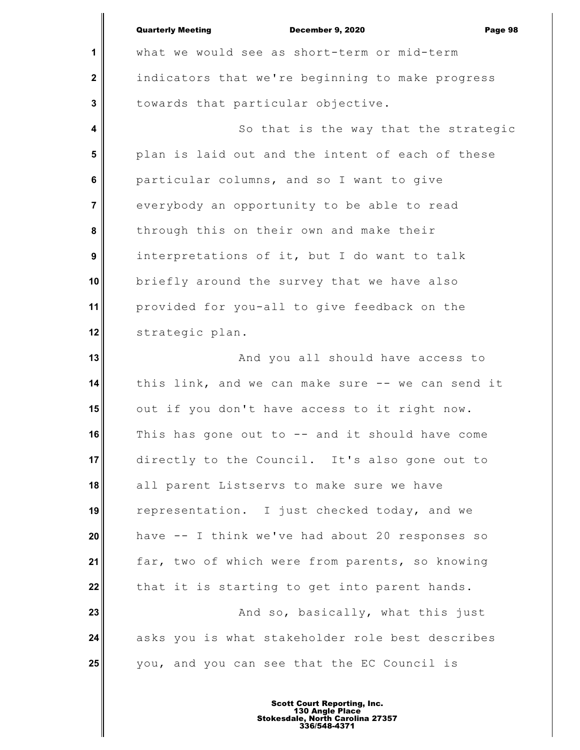what we would see as short-term or mid-term indicators that we're beginning to make progress towards that particular objective.

So that is the way that the strategic plan is laid out and the intent of each of these particular columns, and so I want to give everybody an opportunity to be able to read through this on their own and make their interpretations of it, but I do want to talk briefly around the survey that we have also provided for you-all to give feedback on the strategic plan.

And you all should have access to this link, and we can make sure -- we can send it out if you don't have access to it right now. This has gone out to -- and it should have come directly to the Council. It's also gone out to all parent Listservs to make sure we have representation. I just checked today, and we have -- I think we've had about 20 responses so far, two of which were from parents, so knowing that it is starting to get into parent hands.

And so, basically, what this just asks you is what stakeholder role best describes you, and you can see that the EC Council is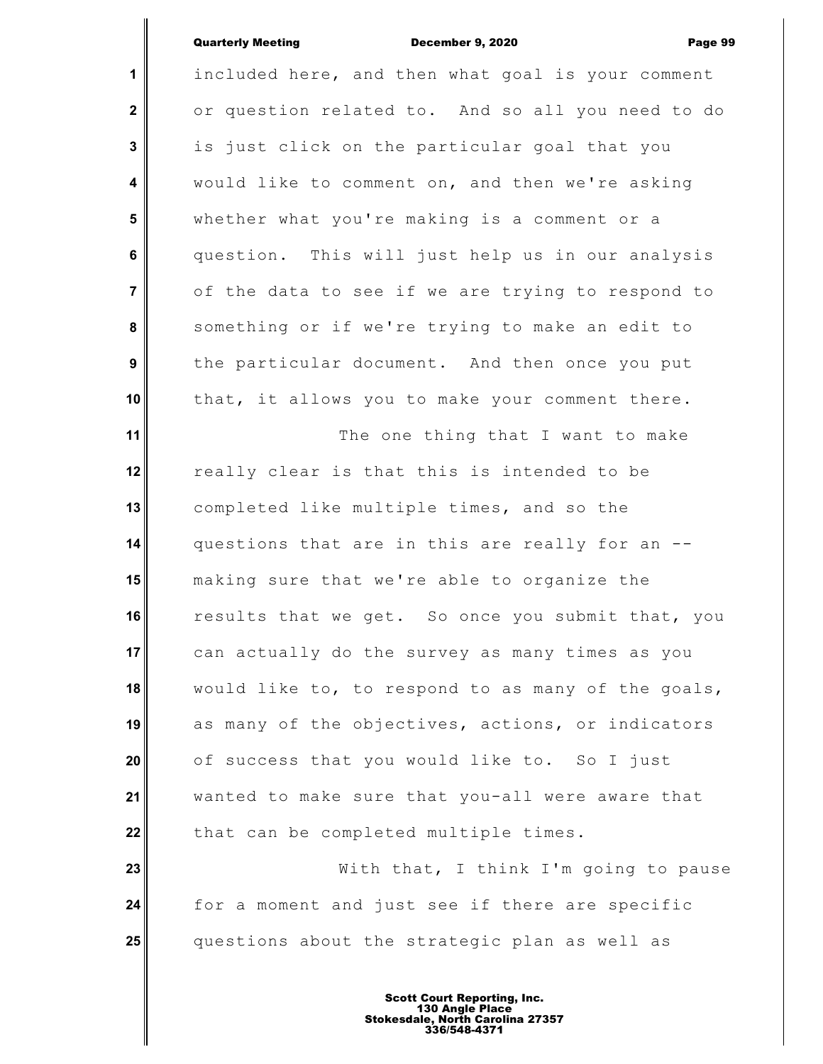included here, and then what goal is your comment or question related to. And so all you need to do is just click on the particular goal that you would like to comment on, and then we're asking whether what you're making is a comment or a question. This will just help us in our analysis of the data to see if we are trying to respond to something or if we're trying to make an edit to the particular document. And then once you put that, it allows you to make your comment there.

The one thing that I want to make really clear is that this is intended to be completed like multiple times, and so the questions that are in this are really for an -- making sure that we're able to organize the results that we get. So once you submit that, you can actually do the survey as many times as you would like to, to respond to as many of the goals, as many of the objectives, actions, or indicators of success that you would like to. So I just wanted to make sure that you-all were aware that that can be completed multiple times.

With that, I think I'm going to pause for a moment and just see if there are specific questions about the strategic plan as well as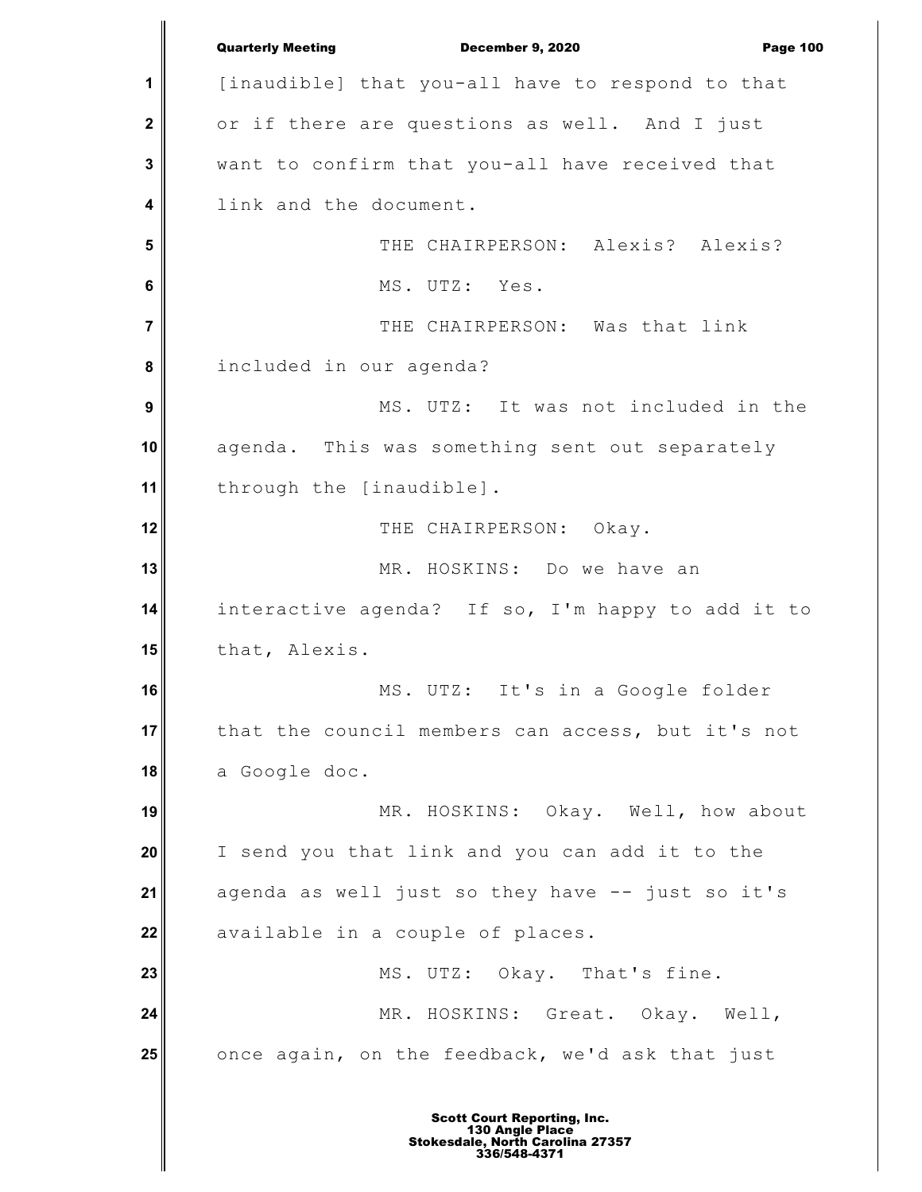[inaudible] that you-all have to respond to that or if there are questions as well. And I just want to confirm that you-all have received that link and the document.

THE CHAIRPERSON: Alexis? Alexis?

MS. UTZ: Yes.

THE CHAIRPERSON: Was that link included in our agenda?

MS. UTZ: It was not included in the agenda. This was something sent out separately through the [inaudible].

THE CHAIRPERSON: Okay.

MR. HOSKINS: Do we have an interactive agenda? If so, I'm happy to add it to that, Alexis.

MS. UTZ: It's in a Google folder that the council members can access, but it's not a Google doc.

MR. HOSKINS: Okay. Well, how about I send you that link and you can add it to the agenda as well just so they have -- just so it's available in a couple of places.

MS. UTZ: Okay. That's fine.

MR. HOSKINS: Great. Okay. Well, once again, on the feedback, we'd ask that just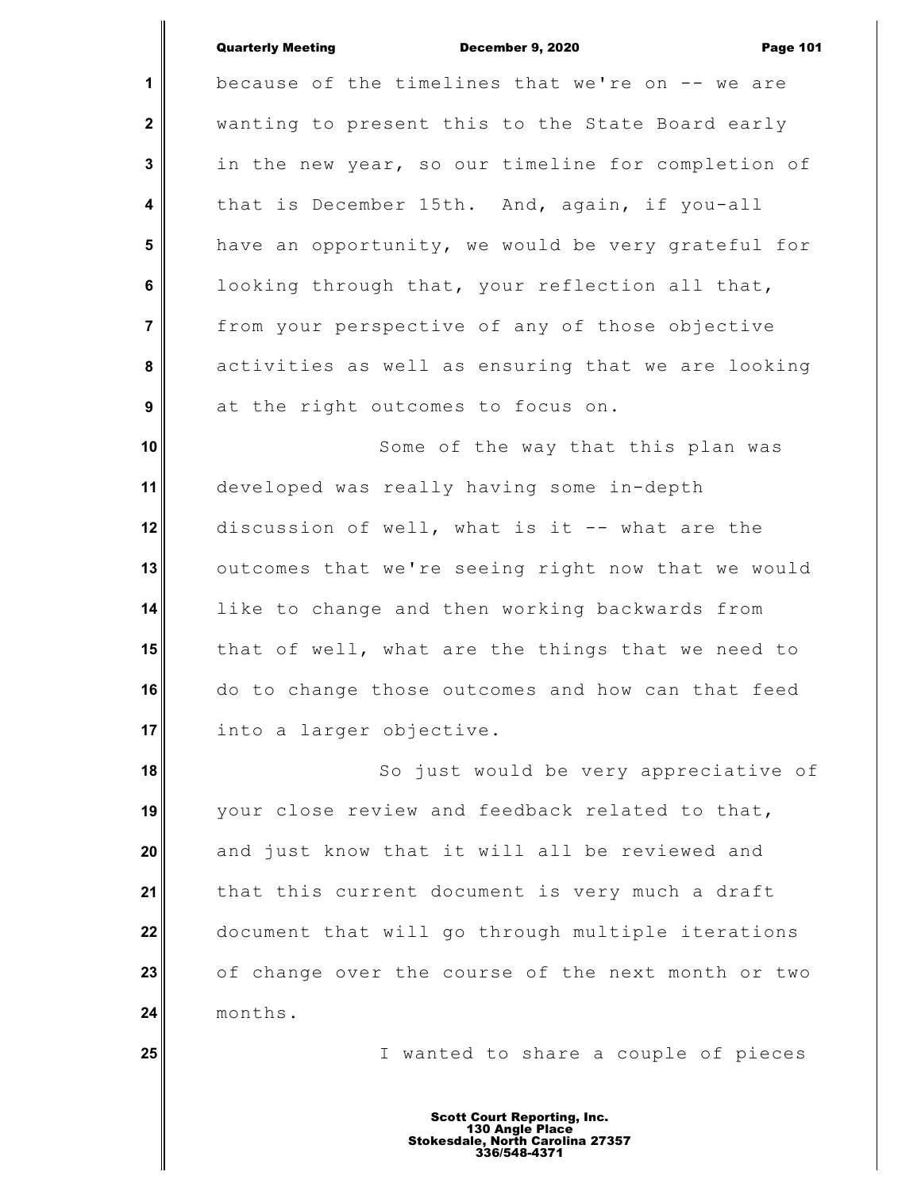because of the timelines that we're on -- we are wanting to present this to the State Board early in the new year, so our timeline for completion of that is December 15th. And, again, if you-all have an opportunity, we would be very grateful for looking through that, your reflection all that, from your perspective of any of those objective activities as well as ensuring that we are looking at the right outcomes to focus on.

Some of the way that this plan was developed was really having some in-depth discussion of well, what is it -- what are the outcomes that we're seeing right now that we would like to change and then working backwards from that of well, what are the things that we need to do to change those outcomes and how can that feed into a larger objective.

So just would be very appreciative of your close review and feedback related to that, and just know that it will all be reviewed and that this current document is very much a draft document that will go through multiple iterations of change over the course of the next month or two months.

I wanted to share a couple of pieces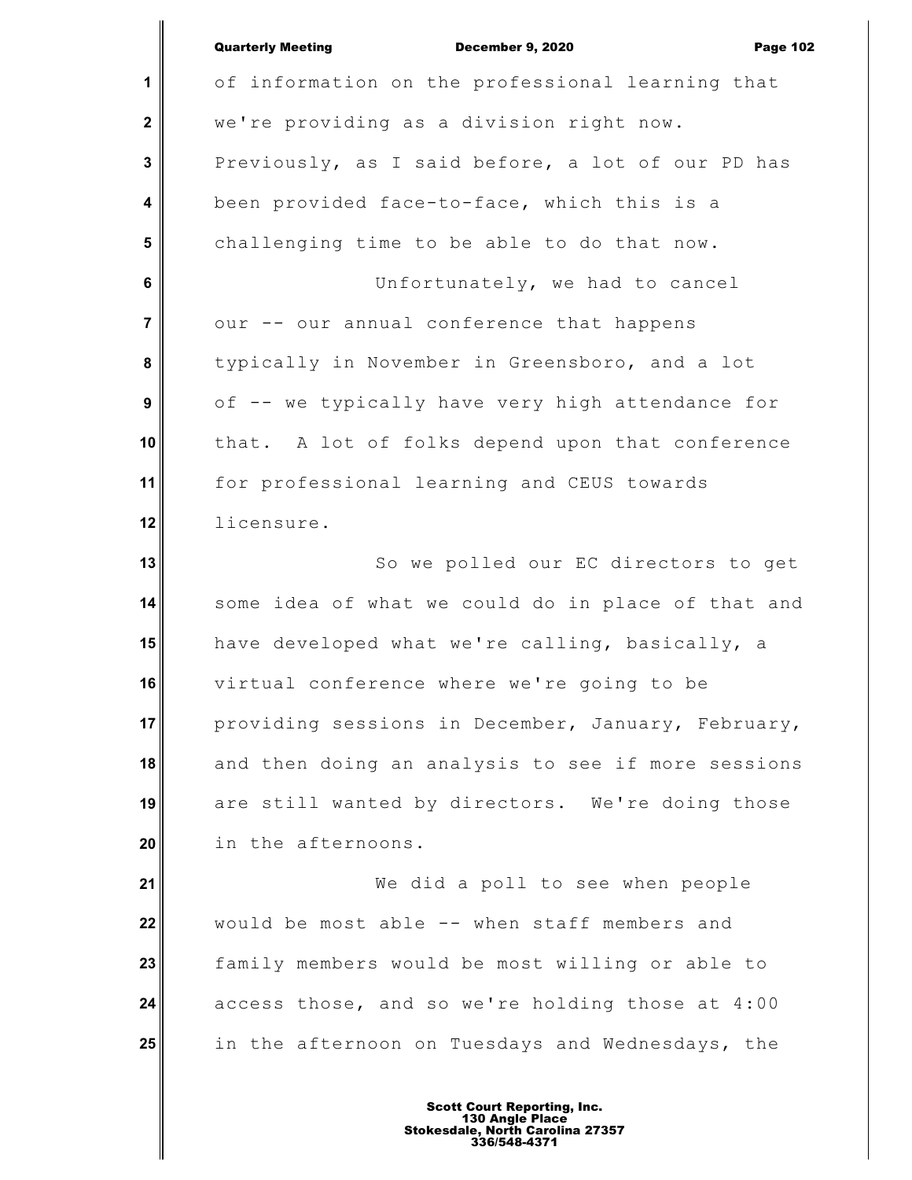of information on the professional learning that we're providing as a division right now. Previously, as I said before, a lot of our PD has been provided face-to-face, which this is a challenging time to be able to do that now.

Unfortunately, we had to cancel our -- our annual conference that happens typically in November in Greensboro, and a lot of -- we typically have very high attendance for that. A lot of folks depend upon that conference for professional learning and CEUS towards licensure.

So we polled our EC directors to get some idea of what we could do in place of that and have developed what we're calling, basically, a virtual conference where we're going to be providing sessions in December, January, February, and then doing an analysis to see if more sessions are still wanted by directors. We're doing those in the afternoons.

We did a poll to see when people would be most able -- when staff members and family members would be most willing or able to access those, and so we're holding those at 4:00 in the afternoon on Tuesdays and Wednesdays, the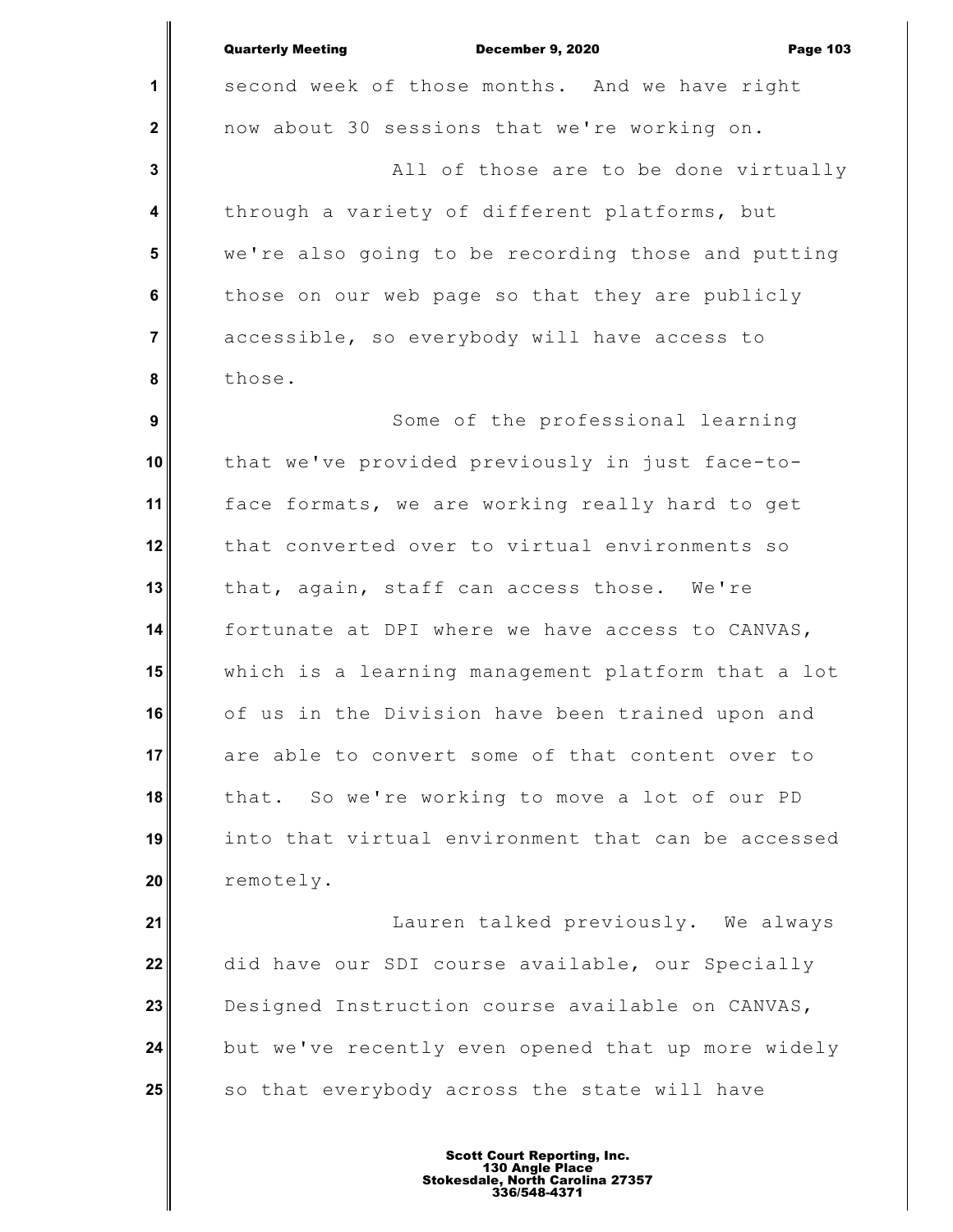second week of those months. And we have right now about 30 sessions that we're working on.

All of those are to be done virtually through a variety of different platforms, but we're also going to be recording those and putting those on our web page so that they are publicly accessible, so everybody will have access to those.

Some of the professional learning that we've provided previously in just face-to-face formats, we are working really hard to get that converted over to virtual environments so that, again, staff can access those. We're fortunate at DPI where we have access to CANVAS, which is a learning management platform that a lot of us in the Division have been trained upon and are able to convert some of that content over to that. So we're working to move a lot of our PD into that virtual environment that can be accessed remotely.

Lauren talked previously. We always did have our SDI course available, our Specially Designed Instruction course available on CANVAS, but we've recently even opened that up more widely so that everybody across the state will have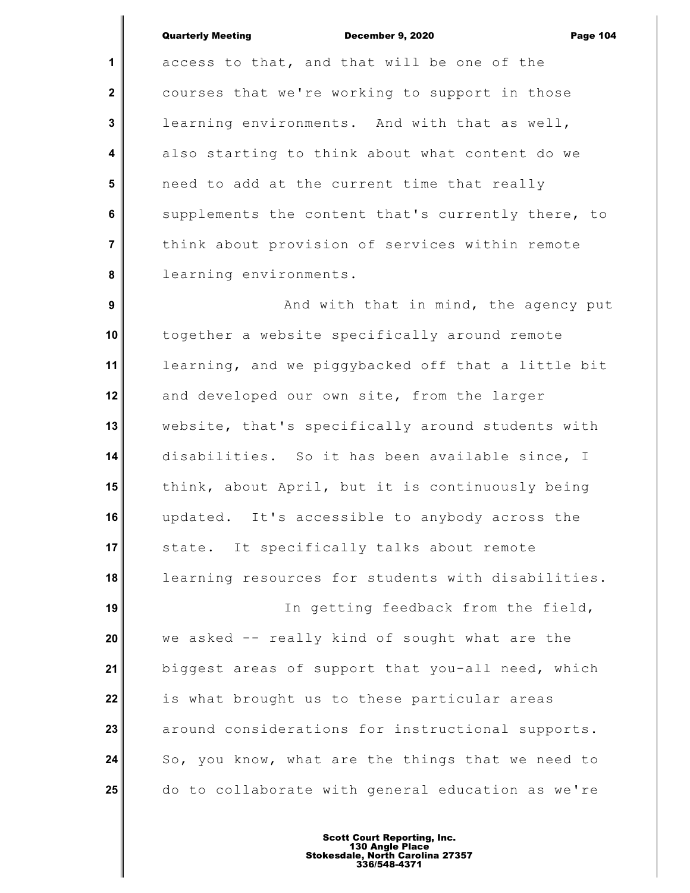access to that, and that will be one of the courses that we're working to support in those learning environments. And with that as well, also starting to think about what content do we need to add at the current time that really supplements the content that's currently there, to think about provision of services within remote learning environments.

And with that in mind, the agency put together a website specifically around remote learning, and we piggybacked off that a little bit and developed our own site, from the larger website, that's specifically around students with disabilities. So it has been available since, I think, about April, but it is continuously being updated. It's accessible to anybody across the state. It specifically talks about remote learning resources for students with disabilities.

In getting feedback from the field, we asked -- really kind of sought what are the biggest areas of support that you-all need, which is what brought us to these particular areas around considerations for instructional supports. So, you know, what are the things that we need to do to collaborate with general education as we're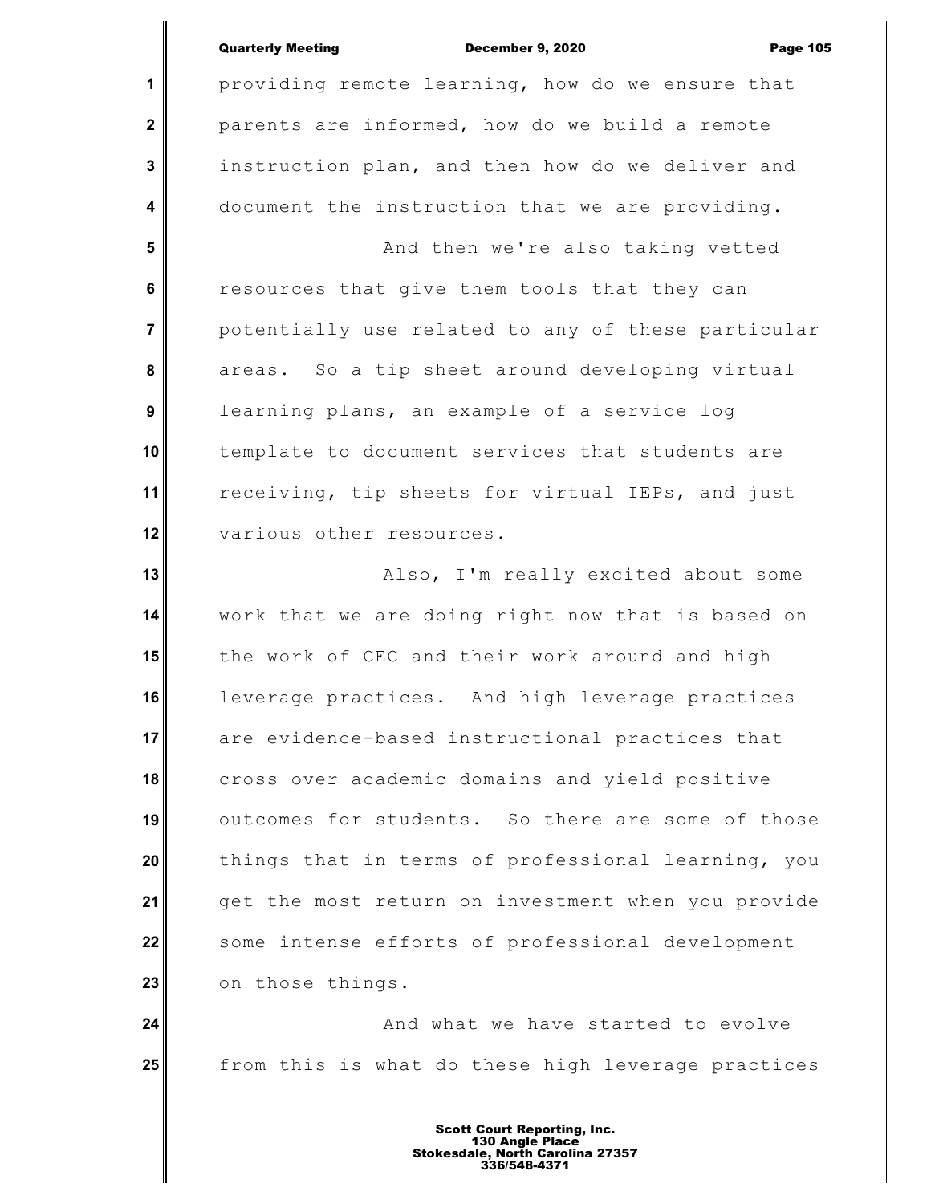providing remote learning, how do we ensure that parents are informed, how do we build a remote instruction plan, and then how do we deliver and document the instruction that we are providing.

And then we're also taking vetted resources that give them tools that they can potentially use related to any of these particular areas. So a tip sheet around developing virtual learning plans, an example of a service log template to document services that students are receiving, tip sheets for virtual IEPs, and just various other resources.

Also, I'm really excited about some work that we are doing right now that is based on the work of CEC and their work around and high leverage practices. And high leverage practices are evidence-based instructional practices that cross over academic domains and yield positive outcomes for students. So there are some of those things that in terms of professional learning, you get the most return on investment when you provide some intense efforts of professional development on those things.

And what we have started to evolve from this is what do these high leverage practices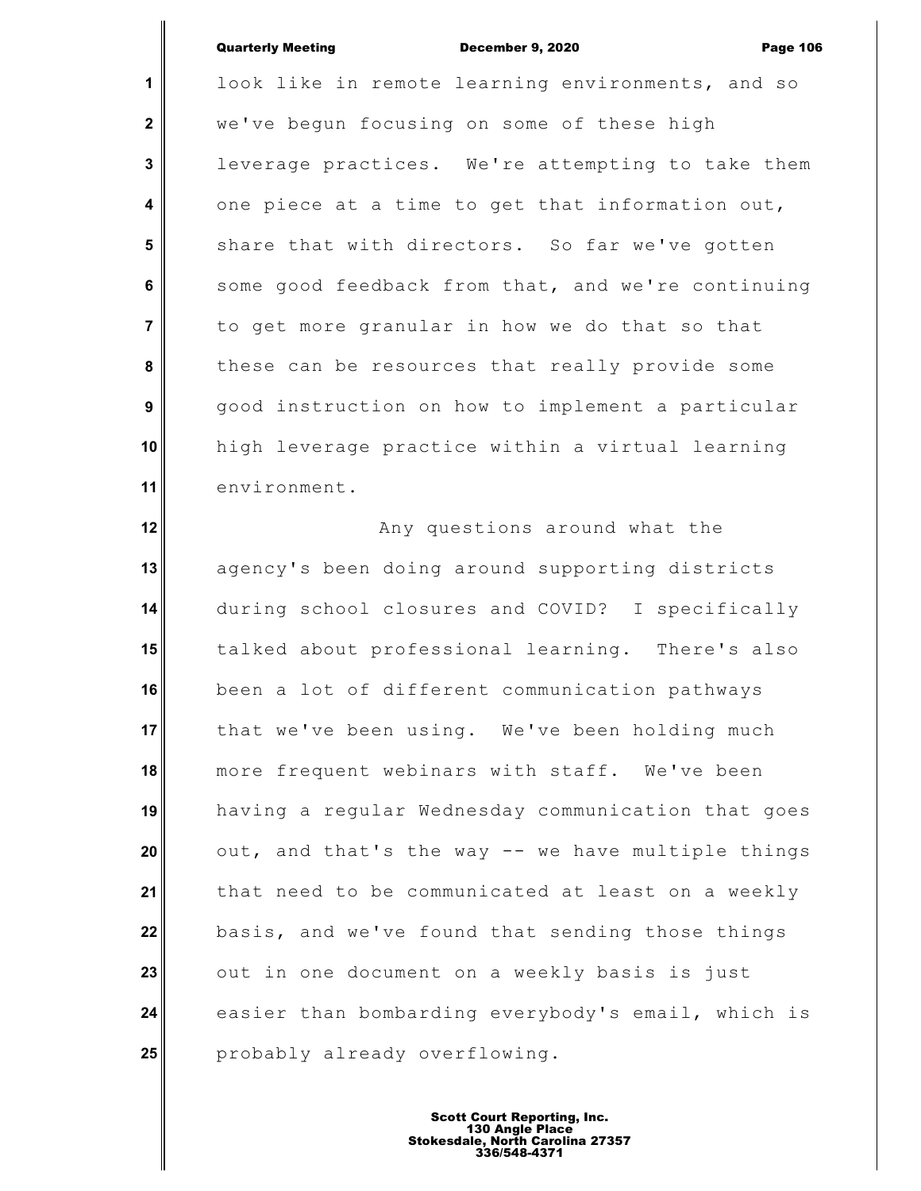look like in remote learning environments, and so we've begun focusing on some of these high leverage practices. We're attempting to take them one piece at a time to get that information out, share that with directors. So far we've gotten some good feedback from that, and we're continuing to get more granular in how we do that so that these can be resources that really provide some good instruction on how to implement a particular high leverage practice within a virtual learning environment.

Any questions around what the agency's been doing around supporting districts during school closures and COVID? I specifically talked about professional learning. There's also been a lot of different communication pathways that we've been using. We've been holding much more frequent webinars with staff. We've been having a regular Wednesday communication that goes out, and that's the way -- we have multiple things that need to be communicated at least on a weekly basis, and we've found that sending those things out in one document on a weekly basis is just easier than bombarding everybody's email, which is probably already overflowing.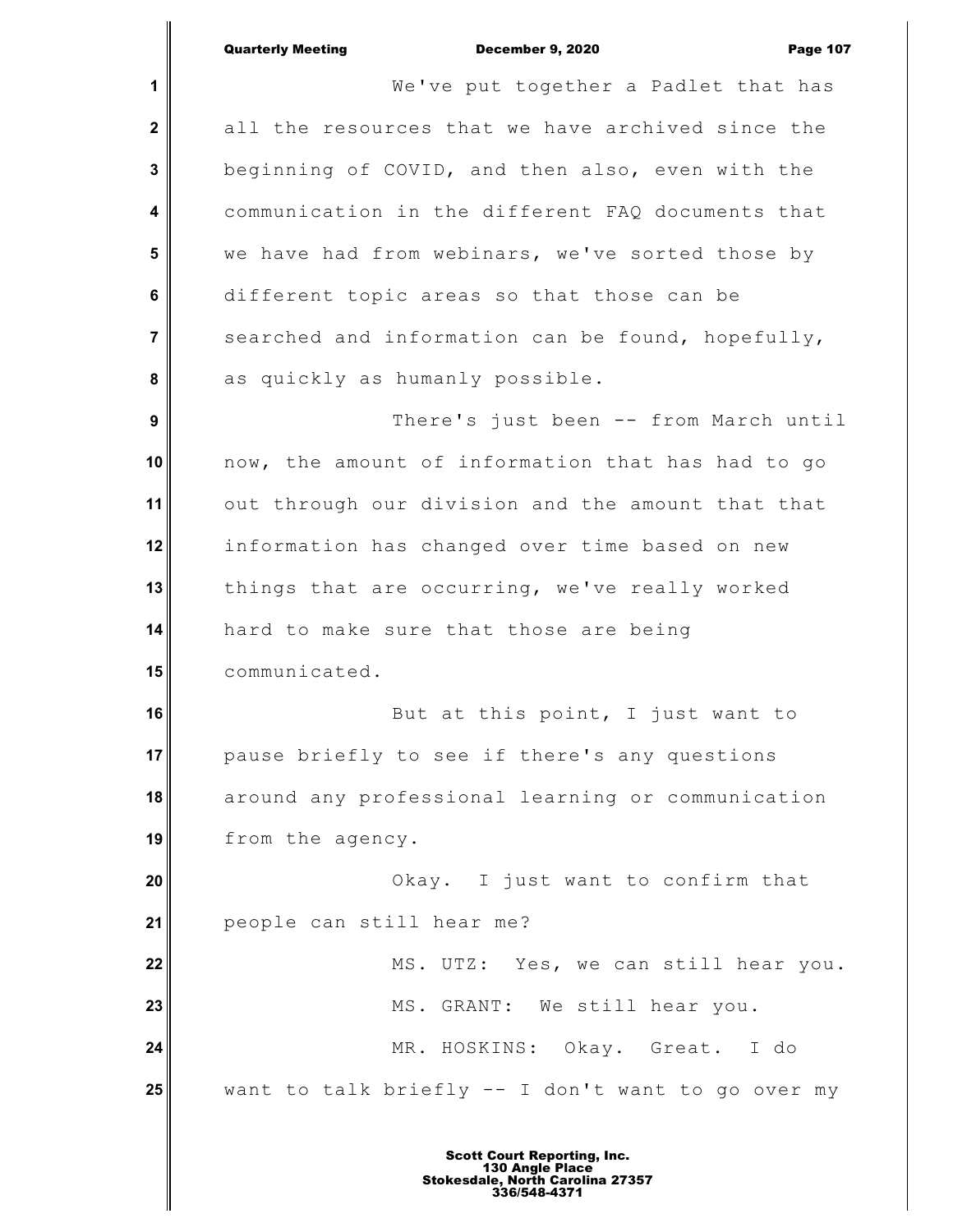We've put together a Padlet that has all the resources that we have archived since the beginning of COVID, and then also, even with the communication in the different FAQ documents that we have had from webinars, we've sorted those by different topic areas so that those can be searched and information can be found, hopefully, as quickly as humanly possible.

There's just been -- from March until now, the amount of information that has had to go out through our division and the amount that that information has changed over time based on new things that are occurring, we've really worked hard to make sure that those are being communicated.

But at this point, I just want to pause briefly to see if there's any questions around any professional learning or communication from the agency.

Okay. I just want to confirm that people can still hear me?

MS. UTZ: Yes, we can still hear you.

MS. GRANT: We still hear you.

MR. HOSKINS: Okay. Great. I do want to talk briefly -- I don't want to go over my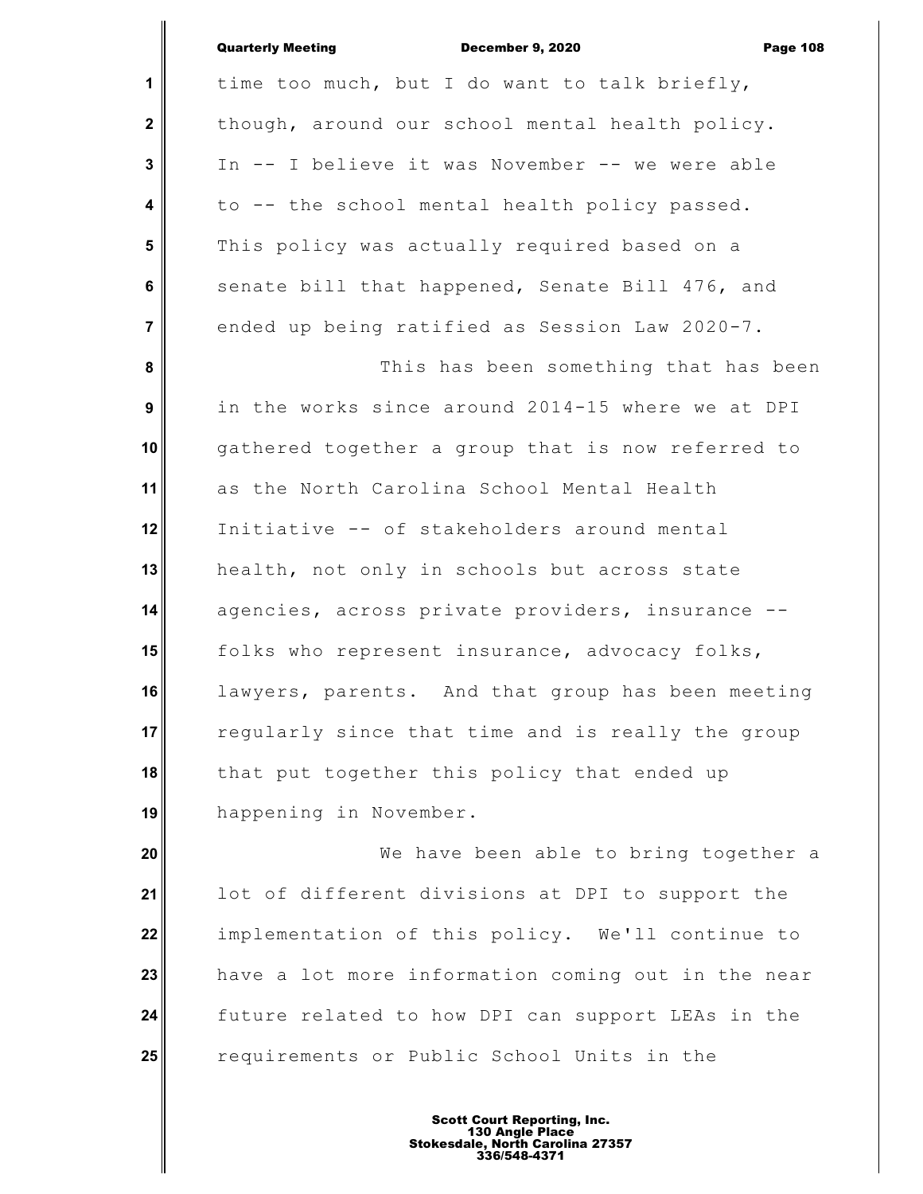time too much, but I do want to talk briefly, though, around our school mental health policy. In -- I believe it was November -- we were able to -- the school mental health policy passed. This policy was actually required based on a senate bill that happened, Senate Bill 476, and ended up being ratified as Session Law 2020-7.

This has been something that has been in the works since around 2014-15 where we at DPI gathered together a group that is now referred to as the North Carolina School Mental Health Initiative -- of stakeholders around mental health, not only in schools but across state agencies, across private providers, insurance -- folks who represent insurance, advocacy folks, lawyers, parents. And that group has been meeting regularly since that time and is really the group that put together this policy that ended up happening in November.

We have been able to bring together a lot of different divisions at DPI to support the implementation of this policy. We'll continue to have a lot more information coming out in the near future related to how DPI can support LEAs in the requirements or Public School Units in the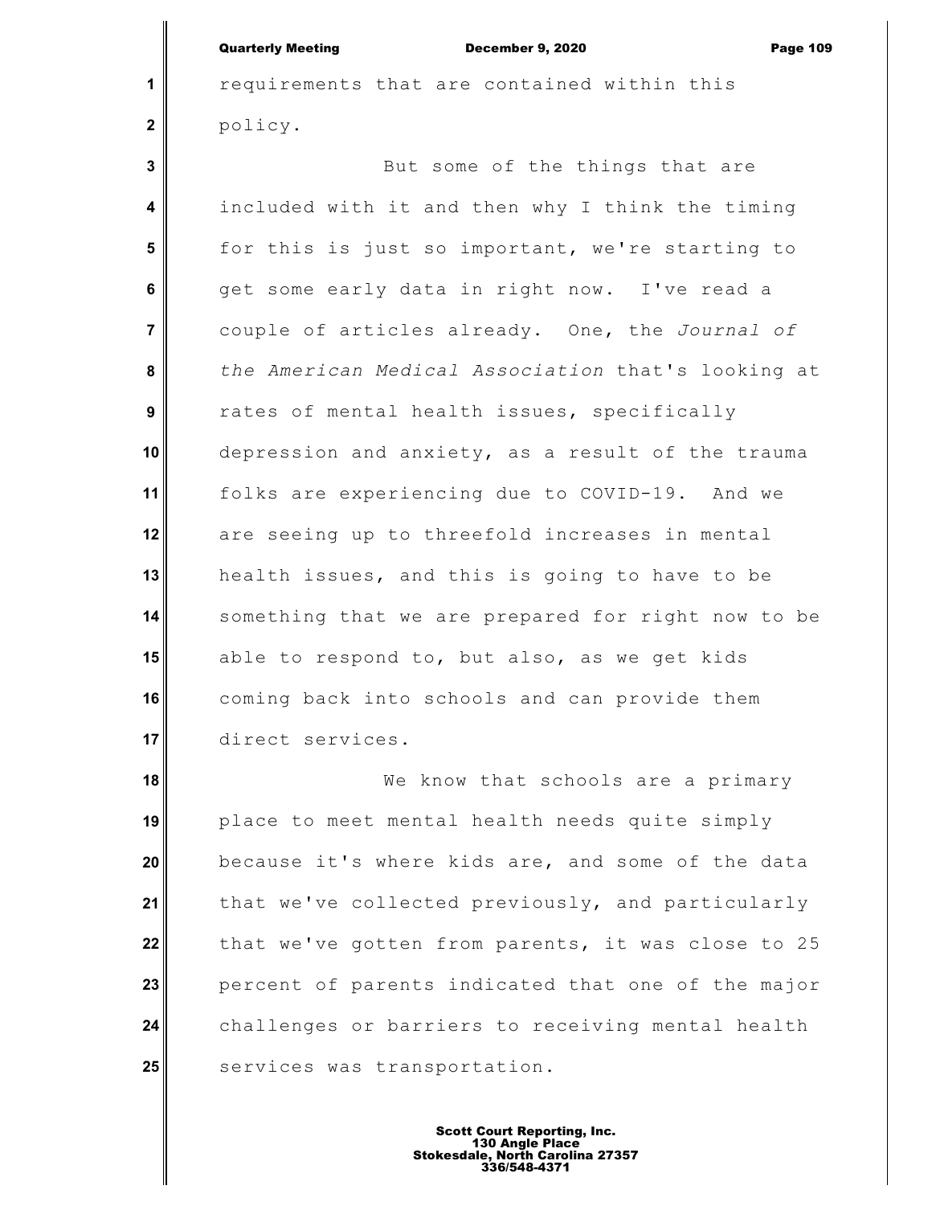requirements that are contained within this policy.

But some of the things that are included with it and then why I think the timing for this is just so important, we're starting to get some early data in right now. I've read a couple of articles already. One, the *Journal of the American Medical Association* that's looking at rates of mental health issues, specifically depression and anxiety, as a result of the trauma folks are experiencing due to COVID-19. And we are seeing up to threefold increases in mental health issues, and this is going to have to be something that we are prepared for right now to be able to respond to, but also, as we get kids coming back into schools and can provide them direct services.

We know that schools are a primary place to meet mental health needs quite simply because it's where kids are, and some of the data that we've collected previously, and particularly that we've gotten from parents, it was close to 25 percent of parents indicated that one of the major challenges or barriers to receiving mental health services was transportation.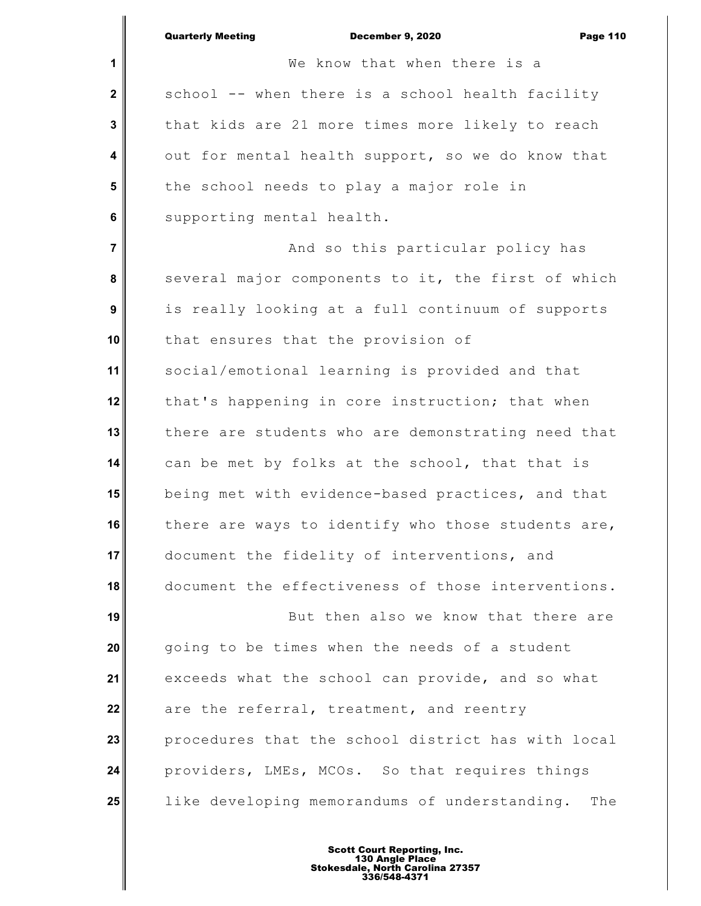We know that when there is a school -- when there is a school health facility that kids are 21 more times more likely to reach out for mental health support, so we do know that the school needs to play a major role in supporting mental health.

And so this particular policy has several major components to it, the first of which is really looking at a full continuum of supports that ensures that the provision of social/emotional learning is provided and that that's happening in core instruction; that when there are students who are demonstrating need that can be met by folks at the school, that that is being met with evidence-based practices, and that there are ways to identify who those students are, document the fidelity of interventions, and document the effectiveness of those interventions.

But then also we know that there are going to be times when the needs of a student exceeds what the school can provide, and so what are the referral, treatment, and reentry procedures that the school district has with local providers, LMEs, MCOs. So that requires things like developing memorandums of understanding. The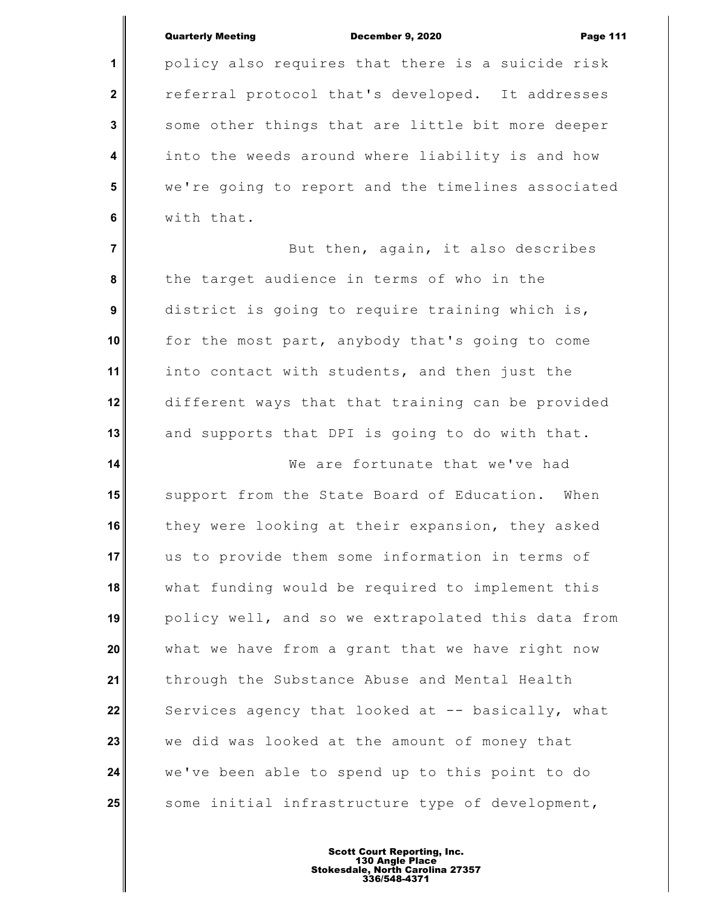policy also requires that there is a suicide risk referral protocol that's developed. It addresses some other things that are little bit more deeper into the weeds around where liability is and how we're going to report and the timelines associated with that.

But then, again, it also describes the target audience in terms of who in the district is going to require training which is, for the most part, anybody that's going to come into contact with students, and then just the different ways that that training can be provided and supports that DPI is going to do with that.

We are fortunate that we've had support from the State Board of Education. When they were looking at their expansion, they asked us to provide them some information in terms of what funding would be required to implement this policy well, and so we extrapolated this data from what we have from a grant that we have right now through the Substance Abuse and Mental Health Services agency that looked at -- basically, what we did was looked at the amount of money that we've been able to spend up to this point to do some initial infrastructure type of development,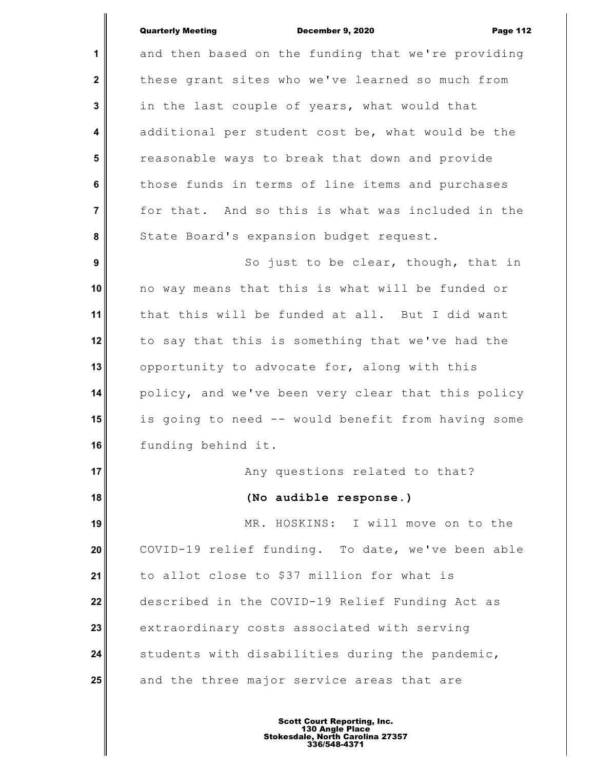and then based on the funding that we're providing these grant sites who we've learned so much from in the last couple of years, what would that additional per student cost be, what would be the reasonable ways to break that down and provide those funds in terms of line items and purchases for that. And so this is what was included in the State Board's expansion budget request.

So just to be clear, though, that in no way means that this is what will be funded or that this will be funded at all. But I did want to say that this is something that we've had the opportunity to advocate for, along with this policy, and we've been very clear that this policy is going to need -- would benefit from having some funding behind it.

Any questions related to that?

**(No audible response.)**

MR. HOSKINS: I will move on to the COVID-19 relief funding. To date, we've been able to allot close to $37 million for what is described in the COVID-19 Relief Funding Act as extraordinary costs associated with serving students with disabilities during the pandemic, and the three major service areas that are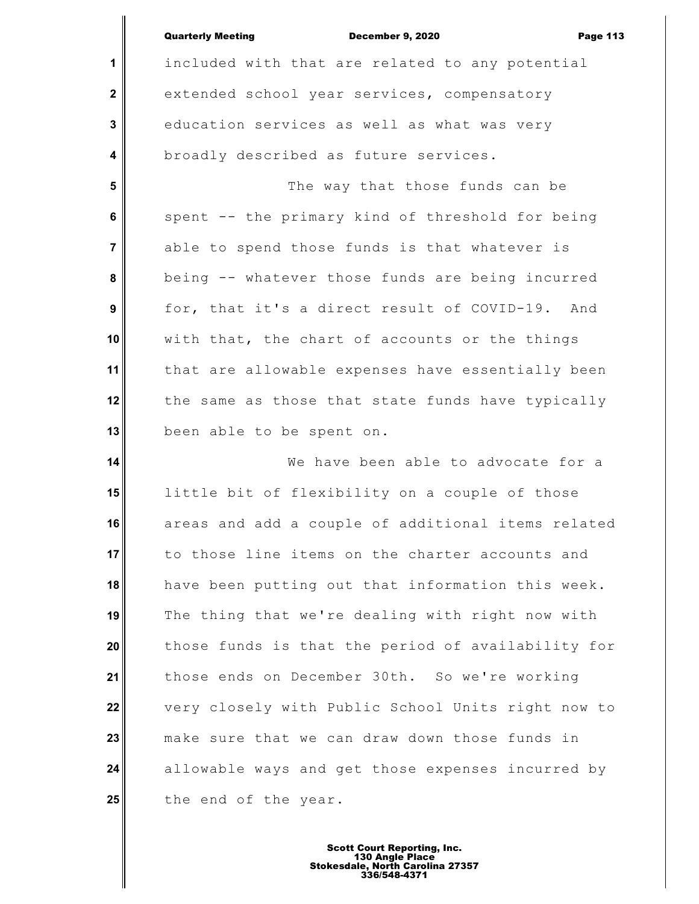included with that are related to any potential extended school year services, compensatory education services as well as what was very broadly described as future services.

The way that those funds can be spent -- the primary kind of threshold for being able to spend those funds is that whatever is being -- whatever those funds are being incurred for, that it's a direct result of COVID-19. And with that, the chart of accounts or the things that are allowable expenses have essentially been the same as those that state funds have typically been able to be spent on.

We have been able to advocate for a little bit of flexibility on a couple of those areas and add a couple of additional items related to those line items on the charter accounts and have been putting out that information this week. The thing that we're dealing with right now with those funds is that the period of availability for those ends on December 30th. So we're working very closely with Public School Units right now to make sure that we can draw down those funds in allowable ways and get those expenses incurred by the end of the year.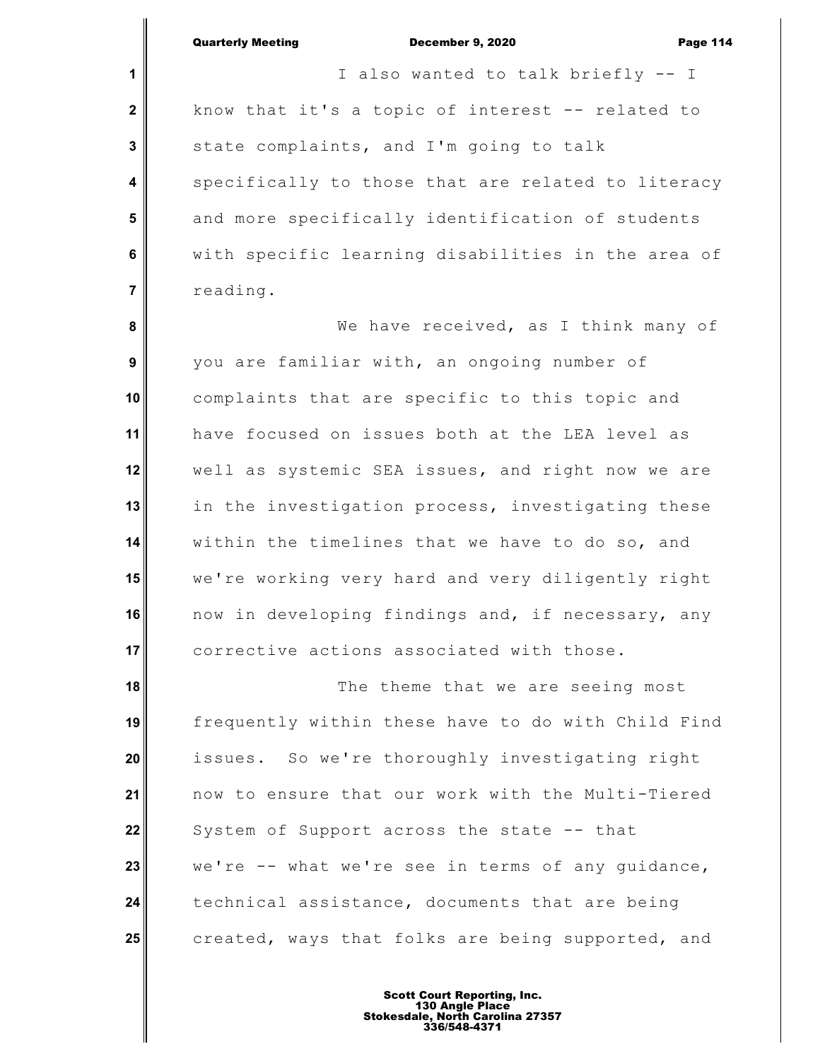I also wanted to talk briefly -- I know that it's a topic of interest -- related to state complaints, and I'm going to talk specifically to those that are related to literacy and more specifically identification of students with specific learning disabilities in the area of reading.

We have received, as I think many of you are familiar with, an ongoing number of complaints that are specific to this topic and have focused on issues both at the LEA level as well as systemic SEA issues, and right now we are in the investigation process, investigating these within the timelines that we have to do so, and we're working very hard and very diligently right now in developing findings and, if necessary, any corrective actions associated with those.

The theme that we are seeing most frequently within these have to do with Child Find issues. So we're thoroughly investigating right now to ensure that our work with the Multi-Tiered System of Support across the state -- that we're -- what we're see in terms of any guidance, technical assistance, documents that are being created, ways that folks are being supported, and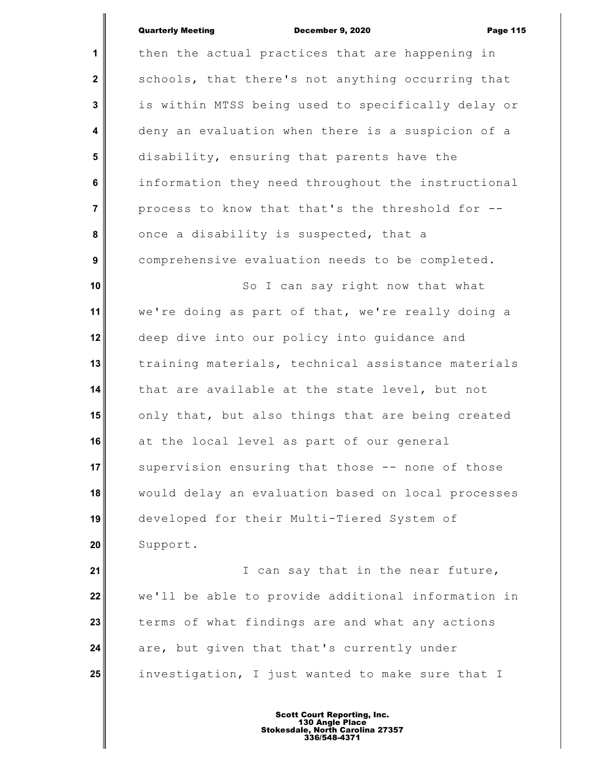then the actual practices that are happening in schools, that there's not anything occurring that is within MTSS being used to specifically delay or deny an evaluation when there is a suspicion of a disability, ensuring that parents have the information they need throughout the instructional process to know that that's the threshold for -- once a disability is suspected, that a comprehensive evaluation needs to be completed.

So I can say right now that what we're doing as part of that, we're really doing a deep dive into our policy into guidance and training materials, technical assistance materials that are available at the state level, but not only that, but also things that are being created at the local level as part of our general supervision ensuring that those -- none of those would delay an evaluation based on local processes developed for their Multi-Tiered System of Support.

I can say that in the near future, we'll be able to provide additional information in terms of what findings are and what any actions are, but given that that's currently under investigation, I just wanted to make sure that I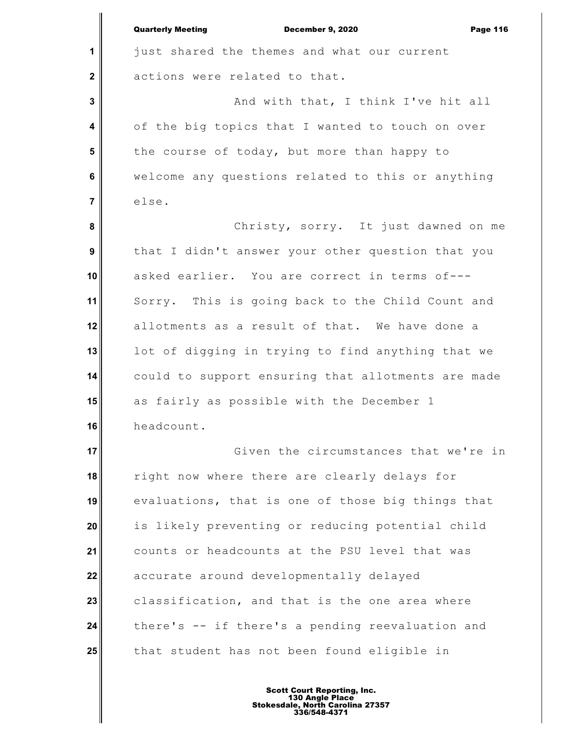just shared the themes and what our current actions were related to that.

And with that, I think I've hit all of the big topics that I wanted to touch on over the course of today, but more than happy to welcome any questions related to this or anything else.

Christy, sorry. It just dawned on me that I didn't answer your other question that you asked earlier. You are correct in terms of--- Sorry. This is going back to the Child Count and allotments as a result of that. We have done a lot of digging in trying to find anything that we could to support ensuring that allotments are made as fairly as possible with the December 1 headcount.

Given the circumstances that we're in right now where there are clearly delays for evaluations, that is one of those big things that is likely preventing or reducing potential child counts or headcounts at the PSU level that was accurate around developmentally delayed classification, and that is the one area where there's -- if there's a pending reevaluation and that student has not been found eligible in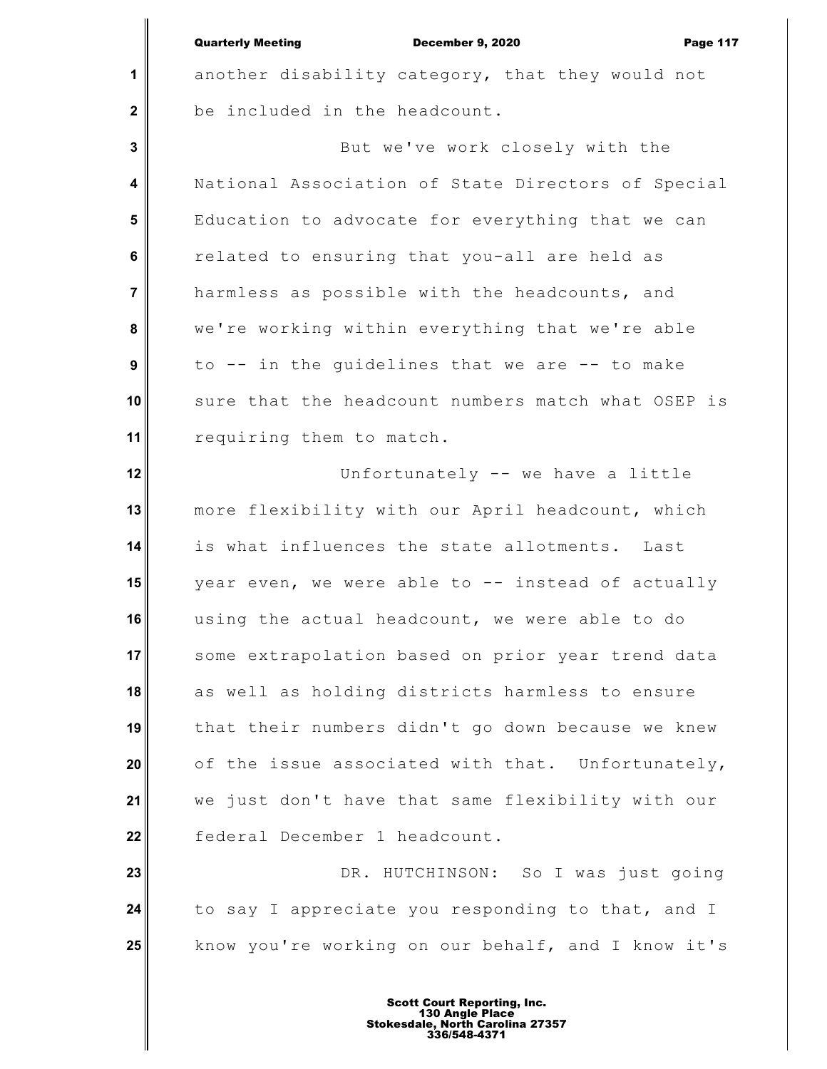another disability category, that they would not be included in the headcount.

But we've work closely with the National Association of State Directors of Special Education to advocate for everything that we can related to ensuring that you-all are held as harmless as possible with the headcounts, and we're working within everything that we're able to -- in the guidelines that we are -- to make sure that the headcount numbers match what OSEP is requiring them to match.

Unfortunately -- we have a little more flexibility with our April headcount, which is what influences the state allotments. Last year even, we were able to -- instead of actually using the actual headcount, we were able to do some extrapolation based on prior year trend data as well as holding districts harmless to ensure that their numbers didn't go down because we knew of the issue associated with that. Unfortunately, we just don't have that same flexibility with our federal December 1 headcount.

DR. HUTCHINSON: So I was just going to say I appreciate you responding to that, and I know you're working on our behalf, and I know it's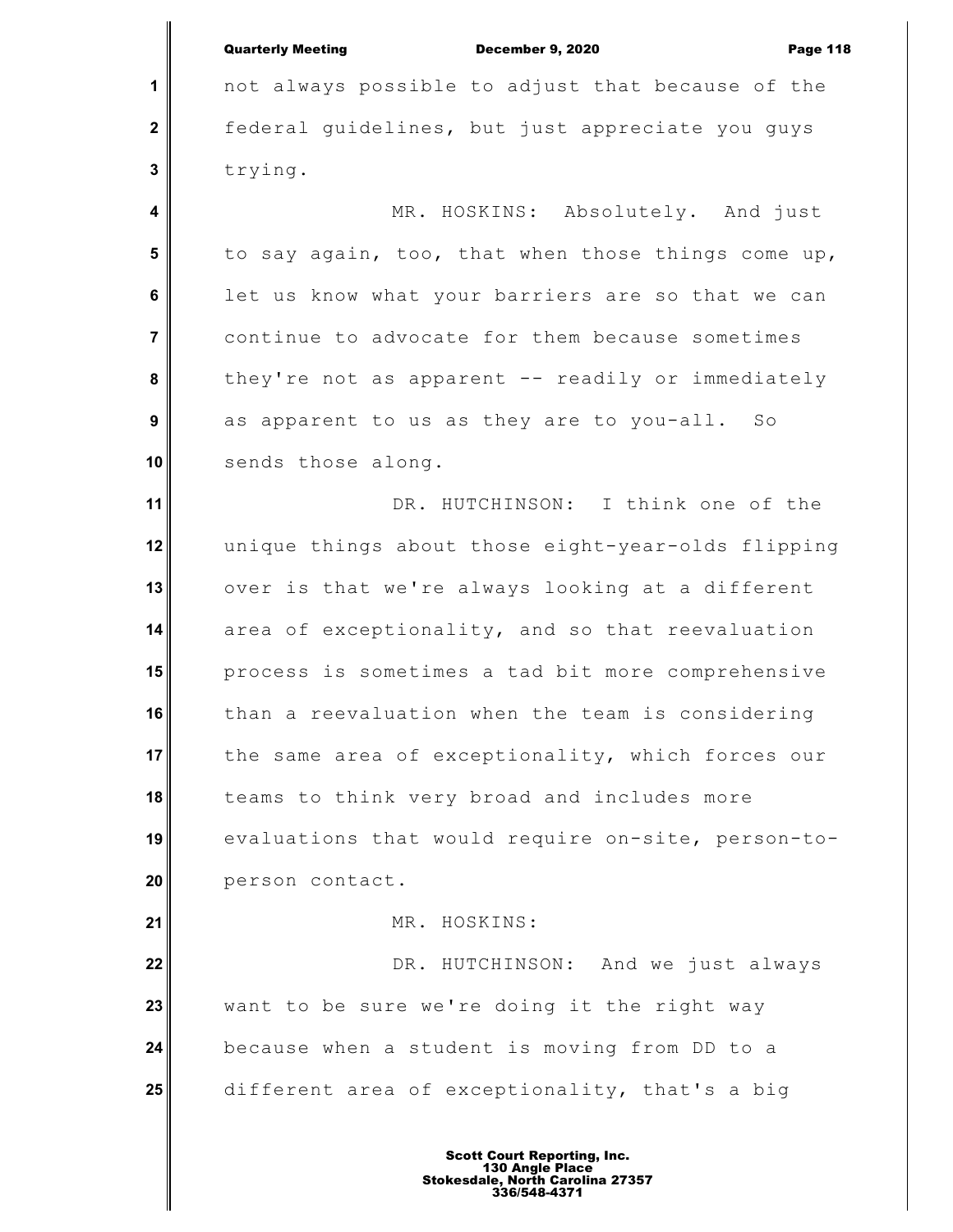not always possible to adjust that because of the federal guidelines, but just appreciate you guys trying.

MR. HOSKINS: Absolutely. And just to say again, too, that when those things come up, let us know what your barriers are so that we can continue to advocate for them because sometimes they're not as apparent -- readily or immediately as apparent to us as they are to you-all. So sends those along.

DR. HUTCHINSON: I think one of the unique things about those eight-year-olds flipping over is that we're always looking at a different area of exceptionality, and so that reevaluation process is sometimes a tad bit more comprehensive than a reevaluation when the team is considering the same area of exceptionality, which forces our teams to think very broad and includes more evaluations that would require on-site, person-to-person contact.

MR. HOSKINS:

DR. HUTCHINSON: And we just always want to be sure we're doing it the right way because when a student is moving from DD to a different area of exceptionality, that's a big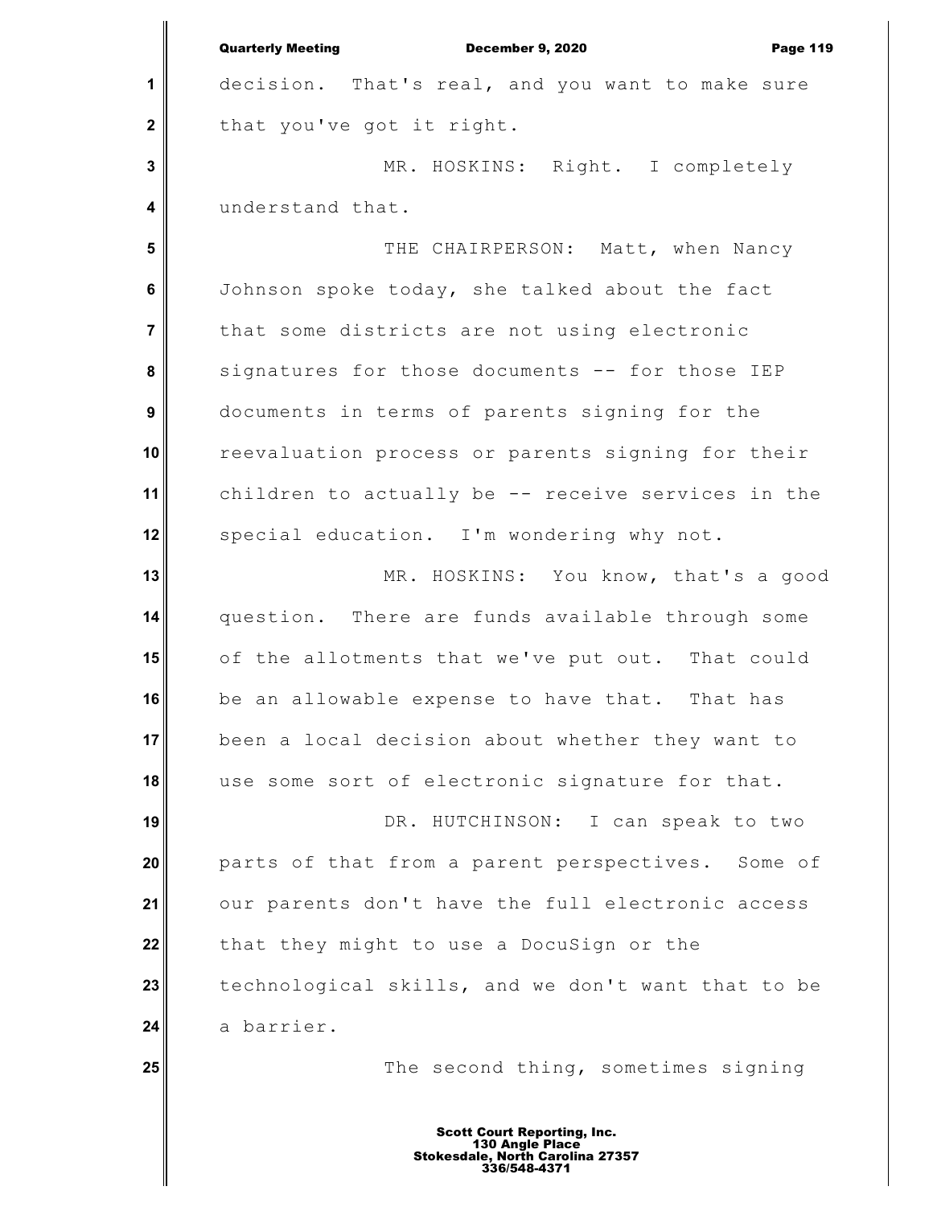decision. That's real, and you want to make sure that you've got it right.

MR. HOSKINS: Right. I completely understand that.

THE CHAIRPERSON: Matt, when Nancy Johnson spoke today, she talked about the fact that some districts are not using electronic signatures for those documents -- for those IEP documents in terms of parents signing for the reevaluation process or parents signing for their children to actually be -- receive services in the special education. I'm wondering why not.

MR. HOSKINS: You know, that's a good question. There are funds available through some of the allotments that we've put out. That could be an allowable expense to have that. That has been a local decision about whether they want to use some sort of electronic signature for that.

DR. HUTCHINSON: I can speak to two parts of that from a parent perspectives. Some of our parents don't have the full electronic access that they might to use a DocuSign or the technological skills, and we don't want that to be a barrier.

The second thing, sometimes signing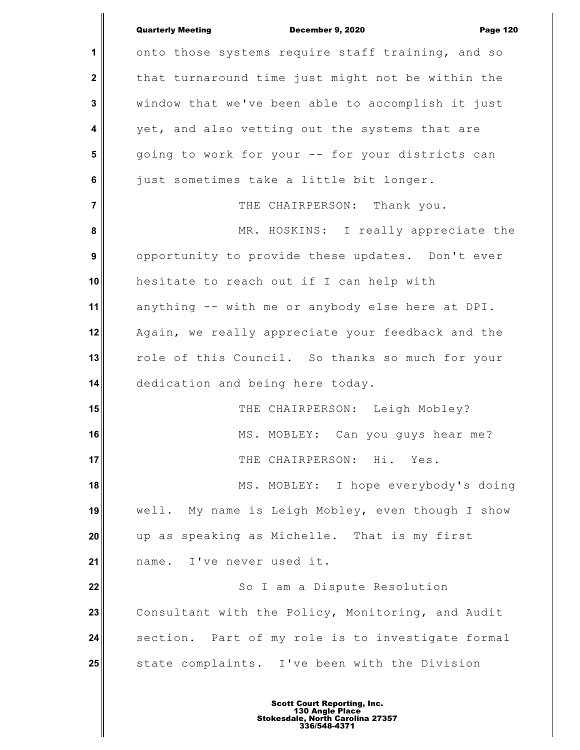onto those systems require staff training, and so that turnaround time just might not be within the window that we've been able to accomplish it just yet, and also vetting out the systems that are going to work for your -- for your districts can just sometimes take a little bit longer.

THE CHAIRPERSON: Thank you.

MR. HOSKINS: I really appreciate the opportunity to provide these updates. Don't ever hesitate to reach out if I can help with anything -- with me or anybody else here at DPI. Again, we really appreciate your feedback and the role of this Council. So thanks so much for your dedication and being here today.

THE CHAIRPERSON: Leigh Mobley?

MS. MOBLEY: Can you guys hear me?

THE CHAIRPERSON: Hi. Yes.

MS. MOBLEY: I hope everybody's doing well. My name is Leigh Mobley, even though I show up as speaking as Michelle. That is my first name. I've never used it.

So I am a Dispute Resolution Consultant with the Policy, Monitoring, and Audit section. Part of my role is to investigate formal state complaints. I've been with the Division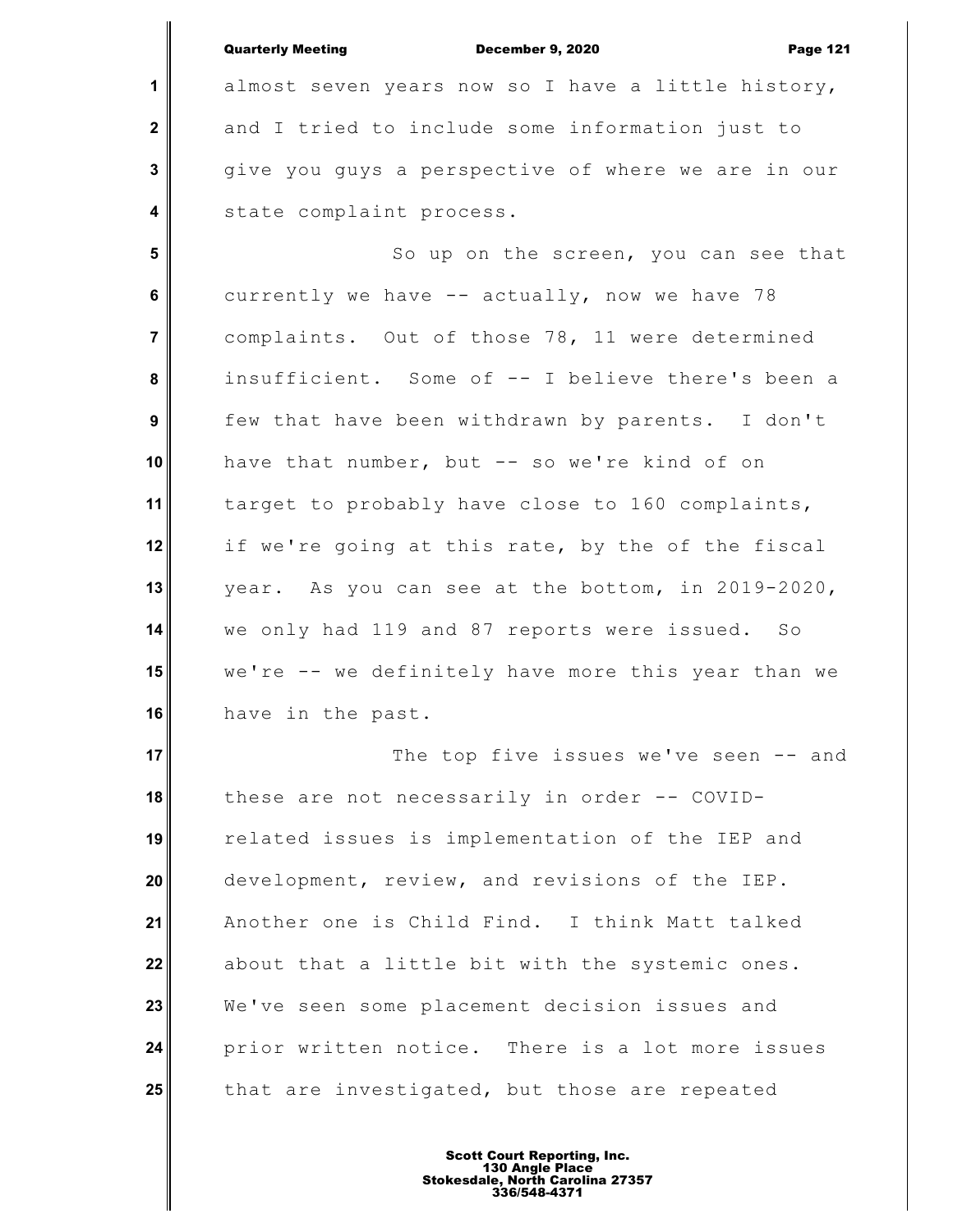almost seven years now so I have a little history, and I tried to include some information just to give you guys a perspective of where we are in our state complaint process.

So up on the screen, you can see that currently we have -- actually, now we have 78 complaints. Out of those 78, 11 were determined insufficient. Some of -- I believe there's been a few that have been withdrawn by parents. I don't have that number, but -- so we're kind of on target to probably have close to 160 complaints, if we're going at this rate, by the of the fiscal year. As you can see at the bottom, in 2019-2020, we only had 119 and 87 reports were issued. So we're -- we definitely have more this year than we have in the past.

The top five issues we've seen -- and these are not necessarily in order -- COVID-related issues is implementation of the IEP and development, review, and revisions of the IEP. Another one is Child Find. I think Matt talked about that a little bit with the systemic ones. We've seen some placement decision issues and prior written notice. There is a lot more issues that are investigated, but those are repeated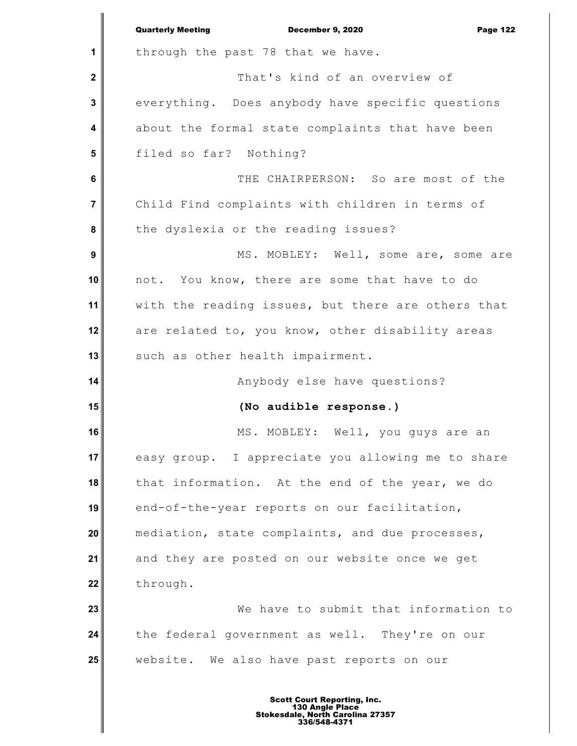through the past 78 that we have.

That's kind of an overview of everything. Does anybody have specific questions about the formal state complaints that have been filed so far? Nothing?

THE CHAIRPERSON: So are most of the Child Find complaints with children in terms of the dyslexia or the reading issues?

MS. MOBLEY: Well, some are, some are not. You know, there are some that have to do with the reading issues, but there are others that are related to, you know, other disability areas such as other health impairment.

Anybody else have questions?

**(No audible response.)**

MS. MOBLEY: Well, you guys are an easy group. I appreciate you allowing me to share that information. At the end of the year, we do end-of-the-year reports on our facilitation, mediation, state complaints, and due processes, and they are posted on our website once we get through.

We have to submit that information to the federal government as well. They're on our website. We also have past reports on our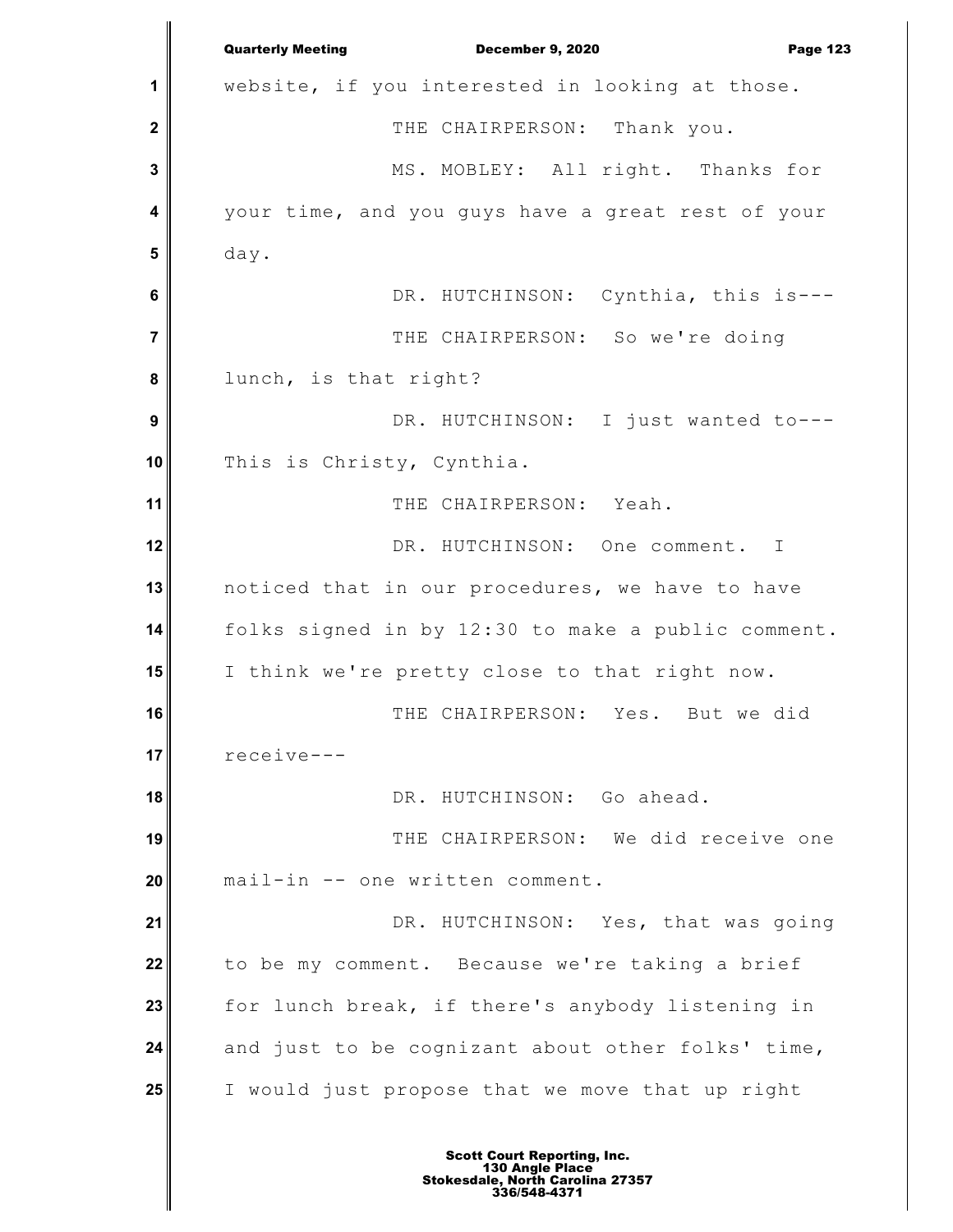website, if you interested in looking at those.

THE CHAIRPERSON: Thank you.

MS. MOBLEY: All right. Thanks for your time, and you guys have a great rest of your day.

DR. HUTCHINSON: Cynthia, this is---

THE CHAIRPERSON: So we're doing lunch, is that right?

DR. HUTCHINSON: I just wanted to--- This is Christy, Cynthia.

THE CHAIRPERSON: Yeah.

DR. HUTCHINSON: One comment. I noticed that in our procedures, we have to have folks signed in by 12:30 to make a public comment. I think we're pretty close to that right now.

THE CHAIRPERSON: Yes. But we did receive---

DR. HUTCHINSON: Go ahead.

THE CHAIRPERSON: We did receive one mail-in -- one written comment.

DR. HUTCHINSON: Yes, that was going to be my comment. Because we're taking a brief for lunch break, if there's anybody listening in and just to be cognizant about other folks' time, I would just propose that we move that up right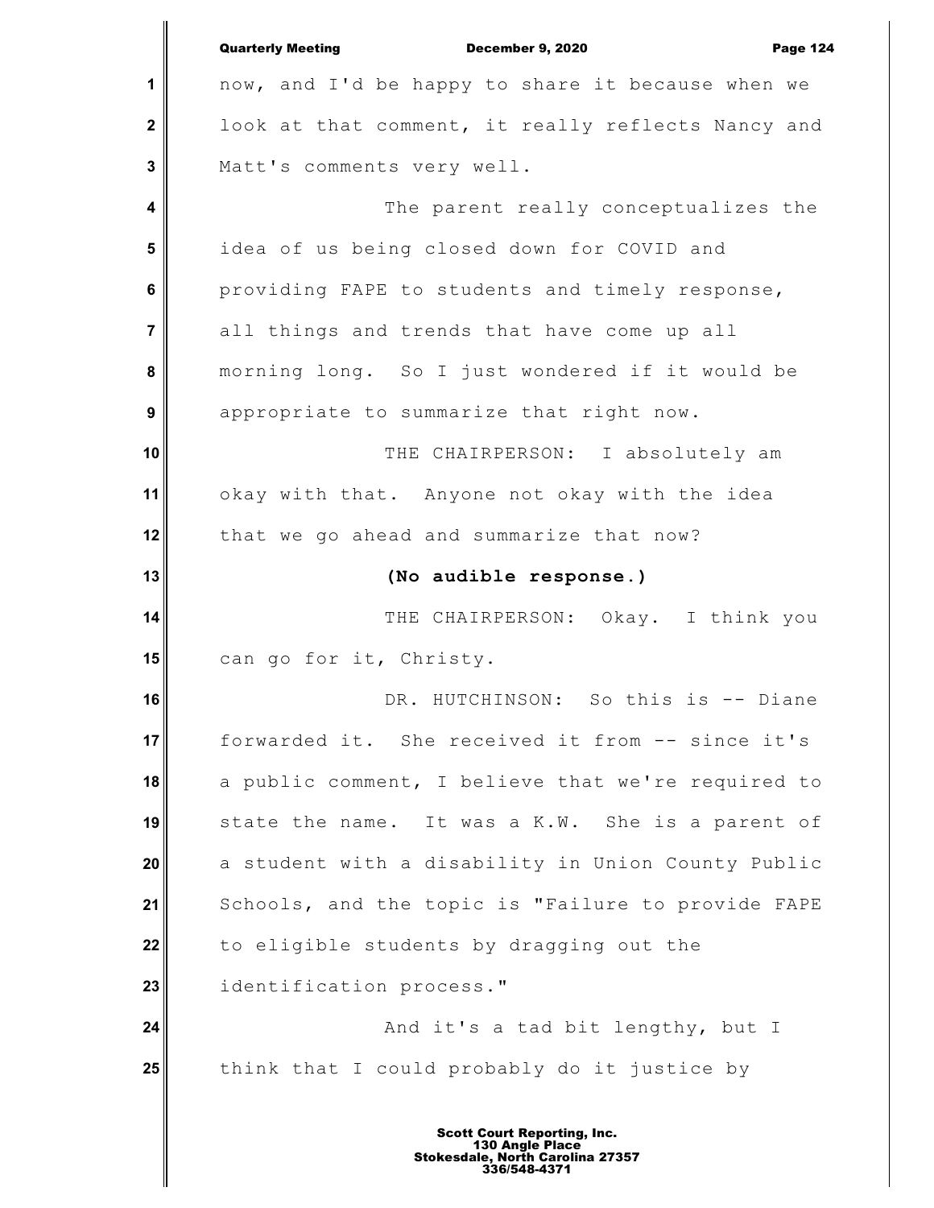now, and I'd be happy to share it because when we look at that comment, it really reflects Nancy and Matt's comments very well.

The parent really conceptualizes the idea of us being closed down for COVID and providing FAPE to students and timely response, all things and trends that have come up all morning long. So I just wondered if it would be appropriate to summarize that right now.

THE CHAIRPERSON: I absolutely am okay with that. Anyone not okay with the idea that we go ahead and summarize that now?

**(No audible response.)**

THE CHAIRPERSON: Okay. I think you can go for it, Christy.

DR. HUTCHINSON: So this is -- Diane forwarded it. She received it from -- since it's a public comment, I believe that we're required to state the name. It was a K.W. She is a parent of a student with a disability in Union County Public Schools, and the topic is "Failure to provide FAPE to eligible students by dragging out the identification process."

And it's a tad bit lengthy, but I think that I could probably do it justice by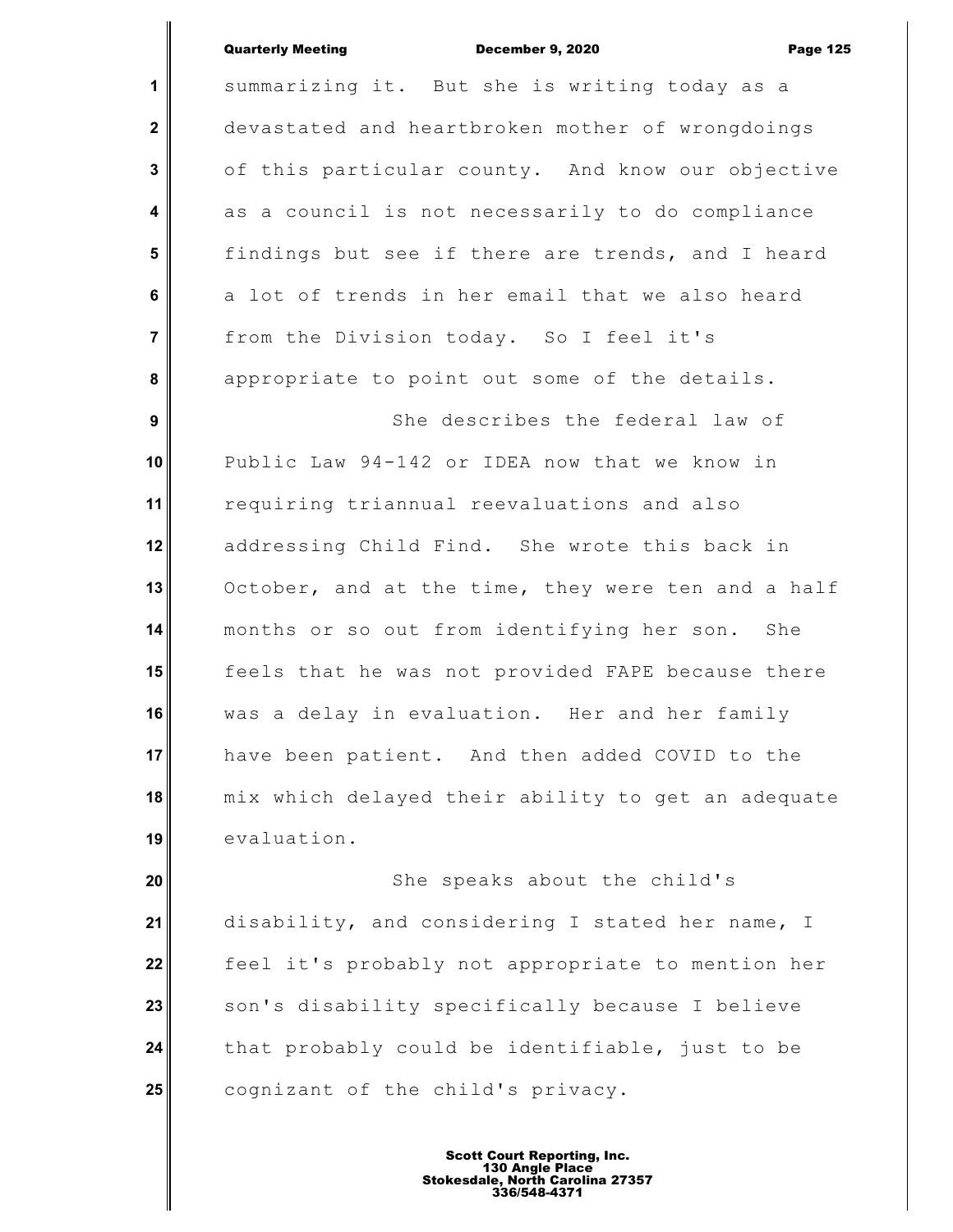summarizing it. But she is writing today as a devastated and heartbroken mother of wrongdoings of this particular county. And know our objective as a council is not necessarily to do compliance findings but see if there are trends, and I heard a lot of trends in her email that we also heard from the Division today. So I feel it's appropriate to point out some of the details.

She describes the federal law of Public Law 94-142 or IDEA now that we know in requiring triannual reevaluations and also addressing Child Find. She wrote this back in October, and at the time, they were ten and a half months or so out from identifying her son. She feels that he was not provided FAPE because there was a delay in evaluation. Her and her family have been patient. And then added COVID to the mix which delayed their ability to get an adequate evaluation.

She speaks about the child's disability, and considering I stated her name, I feel it's probably not appropriate to mention her son's disability specifically because I believe that probably could be identifiable, just to be cognizant of the child's privacy.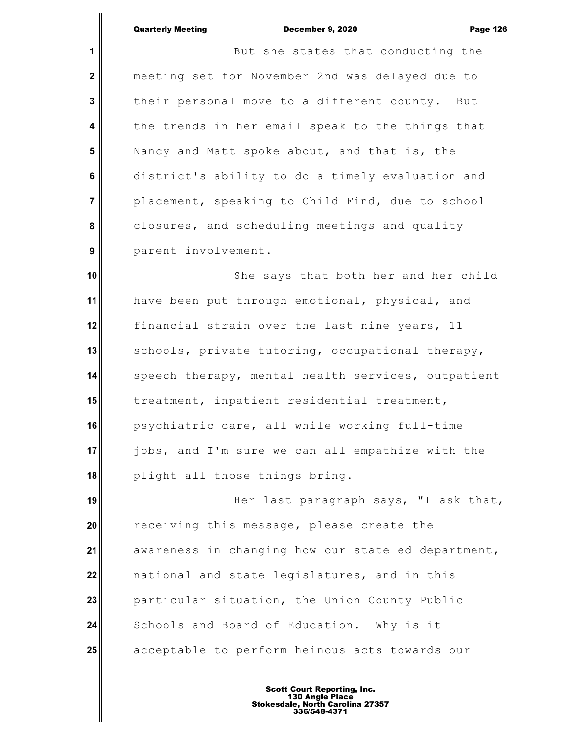But she states that conducting the meeting set for November 2nd was delayed due to their personal move to a different county. But the trends in her email speak to the things that Nancy and Matt spoke about, and that is, the district's ability to do a timely evaluation and placement, speaking to Child Find, due to school closures, and scheduling meetings and quality parent involvement.

She says that both her and her child have been put through emotional, physical, and financial strain over the last nine years, 11 schools, private tutoring, occupational therapy, speech therapy, mental health services, outpatient treatment, inpatient residential treatment, psychiatric care, all while working full-time jobs, and I'm sure we can all empathize with the plight all those things bring.

Her last paragraph says, "I ask that, receiving this message, please create the awareness in changing how our state ed department, national and state legislatures, and in this particular situation, the Union County Public Schools and Board of Education. Why is it acceptable to perform heinous acts towards our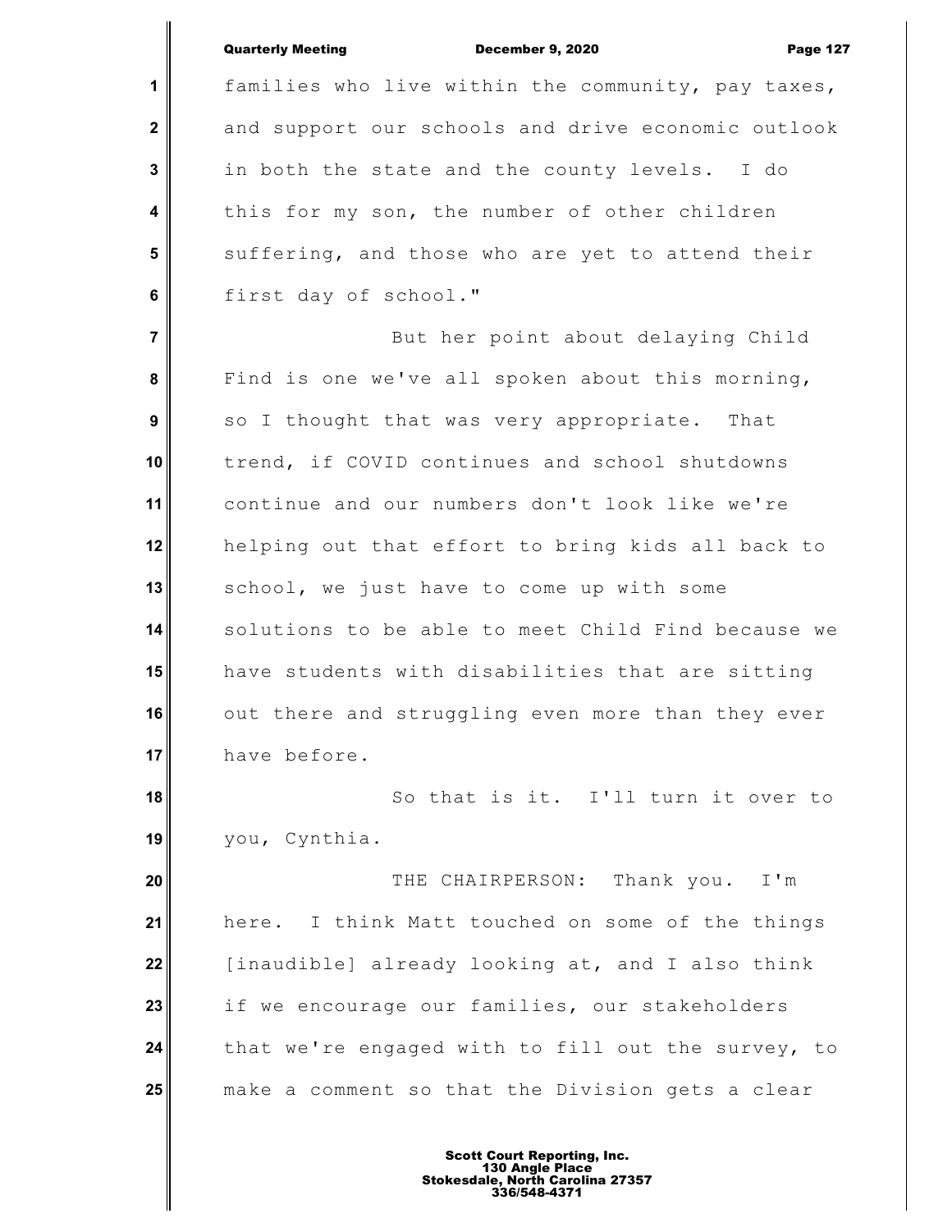families who live within the community, pay taxes, and support our schools and drive economic outlook in both the state and the county levels. I do this for my son, the number of other children suffering, and those who are yet to attend their first day of school."

But her point about delaying Child Find is one we've all spoken about this morning, so I thought that was very appropriate. That trend, if COVID continues and school shutdowns continue and our numbers don't look like we're helping out that effort to bring kids all back to school, we just have to come up with some solutions to be able to meet Child Find because we have students with disabilities that are sitting out there and struggling even more than they ever have before.

So that is it. I'll turn it over to you, Cynthia.

THE CHAIRPERSON: Thank you. I'm here. I think Matt touched on some of the things [inaudible] already looking at, and I also think if we encourage our families, our stakeholders that we're engaged with to fill out the survey, to make a comment so that the Division gets a clear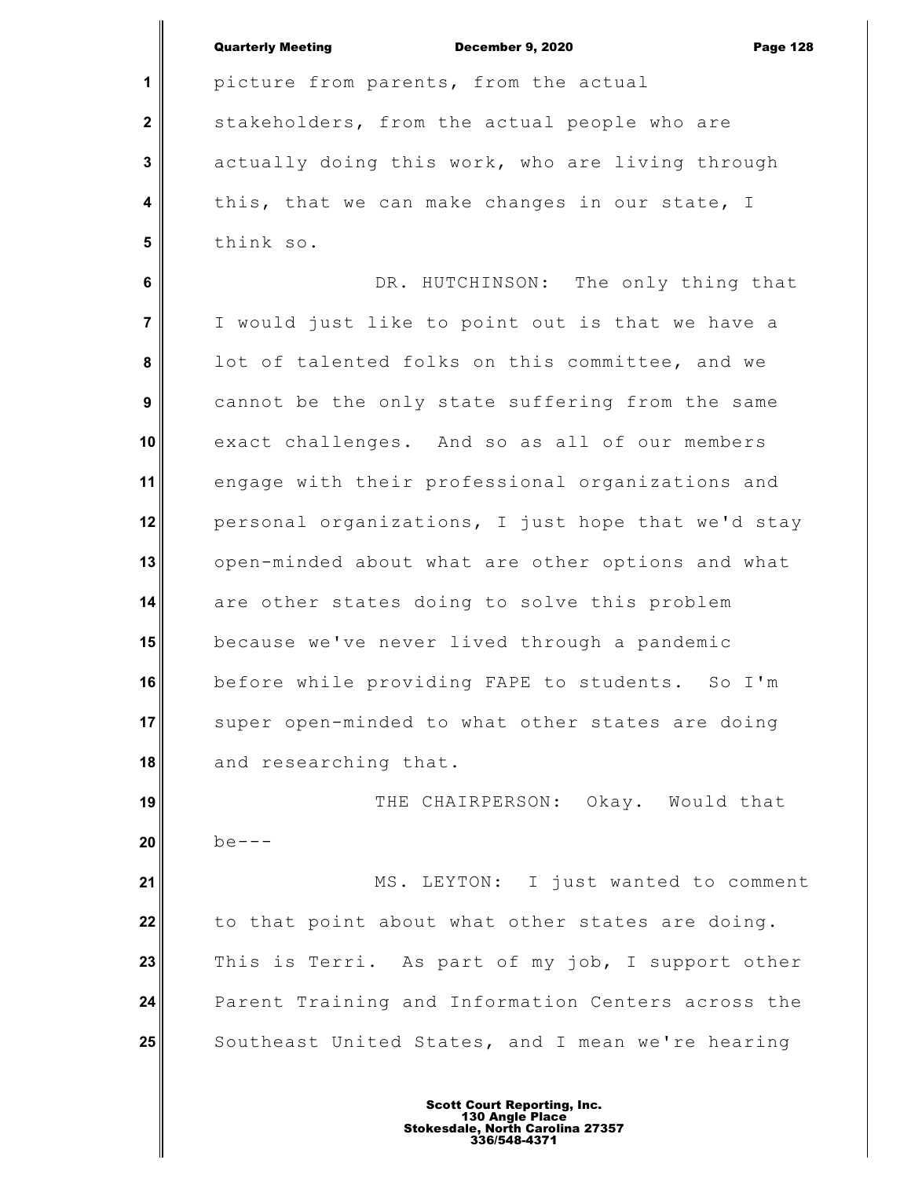picture from parents, from the actual stakeholders, from the actual people who are actually doing this work, who are living through this, that we can make changes in our state, I think so.

DR. HUTCHINSON: The only thing that I would just like to point out is that we have a lot of talented folks on this committee, and we cannot be the only state suffering from the same exact challenges. And so as all of our members engage with their professional organizations and personal organizations, I just hope that we'd stay open-minded about what are other options and what are other states doing to solve this problem because we've never lived through a pandemic before while providing FAPE to students. So I'm super open-minded to what other states are doing and researching that.

THE CHAIRPERSON: Okay. Would that be---

MS. LEYTON: I just wanted to comment to that point about what other states are doing. This is Terri. As part of my job, I support other Parent Training and Information Centers across the Southeast United States, and I mean we're hearing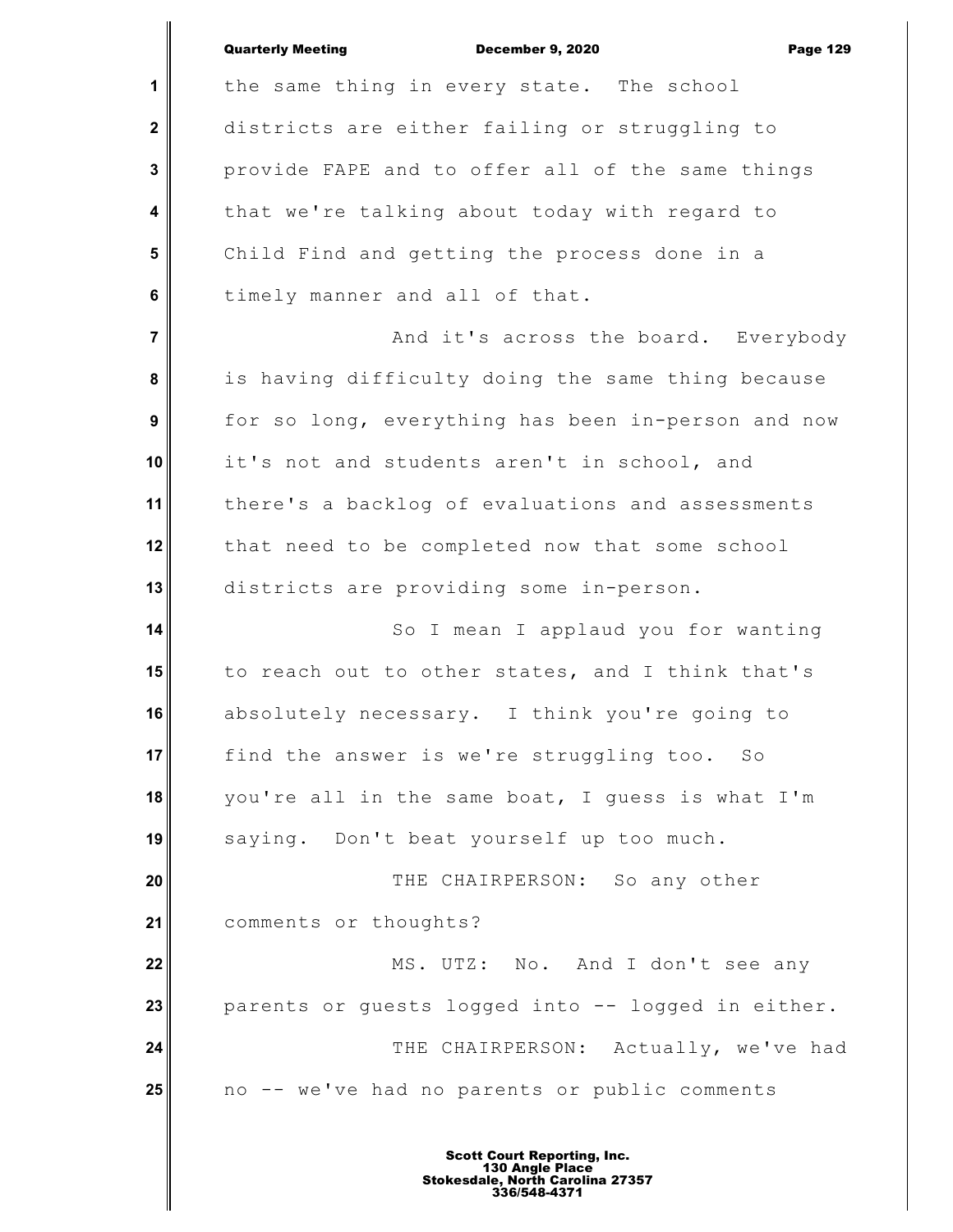the same thing in every state. The school districts are either failing or struggling to provide FAPE and to offer all of the same things that we're talking about today with regard to Child Find and getting the process done in a timely manner and all of that.

And it's across the board. Everybody is having difficulty doing the same thing because for so long, everything has been in-person and now it's not and students aren't in school, and there's a backlog of evaluations and assessments that need to be completed now that some school districts are providing some in-person.

So I mean I applaud you for wanting to reach out to other states, and I think that's absolutely necessary. I think you're going to find the answer is we're struggling too. So you're all in the same boat, I guess is what I'm saying. Don't beat yourself up too much.

THE CHAIRPERSON: So any other comments or thoughts?

MS. UTZ: No. And I don't see any parents or guests logged into -- logged in either.

THE CHAIRPERSON: Actually, we've had no -- we've had no parents or public comments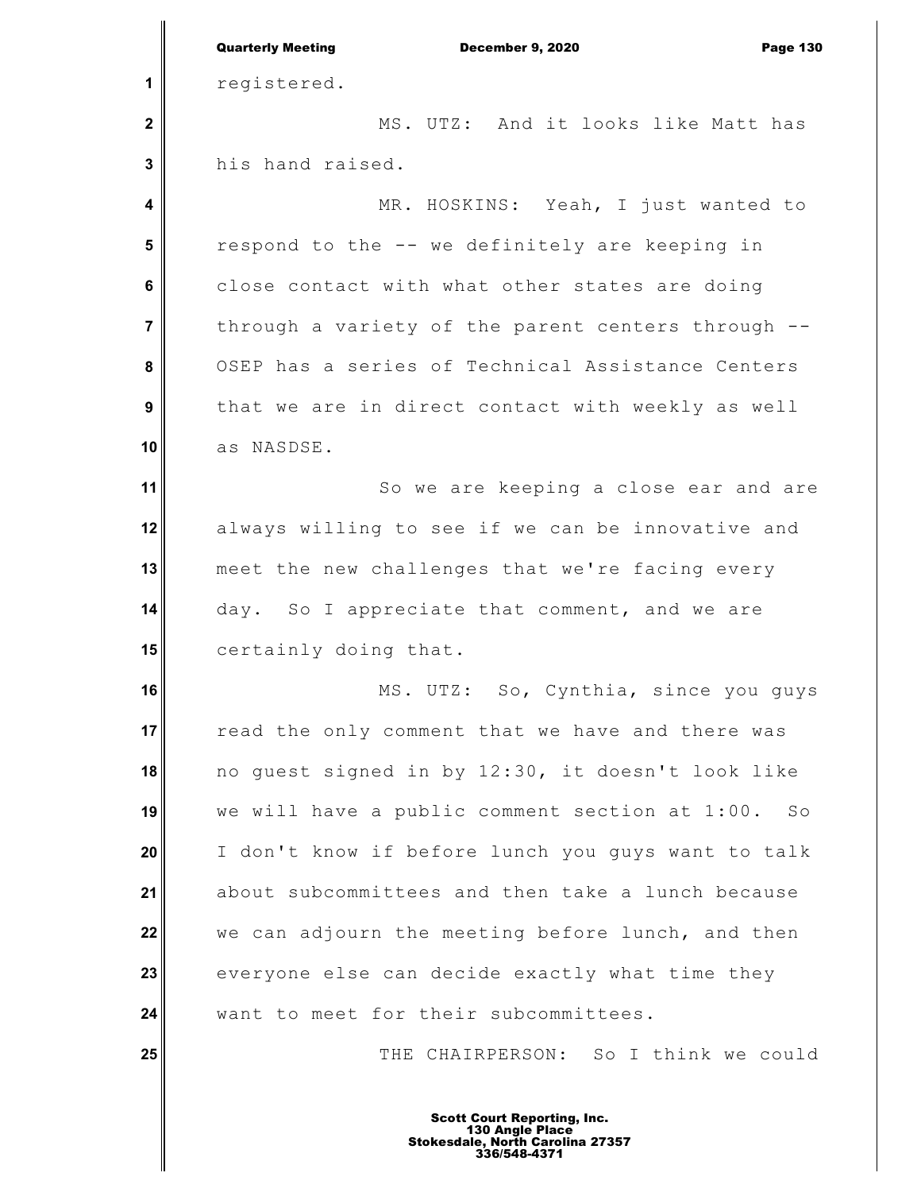registered.

MS. UTZ: And it looks like Matt has his hand raised.

MR. HOSKINS: Yeah, I just wanted to respond to the -- we definitely are keeping in close contact with what other states are doing through a variety of the parent centers through -- OSEP has a series of Technical Assistance Centers that we are in direct contact with weekly as well as NASDSE.

So we are keeping a close ear and are always willing to see if we can be innovative and meet the new challenges that we're facing every day. So I appreciate that comment, and we are certainly doing that.

MS. UTZ: So, Cynthia, since you guys read the only comment that we have and there was no guest signed in by 12:30, it doesn't look like we will have a public comment section at 1:00. So I don't know if before lunch you guys want to talk about subcommittees and then take a lunch because we can adjourn the meeting before lunch, and then everyone else can decide exactly what time they want to meet for their subcommittees.

THE CHAIRPERSON: So I think we could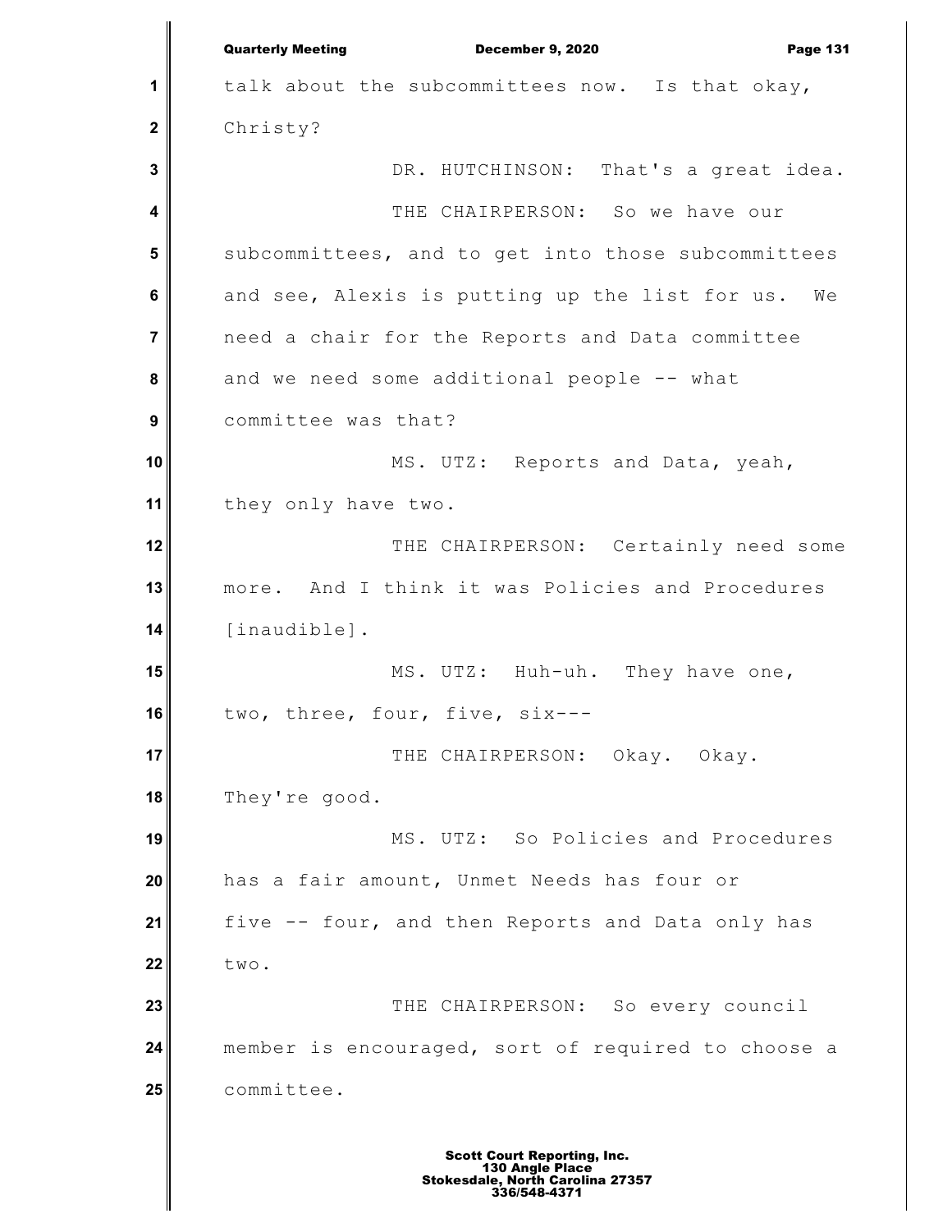talk about the subcommittees now. Is that okay, Christy?

DR. HUTCHINSON: That's a great idea.

THE CHAIRPERSON: So we have our subcommittees, and to get into those subcommittees and see, Alexis is putting up the list for us. We need a chair for the Reports and Data committee and we need some additional people -- what committee was that?

MS. UTZ: Reports and Data, yeah, they only have two.

THE CHAIRPERSON: Certainly need some more. And I think it was Policies and Procedures [inaudible].

MS. UTZ: Huh-uh. They have one, two, three, four, five, six---

THE CHAIRPERSON: Okay. Okay. They're good.

MS. UTZ: So Policies and Procedures has a fair amount, Unmet Needs has four or five -- four, and then Reports and Data only has two.

THE CHAIRPERSON: So every council member is encouraged, sort of required to choose a committee.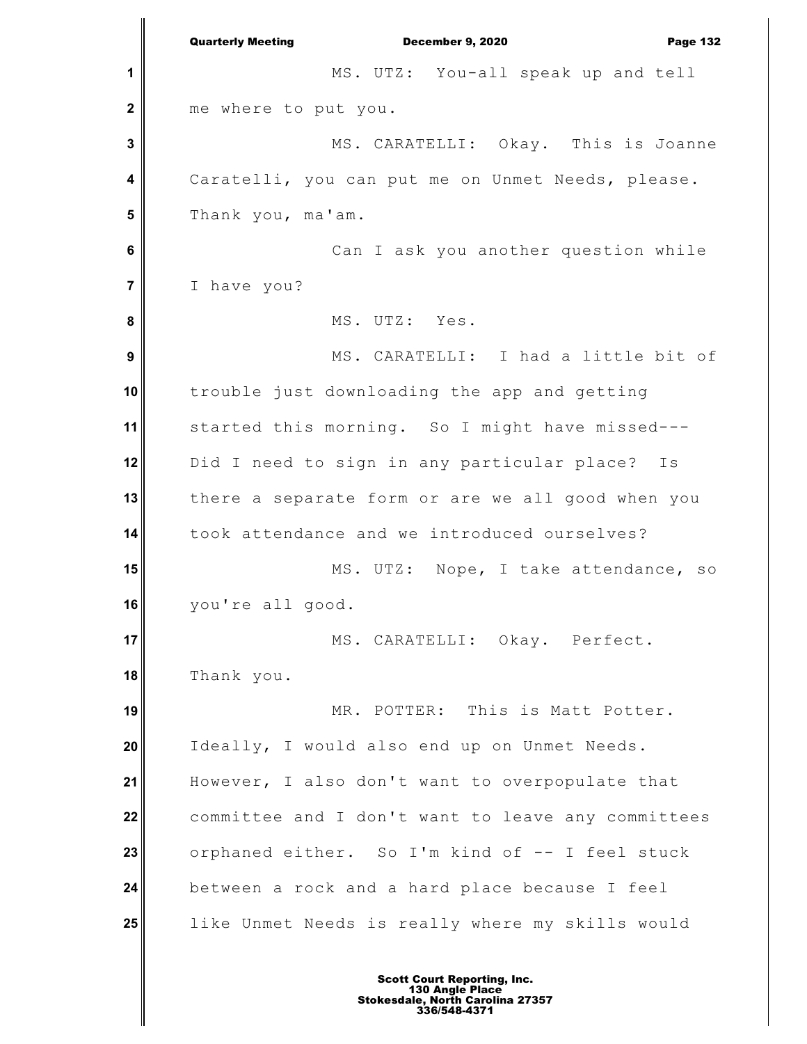MS. UTZ: You-all speak up and tell me where to put you.

MS. CARATELLI: Okay. This is Joanne Caratelli, you can put me on Unmet Needs, please. Thank you, ma'am.

Can I ask you another question while I have you?

MS. UTZ: Yes.

MS. CARATELLI: I had a little bit of trouble just downloading the app and getting started this morning. So I might have missed--- Did I need to sign in any particular place? Is there a separate form or are we all good when you took attendance and we introduced ourselves?

MS. UTZ: Nope, I take attendance, so you're all good.

MS. CARATELLI: Okay. Perfect. Thank you.

MR. POTTER: This is Matt Potter. Ideally, I would also end up on Unmet Needs. However, I also don't want to overpopulate that committee and I don't want to leave any committees orphaned either. So I'm kind of -- I feel stuck between a rock and a hard place because I feel like Unmet Needs is really where my skills would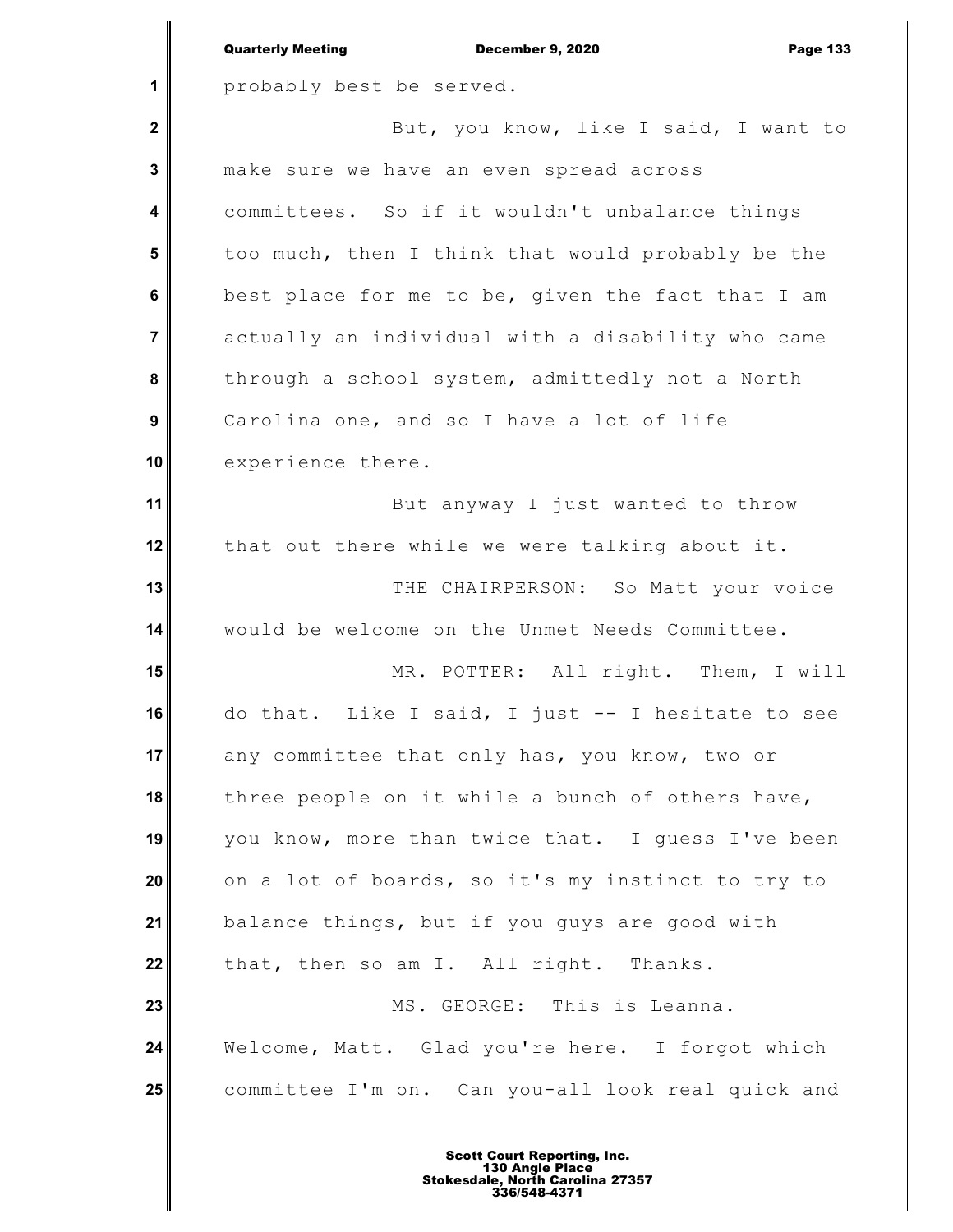probably best be served.

But, you know, like I said, I want to make sure we have an even spread across committees. So if it wouldn't unbalance things too much, then I think that would probably be the best place for me to be, given the fact that I am actually an individual with a disability who came through a school system, admittedly not a North Carolina one, and so I have a lot of life experience there.

But anyway I just wanted to throw that out there while we were talking about it.

THE CHAIRPERSON: So Matt your voice would be welcome on the Unmet Needs Committee.

MR. POTTER: All right. Them, I will do that. Like I said, I just -- I hesitate to see any committee that only has, you know, two or three people on it while a bunch of others have, you know, more than twice that. I guess I've been on a lot of boards, so it's my instinct to try to balance things, but if you guys are good with that, then so am I. All right. Thanks.

MS. GEORGE: This is Leanna. Welcome, Matt. Glad you're here. I forgot which committee I'm on. Can you-all look real quick and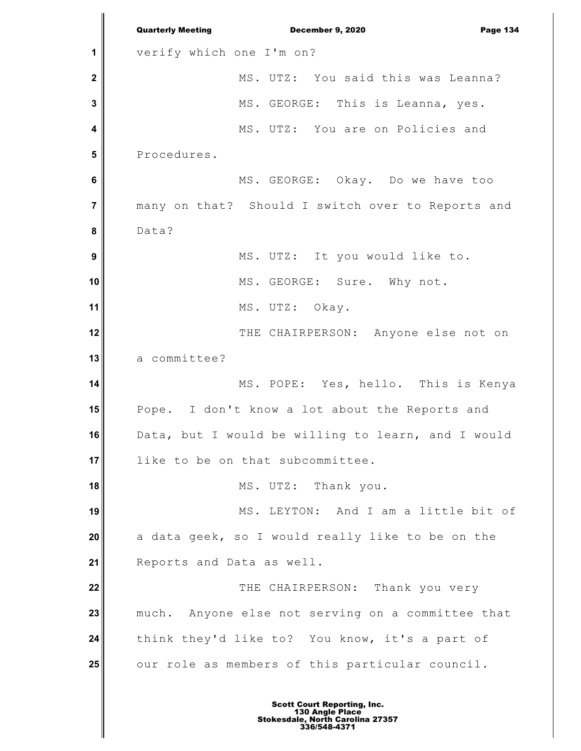verify which one I'm on?

MS. UTZ: You said this was Leanna?

MS. GEORGE: This is Leanna, yes.

MS. UTZ: You are on Policies and Procedures.

MS. GEORGE: Okay. Do we have too many on that? Should I switch over to Reports and Data?

MS. UTZ: It you would like to.

MS. GEORGE: Sure. Why not.

MS. UTZ: Okay.

THE CHAIRPERSON: Anyone else not on a committee?

MS. POPE: Yes, hello. This is Kenya Pope. I don't know a lot about the Reports and Data, but I would be willing to learn, and I would like to be on that subcommittee.

MS. UTZ: Thank you.

MS. LEYTON: And I am a little bit of a data geek, so I would really like to be on the Reports and Data as well.

THE CHAIRPERSON: Thank you very much. Anyone else not serving on a committee that think they'd like to? You know, it's a part of our role as members of this particular council.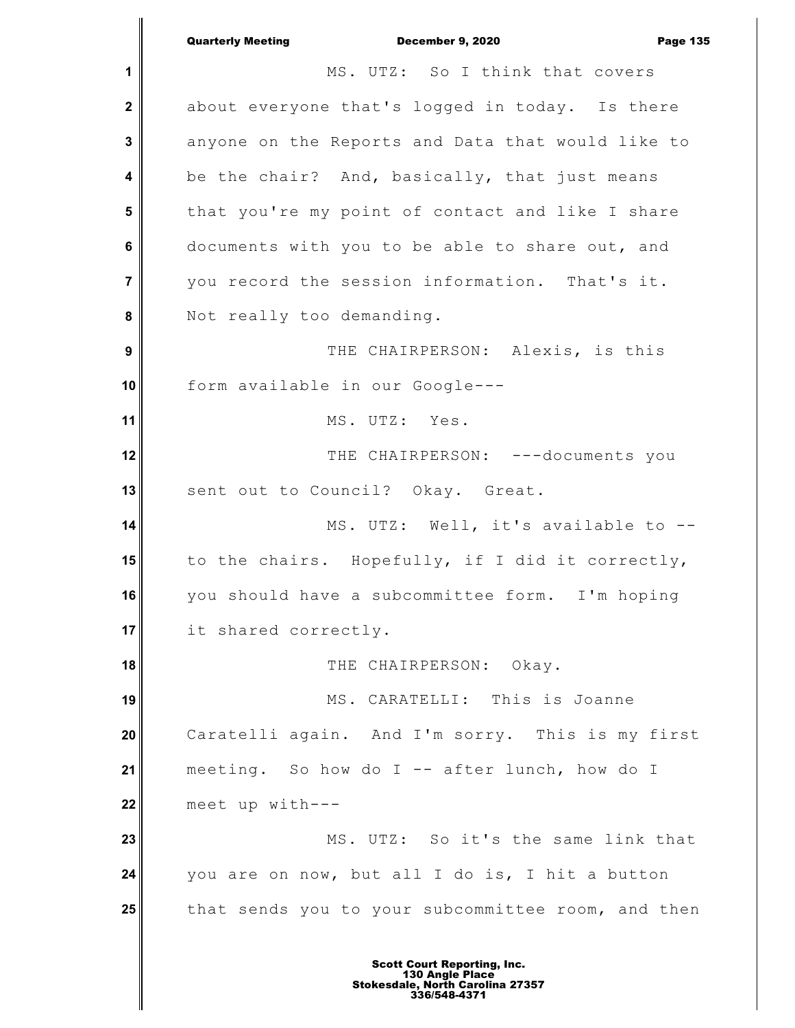MS. UTZ: So I think that covers about everyone that's logged in today. Is there anyone on the Reports and Data that would like to be the chair? And, basically, that just means that you're my point of contact and like I share documents with you to be able to share out, and you record the session information. That's it. Not really too demanding.

THE CHAIRPERSON: Alexis, is this form available in our Google---

MS. UTZ: Yes.

THE CHAIRPERSON: ---documents you sent out to Council? Okay. Great.

MS. UTZ: Well, it's available to -- to the chairs. Hopefully, if I did it correctly, you should have a subcommittee form. I'm hoping it shared correctly.

THE CHAIRPERSON: Okay.

MS. CARATELLI: This is Joanne Caratelli again. And I'm sorry. This is my first meeting. So how do I -- after lunch, how do I meet up with---

MS. UTZ: So it's the same link that you are on now, but all I do is, I hit a button that sends you to your subcommittee room, and then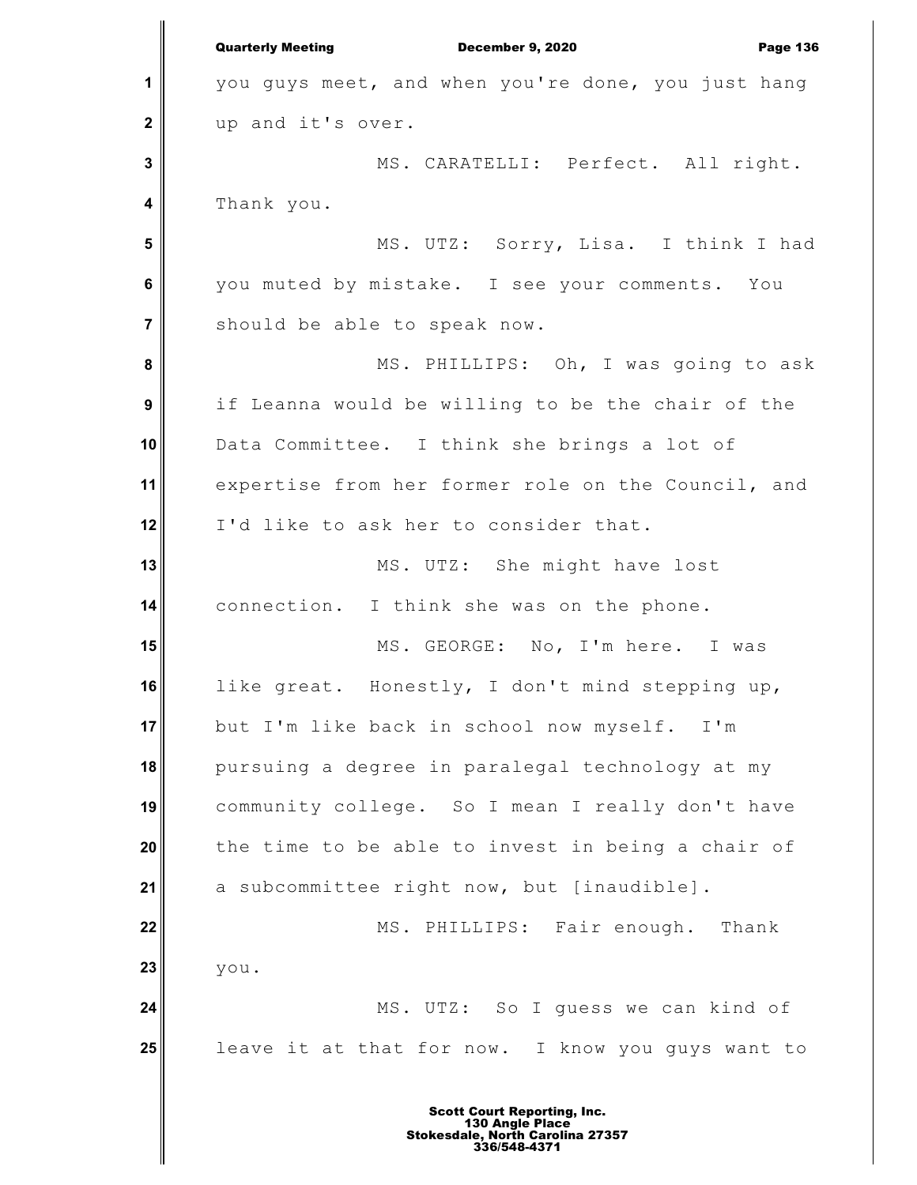you guys meet, and when you're done, you just hang up and it's over.

MS. CARATELLI: Perfect. All right. Thank you.

MS. UTZ: Sorry, Lisa. I think I had you muted by mistake. I see your comments. You should be able to speak now.

MS. PHILLIPS: Oh, I was going to ask if Leanna would be willing to be the chair of the Data Committee. I think she brings a lot of expertise from her former role on the Council, and I'd like to ask her to consider that.

MS. UTZ: She might have lost connection. I think she was on the phone.

MS. GEORGE: No, I'm here. I was like great. Honestly, I don't mind stepping up, but I'm like back in school now myself. I'm pursuing a degree in paralegal technology at my community college. So I mean I really don't have the time to be able to invest in being a chair of a subcommittee right now, but [inaudible].

MS. PHILLIPS: Fair enough. Thank you.

MS. UTZ: So I guess we can kind of leave it at that for now. I know you guys want to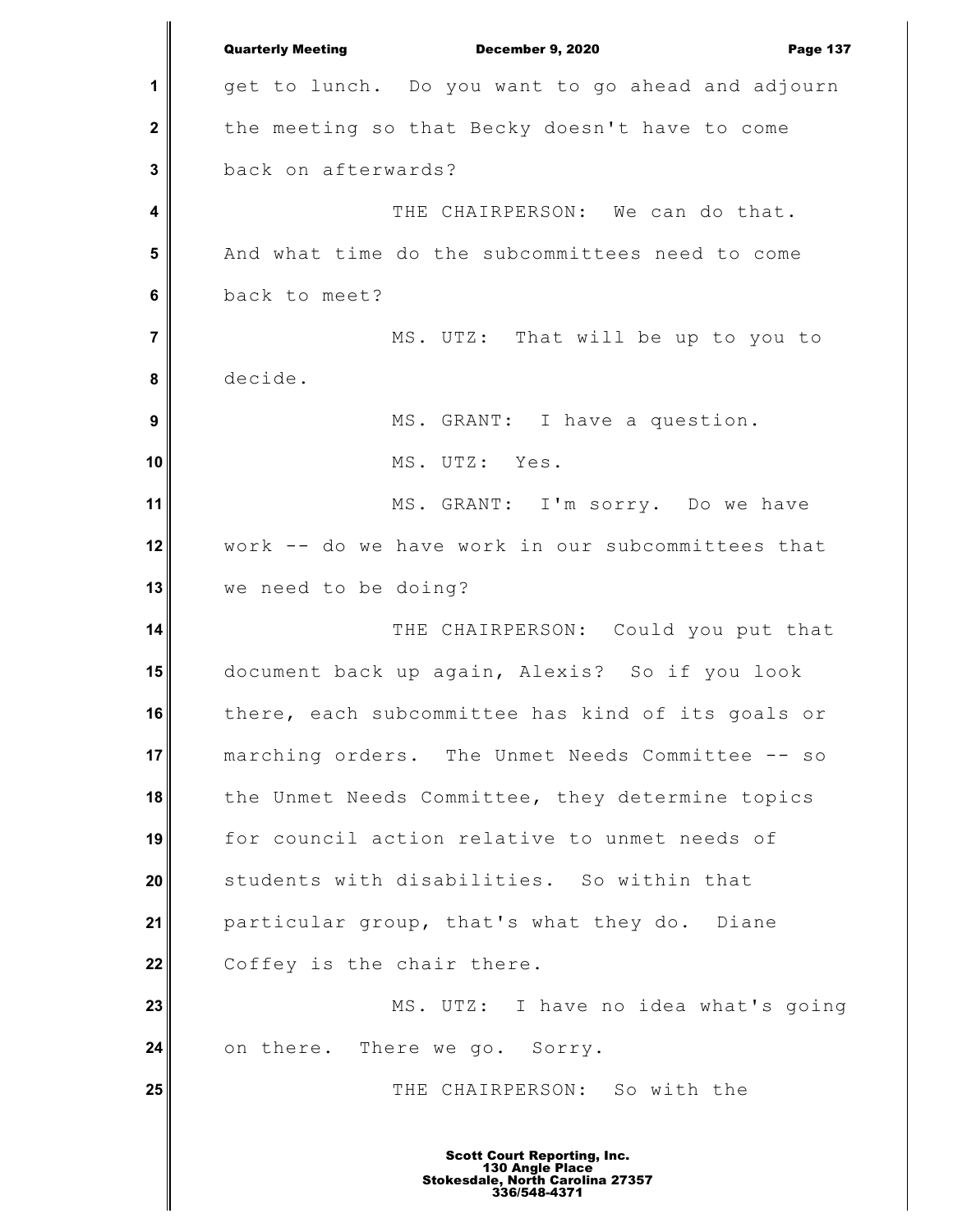get to lunch. Do you want to go ahead and adjourn the meeting so that Becky doesn't have to come back on afterwards?

THE CHAIRPERSON: We can do that. And what time do the subcommittees need to come back to meet?

MS. UTZ: That will be up to you to decide.

MS. GRANT: I have a question.

MS. UTZ: Yes.

MS. GRANT: I'm sorry. Do we have work -- do we have work in our subcommittees that we need to be doing?

THE CHAIRPERSON: Could you put that document back up again, Alexis? So if you look there, each subcommittee has kind of its goals or marching orders. The Unmet Needs Committee -- so the Unmet Needs Committee, they determine topics for council action relative to unmet needs of students with disabilities. So within that particular group, that's what they do. Diane Coffey is the chair there.

MS. UTZ: I have no idea what's going on there. There we go. Sorry.

THE CHAIRPERSON: So with the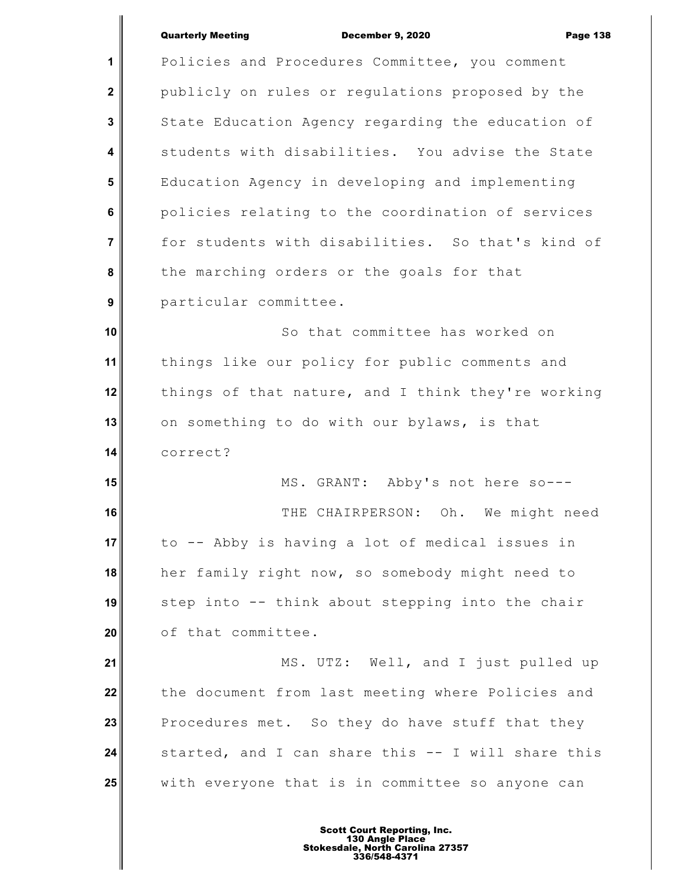Policies and Procedures Committee, you comment publicly on rules or regulations proposed by the State Education Agency regarding the education of students with disabilities. You advise the State Education Agency in developing and implementing policies relating to the coordination of services for students with disabilities. So that's kind of the marching orders or the goals for that particular committee.

So that committee has worked on things like our policy for public comments and things of that nature, and I think they're working on something to do with our bylaws, is that correct?

MS. GRANT: Abby's not here so---

THE CHAIRPERSON: Oh. We might need to -- Abby is having a lot of medical issues in her family right now, so somebody might need to step into -- think about stepping into the chair of that committee.

MS. UTZ: Well, and I just pulled up the document from last meeting where Policies and Procedures met. So they do have stuff that they started, and I can share this -- I will share this with everyone that is in committee so anyone can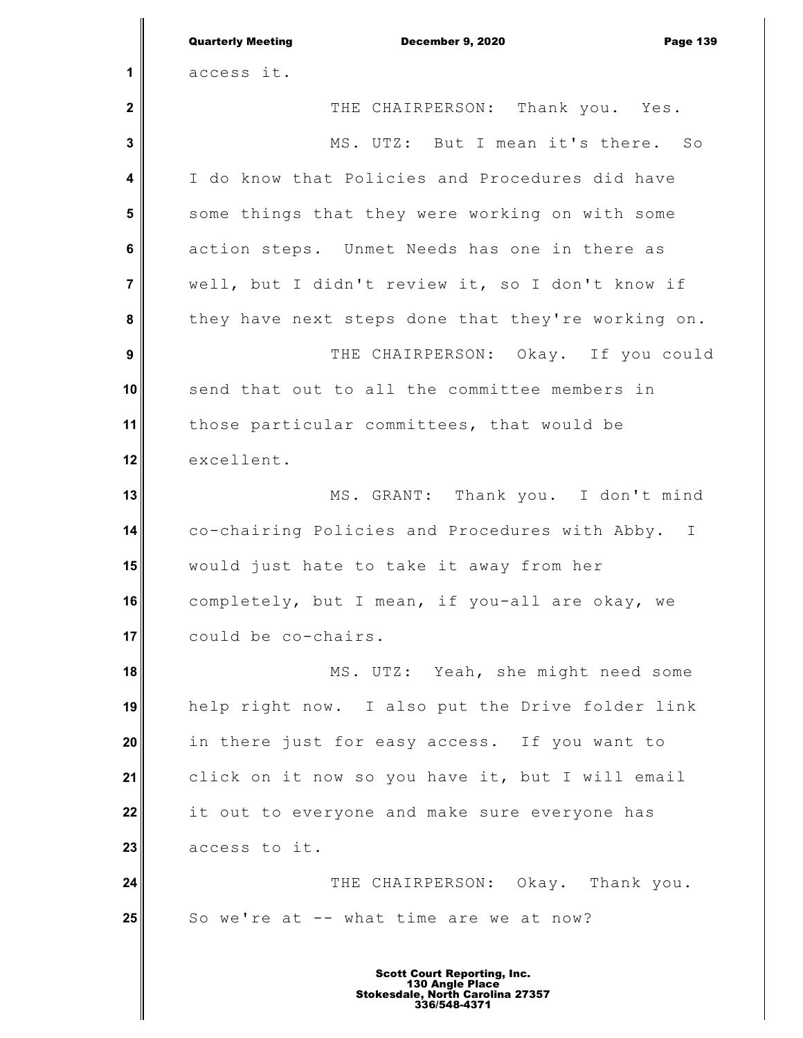access it.

THE CHAIRPERSON: Thank you. Yes.

MS. UTZ: But I mean it's there. So I do know that Policies and Procedures did have some things that they were working on with some action steps. Unmet Needs has one in there as well, but I didn't review it, so I don't know if they have next steps done that they're working on.

THE CHAIRPERSON: Okay. If you could send that out to all the committee members in those particular committees, that would be excellent.

MS. GRANT: Thank you. I don't mind co-chairing Policies and Procedures with Abby. I would just hate to take it away from her completely, but I mean, if you-all are okay, we could be co-chairs.

MS. UTZ: Yeah, she might need some help right now. I also put the Drive folder link in there just for easy access. If you want to click on it now so you have it, but I will email it out to everyone and make sure everyone has access to it.

THE CHAIRPERSON: Okay. Thank you. So we're at -- what time are we at now?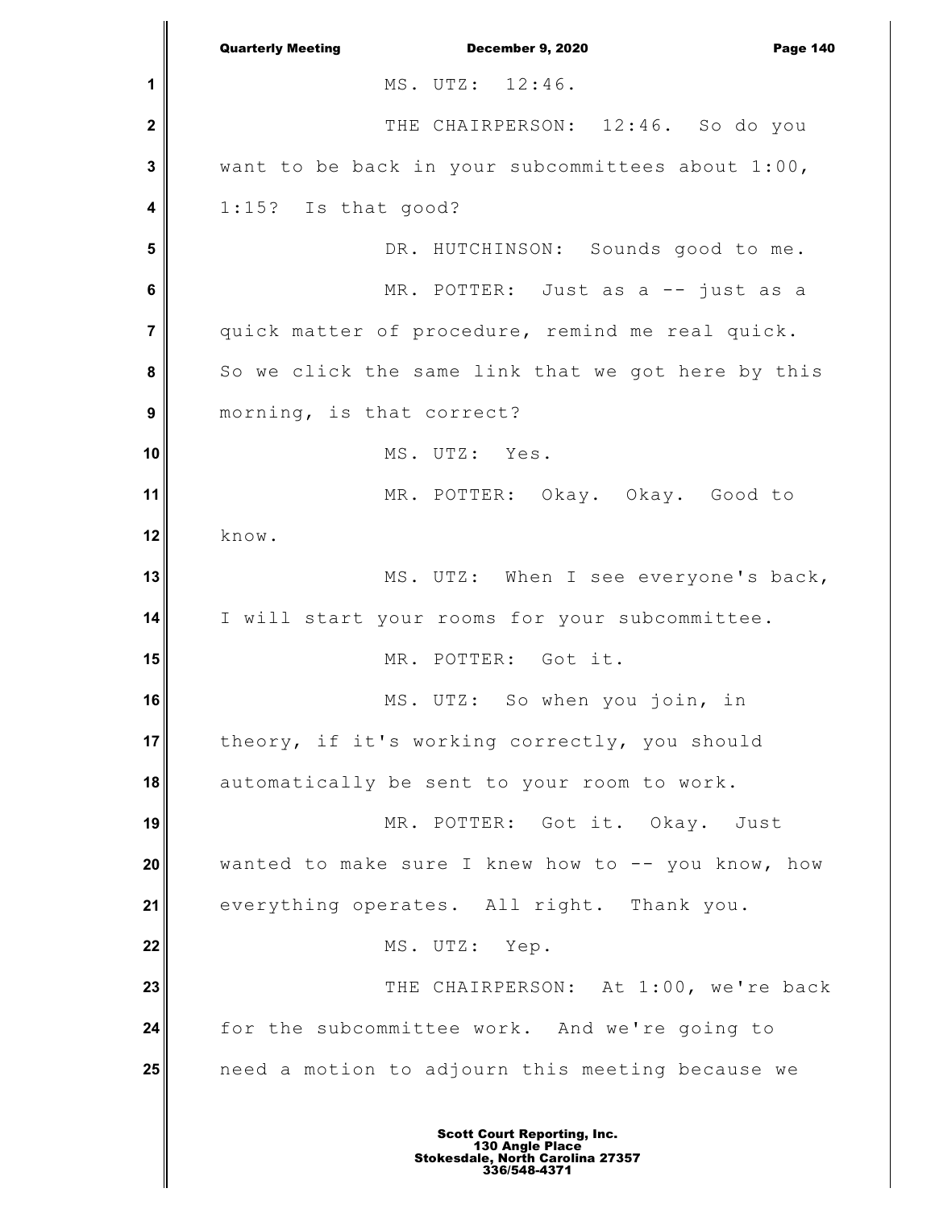MS. UTZ: 12:46.

THE CHAIRPERSON: 12:46. So do you want to be back in your subcommittees about 1:00, 1:15? Is that good?

DR. HUTCHINSON: Sounds good to me.

MR. POTTER: Just as a -- just as a quick matter of procedure, remind me real quick. So we click the same link that we got here by this morning, is that correct?

MS. UTZ: Yes.

MR. POTTER: Okay. Okay. Good to know.

MS. UTZ: When I see everyone's back, I will start your rooms for your subcommittee.

MR. POTTER: Got it.

MS. UTZ: So when you join, in theory, if it's working correctly, you should automatically be sent to your room to work.

MR. POTTER: Got it. Okay. Just wanted to make sure I knew how to -- you know, how everything operates. All right. Thank you.

MS. UTZ: Yep.

THE CHAIRPERSON: At 1:00, we're back for the subcommittee work. And we're going to need a motion to adjourn this meeting because we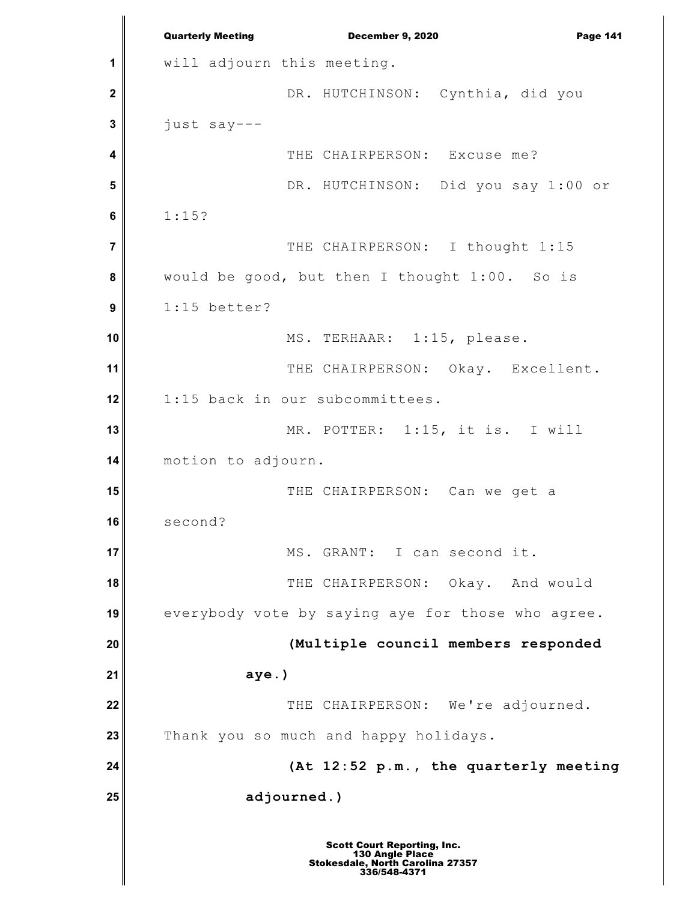will adjourn this meeting.

DR. HUTCHINSON: Cynthia, did you just say---

THE CHAIRPERSON: Excuse me?

DR. HUTCHINSON: Did you say 1:00 or 1:15?

THE CHAIRPERSON: I thought 1:15 would be good, but then I thought 1:00. So is 1:15 better?

MS. TERHAAR: 1:15, please.

THE CHAIRPERSON: Okay. Excellent. 1:15 back in our subcommittees.

MR. POTTER: 1:15, it is. I will motion to adjourn.

THE CHAIRPERSON: Can we get a second?

MS. GRANT: I can second it.

THE CHAIRPERSON: Okay. And would everybody vote by saying aye for those who agree.

**(Multiple council members responded aye.)**

THE CHAIRPERSON: We're adjourned. Thank you so much and happy holidays.

**(At 12:52 p.m., the quarterly meeting adjourned.)**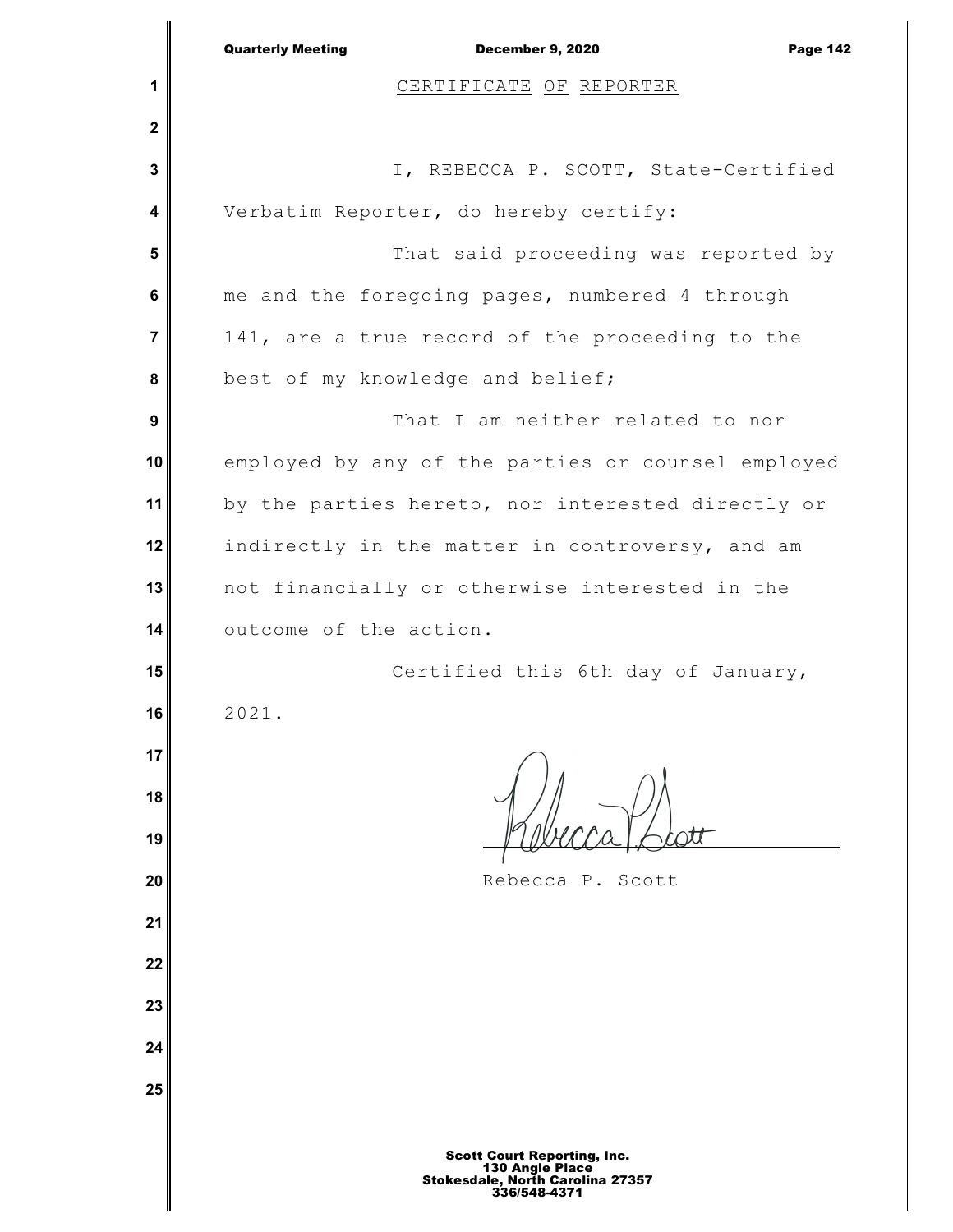CERTIFICATE OF REPORTER

I, REBECCA P. SCOTT, State-Certified Verbatim Reporter, do hereby certify:

That said proceeding was reported by me and the foregoing pages, numbered 4 through 141, are a true record of the proceeding to the best of my knowledge and belief;

That I am neither related to nor employed by any of the parties or counsel employed by the parties hereto, nor interested directly or indirectly in the matter in controversy, and am not financially or otherwise interested in the outcome of the action.

Certified this 6th day of January, 2021.

Rebecca P. Scott

Scott Court Reporting, Inc.
130 Angle Place
Stokesdale, North Carolina 27357
336/548-4371